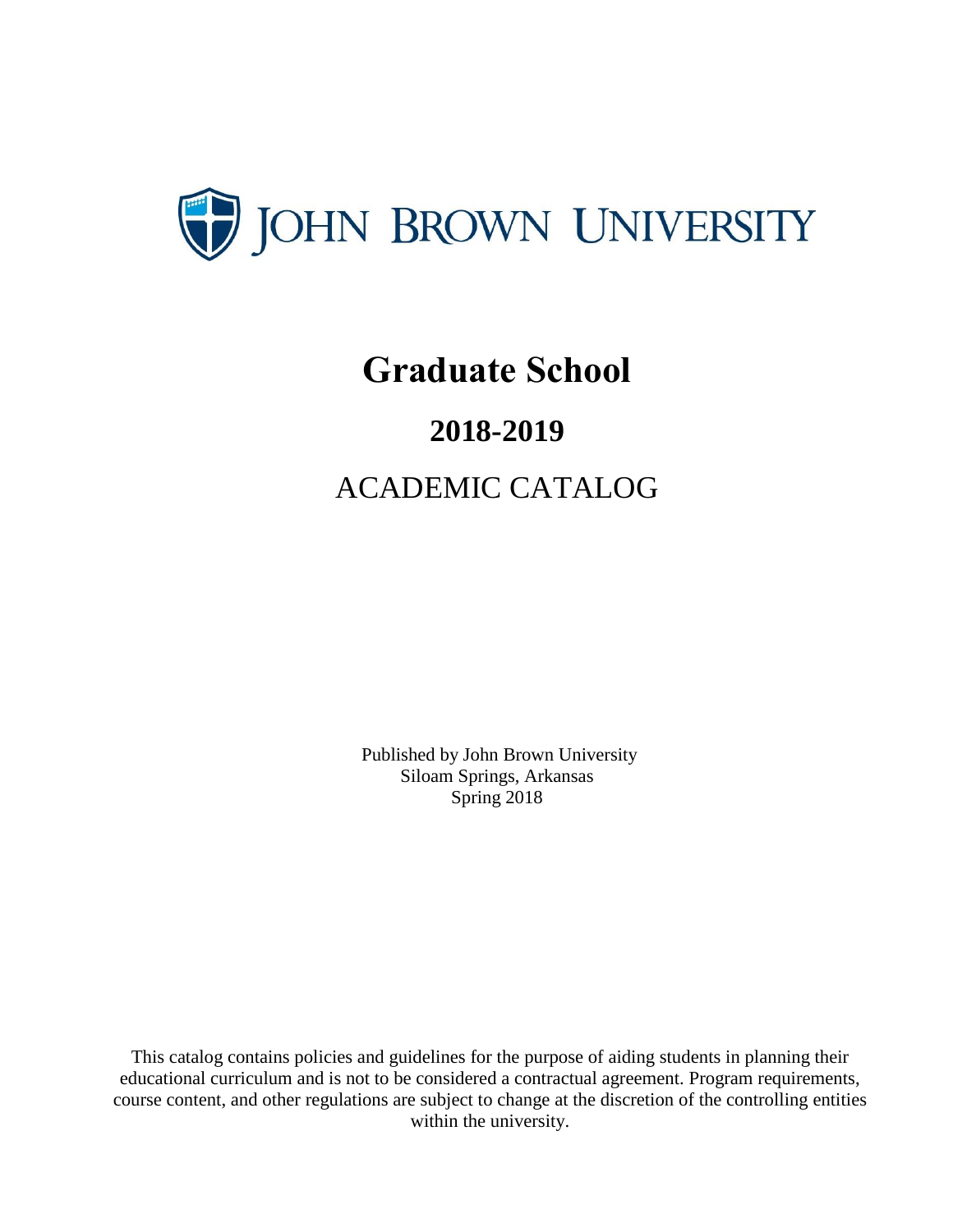# JOHN BROWN UNIVERSITY

# Graduate School

## 2018-2019

## ACADEMIC CATALOG

Published by John Brown University
Siloam Springs, Arkansas
Spring 2018

This catalog contains policies and guidelines for the purpose of aiding students in planning their educational curriculum and is not to be considered a contractual agreement. Program requirements, course content, and other regulations are subject to change at the discretion of the controlling entities within the university.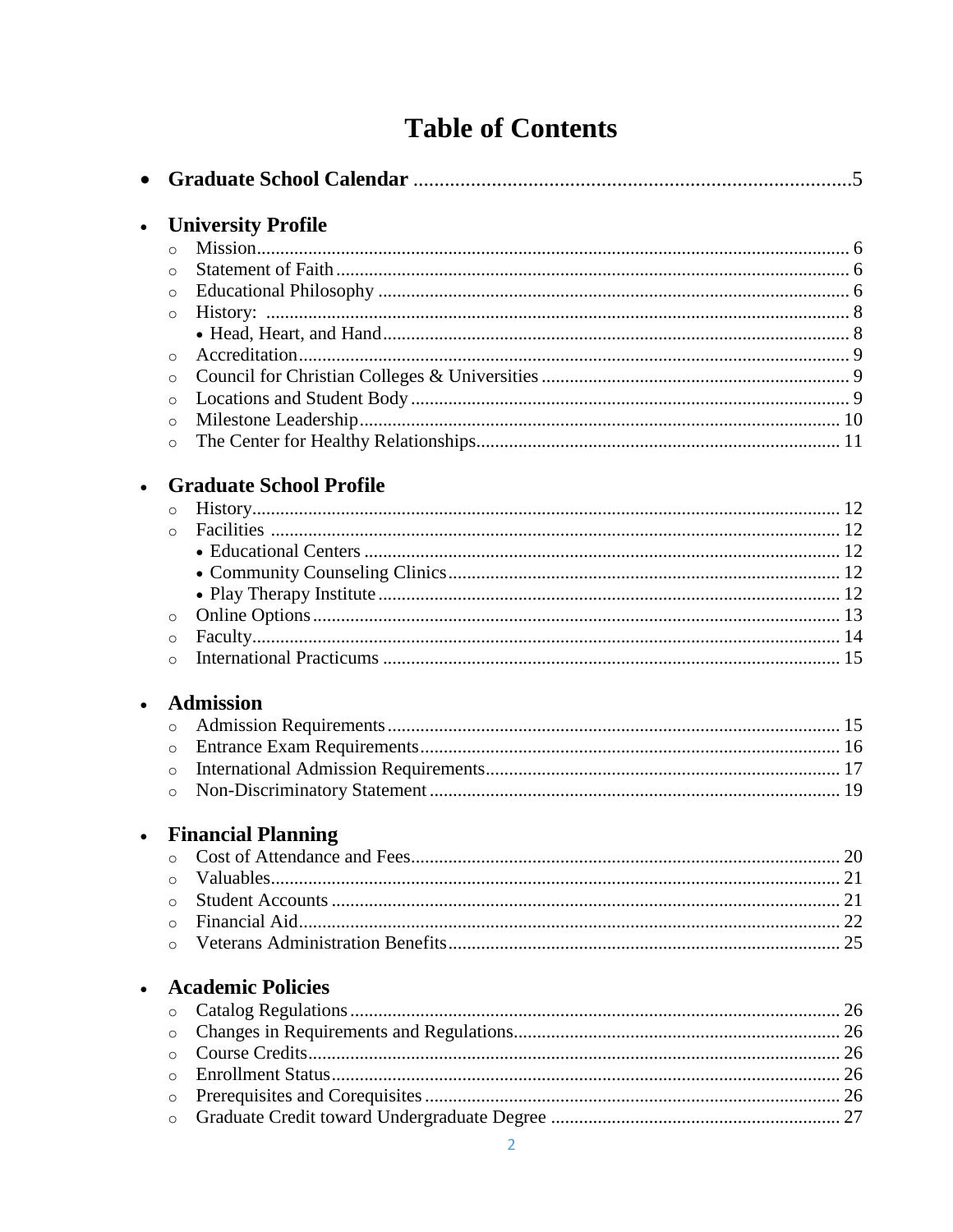# Table of Contents

- **Graduate School Calendar** ....................5

- **University Profile**
  - Mission .................... 6
  - Statement of Faith .................... 6
  - Educational Philosophy .................... 6
  - History: .................... 8
    - Head, Heart, and Hand .................... 8
  - Accreditation .................... 9
  - Council for Christian Colleges & Universities .................... 9
  - Locations and Student Body .................... 9
  - Milestone Leadership .................... 10
  - The Center for Healthy Relationships .................... 11

- **Graduate School Profile**
  - History .................... 12
  - Facilities .................... 12
    - Educational Centers .................... 12
    - Community Counseling Clinics .................... 12
    - Play Therapy Institute .................... 12
  - Online Options .................... 13
  - Faculty .................... 14
  - International Practicums .................... 15

- **Admission**
  - Admission Requirements .................... 15
  - Entrance Exam Requirements .................... 16
  - International Admission Requirements .................... 17
  - Non-Discriminatory Statement .................... 19

- **Financial Planning**
  - Cost of Attendance and Fees .................... 20
  - Valuables .................... 21
  - Student Accounts .................... 21
  - Financial Aid .................... 22
  - Veterans Administration Benefits .................... 25

- **Academic Policies**
  - Catalog Regulations .................... 26
  - Changes in Requirements and Regulations .................... 26
  - Course Credits .................... 26
  - Enrollment Status .................... 26
  - Prerequisites and Corequisites .................... 26
  - Graduate Credit toward Undergraduate Degree .................... 27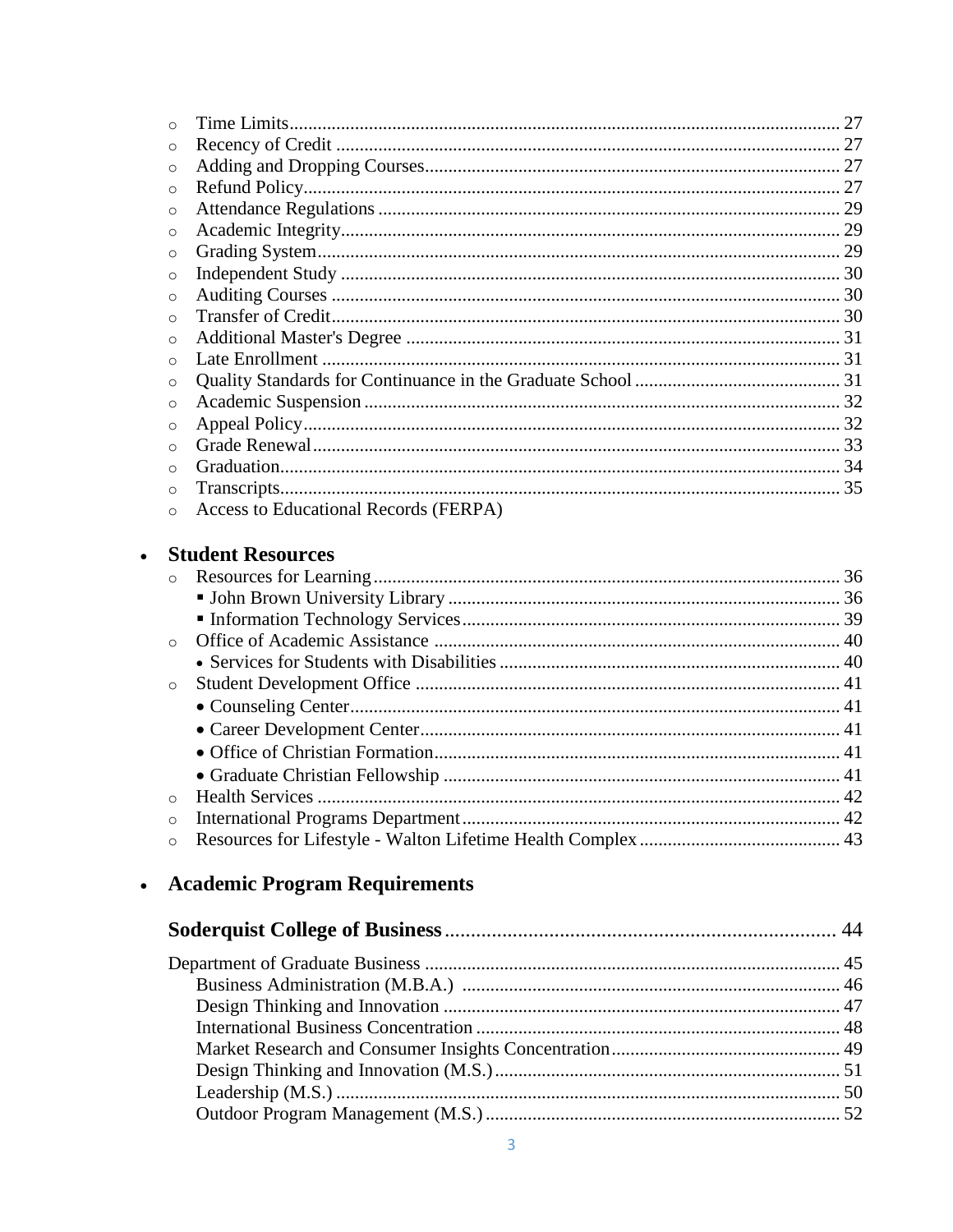- Time Limits ..................................................... 27
- Recency of Credit ..................................................... 27
- Adding and Dropping Courses ..................................................... 27
- Refund Policy ..................................................... 27
- Attendance Regulations ..................................................... 29
- Academic Integrity ..................................................... 29
- Grading System ..................................................... 29
- Independent Study ..................................................... 30
- Auditing Courses ..................................................... 30
- Transfer of Credit ..................................................... 30
- Additional Master's Degree ..................................................... 31
- Late Enrollment ..................................................... 31
- Quality Standards for Continuance in the Graduate School ..................................................... 31
- Academic Suspension ..................................................... 32
- Appeal Policy ..................................................... 32
- Grade Renewal ..................................................... 33
- Graduation ..................................................... 34
- Transcripts ..................................................... 35
- Access to Educational Records (FERPA)

- **Student Resources**
  - Resources for Learning ..................................................... 36
    - John Brown University Library ..................................................... 36
    - Information Technology Services ..................................................... 39
  - Office of Academic Assistance ..................................................... 40
    - Services for Students with Disabilities ..................................................... 40
  - Student Development Office ..................................................... 41
    - Counseling Center ..................................................... 41
    - Career Development Center ..................................................... 41
    - Office of Christian Formation ..................................................... 41
    - Graduate Christian Fellowship ..................................................... 41
  - Health Services ..................................................... 42
  - International Programs Department ..................................................... 42
  - Resources for Lifestyle - Walton Lifetime Health Complex ..................................................... 43

- **Academic Program Requirements**

**Soderquist College of Business** ..................................................... 44

Department of Graduate Business ..................................................... 45
- Business Administration (M.B.A.) ..................................................... 46
- Design Thinking and Innovation ..................................................... 47
- International Business Concentration ..................................................... 48
- Market Research and Consumer Insights Concentration ..................................................... 49
- Design Thinking and Innovation (M.S.) ..................................................... 51
- Leadership (M.S.) ..................................................... 50
- Outdoor Program Management (M.S.) ..................................................... 52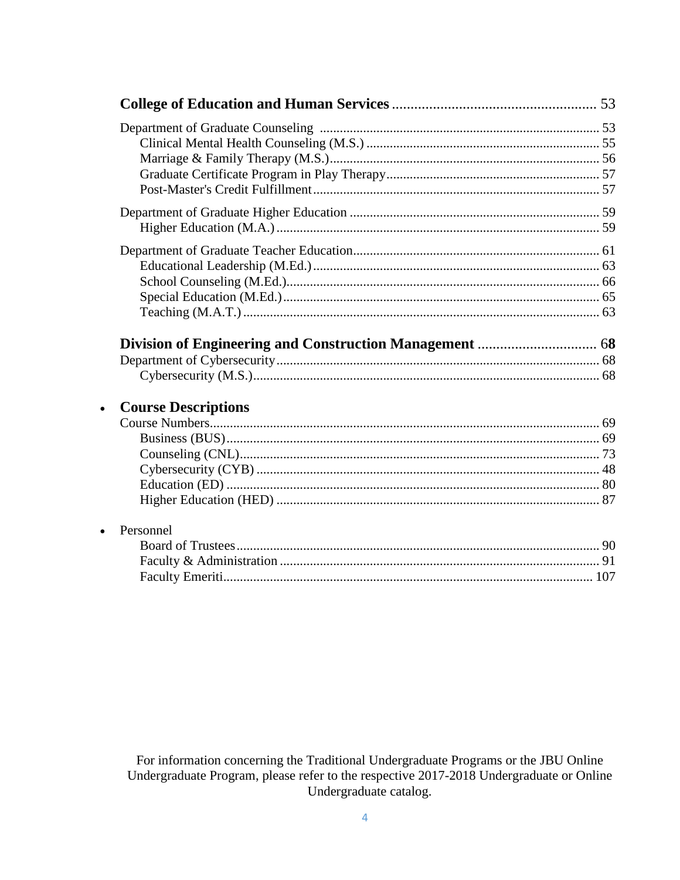**College of Education and Human Services** ....................................................... 53

Department of Graduate Counseling .................................................................................. 53
- Clinical Mental Health Counseling (M.S.) ...................................................................... 55
- Marriage & Family Therapy (M.S.) ................................................................................ 56
- Graduate Certificate Program in Play Therapy ............................................................... 57
- Post-Master's Credit Fulfillment ..................................................................................... 57

Department of Graduate Higher Education .......................................................................... 59
- Higher Education (M.A.) ................................................................................................ 59

Department of Graduate Teacher Education ......................................................................... 61
- Educational Leadership (M.Ed.) ..................................................................................... 63
- School Counseling (M.Ed.) ............................................................................................. 66
- Special Education (M.Ed.) .............................................................................................. 65
- Teaching (M.A.T.) .......................................................................................................... 63

**Division of Engineering and Construction Management** ................................ 68

Department of Cybersecurity ................................................................................................ 68
- Cybersecurity (M.S.) ....................................................................................................... 68

- **Course Descriptions**

Course Numbers .................................................................................................................. 69
- Business (BUS) ............................................................................................................... 69
- Counseling (CNL) ........................................................................................................... 73
- Cybersecurity (CYB) ...................................................................................................... 48
- Education (ED) ............................................................................................................... 80
- Higher Education (HED) ................................................................................................ 87

- Personnel
  - Board of Trustees ............................................................................................................ 90
  - Faculty & Administration ............................................................................................... 91
  - Faculty Emeriti .............................................................................................................. 107

For information concerning the Traditional Undergraduate Programs or the JBU Online Undergraduate Program, please refer to the respective 2017-2018 Undergraduate or Online Undergraduate catalog.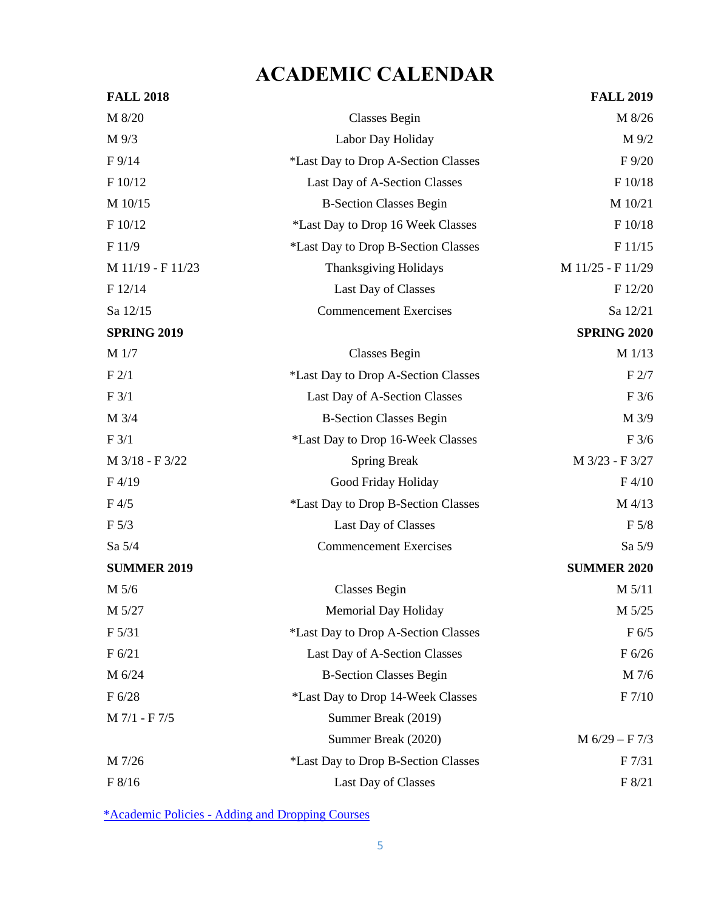# ACADEMIC CALENDAR

| FALL 2018 | | FALL 2019 |
|---|---|---|
| M 8/20 | Classes Begin | M 8/26 |
| M 9/3 | Labor Day Holiday | M 9/2 |
| F 9/14 | *Last Day to Drop A-Section Classes | F 9/20 |
| F 10/12 | Last Day of A-Section Classes | F 10/18 |
| M 10/15 | B-Section Classes Begin | M 10/21 |
| F 10/12 | *Last Day to Drop 16 Week Classes | F 10/18 |
| F 11/9 | *Last Day to Drop B-Section Classes | F 11/15 |
| M 11/19 - F 11/23 | Thanksgiving Holidays | M 11/25 - F 11/29 |
| F 12/14 | Last Day of Classes | F 12/20 |
| Sa 12/15 | Commencement Exercises | Sa 12/21 |
| **SPRING 2019** | | **SPRING 2020** |
| M 1/7 | Classes Begin | M 1/13 |
| F 2/1 | *Last Day to Drop A-Section Classes | F 2/7 |
| F 3/1 | Last Day of A-Section Classes | F 3/6 |
| M 3/4 | B-Section Classes Begin | M 3/9 |
| F 3/1 | *Last Day to Drop 16-Week Classes | F 3/6 |
| M 3/18 - F 3/22 | Spring Break | M 3/23 - F 3/27 |
| F 4/19 | Good Friday Holiday | F 4/10 |
| F 4/5 | *Last Day to Drop B-Section Classes | M 4/13 |
| F 5/3 | Last Day of Classes | F 5/8 |
| Sa 5/4 | Commencement Exercises | Sa 5/9 |
| **SUMMER 2019** | | **SUMMER 2020** |
| M 5/6 | Classes Begin | M 5/11 |
| M 5/27 | Memorial Day Holiday | M 5/25 |
| F 5/31 | *Last Day to Drop A-Section Classes | F 6/5 |
| F 6/21 | Last Day of A-Section Classes | F 6/26 |
| M 6/24 | B-Section Classes Begin | M 7/6 |
| F 6/28 | *Last Day to Drop 14-Week Classes | F 7/10 |
| M 7/1 - F 7/5 | Summer Break (2019) | |
| | Summer Break (2020) | M 6/29 – F 7/3 |
| M 7/26 | *Last Day to Drop B-Section Classes | F 7/31 |
| F 8/16 | Last Day of Classes | F 8/21 |

*Academic Policies - Adding and Dropping Courses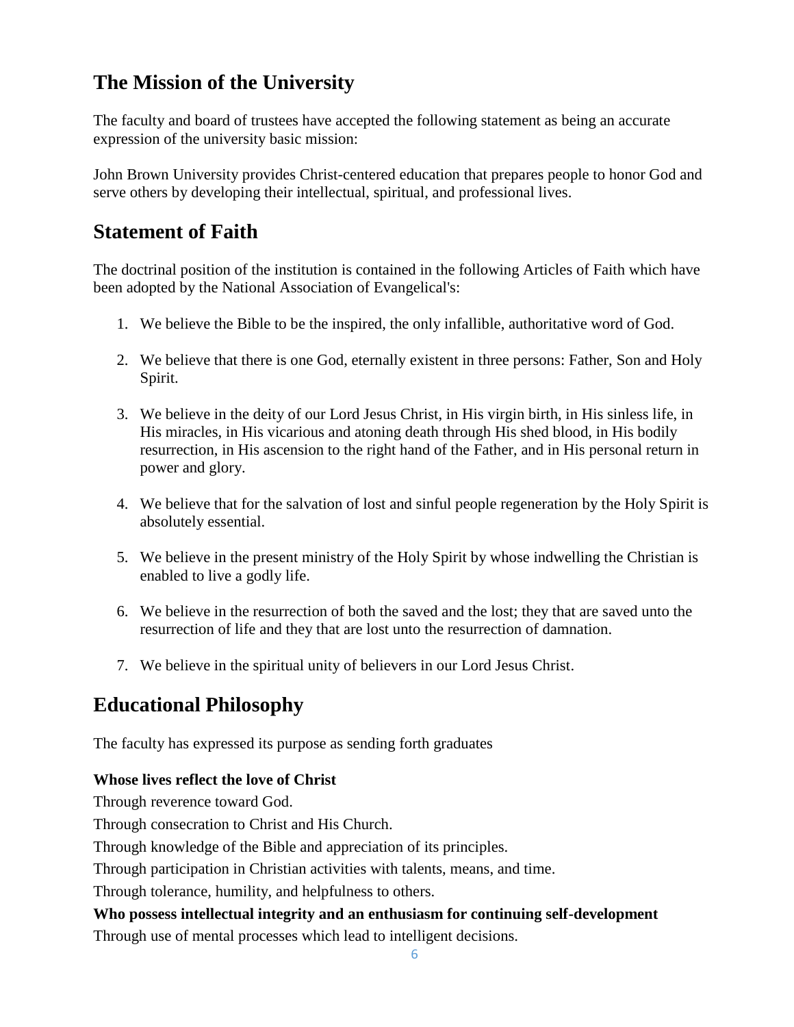## The Mission of the University

The faculty and board of trustees have accepted the following statement as being an accurate expression of the university basic mission:

John Brown University provides Christ-centered education that prepares people to honor God and serve others by developing their intellectual, spiritual, and professional lives.

## Statement of Faith

The doctrinal position of the institution is contained in the following Articles of Faith which have been adopted by the National Association of Evangelical's:

1. We believe the Bible to be the inspired, the only infallible, authoritative word of God.
2. We believe that there is one God, eternally existent in three persons: Father, Son and Holy Spirit.
3. We believe in the deity of our Lord Jesus Christ, in His virgin birth, in His sinless life, in His miracles, in His vicarious and atoning death through His shed blood, in His bodily resurrection, in His ascension to the right hand of the Father, and in His personal return in power and glory.
4. We believe that for the salvation of lost and sinful people regeneration by the Holy Spirit is absolutely essential.
5. We believe in the present ministry of the Holy Spirit by whose indwelling the Christian is enabled to live a godly life.
6. We believe in the resurrection of both the saved and the lost; they that are saved unto the resurrection of life and they that are lost unto the resurrection of damnation.
7. We believe in the spiritual unity of believers in our Lord Jesus Christ.

## Educational Philosophy

The faculty has expressed its purpose as sending forth graduates

**Whose lives reflect the love of Christ**

Through reverence toward God.

Through consecration to Christ and His Church.

Through knowledge of the Bible and appreciation of its principles.

Through participation in Christian activities with talents, means, and time.

Through tolerance, humility, and helpfulness to others.

**Who possess intellectual integrity and an enthusiasm for continuing self-development**

Through use of mental processes which lead to intelligent decisions.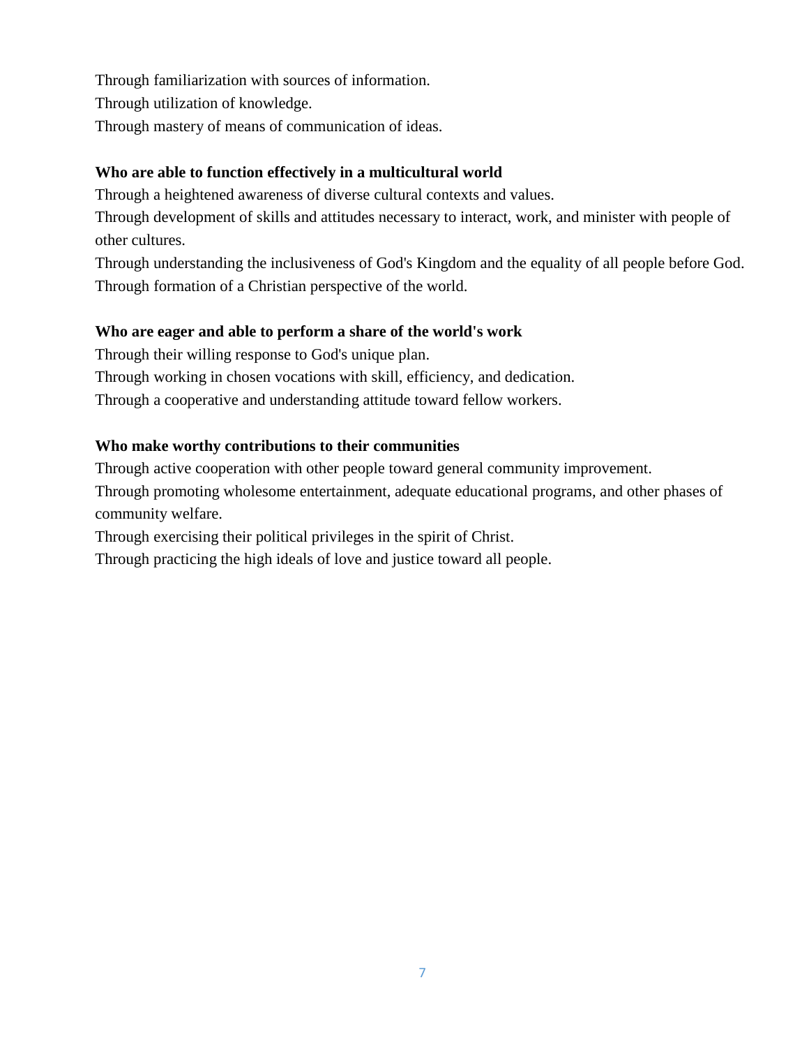Through familiarization with sources of information.
Through utilization of knowledge.
Through mastery of means of communication of ideas.

**Who are able to function effectively in a multicultural world**

Through a heightened awareness of diverse cultural contexts and values.
Through development of skills and attitudes necessary to interact, work, and minister with people of other cultures.
Through understanding the inclusiveness of God's Kingdom and the equality of all people before God.
Through formation of a Christian perspective of the world.

**Who are eager and able to perform a share of the world's work**

Through their willing response to God's unique plan.
Through working in chosen vocations with skill, efficiency, and dedication.
Through a cooperative and understanding attitude toward fellow workers.

**Who make worthy contributions to their communities**

Through active cooperation with other people toward general community improvement.
Through promoting wholesome entertainment, adequate educational programs, and other phases of community welfare.
Through exercising their political privileges in the spirit of Christ.
Through practicing the high ideals of love and justice toward all people.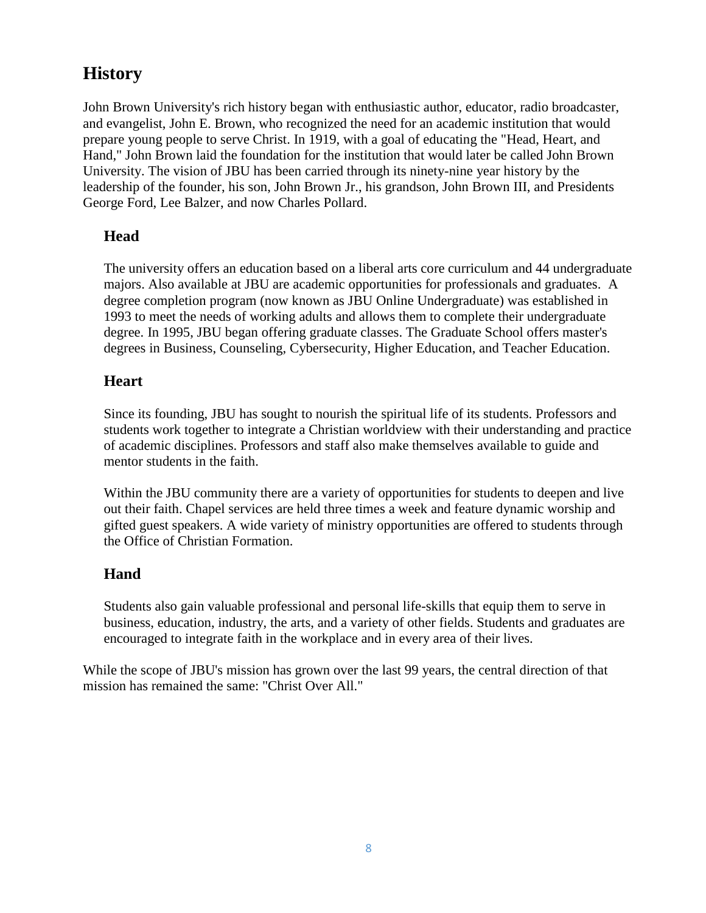## History

John Brown University's rich history began with enthusiastic author, educator, radio broadcaster, and evangelist, John E. Brown, who recognized the need for an academic institution that would prepare young people to serve Christ. In 1919, with a goal of educating the "Head, Heart, and Hand," John Brown laid the foundation for the institution that would later be called John Brown University. The vision of JBU has been carried through its ninety-nine year history by the leadership of the founder, his son, John Brown Jr., his grandson, John Brown III, and Presidents George Ford, Lee Balzer, and now Charles Pollard.

### Head

The university offers an education based on a liberal arts core curriculum and 44 undergraduate majors. Also available at JBU are academic opportunities for professionals and graduates. A degree completion program (now known as JBU Online Undergraduate) was established in 1993 to meet the needs of working adults and allows them to complete their undergraduate degree. In 1995, JBU began offering graduate classes. The Graduate School offers master's degrees in Business, Counseling, Cybersecurity, Higher Education, and Teacher Education.

### Heart

Since its founding, JBU has sought to nourish the spiritual life of its students. Professors and students work together to integrate a Christian worldview with their understanding and practice of academic disciplines. Professors and staff also make themselves available to guide and mentor students in the faith.

Within the JBU community there are a variety of opportunities for students to deepen and live out their faith. Chapel services are held three times a week and feature dynamic worship and gifted guest speakers. A wide variety of ministry opportunities are offered to students through the Office of Christian Formation.

### Hand

Students also gain valuable professional and personal life-skills that equip them to serve in business, education, industry, the arts, and a variety of other fields. Students and graduates are encouraged to integrate faith in the workplace and in every area of their lives.

While the scope of JBU's mission has grown over the last 99 years, the central direction of that mission has remained the same: "Christ Over All."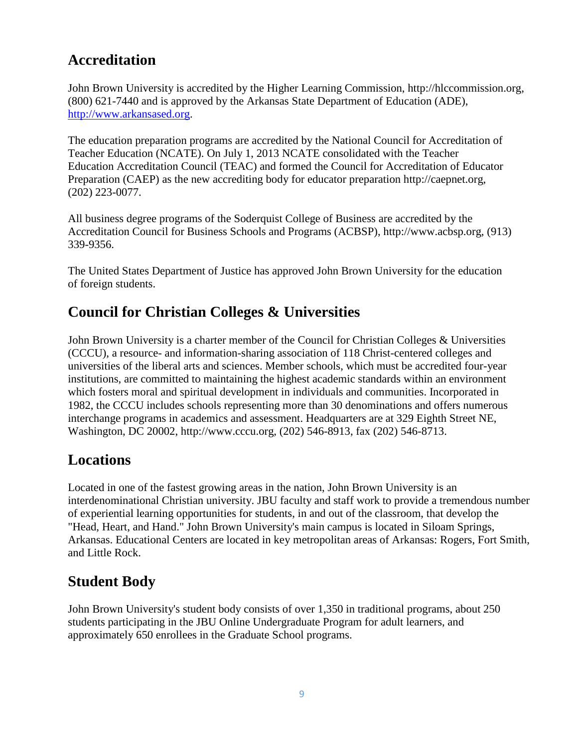## Accreditation

John Brown University is accredited by the Higher Learning Commission, http://hlccommission.org, (800) 621-7440 and is approved by the Arkansas State Department of Education (ADE), [http://www.arkansased.org](http://www.arkansased.org).

The education preparation programs are accredited by the National Council for Accreditation of Teacher Education (NCATE). On July 1, 2013 NCATE consolidated with the Teacher Education Accreditation Council (TEAC) and formed the Council for Accreditation of Educator Preparation (CAEP) as the new accrediting body for educator preparation http://caepnet.org, (202) 223-0077.

All business degree programs of the Soderquist College of Business are accredited by the Accreditation Council for Business Schools and Programs (ACBSP), http://www.acbsp.org, (913) 339-9356.

The United States Department of Justice has approved John Brown University for the education of foreign students.

## Council for Christian Colleges & Universities

John Brown University is a charter member of the Council for Christian Colleges & Universities (CCCU), a resource- and information-sharing association of 118 Christ-centered colleges and universities of the liberal arts and sciences. Member schools, which must be accredited four-year institutions, are committed to maintaining the highest academic standards within an environment which fosters moral and spiritual development in individuals and communities. Incorporated in 1982, the CCCU includes schools representing more than 30 denominations and offers numerous interchange programs in academics and assessment. Headquarters are at 329 Eighth Street NE, Washington, DC 20002, http://www.cccu.org, (202) 546-8913, fax (202) 546-8713.

## Locations

Located in one of the fastest growing areas in the nation, John Brown University is an interdenominational Christian university. JBU faculty and staff work to provide a tremendous number of experiential learning opportunities for students, in and out of the classroom, that develop the "Head, Heart, and Hand." John Brown University's main campus is located in Siloam Springs, Arkansas. Educational Centers are located in key metropolitan areas of Arkansas: Rogers, Fort Smith, and Little Rock.

## Student Body

John Brown University's student body consists of over 1,350 in traditional programs, about 250 students participating in the JBU Online Undergraduate Program for adult learners, and approximately 650 enrollees in the Graduate School programs.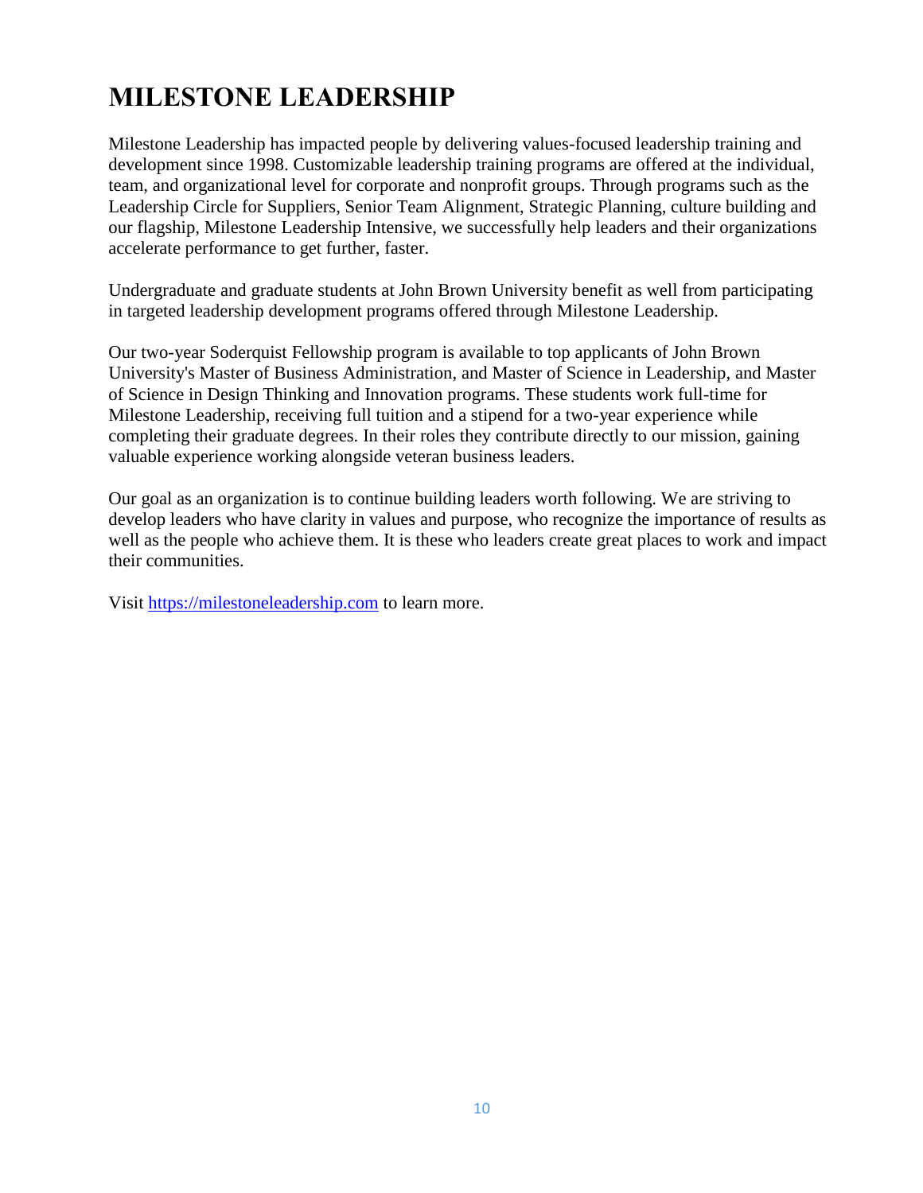# MILESTONE LEADERSHIP

Milestone Leadership has impacted people by delivering values-focused leadership training and development since 1998. Customizable leadership training programs are offered at the individual, team, and organizational level for corporate and nonprofit groups. Through programs such as the Leadership Circle for Suppliers, Senior Team Alignment, Strategic Planning, culture building and our flagship, Milestone Leadership Intensive, we successfully help leaders and their organizations accelerate performance to get further, faster.

Undergraduate and graduate students at John Brown University benefit as well from participating in targeted leadership development programs offered through Milestone Leadership.

Our two-year Soderquist Fellowship program is available to top applicants of John Brown University's Master of Business Administration, and Master of Science in Leadership, and Master of Science in Design Thinking and Innovation programs. These students work full-time for Milestone Leadership, receiving full tuition and a stipend for a two-year experience while completing their graduate degrees. In their roles they contribute directly to our mission, gaining valuable experience working alongside veteran business leaders.

Our goal as an organization is to continue building leaders worth following. We are striving to develop leaders who have clarity in values and purpose, who recognize the importance of results as well as the people who achieve them. It is these who leaders create great places to work and impact their communities.

Visit [https://milestoneleadership.com](https://milestoneleadership.com) to learn more.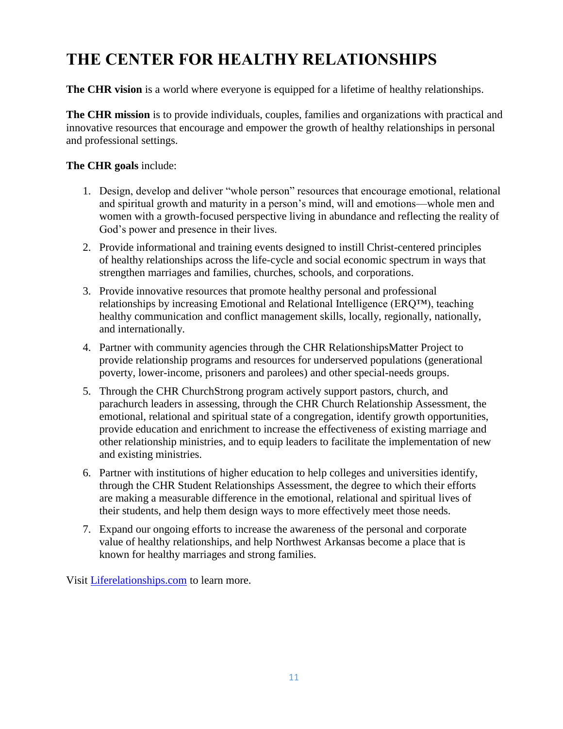# THE CENTER FOR HEALTHY RELATIONSHIPS

**The CHR vision** is a world where everyone is equipped for a lifetime of healthy relationships.

**The CHR mission** is to provide individuals, couples, families and organizations with practical and innovative resources that encourage and empower the growth of healthy relationships in personal and professional settings.

**The CHR goals** include:

1. Design, develop and deliver "whole person" resources that encourage emotional, relational and spiritual growth and maturity in a person's mind, will and emotions—whole men and women with a growth-focused perspective living in abundance and reflecting the reality of God's power and presence in their lives.
2. Provide informational and training events designed to instill Christ-centered principles of healthy relationships across the life-cycle and social economic spectrum in ways that strengthen marriages and families, churches, schools, and corporations.
3. Provide innovative resources that promote healthy personal and professional relationships by increasing Emotional and Relational Intelligence (ERQ™), teaching healthy communication and conflict management skills, locally, regionally, nationally, and internationally.
4. Partner with community agencies through the CHR RelationshipsMatter Project to provide relationship programs and resources for underserved populations (generational poverty, lower-income, prisoners and parolees) and other special-needs groups.
5. Through the CHR ChurchStrong program actively support pastors, church, and parachurch leaders in assessing, through the CHR Church Relationship Assessment, the emotional, relational and spiritual state of a congregation, identify growth opportunities, provide education and enrichment to increase the effectiveness of existing marriage and other relationship ministries, and to equip leaders to facilitate the implementation of new and existing ministries.
6. Partner with institutions of higher education to help colleges and universities identify, through the CHR Student Relationships Assessment, the degree to which their efforts are making a measurable difference in the emotional, relational and spiritual lives of their students, and help them design ways to more effectively meet those needs.
7. Expand our ongoing efforts to increase the awareness of the personal and corporate value of healthy relationships, and help Northwest Arkansas become a place that is known for healthy marriages and strong families.

Visit [Liferelationships.com](http://Liferelationships.com) to learn more.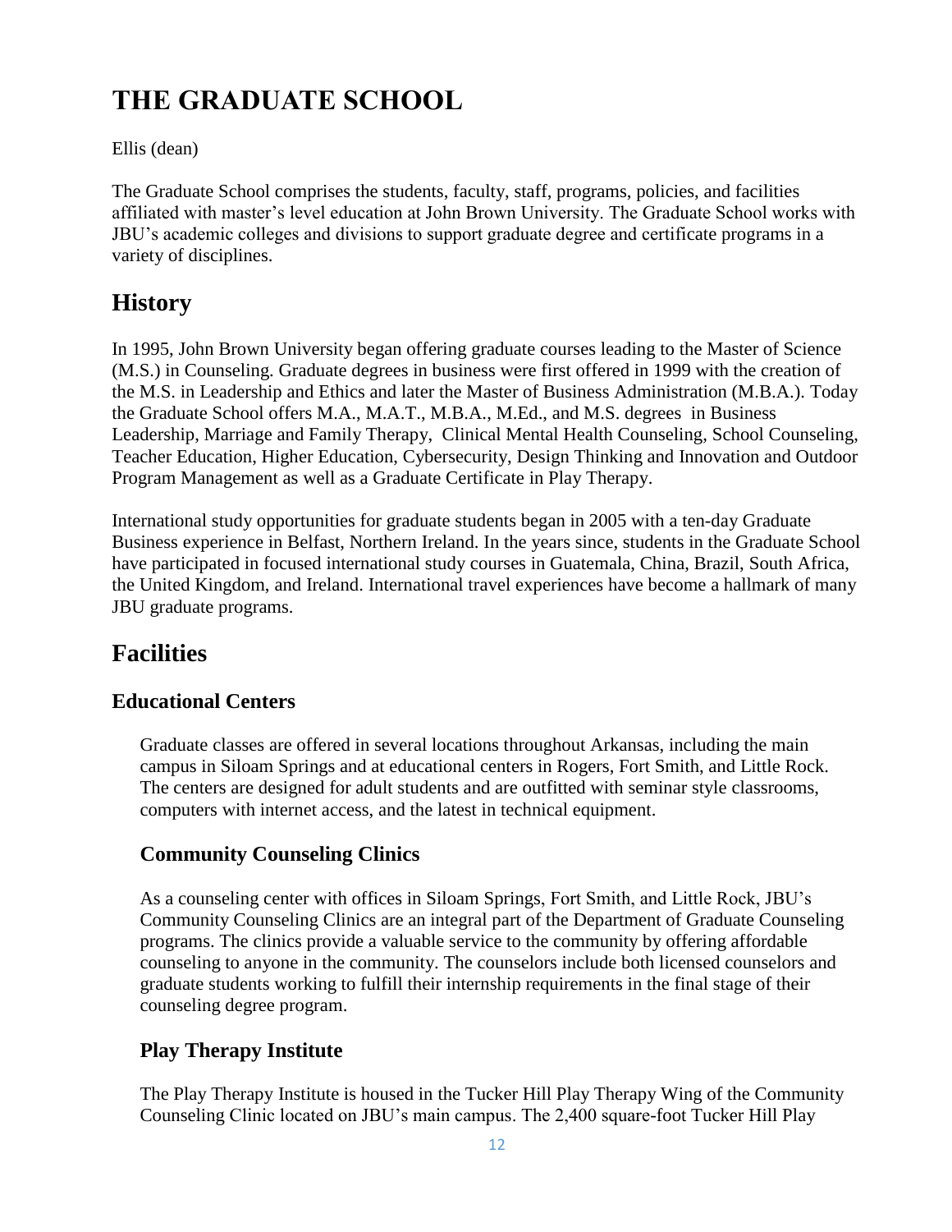# THE GRADUATE SCHOOL

Ellis (dean)

The Graduate School comprises the students, faculty, staff, programs, policies, and facilities affiliated with master's level education at John Brown University. The Graduate School works with JBU's academic colleges and divisions to support graduate degree and certificate programs in a variety of disciplines.

## History

In 1995, John Brown University began offering graduate courses leading to the Master of Science (M.S.) in Counseling. Graduate degrees in business were first offered in 1999 with the creation of the M.S. in Leadership and Ethics and later the Master of Business Administration (M.B.A.). Today the Graduate School offers M.A., M.A.T., M.B.A., M.Ed., and M.S. degrees in Business Leadership, Marriage and Family Therapy, Clinical Mental Health Counseling, School Counseling, Teacher Education, Higher Education, Cybersecurity, Design Thinking and Innovation and Outdoor Program Management as well as a Graduate Certificate in Play Therapy.

International study opportunities for graduate students began in 2005 with a ten-day Graduate Business experience in Belfast, Northern Ireland. In the years since, students in the Graduate School have participated in focused international study courses in Guatemala, China, Brazil, South Africa, the United Kingdom, and Ireland. International travel experiences have become a hallmark of many JBU graduate programs.

## Facilities

### Educational Centers

Graduate classes are offered in several locations throughout Arkansas, including the main campus in Siloam Springs and at educational centers in Rogers, Fort Smith, and Little Rock. The centers are designed for adult students and are outfitted with seminar style classrooms, computers with internet access, and the latest in technical equipment.

### Community Counseling Clinics

As a counseling center with offices in Siloam Springs, Fort Smith, and Little Rock, JBU's Community Counseling Clinics are an integral part of the Department of Graduate Counseling programs. The clinics provide a valuable service to the community by offering affordable counseling to anyone in the community. The counselors include both licensed counselors and graduate students working to fulfill their internship requirements in the final stage of their counseling degree program.

### Play Therapy Institute

The Play Therapy Institute is housed in the Tucker Hill Play Therapy Wing of the Community Counseling Clinic located on JBU's main campus. The 2,400 square-foot Tucker Hill Play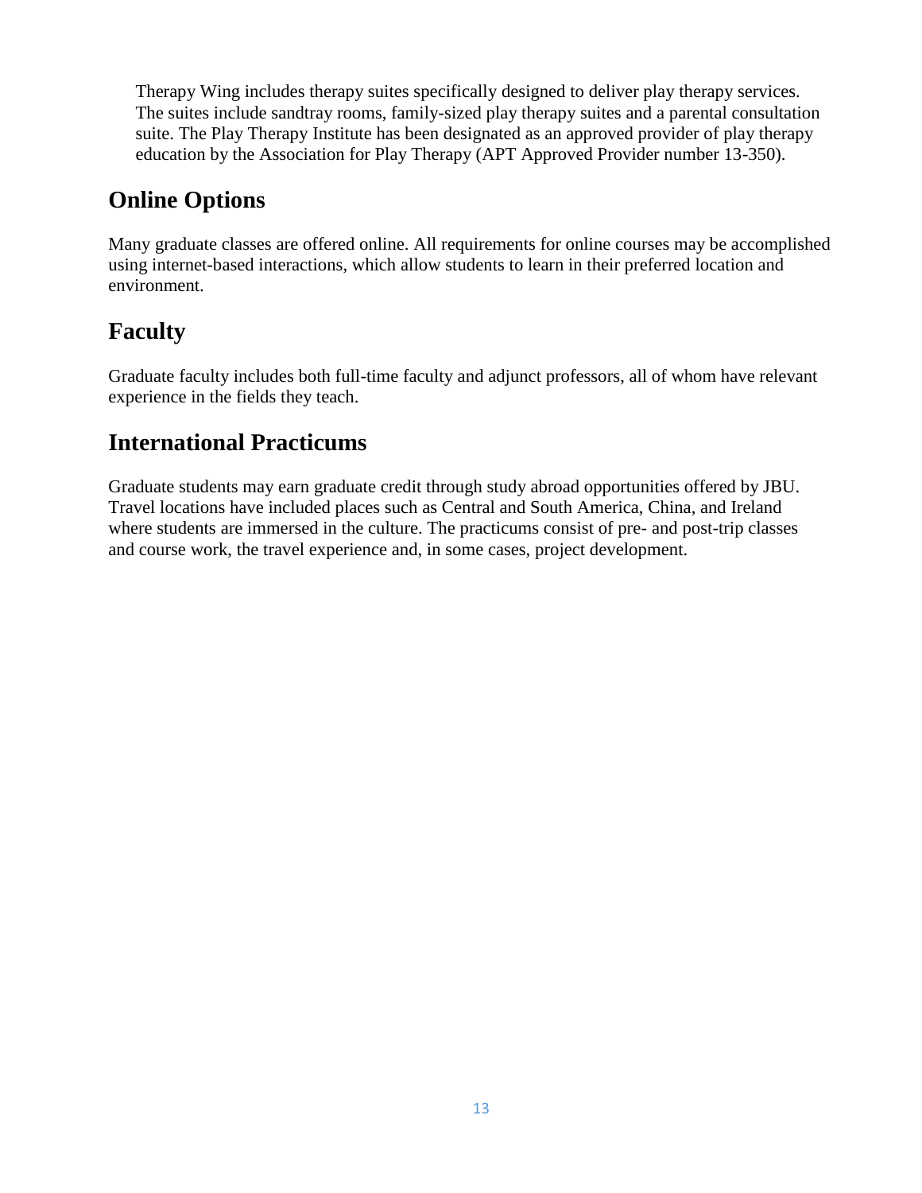Therapy Wing includes therapy suites specifically designed to deliver play therapy services. The suites include sandtray rooms, family-sized play therapy suites and a parental consultation suite. The Play Therapy Institute has been designated as an approved provider of play therapy education by the Association for Play Therapy (APT Approved Provider number 13-350).

## Online Options

Many graduate classes are offered online. All requirements for online courses may be accomplished using internet-based interactions, which allow students to learn in their preferred location and environment.

## Faculty

Graduate faculty includes both full-time faculty and adjunct professors, all of whom have relevant experience in the fields they teach.

## International Practicums

Graduate students may earn graduate credit through study abroad opportunities offered by JBU. Travel locations have included places such as Central and South America, China, and Ireland where students are immersed in the culture. The practicums consist of pre- and post-trip classes and course work, the travel experience and, in some cases, project development.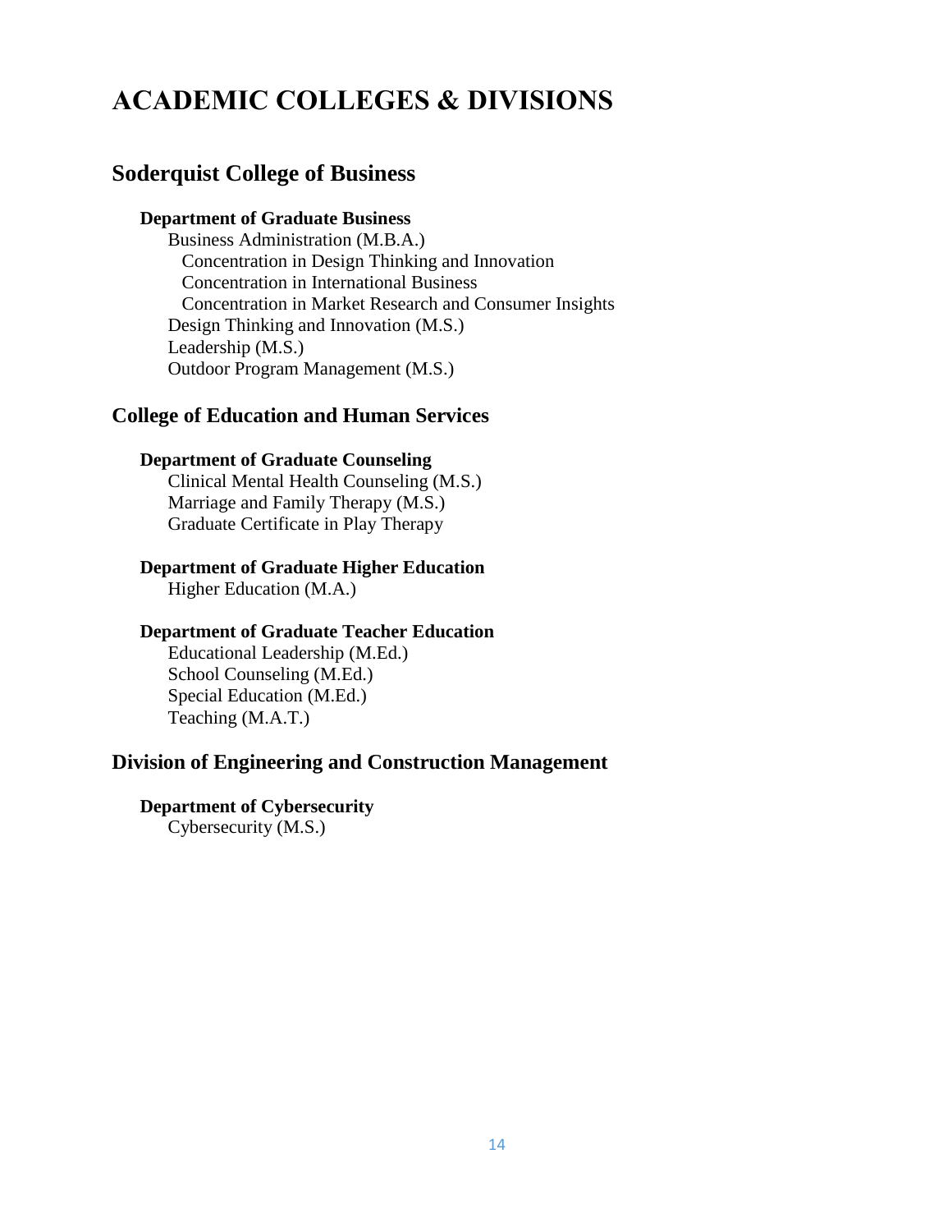# ACADEMIC COLLEGES & DIVISIONS

## Soderquist College of Business

### Department of Graduate Business

- Business Administration (M.B.A.)
  - Concentration in Design Thinking and Innovation
  - Concentration in International Business
  - Concentration in Market Research and Consumer Insights
- Design Thinking and Innovation (M.S.)
- Leadership (M.S.)
- Outdoor Program Management (M.S.)

## College of Education and Human Services

### Department of Graduate Counseling

- Clinical Mental Health Counseling (M.S.)
- Marriage and Family Therapy (M.S.)
- Graduate Certificate in Play Therapy

### Department of Graduate Higher Education

- Higher Education (M.A.)

### Department of Graduate Teacher Education

- Educational Leadership (M.Ed.)
- School Counseling (M.Ed.)
- Special Education (M.Ed.)
- Teaching (M.A.T.)

## Division of Engineering and Construction Management

### Department of Cybersecurity

- Cybersecurity (M.S.)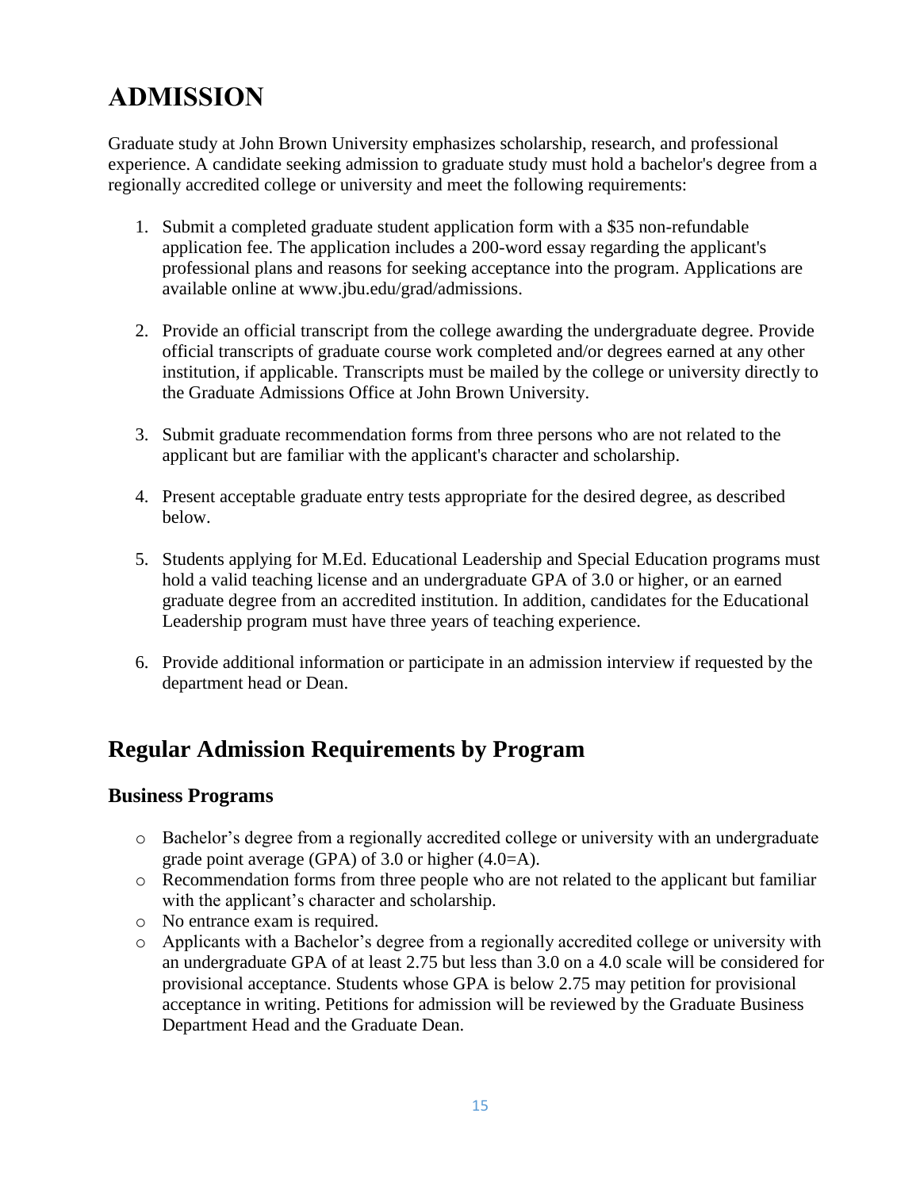# ADMISSION

Graduate study at John Brown University emphasizes scholarship, research, and professional experience. A candidate seeking admission to graduate study must hold a bachelor's degree from a regionally accredited college or university and meet the following requirements:

1. Submit a completed graduate student application form with a $35 non-refundable application fee. The application includes a 200-word essay regarding the applicant's professional plans and reasons for seeking acceptance into the program. Applications are available online at www.jbu.edu/grad/admissions.

2. Provide an official transcript from the college awarding the undergraduate degree. Provide official transcripts of graduate course work completed and/or degrees earned at any other institution, if applicable. Transcripts must be mailed by the college or university directly to the Graduate Admissions Office at John Brown University.

3. Submit graduate recommendation forms from three persons who are not related to the applicant but are familiar with the applicant's character and scholarship.

4. Present acceptable graduate entry tests appropriate for the desired degree, as described below.

5. Students applying for M.Ed. Educational Leadership and Special Education programs must hold a valid teaching license and an undergraduate GPA of 3.0 or higher, or an earned graduate degree from an accredited institution. In addition, candidates for the Educational Leadership program must have three years of teaching experience.

6. Provide additional information or participate in an admission interview if requested by the department head or Dean.

## Regular Admission Requirements by Program

### Business Programs

- Bachelor's degree from a regionally accredited college or university with an undergraduate grade point average (GPA) of 3.0 or higher (4.0=A).
- Recommendation forms from three people who are not related to the applicant but familiar with the applicant's character and scholarship.
- No entrance exam is required.
- Applicants with a Bachelor's degree from a regionally accredited college or university with an undergraduate GPA of at least 2.75 but less than 3.0 on a 4.0 scale will be considered for provisional acceptance. Students whose GPA is below 2.75 may petition for provisional acceptance in writing. Petitions for admission will be reviewed by the Graduate Business Department Head and the Graduate Dean.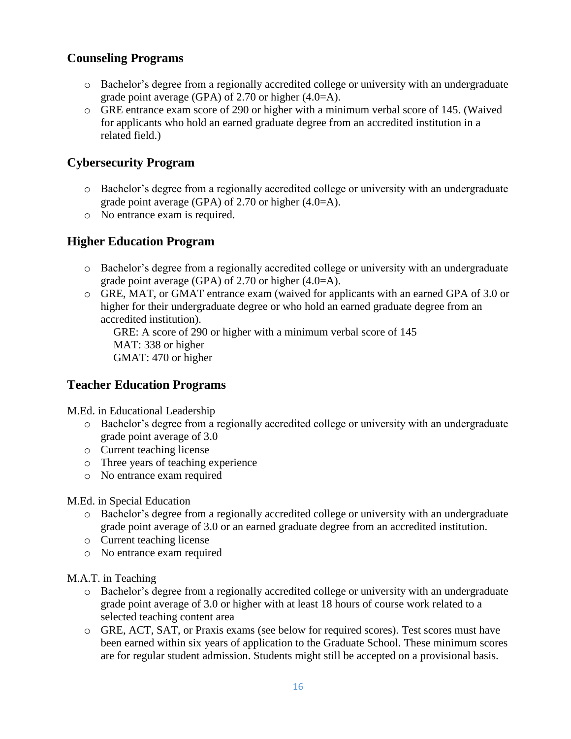## Counseling Programs

- Bachelor's degree from a regionally accredited college or university with an undergraduate grade point average (GPA) of 2.70 or higher (4.0=A).
- GRE entrance exam score of 290 or higher with a minimum verbal score of 145. (Waived for applicants who hold an earned graduate degree from an accredited institution in a related field.)

## Cybersecurity Program

- Bachelor's degree from a regionally accredited college or university with an undergraduate grade point average (GPA) of 2.70 or higher (4.0=A).
- No entrance exam is required.

## Higher Education Program

- Bachelor's degree from a regionally accredited college or university with an undergraduate grade point average (GPA) of 2.70 or higher (4.0=A).
- GRE, MAT, or GMAT entrance exam (waived for applicants with an earned GPA of 3.0 or higher for their undergraduate degree or who hold an earned graduate degree from an accredited institution).
  
  GRE: A score of 290 or higher with a minimum verbal score of 145
  
  MAT: 338 or higher
  
  GMAT: 470 or higher

## Teacher Education Programs

M.Ed. in Educational Leadership

- Bachelor's degree from a regionally accredited college or university with an undergraduate grade point average of 3.0
- Current teaching license
- Three years of teaching experience
- No entrance exam required

M.Ed. in Special Education

- Bachelor's degree from a regionally accredited college or university with an undergraduate grade point average of 3.0 or an earned graduate degree from an accredited institution.
- Current teaching license
- No entrance exam required

M.A.T. in Teaching

- Bachelor's degree from a regionally accredited college or university with an undergraduate grade point average of 3.0 or higher with at least 18 hours of course work related to a selected teaching content area
- GRE, ACT, SAT, or Praxis exams (see below for required scores). Test scores must have been earned within six years of application to the Graduate School. These minimum scores are for regular student admission. Students might still be accepted on a provisional basis.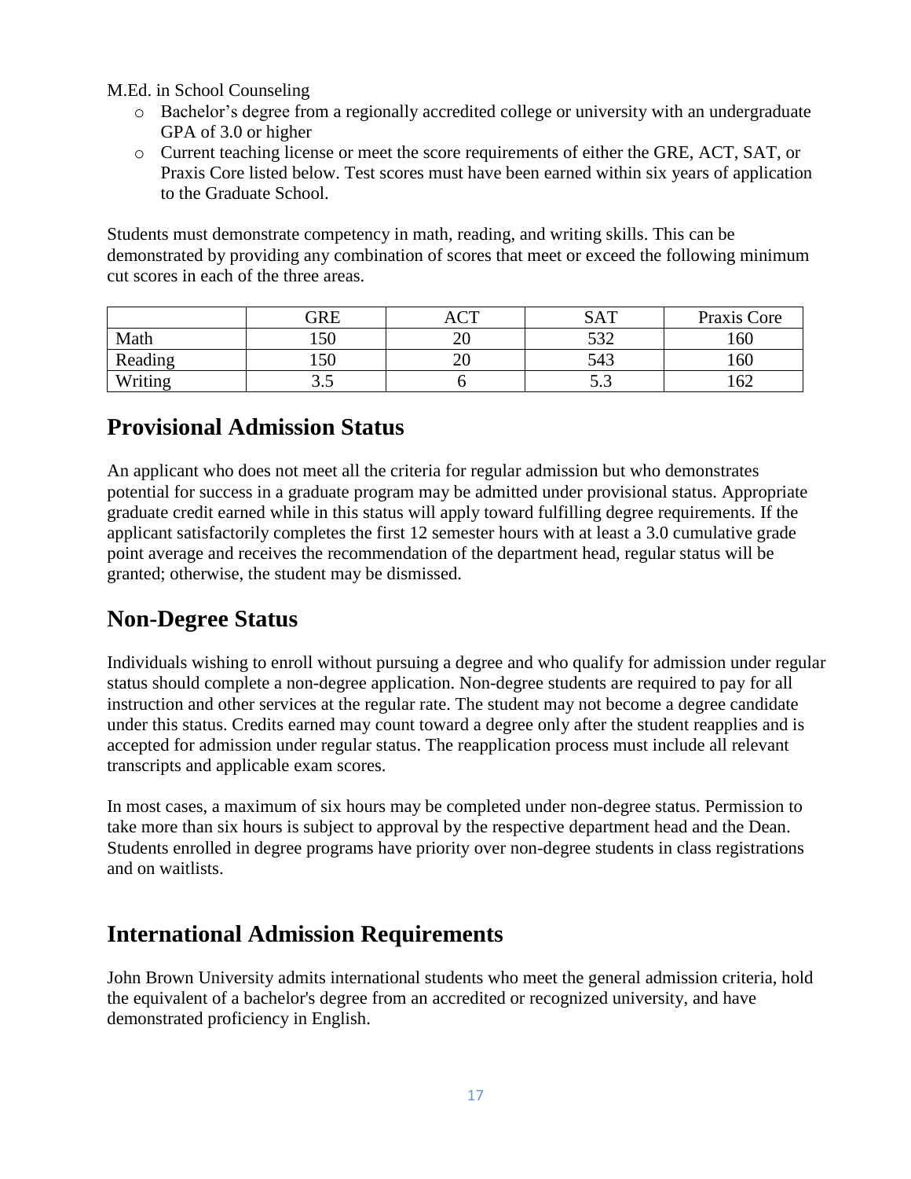M.Ed. in School Counseling

- Bachelor's degree from a regionally accredited college or university with an undergraduate GPA of 3.0 or higher
- Current teaching license or meet the score requirements of either the GRE, ACT, SAT, or Praxis Core listed below. Test scores must have been earned within six years of application to the Graduate School.

Students must demonstrate competency in math, reading, and writing skills. This can be demonstrated by providing any combination of scores that meet or exceed the following minimum cut scores in each of the three areas.

| | GRE | ACT | SAT | Praxis Core |
|---|---|---|---|---|
| Math | 150 | 20 | 532 | 160 |
| Reading | 150 | 20 | 543 | 160 |
| Writing | 3.5 | 6 | 5.3 | 162 |

## Provisional Admission Status

An applicant who does not meet all the criteria for regular admission but who demonstrates potential for success in a graduate program may be admitted under provisional status. Appropriate graduate credit earned while in this status will apply toward fulfilling degree requirements. If the applicant satisfactorily completes the first 12 semester hours with at least a 3.0 cumulative grade point average and receives the recommendation of the department head, regular status will be granted; otherwise, the student may be dismissed.

## Non-Degree Status

Individuals wishing to enroll without pursuing a degree and who qualify for admission under regular status should complete a non-degree application. Non-degree students are required to pay for all instruction and other services at the regular rate. The student may not become a degree candidate under this status. Credits earned may count toward a degree only after the student reapplies and is accepted for admission under regular status. The reapplication process must include all relevant transcripts and applicable exam scores.

In most cases, a maximum of six hours may be completed under non-degree status. Permission to take more than six hours is subject to approval by the respective department head and the Dean. Students enrolled in degree programs have priority over non-degree students in class registrations and on waitlists.

## International Admission Requirements

John Brown University admits international students who meet the general admission criteria, hold the equivalent of a bachelor's degree from an accredited or recognized university, and have demonstrated proficiency in English.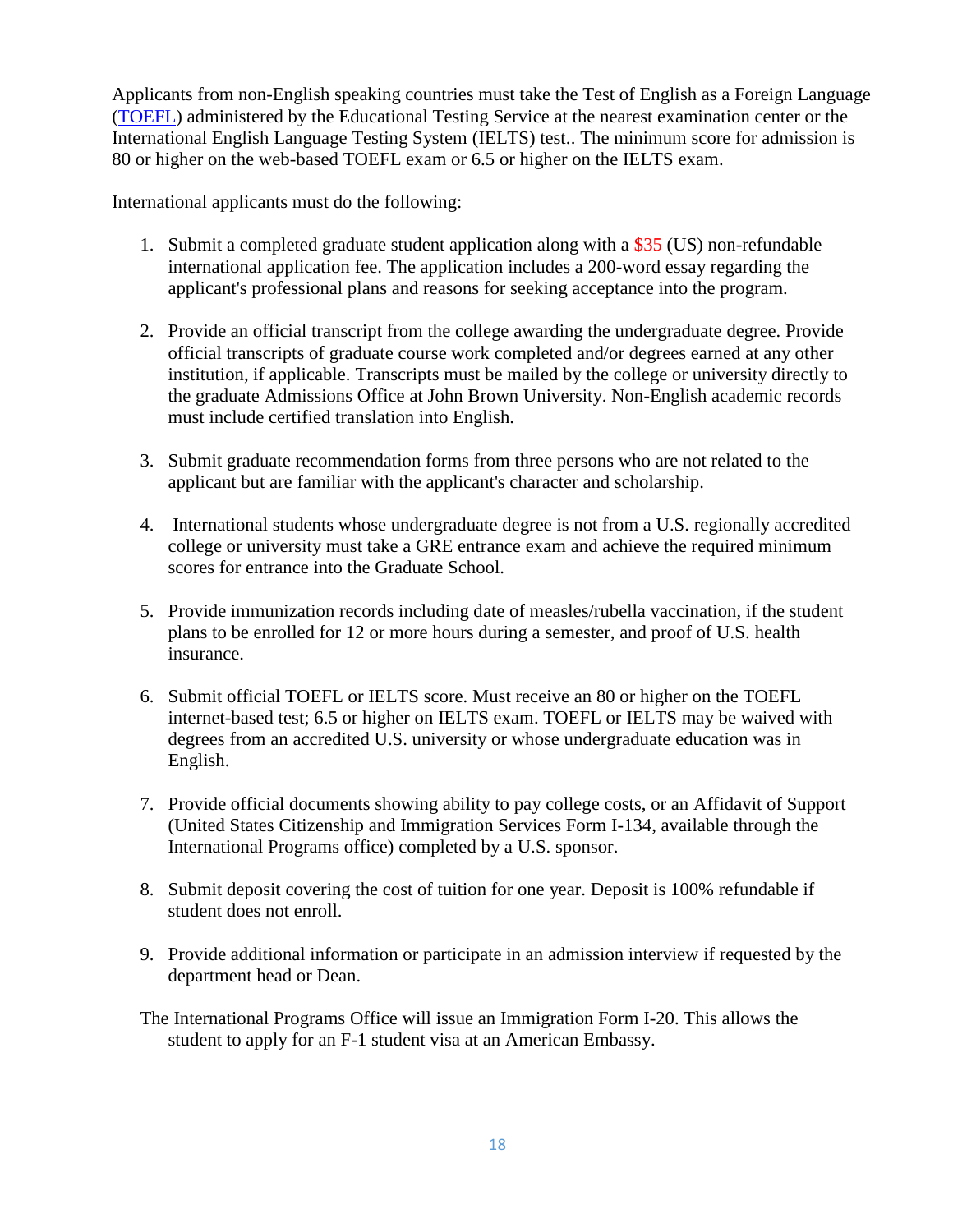Applicants from non-English speaking countries must take the Test of English as a Foreign Language (TOEFL) administered by the Educational Testing Service at the nearest examination center or the International English Language Testing System (IELTS) test.. The minimum score for admission is 80 or higher on the web-based TOEFL exam or 6.5 or higher on the IELTS exam.

International applicants must do the following:

1. Submit a completed graduate student application along with a $35 (US) non-refundable international application fee. The application includes a 200-word essay regarding the applicant's professional plans and reasons for seeking acceptance into the program.

2. Provide an official transcript from the college awarding the undergraduate degree. Provide official transcripts of graduate course work completed and/or degrees earned at any other institution, if applicable. Transcripts must be mailed by the college or university directly to the graduate Admissions Office at John Brown University. Non-English academic records must include certified translation into English.

3. Submit graduate recommendation forms from three persons who are not related to the applicant but are familiar with the applicant's character and scholarship.

4. International students whose undergraduate degree is not from a U.S. regionally accredited college or university must take a GRE entrance exam and achieve the required minimum scores for entrance into the Graduate School.

5. Provide immunization records including date of measles/rubella vaccination, if the student plans to be enrolled for 12 or more hours during a semester, and proof of U.S. health insurance.

6. Submit official TOEFL or IELTS score. Must receive an 80 or higher on the TOEFL internet-based test; 6.5 or higher on IELTS exam. TOEFL or IELTS may be waived with degrees from an accredited U.S. university or whose undergraduate education was in English.

7. Provide official documents showing ability to pay college costs, or an Affidavit of Support (United States Citizenship and Immigration Services Form I-134, available through the International Programs office) completed by a U.S. sponsor.

8. Submit deposit covering the cost of tuition for one year. Deposit is 100% refundable if student does not enroll.

9. Provide additional information or participate in an admission interview if requested by the department head or Dean.

The International Programs Office will issue an Immigration Form I-20. This allows the student to apply for an F-1 student visa at an American Embassy.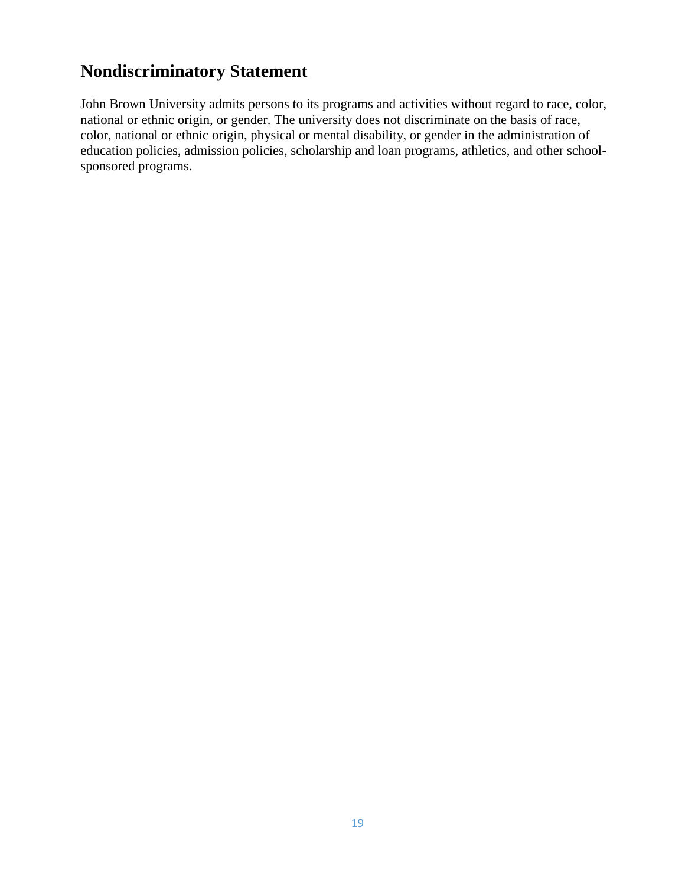## Nondiscriminatory Statement

John Brown University admits persons to its programs and activities without regard to race, color, national or ethnic origin, or gender. The university does not discriminate on the basis of race, color, national or ethnic origin, physical or mental disability, or gender in the administration of education policies, admission policies, scholarship and loan programs, athletics, and other school-sponsored programs.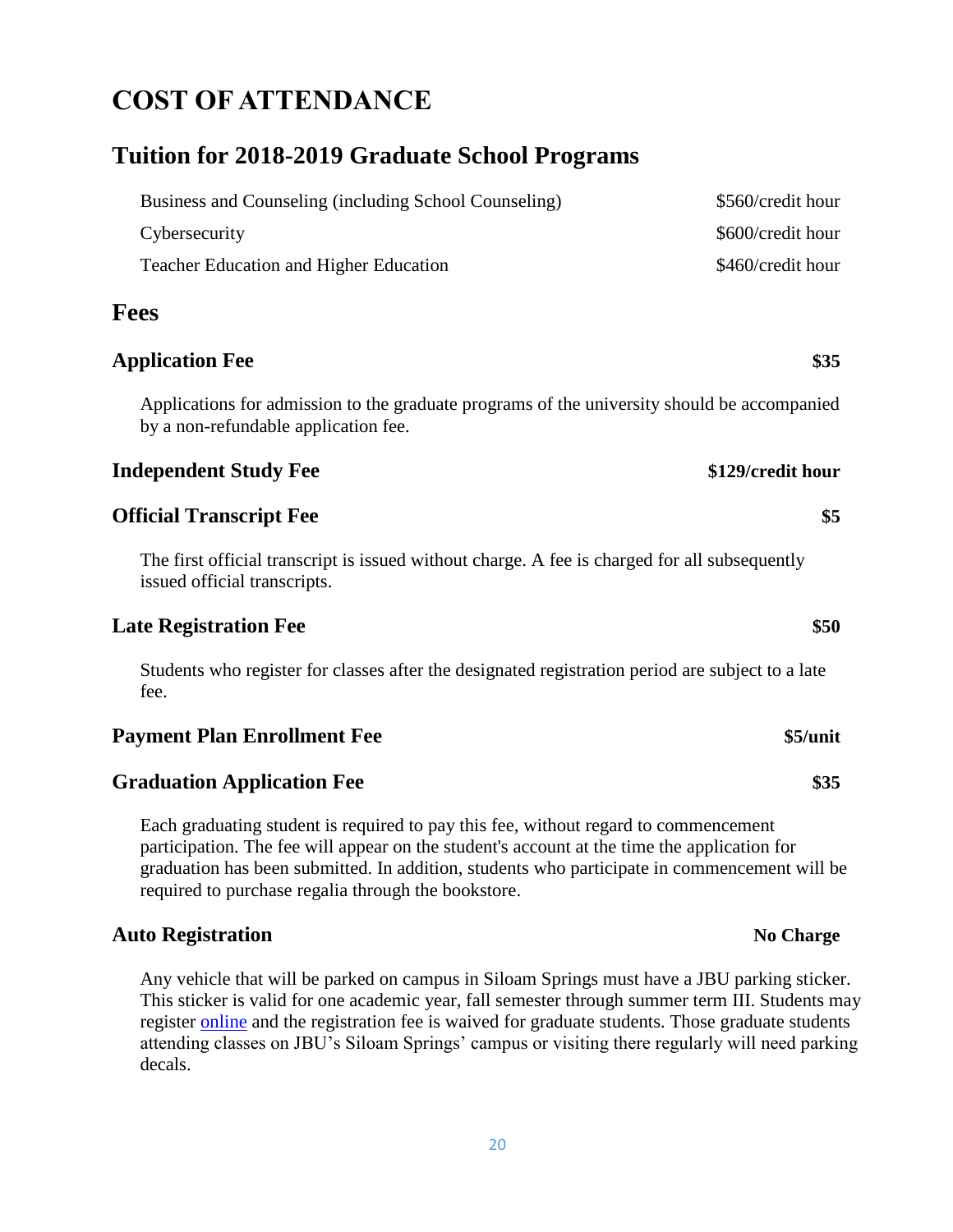# COST OF ATTENDANCE

## Tuition for 2018-2019 Graduate School Programs

| Program | Tuition |
| --- | --- |
| Business and Counseling (including School Counseling) | $560/credit hour |
| Cybersecurity | $600/credit hour |
| Teacher Education and Higher Education | $460/credit hour |

## Fees

### Application Fee — $35

Applications for admission to the graduate programs of the university should be accompanied by a non-refundable application fee.

### Independent Study Fee — $129/credit hour

### Official Transcript Fee — $5

The first official transcript is issued without charge. A fee is charged for all subsequently issued official transcripts.

### Late Registration Fee — $50

Students who register for classes after the designated registration period are subject to a late fee.

### Payment Plan Enrollment Fee — $5/unit

### Graduation Application Fee — $35

Each graduating student is required to pay this fee, without regard to commencement participation. The fee will appear on the student's account at the time the application for graduation has been submitted. In addition, students who participate in commencement will be required to purchase regalia through the bookstore.

### Auto Registration — No Charge

Any vehicle that will be parked on campus in Siloam Springs must have a JBU parking sticker. This sticker is valid for one academic year, fall semester through summer term III. Students may register online and the registration fee is waived for graduate students. Those graduate students attending classes on JBU's Siloam Springs' campus or visiting there regularly will need parking decals.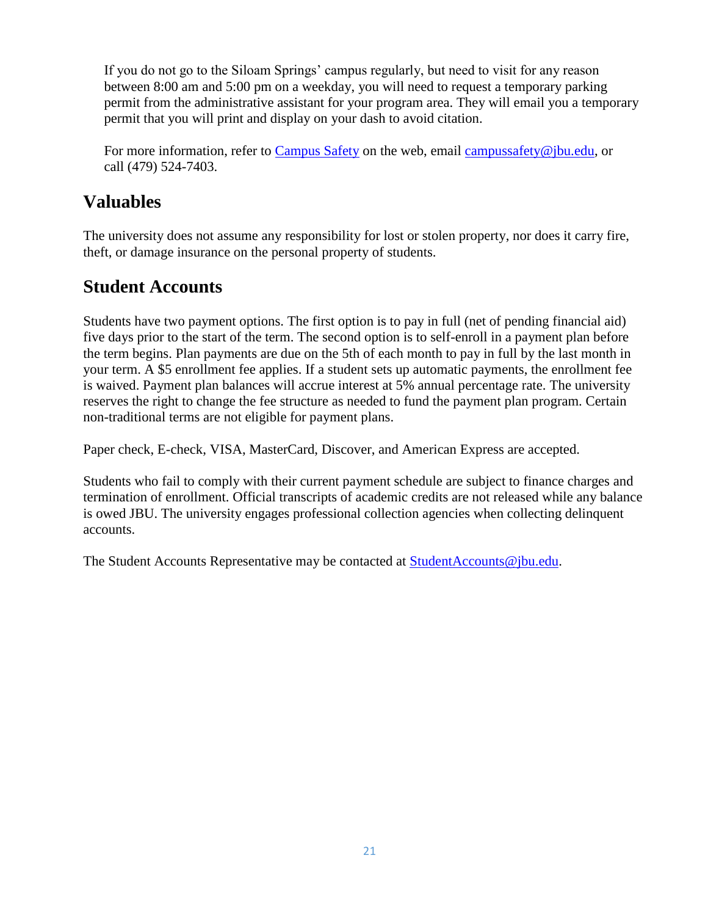If you do not go to the Siloam Springs' campus regularly, but need to visit for any reason between 8:00 am and 5:00 pm on a weekday, you will need to request a temporary parking permit from the administrative assistant for your program area. They will email you a temporary permit that you will print and display on your dash to avoid citation.

For more information, refer to [Campus Safety]() on the web, email [campussafety@jbu.edu](mailto:campussafety@jbu.edu), or call (479) 524-7403.

## Valuables

The university does not assume any responsibility for lost or stolen property, nor does it carry fire, theft, or damage insurance on the personal property of students.

## Student Accounts

Students have two payment options. The first option is to pay in full (net of pending financial aid) five days prior to the start of the term. The second option is to self-enroll in a payment plan before the term begins. Plan payments are due on the 5th of each month to pay in full by the last month in your term. A $5 enrollment fee applies. If a student sets up automatic payments, the enrollment fee is waived. Payment plan balances will accrue interest at 5% annual percentage rate. The university reserves the right to change the fee structure as needed to fund the payment plan program. Certain non-traditional terms are not eligible for payment plans.

Paper check, E-check, VISA, MasterCard, Discover, and American Express are accepted.

Students who fail to comply with their current payment schedule are subject to finance charges and termination of enrollment. Official transcripts of academic credits are not released while any balance is owed JBU. The university engages professional collection agencies when collecting delinquent accounts.

The Student Accounts Representative may be contacted at [StudentAccounts@jbu.edu](mailto:StudentAccounts@jbu.edu).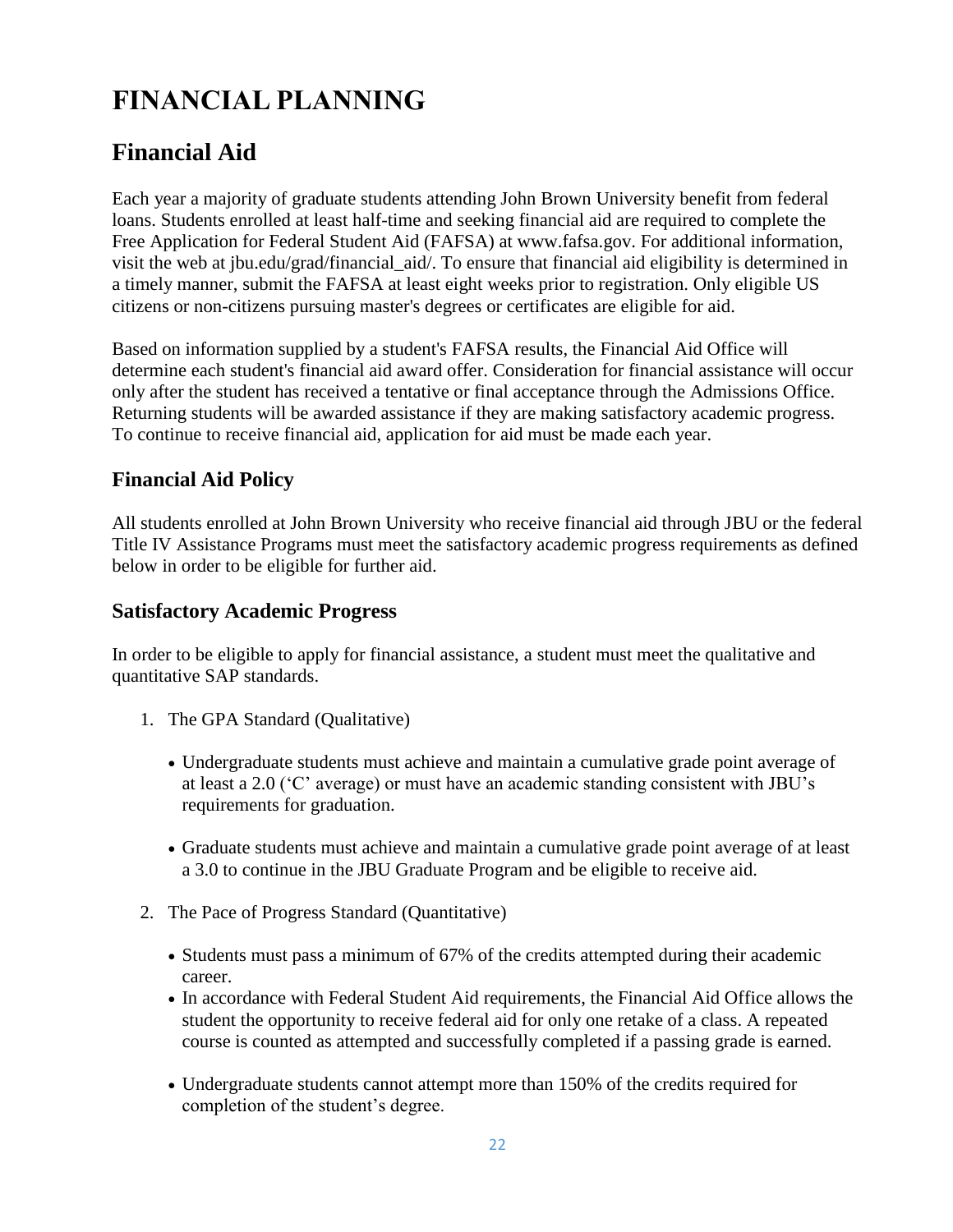# FINANCIAL PLANNING

## Financial Aid

Each year a majority of graduate students attending John Brown University benefit from federal loans. Students enrolled at least half-time and seeking financial aid are required to complete the Free Application for Federal Student Aid (FAFSA) at www.fafsa.gov. For additional information, visit the web at jbu.edu/grad/financial_aid/. To ensure that financial aid eligibility is determined in a timely manner, submit the FAFSA at least eight weeks prior to registration. Only eligible US citizens or non-citizens pursuing master's degrees or certificates are eligible for aid.

Based on information supplied by a student's FAFSA results, the Financial Aid Office will determine each student's financial aid award offer. Consideration for financial assistance will occur only after the student has received a tentative or final acceptance through the Admissions Office. Returning students will be awarded assistance if they are making satisfactory academic progress. To continue to receive financial aid, application for aid must be made each year.

### Financial Aid Policy

All students enrolled at John Brown University who receive financial aid through JBU or the federal Title IV Assistance Programs must meet the satisfactory academic progress requirements as defined below in order to be eligible for further aid.

### Satisfactory Academic Progress

In order to be eligible to apply for financial assistance, a student must meet the qualitative and quantitative SAP standards.

1. The GPA Standard (Qualitative)

   - Undergraduate students must achieve and maintain a cumulative grade point average of at least a 2.0 ('C' average) or must have an academic standing consistent with JBU's requirements for graduation.

   - Graduate students must achieve and maintain a cumulative grade point average of at least a 3.0 to continue in the JBU Graduate Program and be eligible to receive aid.

2. The Pace of Progress Standard (Quantitative)

   - Students must pass a minimum of 67% of the credits attempted during their academic career.
   - In accordance with Federal Student Aid requirements, the Financial Aid Office allows the student the opportunity to receive federal aid for only one retake of a class. A repeated course is counted as attempted and successfully completed if a passing grade is earned.

   - Undergraduate students cannot attempt more than 150% of the credits required for completion of the student's degree.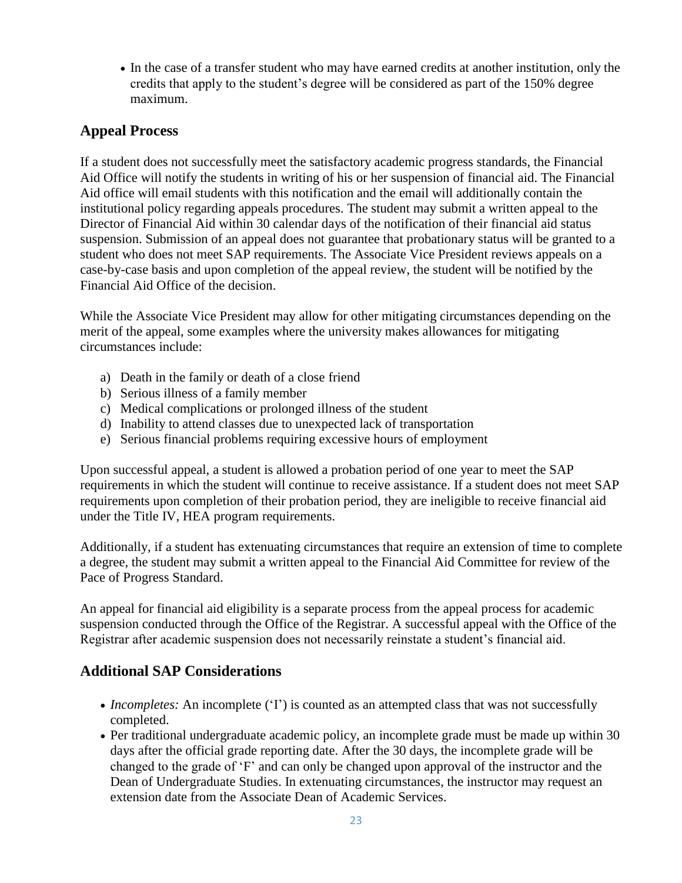- In the case of a transfer student who may have earned credits at another institution, only the credits that apply to the student's degree will be considered as part of the 150% degree maximum.

## Appeal Process

If a student does not successfully meet the satisfactory academic progress standards, the Financial Aid Office will notify the students in writing of his or her suspension of financial aid. The Financial Aid office will email students with this notification and the email will additionally contain the institutional policy regarding appeals procedures. The student may submit a written appeal to the Director of Financial Aid within 30 calendar days of the notification of their financial aid status suspension. Submission of an appeal does not guarantee that probationary status will be granted to a student who does not meet SAP requirements. The Associate Vice President reviews appeals on a case-by-case basis and upon completion of the appeal review, the student will be notified by the Financial Aid Office of the decision.

While the Associate Vice President may allow for other mitigating circumstances depending on the merit of the appeal, some examples where the university makes allowances for mitigating circumstances include:

a) Death in the family or death of a close friend
b) Serious illness of a family member
c) Medical complications or prolonged illness of the student
d) Inability to attend classes due to unexpected lack of transportation
e) Serious financial problems requiring excessive hours of employment

Upon successful appeal, a student is allowed a probation period of one year to meet the SAP requirements in which the student will continue to receive assistance. If a student does not meet SAP requirements upon completion of their probation period, they are ineligible to receive financial aid under the Title IV, HEA program requirements.

Additionally, if a student has extenuating circumstances that require an extension of time to complete a degree, the student may submit a written appeal to the Financial Aid Committee for review of the Pace of Progress Standard.

An appeal for financial aid eligibility is a separate process from the appeal process for academic suspension conducted through the Office of the Registrar. A successful appeal with the Office of the Registrar after academic suspension does not necessarily reinstate a student's financial aid.

## Additional SAP Considerations

- *Incompletes:* An incomplete ('I') is counted as an attempted class that was not successfully completed.
- Per traditional undergraduate academic policy, an incomplete grade must be made up within 30 days after the official grade reporting date. After the 30 days, the incomplete grade will be changed to the grade of 'F' and can only be changed upon approval of the instructor and the Dean of Undergraduate Studies. In extenuating circumstances, the instructor may request an extension date from the Associate Dean of Academic Services.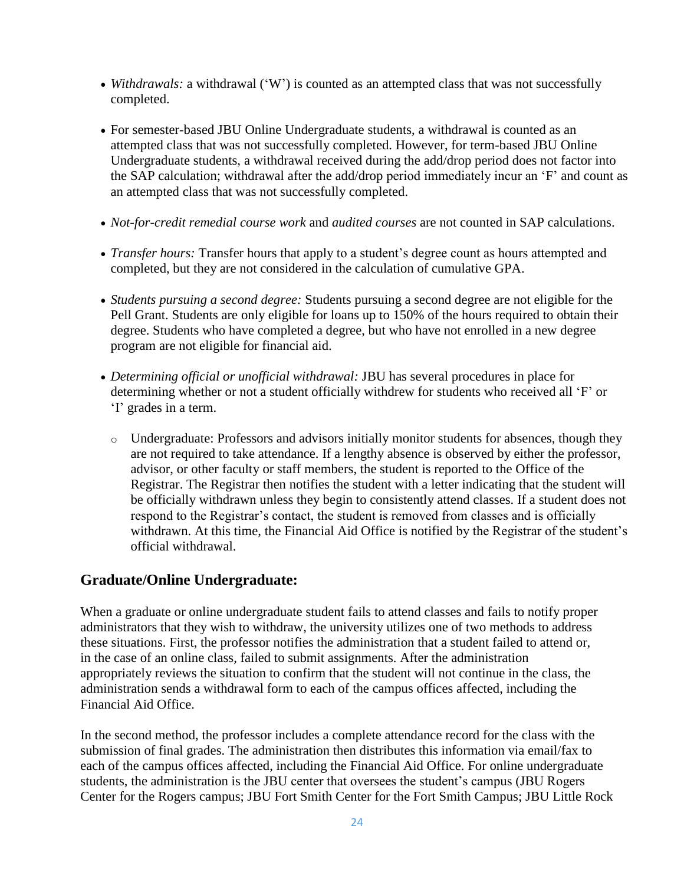- *Withdrawals:* a withdrawal ('W') is counted as an attempted class that was not successfully completed.

- For semester-based JBU Online Undergraduate students, a withdrawal is counted as an attempted class that was not successfully completed. However, for term-based JBU Online Undergraduate students, a withdrawal received during the add/drop period does not factor into the SAP calculation; withdrawal after the add/drop period immediately incur an 'F' and count as an attempted class that was not successfully completed.

- *Not-for-credit remedial course work* and *audited courses* are not counted in SAP calculations.

- *Transfer hours:* Transfer hours that apply to a student's degree count as hours attempted and completed, but they are not considered in the calculation of cumulative GPA.

- *Students pursuing a second degree:* Students pursuing a second degree are not eligible for the Pell Grant. Students are only eligible for loans up to 150% of the hours required to obtain their degree. Students who have completed a degree, but who have not enrolled in a new degree program are not eligible for financial aid.

- *Determining official or unofficial withdrawal:* JBU has several procedures in place for determining whether or not a student officially withdrew for students who received all 'F' or 'I' grades in a term.

  - Undergraduate: Professors and advisors initially monitor students for absences, though they are not required to take attendance. If a lengthy absence is observed by either the professor, advisor, or other faculty or staff members, the student is reported to the Office of the Registrar. The Registrar then notifies the student with a letter indicating that the student will be officially withdrawn unless they begin to consistently attend classes. If a student does not respond to the Registrar's contact, the student is removed from classes and is officially withdrawn. At this time, the Financial Aid Office is notified by the Registrar of the student's official withdrawal.

## Graduate/Online Undergraduate:

When a graduate or online undergraduate student fails to attend classes and fails to notify proper administrators that they wish to withdraw, the university utilizes one of two methods to address these situations. First, the professor notifies the administration that a student failed to attend or, in the case of an online class, failed to submit assignments. After the administration appropriately reviews the situation to confirm that the student will not continue in the class, the administration sends a withdrawal form to each of the campus offices affected, including the Financial Aid Office.

In the second method, the professor includes a complete attendance record for the class with the submission of final grades. The administration then distributes this information via email/fax to each of the campus offices affected, including the Financial Aid Office. For online undergraduate students, the administration is the JBU center that oversees the student's campus (JBU Rogers Center for the Rogers campus; JBU Fort Smith Center for the Fort Smith Campus; JBU Little Rock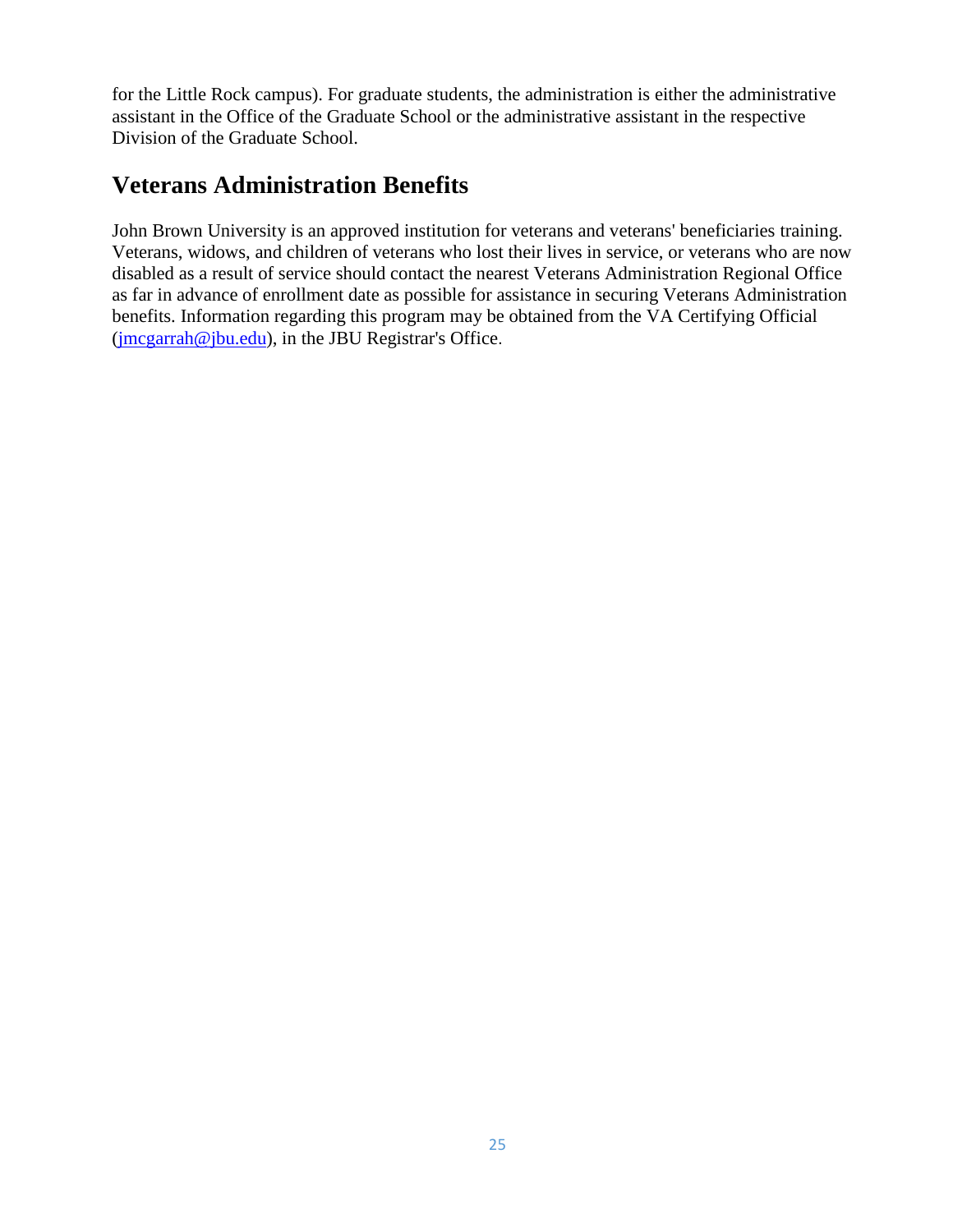for the Little Rock campus). For graduate students, the administration is either the administrative assistant in the Office of the Graduate School or the administrative assistant in the respective Division of the Graduate School.

## Veterans Administration Benefits

John Brown University is an approved institution for veterans and veterans' beneficiaries training. Veterans, widows, and children of veterans who lost their lives in service, or veterans who are now disabled as a result of service should contact the nearest Veterans Administration Regional Office as far in advance of enrollment date as possible for assistance in securing Veterans Administration benefits. Information regarding this program may be obtained from the VA Certifying Official (jmcgarrah@jbu.edu), in the JBU Registrar's Office.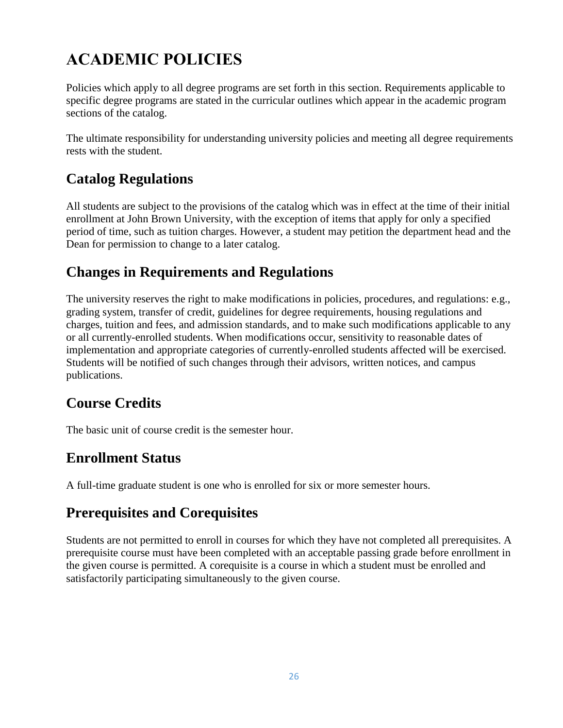# ACADEMIC POLICIES

Policies which apply to all degree programs are set forth in this section. Requirements applicable to specific degree programs are stated in the curricular outlines which appear in the academic program sections of the catalog.

The ultimate responsibility for understanding university policies and meeting all degree requirements rests with the student.

## Catalog Regulations

All students are subject to the provisions of the catalog which was in effect at the time of their initial enrollment at John Brown University, with the exception of items that apply for only a specified period of time, such as tuition charges. However, a student may petition the department head and the Dean for permission to change to a later catalog.

## Changes in Requirements and Regulations

The university reserves the right to make modifications in policies, procedures, and regulations: e.g., grading system, transfer of credit, guidelines for degree requirements, housing regulations and charges, tuition and fees, and admission standards, and to make such modifications applicable to any or all currently-enrolled students. When modifications occur, sensitivity to reasonable dates of implementation and appropriate categories of currently-enrolled students affected will be exercised. Students will be notified of such changes through their advisors, written notices, and campus publications.

## Course Credits

The basic unit of course credit is the semester hour.

## Enrollment Status

A full-time graduate student is one who is enrolled for six or more semester hours.

## Prerequisites and Corequisites

Students are not permitted to enroll in courses for which they have not completed all prerequisites. A prerequisite course must have been completed with an acceptable passing grade before enrollment in the given course is permitted. A corequisite is a course in which a student must be enrolled and satisfactorily participating simultaneously to the given course.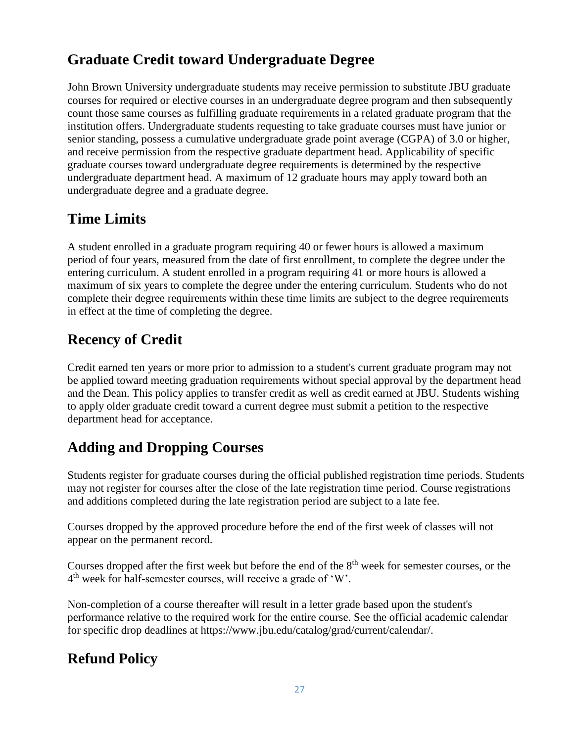## Graduate Credit toward Undergraduate Degree

John Brown University undergraduate students may receive permission to substitute JBU graduate courses for required or elective courses in an undergraduate degree program and then subsequently count those same courses as fulfilling graduate requirements in a related graduate program that the institution offers. Undergraduate students requesting to take graduate courses must have junior or senior standing, possess a cumulative undergraduate grade point average (CGPA) of 3.0 or higher, and receive permission from the respective graduate department head. Applicability of specific graduate courses toward undergraduate degree requirements is determined by the respective undergraduate department head. A maximum of 12 graduate hours may apply toward both an undergraduate degree and a graduate degree.

## Time Limits

A student enrolled in a graduate program requiring 40 or fewer hours is allowed a maximum period of four years, measured from the date of first enrollment, to complete the degree under the entering curriculum. A student enrolled in a program requiring 41 or more hours is allowed a maximum of six years to complete the degree under the entering curriculum. Students who do not complete their degree requirements within these time limits are subject to the degree requirements in effect at the time of completing the degree.

## Recency of Credit

Credit earned ten years or more prior to admission to a student's current graduate program may not be applied toward meeting graduation requirements without special approval by the department head and the Dean. This policy applies to transfer credit as well as credit earned at JBU. Students wishing to apply older graduate credit toward a current degree must submit a petition to the respective department head for acceptance.

## Adding and Dropping Courses

Students register for graduate courses during the official published registration time periods. Students may not register for courses after the close of the late registration time period. Course registrations and additions completed during the late registration period are subject to a late fee.

Courses dropped by the approved procedure before the end of the first week of classes will not appear on the permanent record.

Courses dropped after the first week but before the end of the 8th week for semester courses, or the 4th week for half-semester courses, will receive a grade of 'W'.

Non-completion of a course thereafter will result in a letter grade based upon the student's performance relative to the required work for the entire course. See the official academic calendar for specific drop deadlines at https://www.jbu.edu/catalog/grad/current/calendar/.

## Refund Policy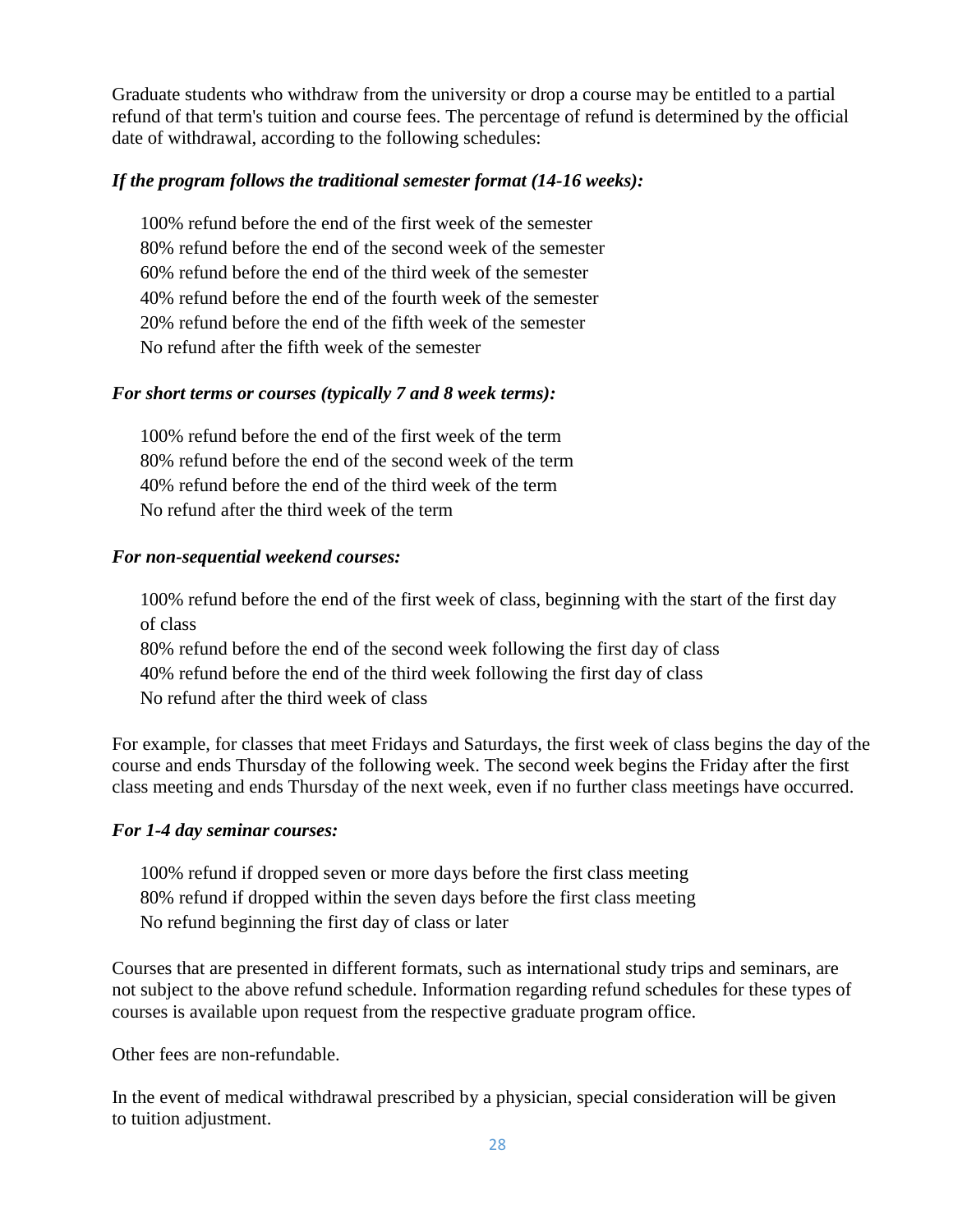Graduate students who withdraw from the university or drop a course may be entitled to a partial refund of that term's tuition and course fees. The percentage of refund is determined by the official date of withdrawal, according to the following schedules:

***If the program follows the traditional semester format (14-16 weeks):***

100% refund before the end of the first week of the semester
80% refund before the end of the second week of the semester
60% refund before the end of the third week of the semester
40% refund before the end of the fourth week of the semester
20% refund before the end of the fifth week of the semester
No refund after the fifth week of the semester

***For short terms or courses (typically 7 and 8 week terms):***

100% refund before the end of the first week of the term
80% refund before the end of the second week of the term
40% refund before the end of the third week of the term
No refund after the third week of the term

***For non-sequential weekend courses:***

100% refund before the end of the first week of class, beginning with the start of the first day of class
80% refund before the end of the second week following the first day of class
40% refund before the end of the third week following the first day of class
No refund after the third week of class

For example, for classes that meet Fridays and Saturdays, the first week of class begins the day of the course and ends Thursday of the following week. The second week begins the Friday after the first class meeting and ends Thursday of the next week, even if no further class meetings have occurred.

***For 1-4 day seminar courses:***

100% refund if dropped seven or more days before the first class meeting
80% refund if dropped within the seven days before the first class meeting
No refund beginning the first day of class or later

Courses that are presented in different formats, such as international study trips and seminars, are not subject to the above refund schedule. Information regarding refund schedules for these types of courses is available upon request from the respective graduate program office.

Other fees are non-refundable.

In the event of medical withdrawal prescribed by a physician, special consideration will be given to tuition adjustment.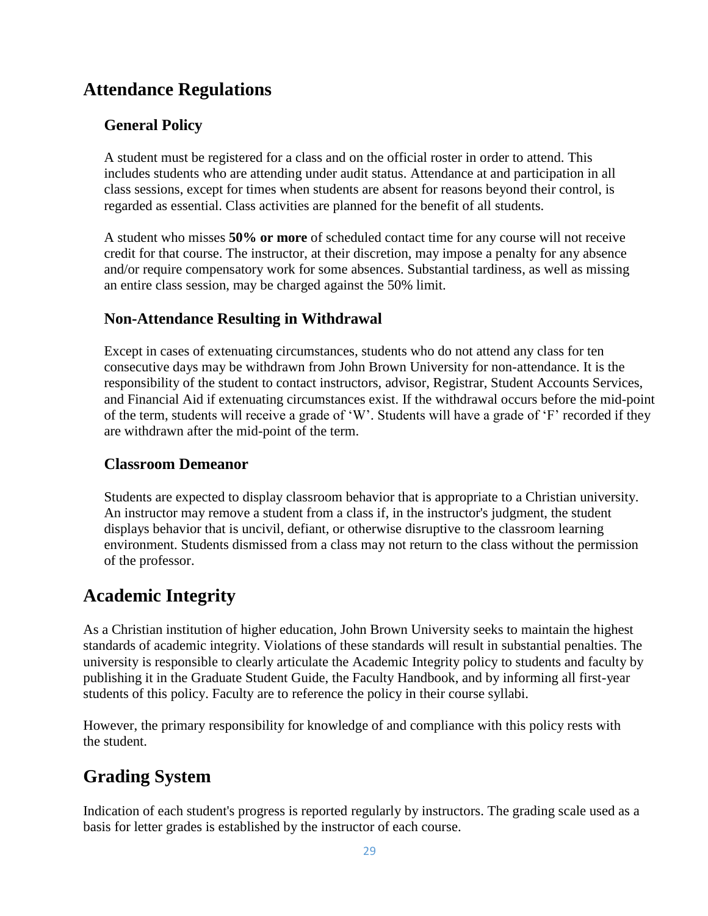# Attendance Regulations

## General Policy

A student must be registered for a class and on the official roster in order to attend. This includes students who are attending under audit status. Attendance at and participation in all class sessions, except for times when students are absent for reasons beyond their control, is regarded as essential. Class activities are planned for the benefit of all students.

A student who misses **50% or more** of scheduled contact time for any course will not receive credit for that course. The instructor, at their discretion, may impose a penalty for any absence and/or require compensatory work for some absences. Substantial tardiness, as well as missing an entire class session, may be charged against the 50% limit.

## Non-Attendance Resulting in Withdrawal

Except in cases of extenuating circumstances, students who do not attend any class for ten consecutive days may be withdrawn from John Brown University for non-attendance. It is the responsibility of the student to contact instructors, advisor, Registrar, Student Accounts Services, and Financial Aid if extenuating circumstances exist. If the withdrawal occurs before the mid-point of the term, students will receive a grade of 'W'. Students will have a grade of 'F' recorded if they are withdrawn after the mid-point of the term.

## Classroom Demeanor

Students are expected to display classroom behavior that is appropriate to a Christian university. An instructor may remove a student from a class if, in the instructor's judgment, the student displays behavior that is uncivil, defiant, or otherwise disruptive to the classroom learning environment. Students dismissed from a class may not return to the class without the permission of the professor.

# Academic Integrity

As a Christian institution of higher education, John Brown University seeks to maintain the highest standards of academic integrity. Violations of these standards will result in substantial penalties. The university is responsible to clearly articulate the Academic Integrity policy to students and faculty by publishing it in the Graduate Student Guide, the Faculty Handbook, and by informing all first-year students of this policy. Faculty are to reference the policy in their course syllabi.

However, the primary responsibility for knowledge of and compliance with this policy rests with the student.

# Grading System

Indication of each student's progress is reported regularly by instructors. The grading scale used as a basis for letter grades is established by the instructor of each course.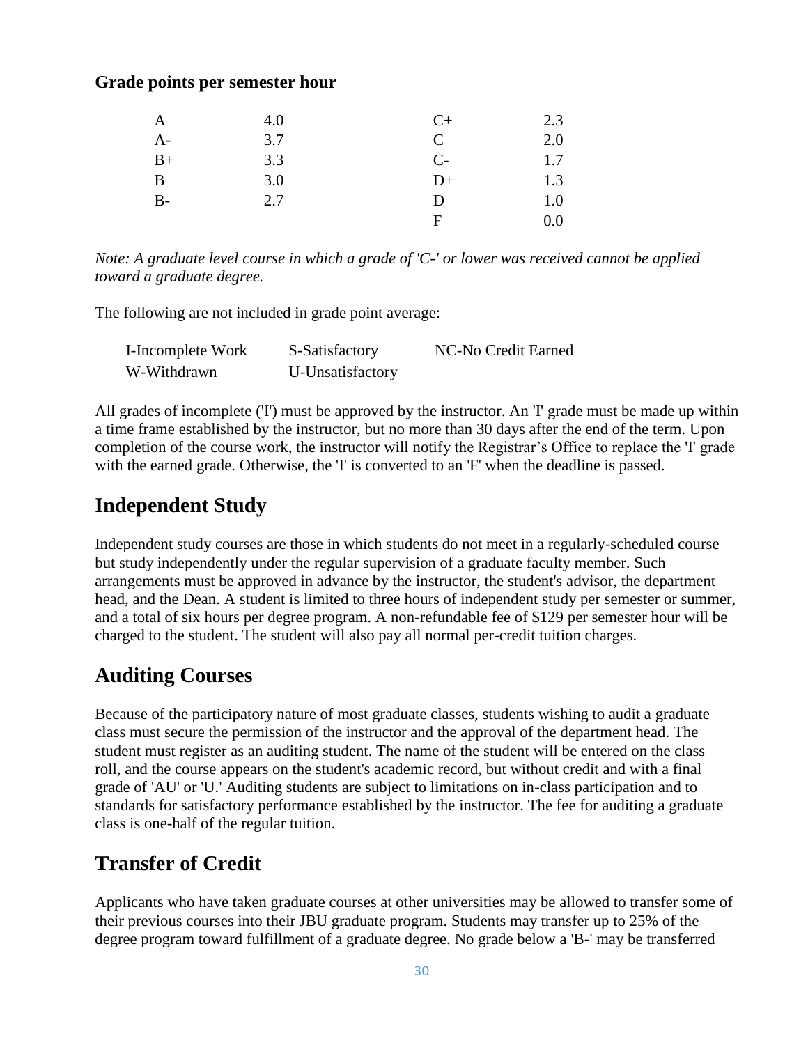**Grade points per semester hour**

| | | | |
|---|---|---|---|
| A | 4.0 | C+ | 2.3 |
| A- | 3.7 | C | 2.0 |
| B+ | 3.3 | C- | 1.7 |
| B | 3.0 | D+ | 1.3 |
| B- | 2.7 | D | 1.0 |
| | | F | 0.0 |

*Note: A graduate level course in which a grade of 'C-' or lower was received cannot be applied toward a graduate degree.*

The following are not included in grade point average:

| | | |
|---|---|---|
| I-Incomplete Work | S-Satisfactory | NC-No Credit Earned |
| W-Withdrawn | U-Unsatisfactory | |

All grades of incomplete ('I') must be approved by the instructor. An 'I' grade must be made up within a time frame established by the instructor, but no more than 30 days after the end of the term. Upon completion of the course work, the instructor will notify the Registrar's Office to replace the 'I' grade with the earned grade. Otherwise, the 'I' is converted to an 'F' when the deadline is passed.

## Independent Study

Independent study courses are those in which students do not meet in a regularly-scheduled course but study independently under the regular supervision of a graduate faculty member. Such arrangements must be approved in advance by the instructor, the student's advisor, the department head, and the Dean. A student is limited to three hours of independent study per semester or summer, and a total of six hours per degree program. A non-refundable fee of $129 per semester hour will be charged to the student. The student will also pay all normal per-credit tuition charges.

## Auditing Courses

Because of the participatory nature of most graduate classes, students wishing to audit a graduate class must secure the permission of the instructor and the approval of the department head. The student must register as an auditing student. The name of the student will be entered on the class roll, and the course appears on the student's academic record, but without credit and with a final grade of 'AU' or 'U.' Auditing students are subject to limitations on in-class participation and to standards for satisfactory performance established by the instructor. The fee for auditing a graduate class is one-half of the regular tuition.

## Transfer of Credit

Applicants who have taken graduate courses at other universities may be allowed to transfer some of their previous courses into their JBU graduate program. Students may transfer up to 25% of the degree program toward fulfillment of a graduate degree. No grade below a 'B-' may be transferred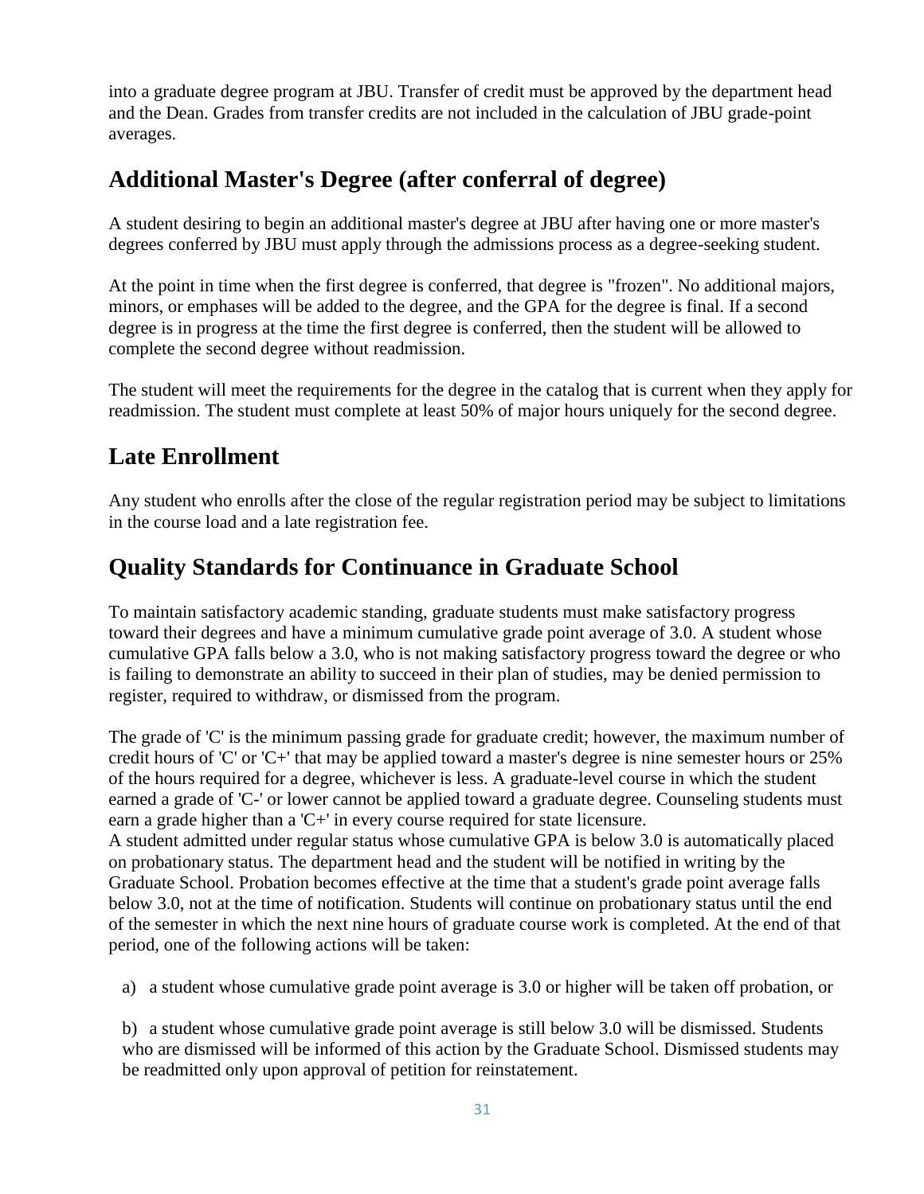into a graduate degree program at JBU. Transfer of credit must be approved by the department head and the Dean. Grades from transfer credits are not included in the calculation of JBU grade-point averages.

## Additional Master's Degree (after conferral of degree)

A student desiring to begin an additional master's degree at JBU after having one or more master's degrees conferred by JBU must apply through the admissions process as a degree-seeking student.

At the point in time when the first degree is conferred, that degree is "frozen". No additional majors, minors, or emphases will be added to the degree, and the GPA for the degree is final. If a second degree is in progress at the time the first degree is conferred, then the student will be allowed to complete the second degree without readmission.

The student will meet the requirements for the degree in the catalog that is current when they apply for readmission. The student must complete at least 50% of major hours uniquely for the second degree.

## Late Enrollment

Any student who enrolls after the close of the regular registration period may be subject to limitations in the course load and a late registration fee.

## Quality Standards for Continuance in Graduate School

To maintain satisfactory academic standing, graduate students must make satisfactory progress toward their degrees and have a minimum cumulative grade point average of 3.0. A student whose cumulative GPA falls below a 3.0, who is not making satisfactory progress toward the degree or who is failing to demonstrate an ability to succeed in their plan of studies, may be denied permission to register, required to withdraw, or dismissed from the program.

The grade of 'C' is the minimum passing grade for graduate credit; however, the maximum number of credit hours of 'C' or 'C+' that may be applied toward a master's degree is nine semester hours or 25% of the hours required for a degree, whichever is less. A graduate-level course in which the student earned a grade of 'C-' or lower cannot be applied toward a graduate degree. Counseling students must earn a grade higher than a 'C+' in every course required for state licensure.
A student admitted under regular status whose cumulative GPA is below 3.0 is automatically placed on probationary status. The department head and the student will be notified in writing by the Graduate School. Probation becomes effective at the time that a student's grade point average falls below 3.0, not at the time of notification. Students will continue on probationary status until the end of the semester in which the next nine hours of graduate course work is completed. At the end of that period, one of the following actions will be taken:

a) a student whose cumulative grade point average is 3.0 or higher will be taken off probation, or

b) a student whose cumulative grade point average is still below 3.0 will be dismissed. Students who are dismissed will be informed of this action by the Graduate School. Dismissed students may be readmitted only upon approval of petition for reinstatement.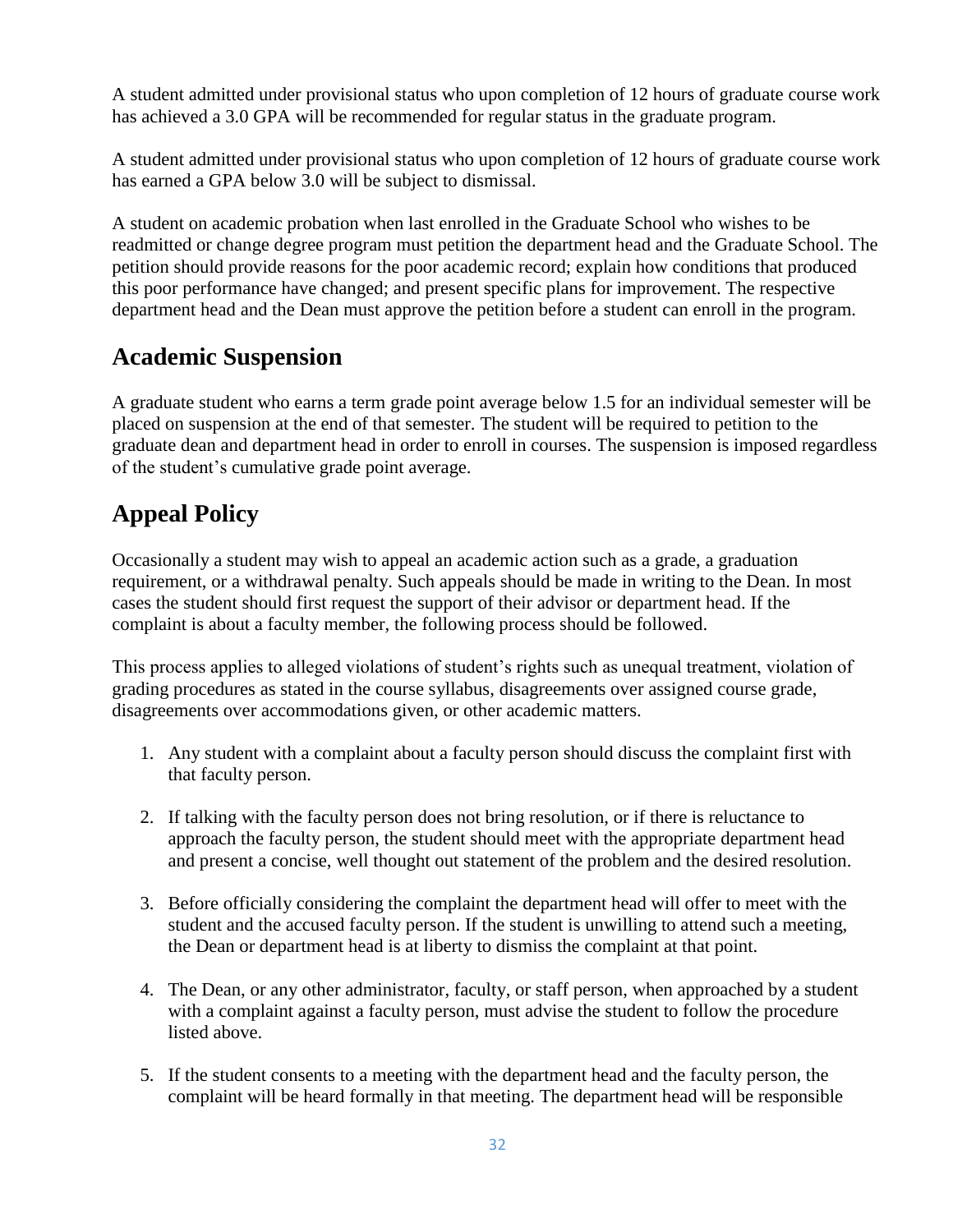A student admitted under provisional status who upon completion of 12 hours of graduate course work has achieved a 3.0 GPA will be recommended for regular status in the graduate program.

A student admitted under provisional status who upon completion of 12 hours of graduate course work has earned a GPA below 3.0 will be subject to dismissal.

A student on academic probation when last enrolled in the Graduate School who wishes to be readmitted or change degree program must petition the department head and the Graduate School. The petition should provide reasons for the poor academic record; explain how conditions that produced this poor performance have changed; and present specific plans for improvement. The respective department head and the Dean must approve the petition before a student can enroll in the program.

## Academic Suspension

A graduate student who earns a term grade point average below 1.5 for an individual semester will be placed on suspension at the end of that semester. The student will be required to petition to the graduate dean and department head in order to enroll in courses. The suspension is imposed regardless of the student's cumulative grade point average.

## Appeal Policy

Occasionally a student may wish to appeal an academic action such as a grade, a graduation requirement, or a withdrawal penalty. Such appeals should be made in writing to the Dean. In most cases the student should first request the support of their advisor or department head. If the complaint is about a faculty member, the following process should be followed.

This process applies to alleged violations of student's rights such as unequal treatment, violation of grading procedures as stated in the course syllabus, disagreements over assigned course grade, disagreements over accommodations given, or other academic matters.

1. Any student with a complaint about a faculty person should discuss the complaint first with that faculty person.

2. If talking with the faculty person does not bring resolution, or if there is reluctance to approach the faculty person, the student should meet with the appropriate department head and present a concise, well thought out statement of the problem and the desired resolution.

3. Before officially considering the complaint the department head will offer to meet with the student and the accused faculty person. If the student is unwilling to attend such a meeting, the Dean or department head is at liberty to dismiss the complaint at that point.

4. The Dean, or any other administrator, faculty, or staff person, when approached by a student with a complaint against a faculty person, must advise the student to follow the procedure listed above.

5. If the student consents to a meeting with the department head and the faculty person, the complaint will be heard formally in that meeting. The department head will be responsible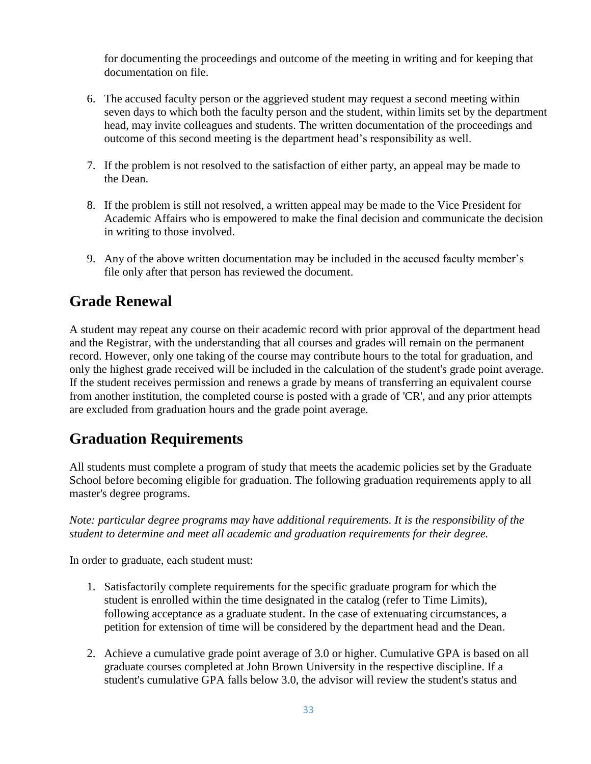for documenting the proceedings and outcome of the meeting in writing and for keeping that documentation on file.

6. The accused faculty person or the aggrieved student may request a second meeting within seven days to which both the faculty person and the student, within limits set by the department head, may invite colleagues and students. The written documentation of the proceedings and outcome of this second meeting is the department head's responsibility as well.

7. If the problem is not resolved to the satisfaction of either party, an appeal may be made to the Dean.

8. If the problem is still not resolved, a written appeal may be made to the Vice President for Academic Affairs who is empowered to make the final decision and communicate the decision in writing to those involved.

9. Any of the above written documentation may be included in the accused faculty member's file only after that person has reviewed the document.

## Grade Renewal

A student may repeat any course on their academic record with prior approval of the department head and the Registrar, with the understanding that all courses and grades will remain on the permanent record. However, only one taking of the course may contribute hours to the total for graduation, and only the highest grade received will be included in the calculation of the student's grade point average. If the student receives permission and renews a grade by means of transferring an equivalent course from another institution, the completed course is posted with a grade of 'CR', and any prior attempts are excluded from graduation hours and the grade point average.

## Graduation Requirements

All students must complete a program of study that meets the academic policies set by the Graduate School before becoming eligible for graduation. The following graduation requirements apply to all master's degree programs.

*Note: particular degree programs may have additional requirements. It is the responsibility of the student to determine and meet all academic and graduation requirements for their degree.*

In order to graduate, each student must:

1. Satisfactorily complete requirements for the specific graduate program for which the student is enrolled within the time designated in the catalog (refer to Time Limits), following acceptance as a graduate student. In the case of extenuating circumstances, a petition for extension of time will be considered by the department head and the Dean.

2. Achieve a cumulative grade point average of 3.0 or higher. Cumulative GPA is based on all graduate courses completed at John Brown University in the respective discipline. If a student's cumulative GPA falls below 3.0, the advisor will review the student's status and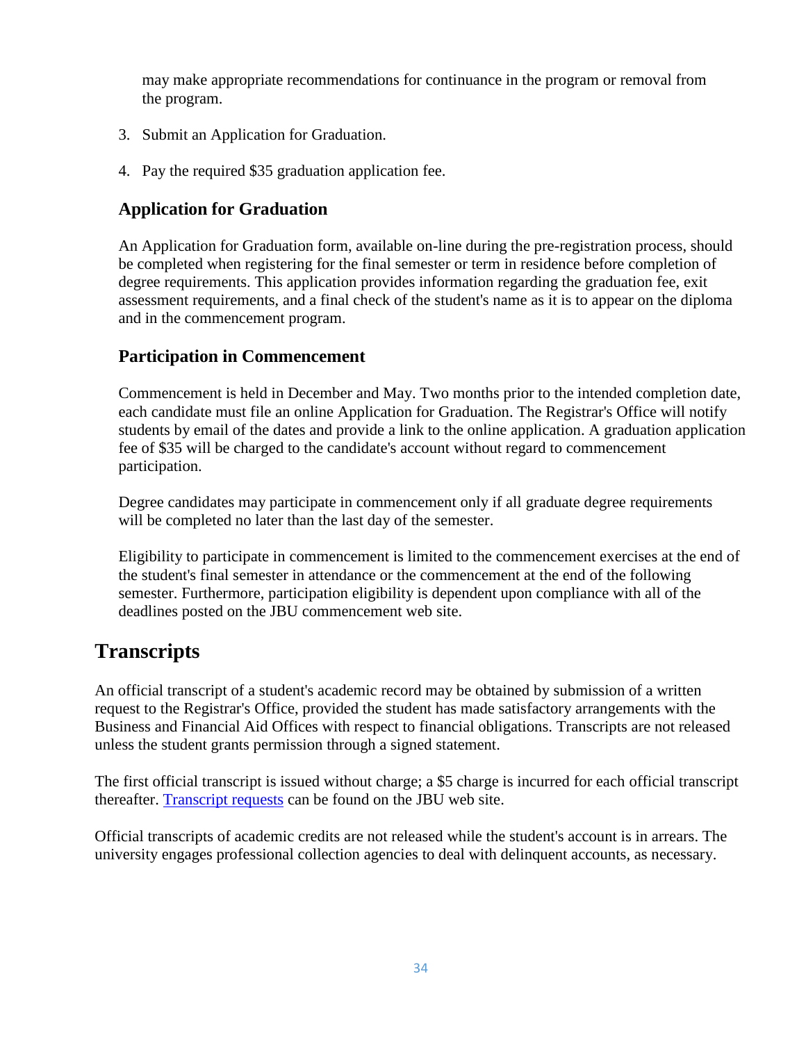may make appropriate recommendations for continuance in the program or removal from the program.

3. Submit an Application for Graduation.
4. Pay the required $35 graduation application fee.

### Application for Graduation

An Application for Graduation form, available on-line during the pre-registration process, should be completed when registering for the final semester or term in residence before completion of degree requirements. This application provides information regarding the graduation fee, exit assessment requirements, and a final check of the student's name as it is to appear on the diploma and in the commencement program.

### Participation in Commencement

Commencement is held in December and May. Two months prior to the intended completion date, each candidate must file an online Application for Graduation. The Registrar's Office will notify students by email of the dates and provide a link to the online application. A graduation application fee of $35 will be charged to the candidate's account without regard to commencement participation.

Degree candidates may participate in commencement only if all graduate degree requirements will be completed no later than the last day of the semester.

Eligibility to participate in commencement is limited to the commencement exercises at the end of the student's final semester in attendance or the commencement at the end of the following semester. Furthermore, participation eligibility is dependent upon compliance with all of the deadlines posted on the JBU commencement web site.

## Transcripts

An official transcript of a student's academic record may be obtained by submission of a written request to the Registrar's Office, provided the student has made satisfactory arrangements with the Business and Financial Aid Offices with respect to financial obligations. Transcripts are not released unless the student grants permission through a signed statement.

The first official transcript is issued without charge; a $5 charge is incurred for each official transcript thereafter. Transcript requests can be found on the JBU web site.

Official transcripts of academic credits are not released while the student's account is in arrears. The university engages professional collection agencies to deal with delinquent accounts, as necessary.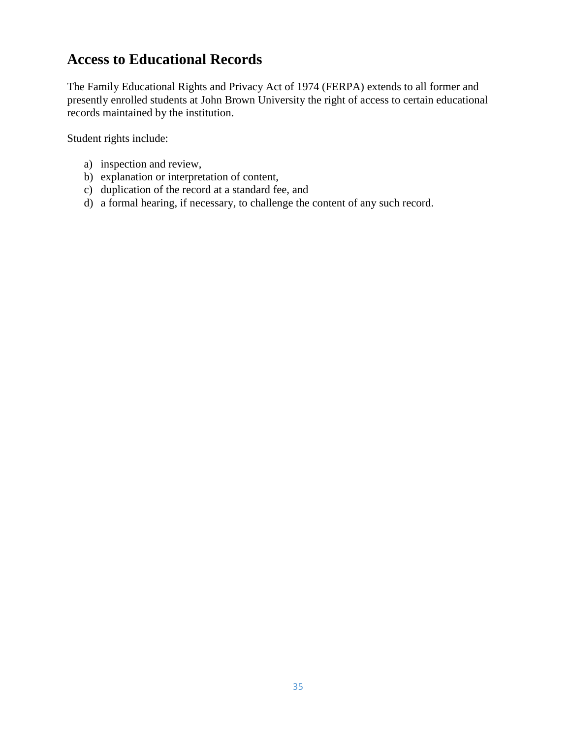## Access to Educational Records

The Family Educational Rights and Privacy Act of 1974 (FERPA) extends to all former and presently enrolled students at John Brown University the right of access to certain educational records maintained by the institution.

Student rights include:

a) inspection and review,
b) explanation or interpretation of content,
c) duplication of the record at a standard fee, and
d) a formal hearing, if necessary, to challenge the content of any such record.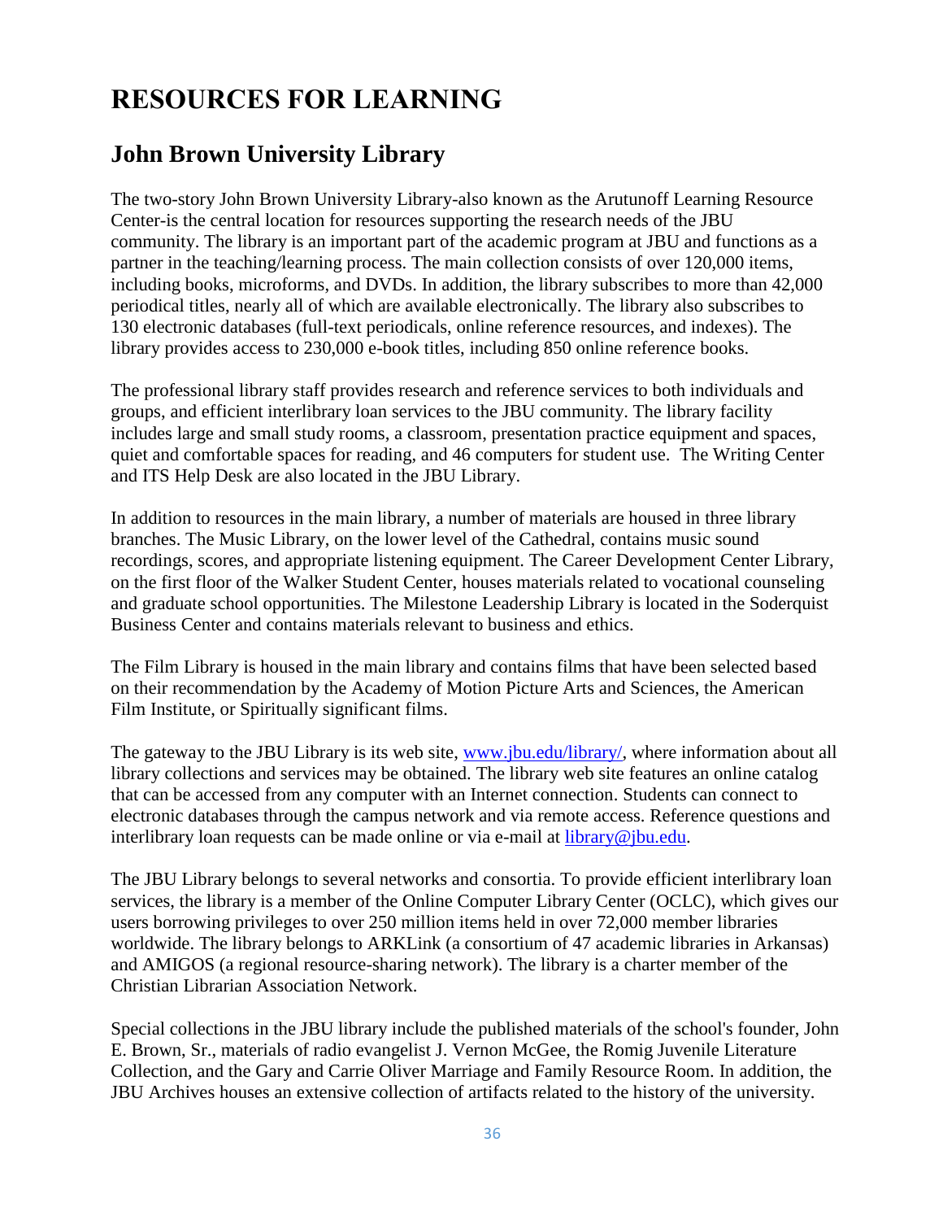# RESOURCES FOR LEARNING

## John Brown University Library

The two-story John Brown University Library-also known as the Arutunoff Learning Resource Center-is the central location for resources supporting the research needs of the JBU community. The library is an important part of the academic program at JBU and functions as a partner in the teaching/learning process. The main collection consists of over 120,000 items, including books, microforms, and DVDs. In addition, the library subscribes to more than 42,000 periodical titles, nearly all of which are available electronically. The library also subscribes to 130 electronic databases (full-text periodicals, online reference resources, and indexes). The library provides access to 230,000 e-book titles, including 850 online reference books.

The professional library staff provides research and reference services to both individuals and groups, and efficient interlibrary loan services to the JBU community. The library facility includes large and small study rooms, a classroom, presentation practice equipment and spaces, quiet and comfortable spaces for reading, and 46 computers for student use. The Writing Center and ITS Help Desk are also located in the JBU Library.

In addition to resources in the main library, a number of materials are housed in three library branches. The Music Library, on the lower level of the Cathedral, contains music sound recordings, scores, and appropriate listening equipment. The Career Development Center Library, on the first floor of the Walker Student Center, houses materials related to vocational counseling and graduate school opportunities. The Milestone Leadership Library is located in the Soderquist Business Center and contains materials relevant to business and ethics.

The Film Library is housed in the main library and contains films that have been selected based on their recommendation by the Academy of Motion Picture Arts and Sciences, the American Film Institute, or Spiritually significant films.

The gateway to the JBU Library is its web site, [www.jbu.edu/library/](http://www.jbu.edu/library/), where information about all library collections and services may be obtained. The library web site features an online catalog that can be accessed from any computer with an Internet connection. Students can connect to electronic databases through the campus network and via remote access. Reference questions and interlibrary loan requests can be made online or via e-mail at [library@jbu.edu](mailto:library@jbu.edu).

The JBU Library belongs to several networks and consortia. To provide efficient interlibrary loan services, the library is a member of the Online Computer Library Center (OCLC), which gives our users borrowing privileges to over 250 million items held in over 72,000 member libraries worldwide. The library belongs to ARKLink (a consortium of 47 academic libraries in Arkansas) and AMIGOS (a regional resource-sharing network). The library is a charter member of the Christian Librarian Association Network.

Special collections in the JBU library include the published materials of the school's founder, John E. Brown, Sr., materials of radio evangelist J. Vernon McGee, the Romig Juvenile Literature Collection, and the Gary and Carrie Oliver Marriage and Family Resource Room. In addition, the JBU Archives houses an extensive collection of artifacts related to the history of the university.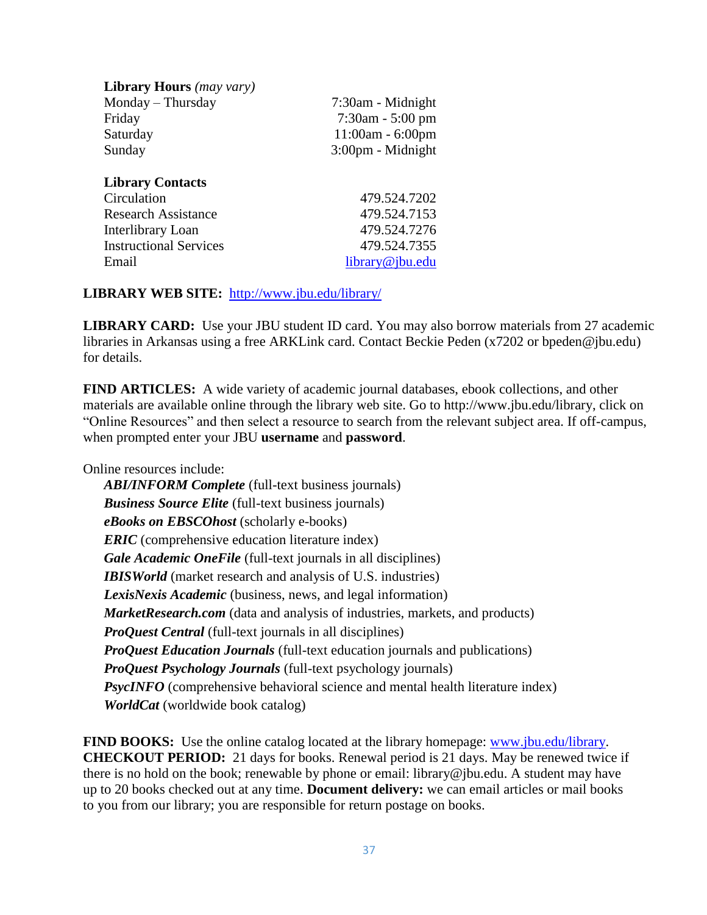**Library Hours** *(may vary)*

| | |
|---|---|
| Monday – Thursday | 7:30am - Midnight |
| Friday | 7:30am - 5:00 pm |
| Saturday | 11:00am - 6:00pm |
| Sunday | 3:00pm - Midnight |

**Library Contacts**

| | |
|---|---|
| Circulation | 479.524.7202 |
| Research Assistance | 479.524.7153 |
| Interlibrary Loan | 479.524.7276 |
| Instructional Services | 479.524.7355 |
| Email | library@jbu.edu |

**LIBRARY WEB SITE:** http://www.jbu.edu/library/

**LIBRARY CARD:** Use your JBU student ID card. You may also borrow materials from 27 academic libraries in Arkansas using a free ARKLink card. Contact Beckie Peden (x7202 or bpeden@jbu.edu) for details.

**FIND ARTICLES:** A wide variety of academic journal databases, ebook collections, and other materials are available online through the library web site. Go to http://www.jbu.edu/library, click on "Online Resources" and then select a resource to search from the relevant subject area. If off-campus, when prompted enter your JBU **username** and **password**.

Online resources include:

- ***ABI/INFORM Complete*** (full-text business journals)
- ***Business Source Elite*** (full-text business journals)
- ***eBooks on EBSCOhost*** (scholarly e-books)
- ***ERIC*** (comprehensive education literature index)
- ***Gale Academic OneFile*** (full-text journals in all disciplines)
- ***IBISWorld*** (market research and analysis of U.S. industries)
- ***LexisNexis Academic*** (business, news, and legal information)
- ***MarketResearch.com*** (data and analysis of industries, markets, and products)
- ***ProQuest Central*** (full-text journals in all disciplines)
- ***ProQuest Education Journals*** (full-text education journals and publications)
- ***ProQuest Psychology Journals*** (full-text psychology journals)
- ***PsycINFO*** (comprehensive behavioral science and mental health literature index)
- ***WorldCat*** (worldwide book catalog)

**FIND BOOKS:** Use the online catalog located at the library homepage: www.jbu.edu/library.
**CHECKOUT PERIOD:** 21 days for books. Renewal period is 21 days. May be renewed twice if there is no hold on the book; renewable by phone or email: library@jbu.edu. A student may have up to 20 books checked out at any time. **Document delivery:** we can email articles or mail books to you from our library; you are responsible for return postage on books.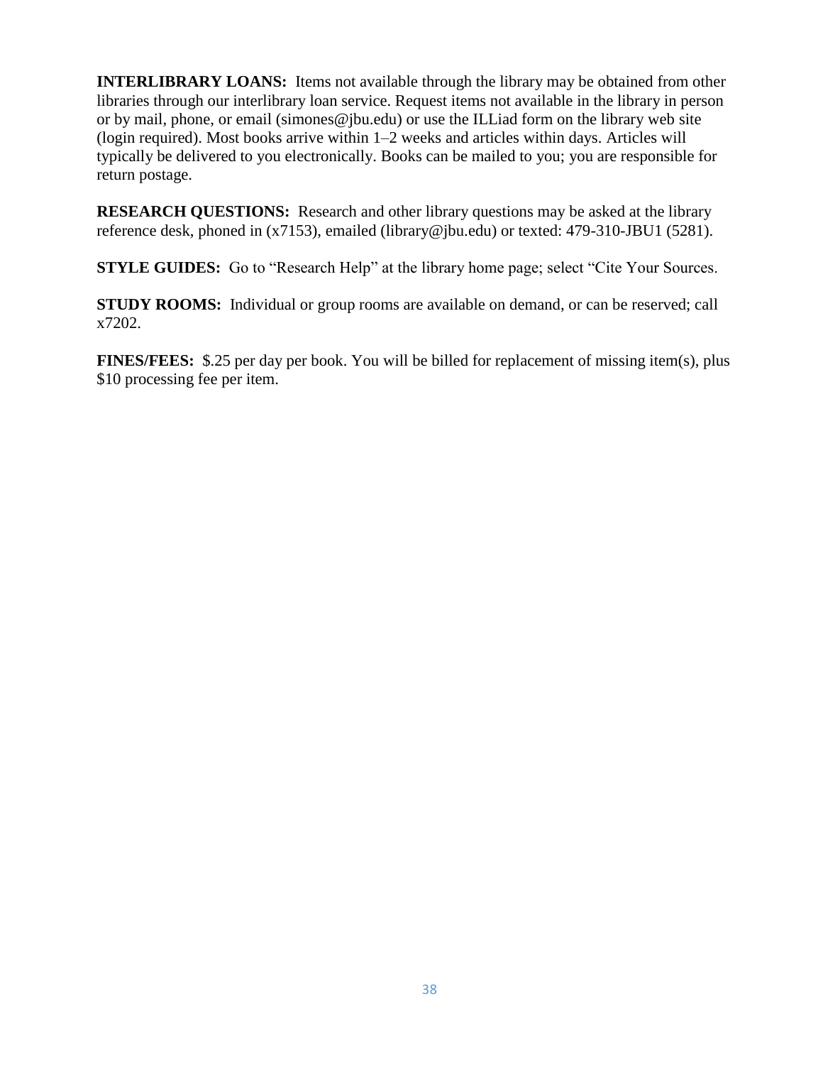**INTERLIBRARY LOANS:** Items not available through the library may be obtained from other libraries through our interlibrary loan service. Request items not available in the library in person or by mail, phone, or email (simones@jbu.edu) or use the ILLiad form on the library web site (login required). Most books arrive within 1–2 weeks and articles within days. Articles will typically be delivered to you electronically. Books can be mailed to you; you are responsible for return postage.

**RESEARCH QUESTIONS:** Research and other library questions may be asked at the library reference desk, phoned in (x7153), emailed (library@jbu.edu) or texted: 479-310-JBU1 (5281).

**STYLE GUIDES:** Go to "Research Help" at the library home page; select "Cite Your Sources.

**STUDY ROOMS:** Individual or group rooms are available on demand, or can be reserved; call x7202.

**FINES/FEES:** $.25 per day per book. You will be billed for replacement of missing item(s), plus $10 processing fee per item.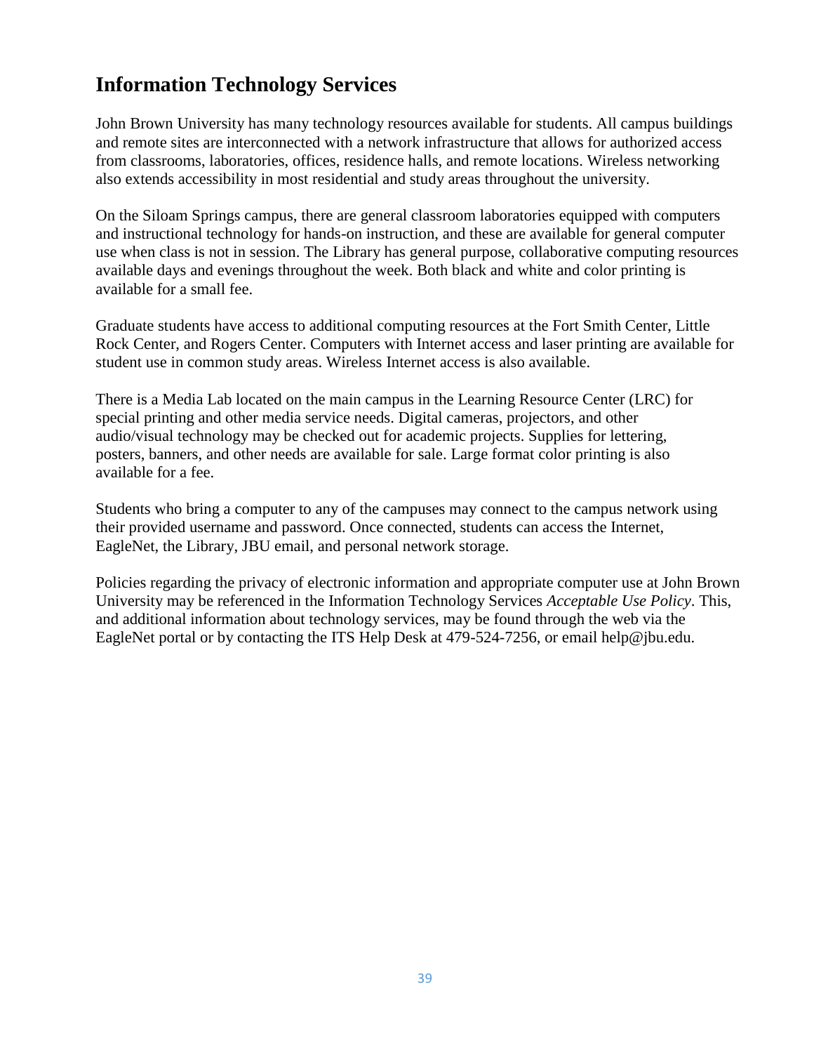## Information Technology Services

John Brown University has many technology resources available for students. All campus buildings and remote sites are interconnected with a network infrastructure that allows for authorized access from classrooms, laboratories, offices, residence halls, and remote locations. Wireless networking also extends accessibility in most residential and study areas throughout the university.

On the Siloam Springs campus, there are general classroom laboratories equipped with computers and instructional technology for hands-on instruction, and these are available for general computer use when class is not in session. The Library has general purpose, collaborative computing resources available days and evenings throughout the week. Both black and white and color printing is available for a small fee.

Graduate students have access to additional computing resources at the Fort Smith Center, Little Rock Center, and Rogers Center. Computers with Internet access and laser printing are available for student use in common study areas. Wireless Internet access is also available.

There is a Media Lab located on the main campus in the Learning Resource Center (LRC) for special printing and other media service needs. Digital cameras, projectors, and other audio/visual technology may be checked out for academic projects. Supplies for lettering, posters, banners, and other needs are available for sale. Large format color printing is also available for a fee.

Students who bring a computer to any of the campuses may connect to the campus network using their provided username and password. Once connected, students can access the Internet, EagleNet, the Library, JBU email, and personal network storage.

Policies regarding the privacy of electronic information and appropriate computer use at John Brown University may be referenced in the Information Technology Services *Acceptable Use Policy*. This, and additional information about technology services, may be found through the web via the EagleNet portal or by contacting the ITS Help Desk at 479-524-7256, or email help@jbu.edu.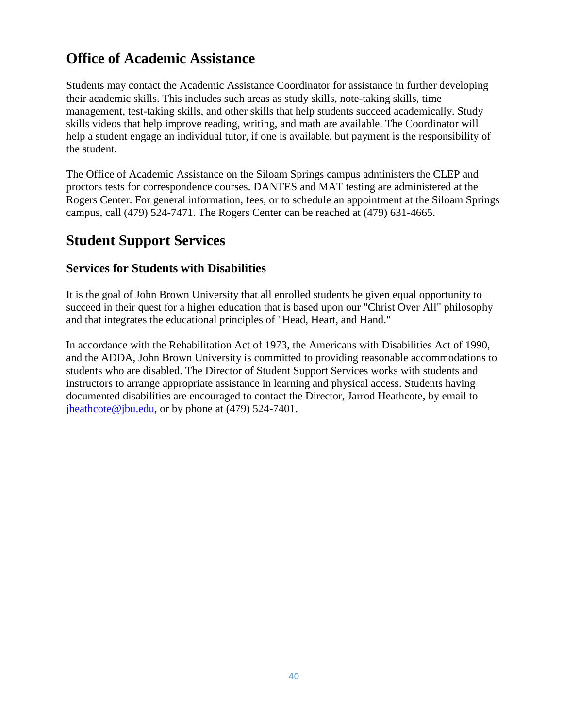## Office of Academic Assistance

Students may contact the Academic Assistance Coordinator for assistance in further developing their academic skills. This includes such areas as study skills, note-taking skills, time management, test-taking skills, and other skills that help students succeed academically. Study skills videos that help improve reading, writing, and math are available. The Coordinator will help a student engage an individual tutor, if one is available, but payment is the responsibility of the student.

The Office of Academic Assistance on the Siloam Springs campus administers the CLEP and proctors tests for correspondence courses. DANTES and MAT testing are administered at the Rogers Center. For general information, fees, or to schedule an appointment at the Siloam Springs campus, call (479) 524-7471. The Rogers Center can be reached at (479) 631-4665.

## Student Support Services

### Services for Students with Disabilities

It is the goal of John Brown University that all enrolled students be given equal opportunity to succeed in their quest for a higher education that is based upon our "Christ Over All" philosophy and that integrates the educational principles of "Head, Heart, and Hand."

In accordance with the Rehabilitation Act of 1973, the Americans with Disabilities Act of 1990, and the ADDA, John Brown University is committed to providing reasonable accommodations to students who are disabled. The Director of Student Support Services works with students and instructors to arrange appropriate assistance in learning and physical access. Students having documented disabilities are encouraged to contact the Director, Jarrod Heathcote, by email to jheathcote@jbu.edu, or by phone at (479) 524-7401.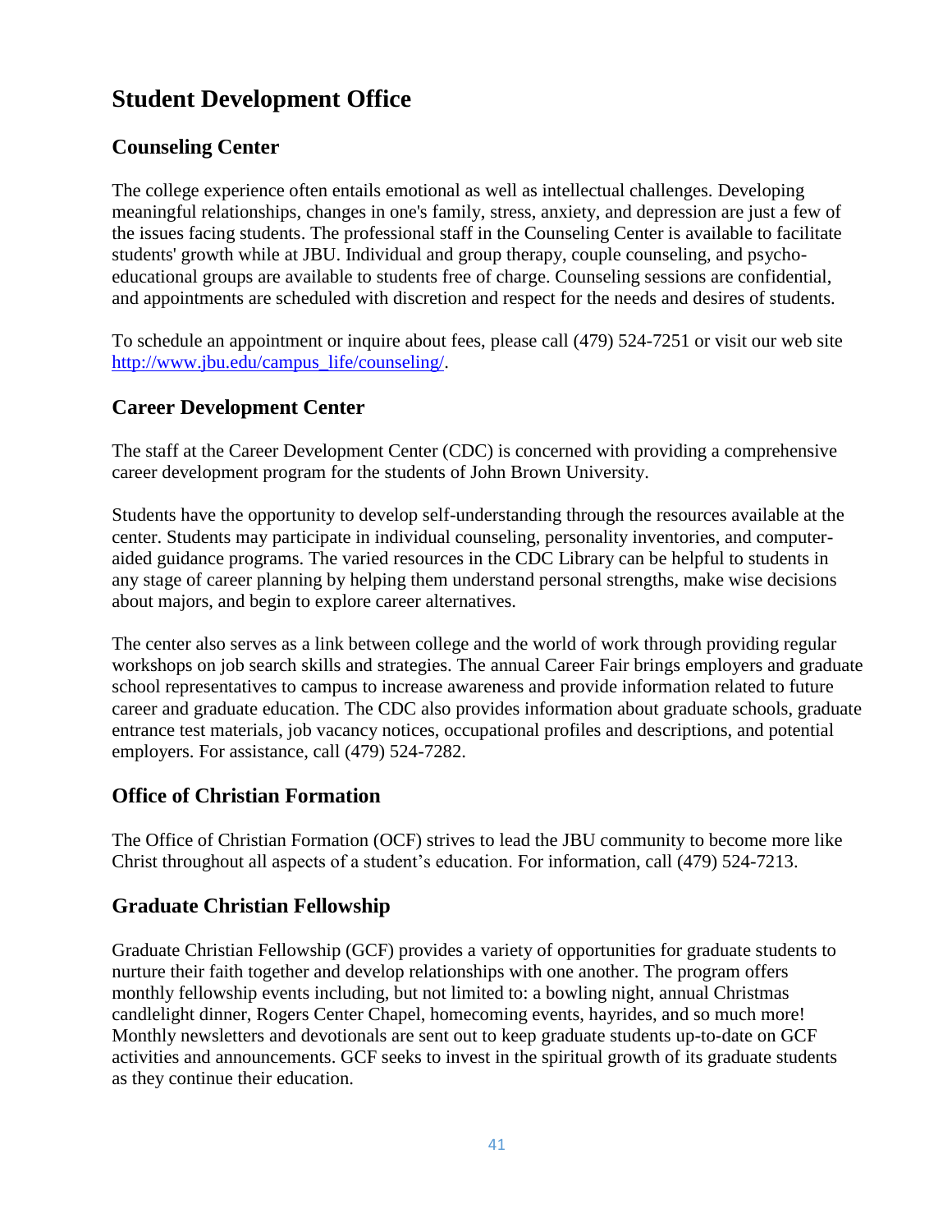# Student Development Office

## Counseling Center

The college experience often entails emotional as well as intellectual challenges. Developing meaningful relationships, changes in one's family, stress, anxiety, and depression are just a few of the issues facing students. The professional staff in the Counseling Center is available to facilitate students' growth while at JBU. Individual and group therapy, couple counseling, and psycho-educational groups are available to students free of charge. Counseling sessions are confidential, and appointments are scheduled with discretion and respect for the needs and desires of students.

To schedule an appointment or inquire about fees, please call (479) 524-7251 or visit our web site [http://www.jbu.edu/campus_life/counseling/](http://www.jbu.edu/campus_life/counseling/).

## Career Development Center

The staff at the Career Development Center (CDC) is concerned with providing a comprehensive career development program for the students of John Brown University.

Students have the opportunity to develop self-understanding through the resources available at the center. Students may participate in individual counseling, personality inventories, and computer-aided guidance programs. The varied resources in the CDC Library can be helpful to students in any stage of career planning by helping them understand personal strengths, make wise decisions about majors, and begin to explore career alternatives.

The center also serves as a link between college and the world of work through providing regular workshops on job search skills and strategies. The annual Career Fair brings employers and graduate school representatives to campus to increase awareness and provide information related to future career and graduate education. The CDC also provides information about graduate schools, graduate entrance test materials, job vacancy notices, occupational profiles and descriptions, and potential employers. For assistance, call (479) 524-7282.

## Office of Christian Formation

The Office of Christian Formation (OCF) strives to lead the JBU community to become more like Christ throughout all aspects of a student's education. For information, call (479) 524-7213.

## Graduate Christian Fellowship

Graduate Christian Fellowship (GCF) provides a variety of opportunities for graduate students to nurture their faith together and develop relationships with one another. The program offers monthly fellowship events including, but not limited to: a bowling night, annual Christmas candlelight dinner, Rogers Center Chapel, homecoming events, hayrides, and so much more! Monthly newsletters and devotionals are sent out to keep graduate students up-to-date on GCF activities and announcements. GCF seeks to invest in the spiritual growth of its graduate students as they continue their education.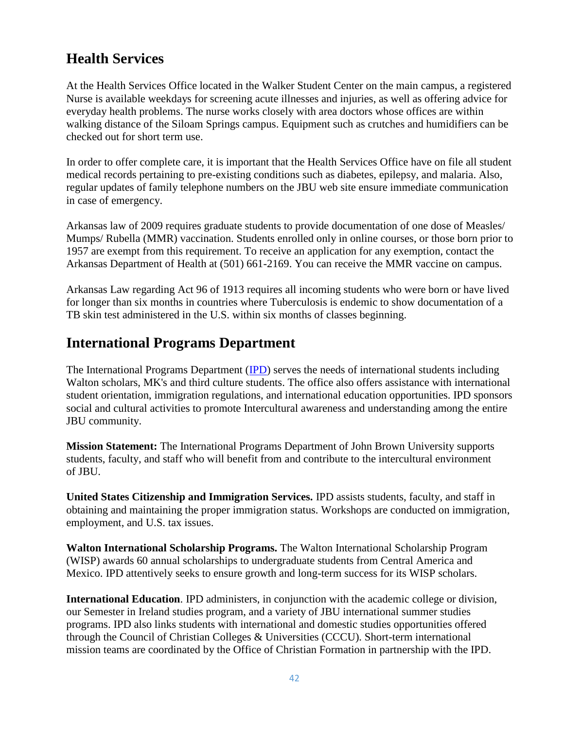## Health Services

At the Health Services Office located in the Walker Student Center on the main campus, a registered Nurse is available weekdays for screening acute illnesses and injuries, as well as offering advice for everyday health problems. The nurse works closely with area doctors whose offices are within walking distance of the Siloam Springs campus. Equipment such as crutches and humidifiers can be checked out for short term use.

In order to offer complete care, it is important that the Health Services Office have on file all student medical records pertaining to pre-existing conditions such as diabetes, epilepsy, and malaria. Also, regular updates of family telephone numbers on the JBU web site ensure immediate communication in case of emergency.

Arkansas law of 2009 requires graduate students to provide documentation of one dose of Measles/ Mumps/ Rubella (MMR) vaccination. Students enrolled only in online courses, or those born prior to 1957 are exempt from this requirement. To receive an application for any exemption, contact the Arkansas Department of Health at (501) 661-2169. You can receive the MMR vaccine on campus.

Arkansas Law regarding Act 96 of 1913 requires all incoming students who were born or have lived for longer than six months in countries where Tuberculosis is endemic to show documentation of a TB skin test administered in the U.S. within six months of classes beginning.

## International Programs Department

The International Programs Department (IPD) serves the needs of international students including Walton scholars, MK's and third culture students. The office also offers assistance with international student orientation, immigration regulations, and international education opportunities. IPD sponsors social and cultural activities to promote Intercultural awareness and understanding among the entire JBU community.

**Mission Statement:** The International Programs Department of John Brown University supports students, faculty, and staff who will benefit from and contribute to the intercultural environment of JBU.

**United States Citizenship and Immigration Services.** IPD assists students, faculty, and staff in obtaining and maintaining the proper immigration status. Workshops are conducted on immigration, employment, and U.S. tax issues.

**Walton International Scholarship Programs.** The Walton International Scholarship Program (WISP) awards 60 annual scholarships to undergraduate students from Central America and Mexico. IPD attentively seeks to ensure growth and long-term success for its WISP scholars.

**International Education**. IPD administers, in conjunction with the academic college or division, our Semester in Ireland studies program, and a variety of JBU international summer studies programs. IPD also links students with international and domestic studies opportunities offered through the Council of Christian Colleges & Universities (CCCU). Short-term international mission teams are coordinated by the Office of Christian Formation in partnership with the IPD.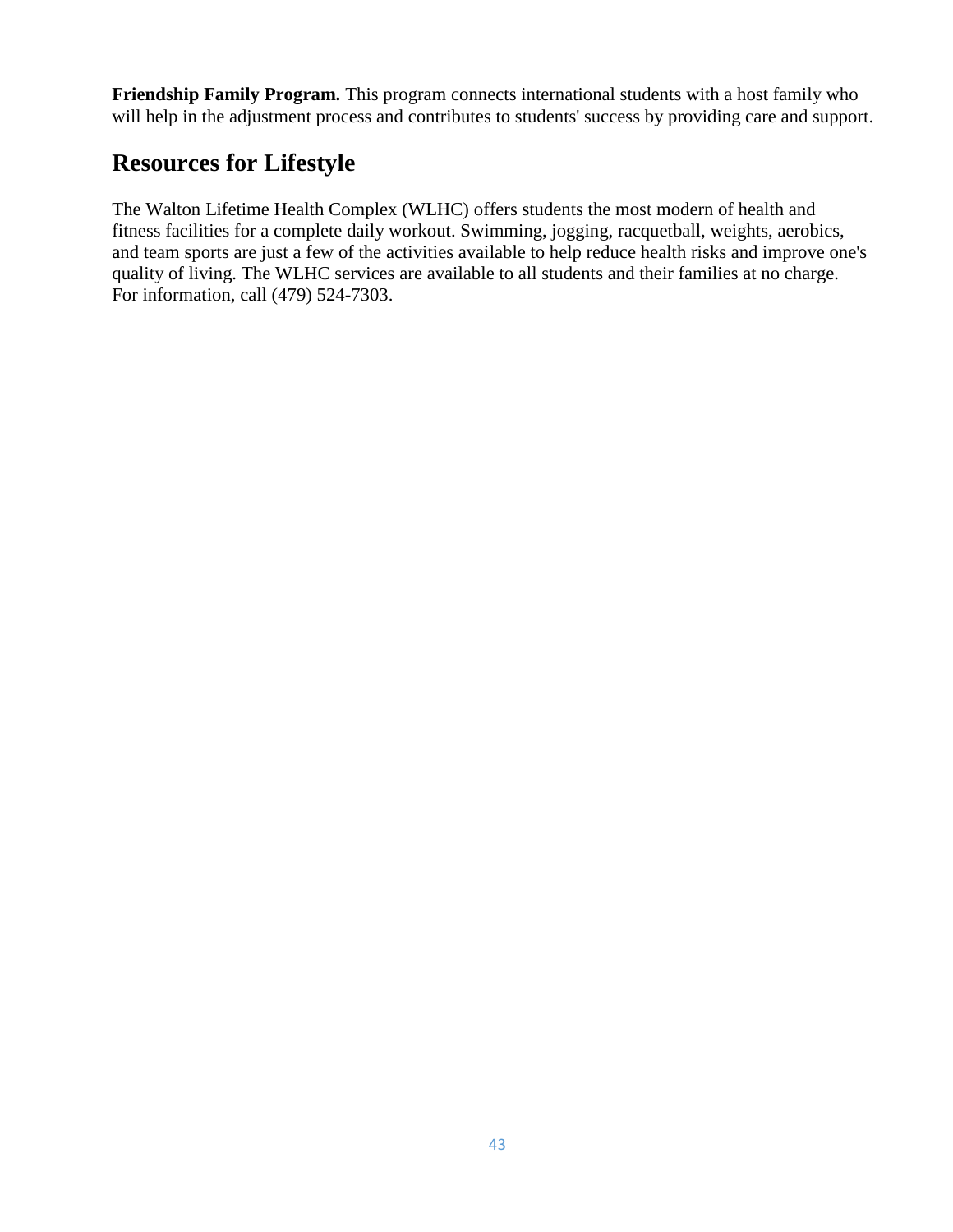**Friendship Family Program.** This program connects international students with a host family who will help in the adjustment process and contributes to students' success by providing care and support.

## Resources for Lifestyle

The Walton Lifetime Health Complex (WLHC) offers students the most modern of health and fitness facilities for a complete daily workout. Swimming, jogging, racquetball, weights, aerobics, and team sports are just a few of the activities available to help reduce health risks and improve one's quality of living. The WLHC services are available to all students and their families at no charge. For information, call (479) 524-7303.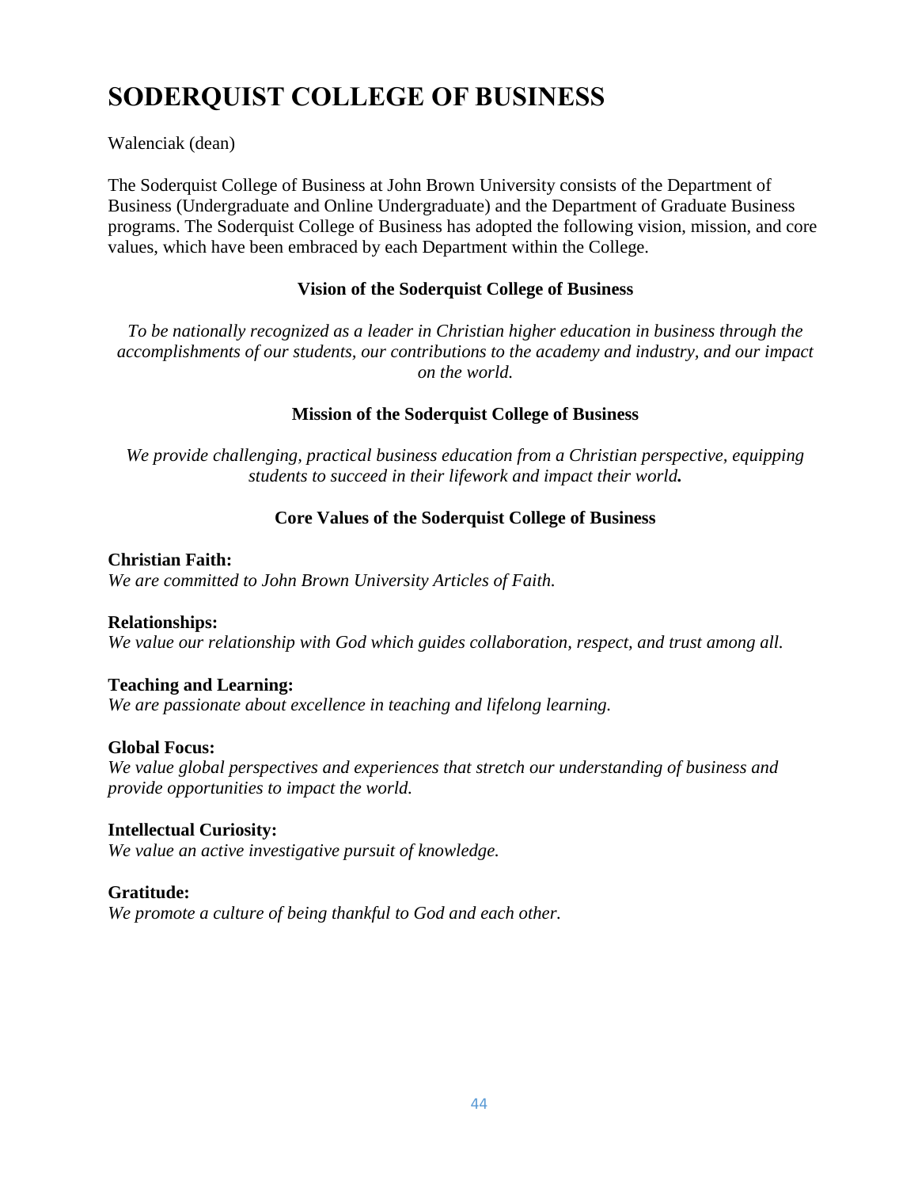# SODERQUIST COLLEGE OF BUSINESS

Walenciak (dean)

The Soderquist College of Business at John Brown University consists of the Department of Business (Undergraduate and Online Undergraduate) and the Department of Graduate Business programs. The Soderquist College of Business has adopted the following vision, mission, and core values, which have been embraced by each Department within the College.

### Vision of the Soderquist College of Business

*To be nationally recognized as a leader in Christian higher education in business through the accomplishments of our students, our contributions to the academy and industry, and our impact on the world.*

### Mission of the Soderquist College of Business

*We provide challenging, practical business education from a Christian perspective, equipping students to succeed in their lifework and impact their world.*

### Core Values of the Soderquist College of Business

**Christian Faith:**
*We are committed to John Brown University Articles of Faith.*

**Relationships:**
*We value our relationship with God which guides collaboration, respect, and trust among all.*

**Teaching and Learning:**
*We are passionate about excellence in teaching and lifelong learning.*

**Global Focus:**
*We value global perspectives and experiences that stretch our understanding of business and provide opportunities to impact the world.*

**Intellectual Curiosity:**
*We value an active investigative pursuit of knowledge.*

**Gratitude:**
*We promote a culture of being thankful to God and each other.*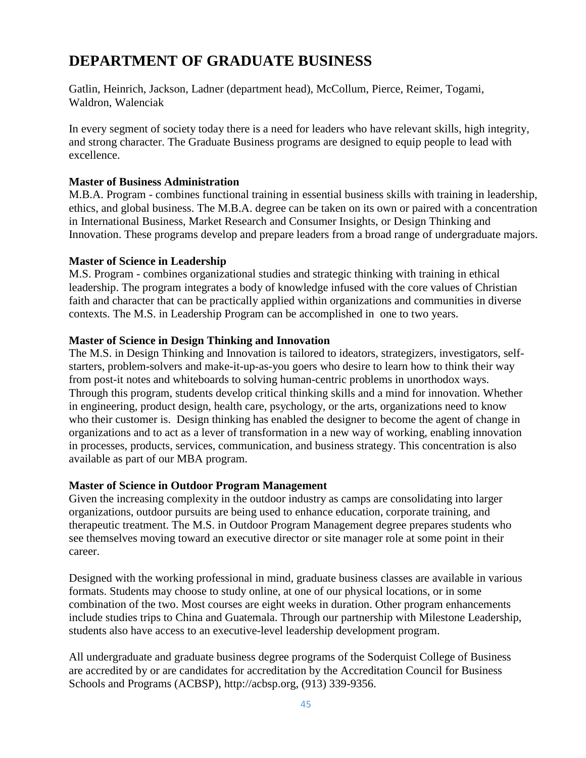# DEPARTMENT OF GRADUATE BUSINESS

Gatlin, Heinrich, Jackson, Ladner (department head), McCollum, Pierce, Reimer, Togami, Waldron, Walenciak

In every segment of society today there is a need for leaders who have relevant skills, high integrity, and strong character. The Graduate Business programs are designed to equip people to lead with excellence.

**Master of Business Administration**
M.B.A. Program - combines functional training in essential business skills with training in leadership, ethics, and global business. The M.B.A. degree can be taken on its own or paired with a concentration in International Business, Market Research and Consumer Insights, or Design Thinking and Innovation. These programs develop and prepare leaders from a broad range of undergraduate majors.

**Master of Science in Leadership**
M.S. Program - combines organizational studies and strategic thinking with training in ethical leadership. The program integrates a body of knowledge infused with the core values of Christian faith and character that can be practically applied within organizations and communities in diverse contexts. The M.S. in Leadership Program can be accomplished in one to two years.

**Master of Science in Design Thinking and Innovation**
The M.S. in Design Thinking and Innovation is tailored to ideators, strategizers, investigators, self-starters, problem-solvers and make-it-up-as-you goers who desire to learn how to think their way from post-it notes and whiteboards to solving human-centric problems in unorthodox ways. Through this program, students develop critical thinking skills and a mind for innovation. Whether in engineering, product design, health care, psychology, or the arts, organizations need to know who their customer is. Design thinking has enabled the designer to become the agent of change in organizations and to act as a lever of transformation in a new way of working, enabling innovation in processes, products, services, communication, and business strategy. This concentration is also available as part of our MBA program.

**Master of Science in Outdoor Program Management**
Given the increasing complexity in the outdoor industry as camps are consolidating into larger organizations, outdoor pursuits are being used to enhance education, corporate training, and therapeutic treatment. The M.S. in Outdoor Program Management degree prepares students who see themselves moving toward an executive director or site manager role at some point in their career.

Designed with the working professional in mind, graduate business classes are available in various formats. Students may choose to study online, at one of our physical locations, or in some combination of the two. Most courses are eight weeks in duration. Other program enhancements include studies trips to China and Guatemala. Through our partnership with Milestone Leadership, students also have access to an executive-level leadership development program.

All undergraduate and graduate business degree programs of the Soderquist College of Business are accredited by or are candidates for accreditation by the Accreditation Council for Business Schools and Programs (ACBSP), http://acbsp.org, (913) 339-9356.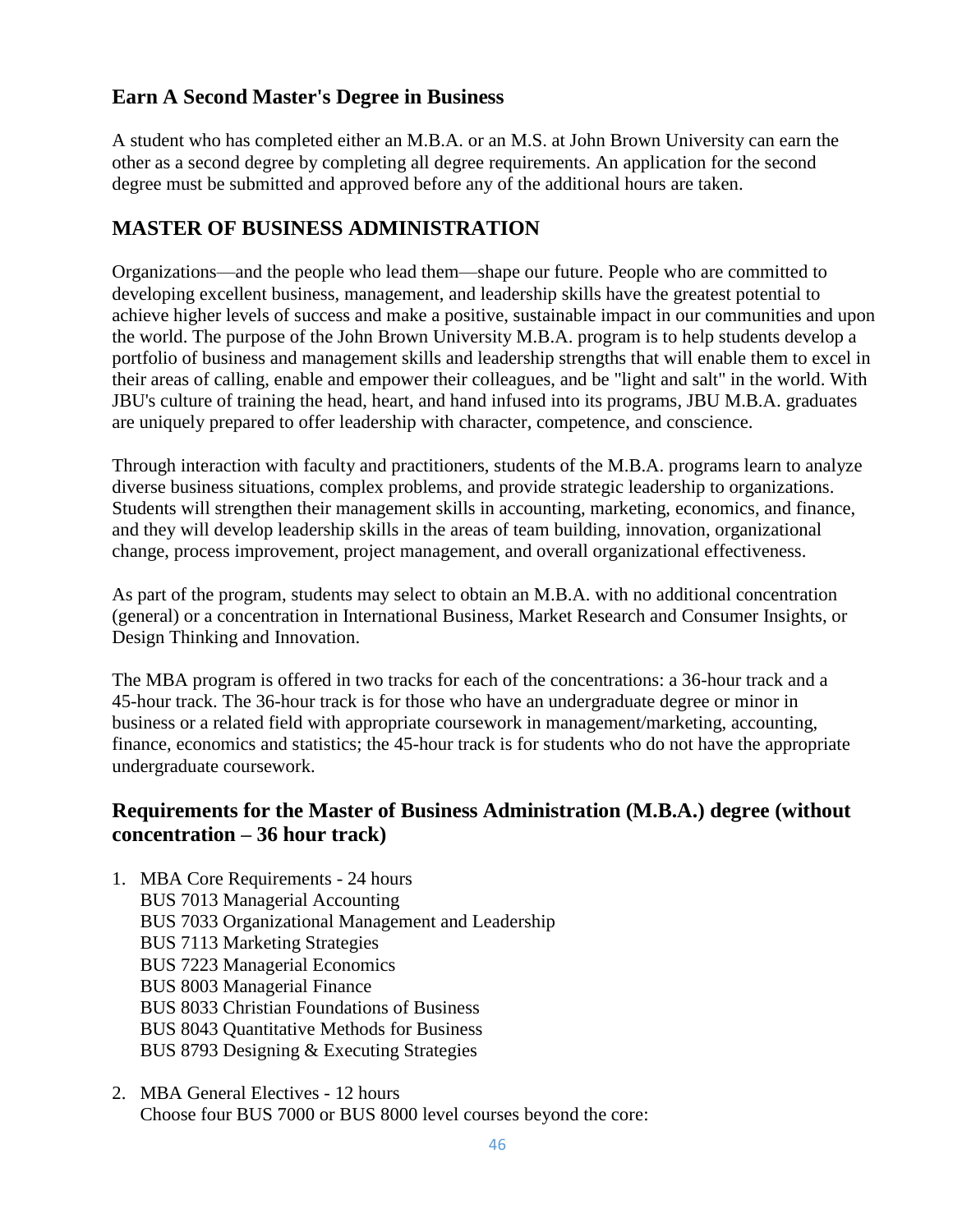### Earn A Second Master's Degree in Business

A student who has completed either an M.B.A. or an M.S. at John Brown University can earn the other as a second degree by completing all degree requirements. An application for the second degree must be submitted and approved before any of the additional hours are taken.

## MASTER OF BUSINESS ADMINISTRATION

Organizations—and the people who lead them—shape our future. People who are committed to developing excellent business, management, and leadership skills have the greatest potential to achieve higher levels of success and make a positive, sustainable impact in our communities and upon the world. The purpose of the John Brown University M.B.A. program is to help students develop a portfolio of business and management skills and leadership strengths that will enable them to excel in their areas of calling, enable and empower their colleagues, and be "light and salt" in the world. With JBU's culture of training the head, heart, and hand infused into its programs, JBU M.B.A. graduates are uniquely prepared to offer leadership with character, competence, and conscience.

Through interaction with faculty and practitioners, students of the M.B.A. programs learn to analyze diverse business situations, complex problems, and provide strategic leadership to organizations. Students will strengthen their management skills in accounting, marketing, economics, and finance, and they will develop leadership skills in the areas of team building, innovation, organizational change, process improvement, project management, and overall organizational effectiveness.

As part of the program, students may select to obtain an M.B.A. with no additional concentration (general) or a concentration in International Business, Market Research and Consumer Insights, or Design Thinking and Innovation.

The MBA program is offered in two tracks for each of the concentrations: a 36-hour track and a 45-hour track. The 36-hour track is for those who have an undergraduate degree or minor in business or a related field with appropriate coursework in management/marketing, accounting, finance, economics and statistics; the 45-hour track is for students who do not have the appropriate undergraduate coursework.

### Requirements for the Master of Business Administration (M.B.A.) degree (without concentration – 36 hour track)

1. MBA Core Requirements - 24 hours
   BUS 7013 Managerial Accounting
   BUS 7033 Organizational Management and Leadership
   BUS 7113 Marketing Strategies
   BUS 7223 Managerial Economics
   BUS 8003 Managerial Finance
   BUS 8033 Christian Foundations of Business
   BUS 8043 Quantitative Methods for Business
   BUS 8793 Designing & Executing Strategies

2. MBA General Electives - 12 hours
   Choose four BUS 7000 or BUS 8000 level courses beyond the core: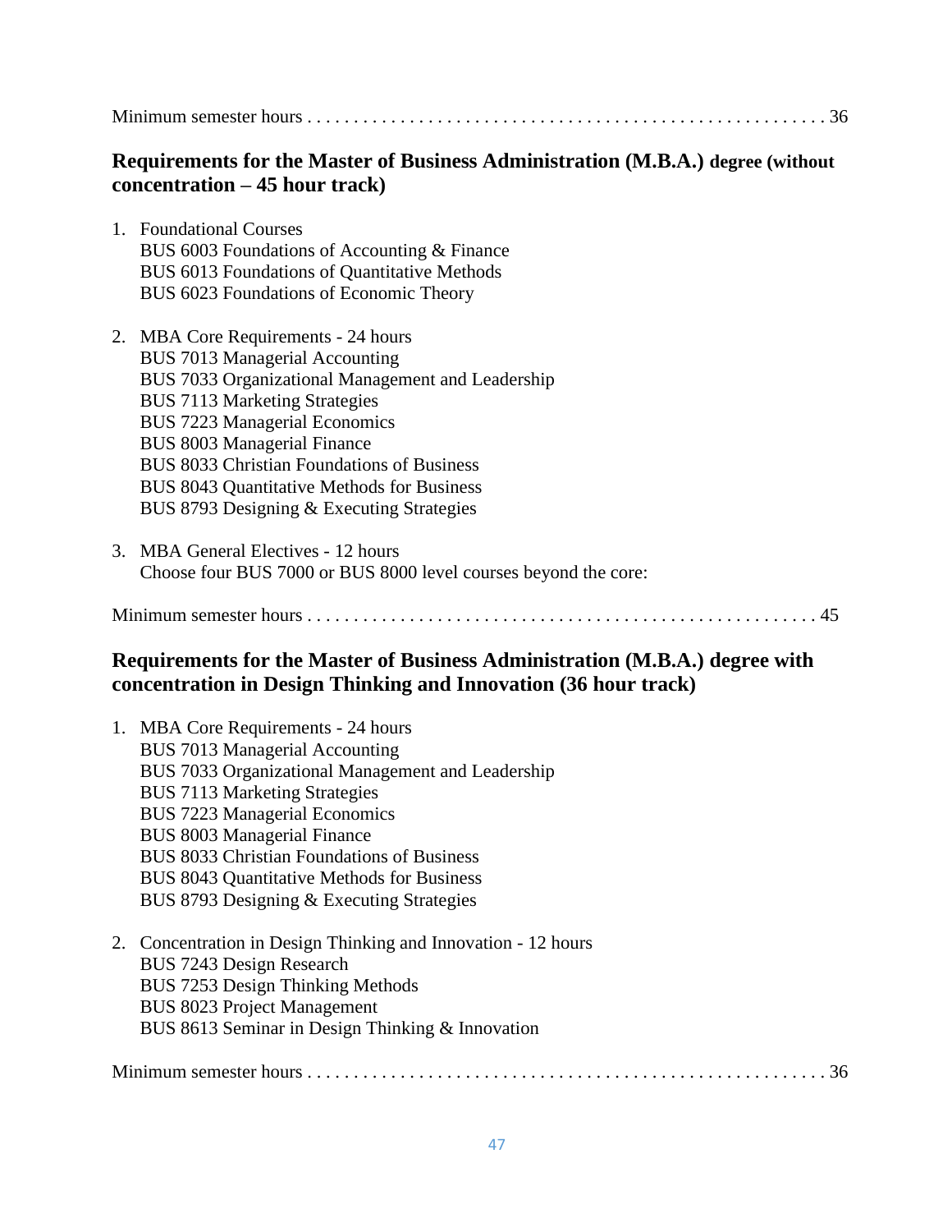Minimum semester hours . . . . . . . . . . . . . . . . . . . . . . . . . . . . . . . . . . . . . . . . . . . . . . . . . . . . . . 36

### Requirements for the Master of Business Administration (M.B.A.) degree (without concentration – 45 hour track)

1. Foundational Courses
   BUS 6003 Foundations of Accounting & Finance
   BUS 6013 Foundations of Quantitative Methods
   BUS 6023 Foundations of Economic Theory

2. MBA Core Requirements - 24 hours
   BUS 7013 Managerial Accounting
   BUS 7033 Organizational Management and Leadership
   BUS 7113 Marketing Strategies
   BUS 7223 Managerial Economics
   BUS 8003 Managerial Finance
   BUS 8033 Christian Foundations of Business
   BUS 8043 Quantitative Methods for Business
   BUS 8793 Designing & Executing Strategies

3. MBA General Electives - 12 hours
   Choose four BUS 7000 or BUS 8000 level courses beyond the core:

Minimum semester hours . . . . . . . . . . . . . . . . . . . . . . . . . . . . . . . . . . . . . . . . . . . . . . . . . . . . . . 45

### Requirements for the Master of Business Administration (M.B.A.) degree with concentration in Design Thinking and Innovation (36 hour track)

1. MBA Core Requirements - 24 hours
   BUS 7013 Managerial Accounting
   BUS 7033 Organizational Management and Leadership
   BUS 7113 Marketing Strategies
   BUS 7223 Managerial Economics
   BUS 8003 Managerial Finance
   BUS 8033 Christian Foundations of Business
   BUS 8043 Quantitative Methods for Business
   BUS 8793 Designing & Executing Strategies

2. Concentration in Design Thinking and Innovation - 12 hours
   BUS 7243 Design Research
   BUS 7253 Design Thinking Methods
   BUS 8023 Project Management
   BUS 8613 Seminar in Design Thinking & Innovation

Minimum semester hours . . . . . . . . . . . . . . . . . . . . . . . . . . . . . . . . . . . . . . . . . . . . . . . . . . . . . . 36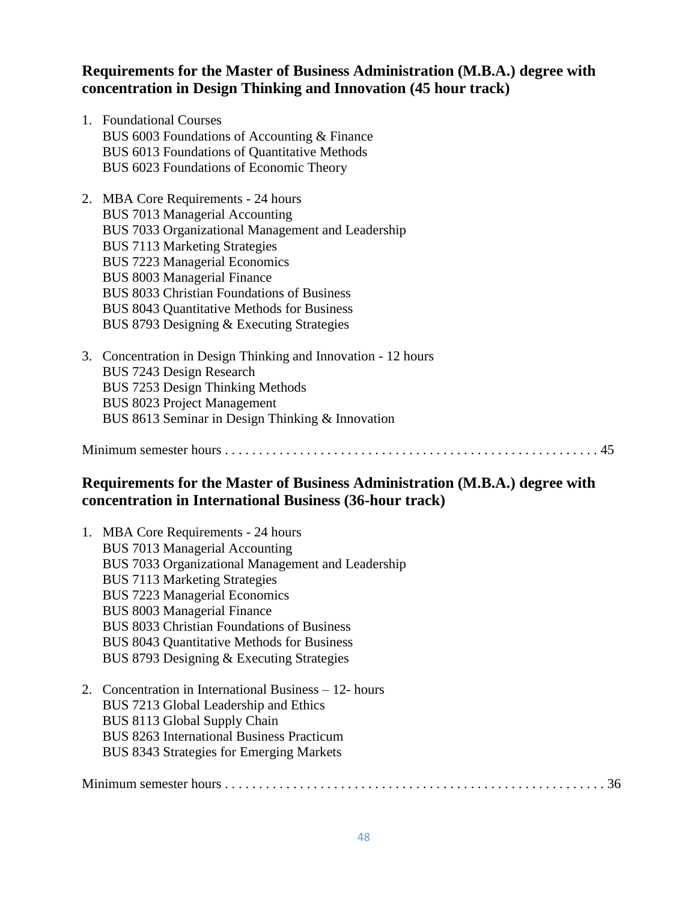### Requirements for the Master of Business Administration (M.B.A.) degree with concentration in Design Thinking and Innovation (45 hour track)

1. Foundational Courses
   BUS 6003 Foundations of Accounting & Finance
   BUS 6013 Foundations of Quantitative Methods
   BUS 6023 Foundations of Economic Theory

2. MBA Core Requirements - 24 hours
   BUS 7013 Managerial Accounting
   BUS 7033 Organizational Management and Leadership
   BUS 7113 Marketing Strategies
   BUS 7223 Managerial Economics
   BUS 8003 Managerial Finance
   BUS 8033 Christian Foundations of Business
   BUS 8043 Quantitative Methods for Business
   BUS 8793 Designing & Executing Strategies

3. Concentration in Design Thinking and Innovation - 12 hours
   BUS 7243 Design Research
   BUS 7253 Design Thinking Methods
   BUS 8023 Project Management
   BUS 8613 Seminar in Design Thinking & Innovation

Minimum semester hours . . . . . . . . . . . . . . . . . . . . . . . . . . . . . . . . . . . . . . . . . . . . . . . . . . . . 45

### Requirements for the Master of Business Administration (M.B.A.) degree with concentration in International Business (36-hour track)

1. MBA Core Requirements - 24 hours
   BUS 7013 Managerial Accounting
   BUS 7033 Organizational Management and Leadership
   BUS 7113 Marketing Strategies
   BUS 7223 Managerial Economics
   BUS 8003 Managerial Finance
   BUS 8033 Christian Foundations of Business
   BUS 8043 Quantitative Methods for Business
   BUS 8793 Designing & Executing Strategies

2. Concentration in International Business – 12- hours
   BUS 7213 Global Leadership and Ethics
   BUS 8113 Global Supply Chain
   BUS 8263 International Business Practicum
   BUS 8343 Strategies for Emerging Markets

Minimum semester hours . . . . . . . . . . . . . . . . . . . . . . . . . . . . . . . . . . . . . . . . . . . . . . . . . . . . . . . 36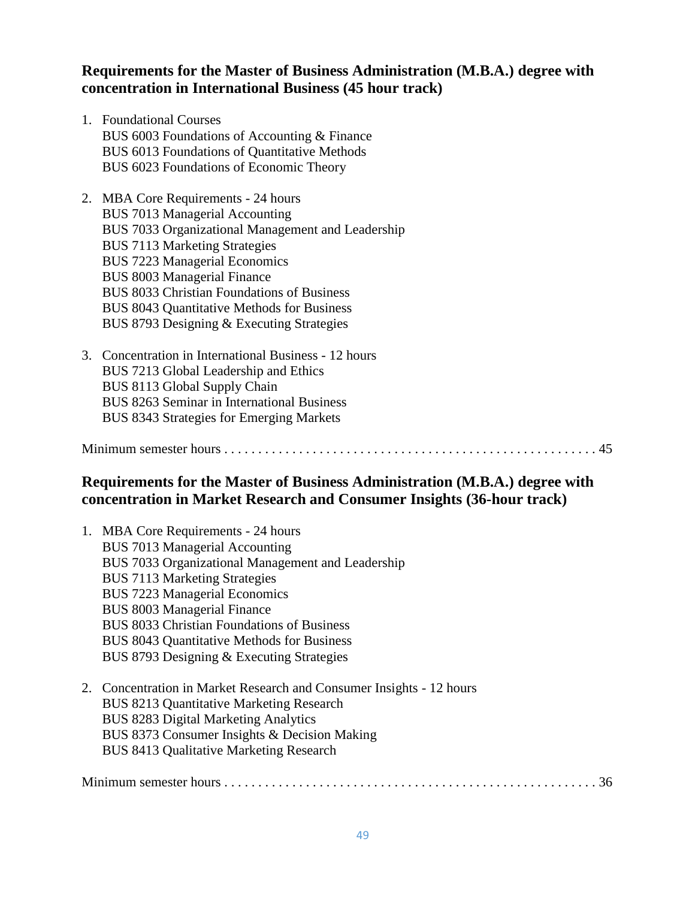## Requirements for the Master of Business Administration (M.B.A.) degree with concentration in International Business (45 hour track)

1. Foundational Courses
   BUS 6003 Foundations of Accounting & Finance
   BUS 6013 Foundations of Quantitative Methods
   BUS 6023 Foundations of Economic Theory

2. MBA Core Requirements - 24 hours
   BUS 7013 Managerial Accounting
   BUS 7033 Organizational Management and Leadership
   BUS 7113 Marketing Strategies
   BUS 7223 Managerial Economics
   BUS 8003 Managerial Finance
   BUS 8033 Christian Foundations of Business
   BUS 8043 Quantitative Methods for Business
   BUS 8793 Designing & Executing Strategies

3. Concentration in International Business - 12 hours
   BUS 7213 Global Leadership and Ethics
   BUS 8113 Global Supply Chain
   BUS 8263 Seminar in International Business
   BUS 8343 Strategies for Emerging Markets

Minimum semester hours . . . . . . . . . . . . . . . . . . . . . . . . . . . . . . . . . . . . . . . . . . . . . . . . . . . . . 45

## Requirements for the Master of Business Administration (M.B.A.) degree with concentration in Market Research and Consumer Insights (36-hour track)

1. MBA Core Requirements - 24 hours
   BUS 7013 Managerial Accounting
   BUS 7033 Organizational Management and Leadership
   BUS 7113 Marketing Strategies
   BUS 7223 Managerial Economics
   BUS 8003 Managerial Finance
   BUS 8033 Christian Foundations of Business
   BUS 8043 Quantitative Methods for Business
   BUS 8793 Designing & Executing Strategies

2. Concentration in Market Research and Consumer Insights - 12 hours
   BUS 8213 Quantitative Marketing Research
   BUS 8283 Digital Marketing Analytics
   BUS 8373 Consumer Insights & Decision Making
   BUS 8413 Qualitative Marketing Research

Minimum semester hours . . . . . . . . . . . . . . . . . . . . . . . . . . . . . . . . . . . . . . . . . . . . . . . . . . . . . 36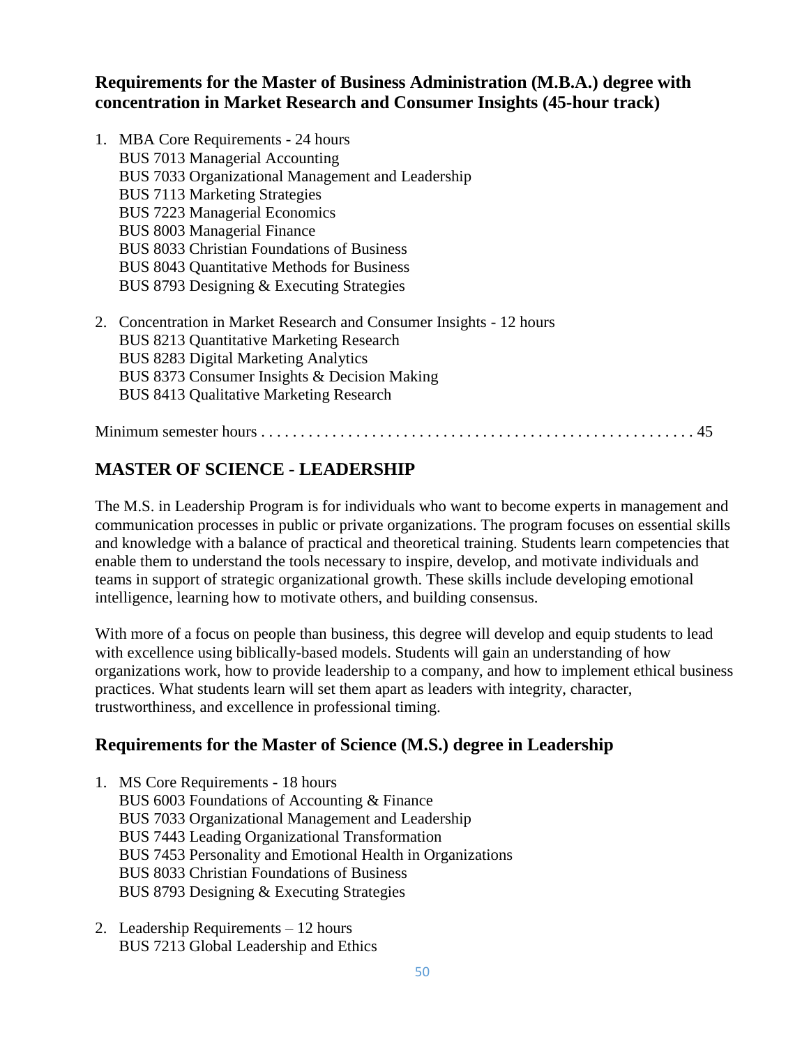### Requirements for the Master of Business Administration (M.B.A.) degree with concentration in Market Research and Consumer Insights (45-hour track)

1. MBA Core Requirements - 24 hours
   BUS 7013 Managerial Accounting
   BUS 7033 Organizational Management and Leadership
   BUS 7113 Marketing Strategies
   BUS 7223 Managerial Economics
   BUS 8003 Managerial Finance
   BUS 8033 Christian Foundations of Business
   BUS 8043 Quantitative Methods for Business
   BUS 8793 Designing & Executing Strategies

2. Concentration in Market Research and Consumer Insights - 12 hours
   BUS 8213 Quantitative Marketing Research
   BUS 8283 Digital Marketing Analytics
   BUS 8373 Consumer Insights & Decision Making
   BUS 8413 Qualitative Marketing Research

Minimum semester hours . . . . . . . . . . . . . . . . . . . . . . . . . . . . . . . . . . . . . . . . . . . . . . . . . . . . . . 45

## MASTER OF SCIENCE - LEADERSHIP

The M.S. in Leadership Program is for individuals who want to become experts in management and communication processes in public or private organizations. The program focuses on essential skills and knowledge with a balance of practical and theoretical training. Students learn competencies that enable them to understand the tools necessary to inspire, develop, and motivate individuals and teams in support of strategic organizational growth. These skills include developing emotional intelligence, learning how to motivate others, and building consensus.

With more of a focus on people than business, this degree will develop and equip students to lead with excellence using biblically-based models. Students will gain an understanding of how organizations work, how to provide leadership to a company, and how to implement ethical business practices. What students learn will set them apart as leaders with integrity, character, trustworthiness, and excellence in professional timing.

### Requirements for the Master of Science (M.S.) degree in Leadership

1. MS Core Requirements - 18 hours
   BUS 6003 Foundations of Accounting & Finance
   BUS 7033 Organizational Management and Leadership
   BUS 7443 Leading Organizational Transformation
   BUS 7453 Personality and Emotional Health in Organizations
   BUS 8033 Christian Foundations of Business
   BUS 8793 Designing & Executing Strategies

2. Leadership Requirements – 12 hours
   BUS 7213 Global Leadership and Ethics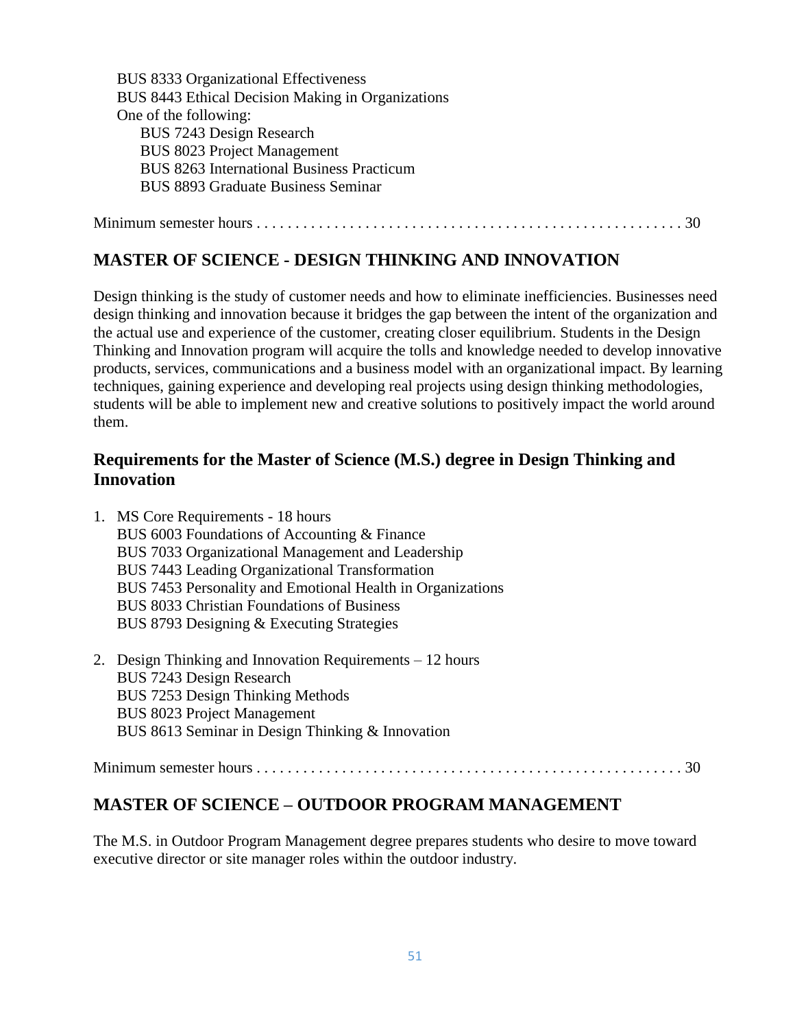BUS 8333 Organizational Effectiveness
BUS 8443 Ethical Decision Making in Organizations
One of the following:
- BUS 7243 Design Research
- BUS 8023 Project Management
- BUS 8263 International Business Practicum
- BUS 8893 Graduate Business Seminar

Minimum semester hours . . . . . . . . . . . . . . . . . . . . . . . . . . . . . . . . . . . . . . . . . . . . . . . . . . . . . 30

## MASTER OF SCIENCE - DESIGN THINKING AND INNOVATION

Design thinking is the study of customer needs and how to eliminate inefficiencies. Businesses need design thinking and innovation because it bridges the gap between the intent of the organization and the actual use and experience of the customer, creating closer equilibrium. Students in the Design Thinking and Innovation program will acquire the tolls and knowledge needed to develop innovative products, services, communications and a business model with an organizational impact. By learning techniques, gaining experience and developing real projects using design thinking methodologies, students will be able to implement new and creative solutions to positively impact the world around them.

### Requirements for the Master of Science (M.S.) degree in Design Thinking and Innovation

1. MS Core Requirements - 18 hours
   BUS 6003 Foundations of Accounting & Finance
   BUS 7033 Organizational Management and Leadership
   BUS 7443 Leading Organizational Transformation
   BUS 7453 Personality and Emotional Health in Organizations
   BUS 8033 Christian Foundations of Business
   BUS 8793 Designing & Executing Strategies

2. Design Thinking and Innovation Requirements – 12 hours
   BUS 7243 Design Research
   BUS 7253 Design Thinking Methods
   BUS 8023 Project Management
   BUS 8613 Seminar in Design Thinking & Innovation

Minimum semester hours . . . . . . . . . . . . . . . . . . . . . . . . . . . . . . . . . . . . . . . . . . . . . . . . . . . . . 30

## MASTER OF SCIENCE – OUTDOOR PROGRAM MANAGEMENT

The M.S. in Outdoor Program Management degree prepares students who desire to move toward executive director or site manager roles within the outdoor industry.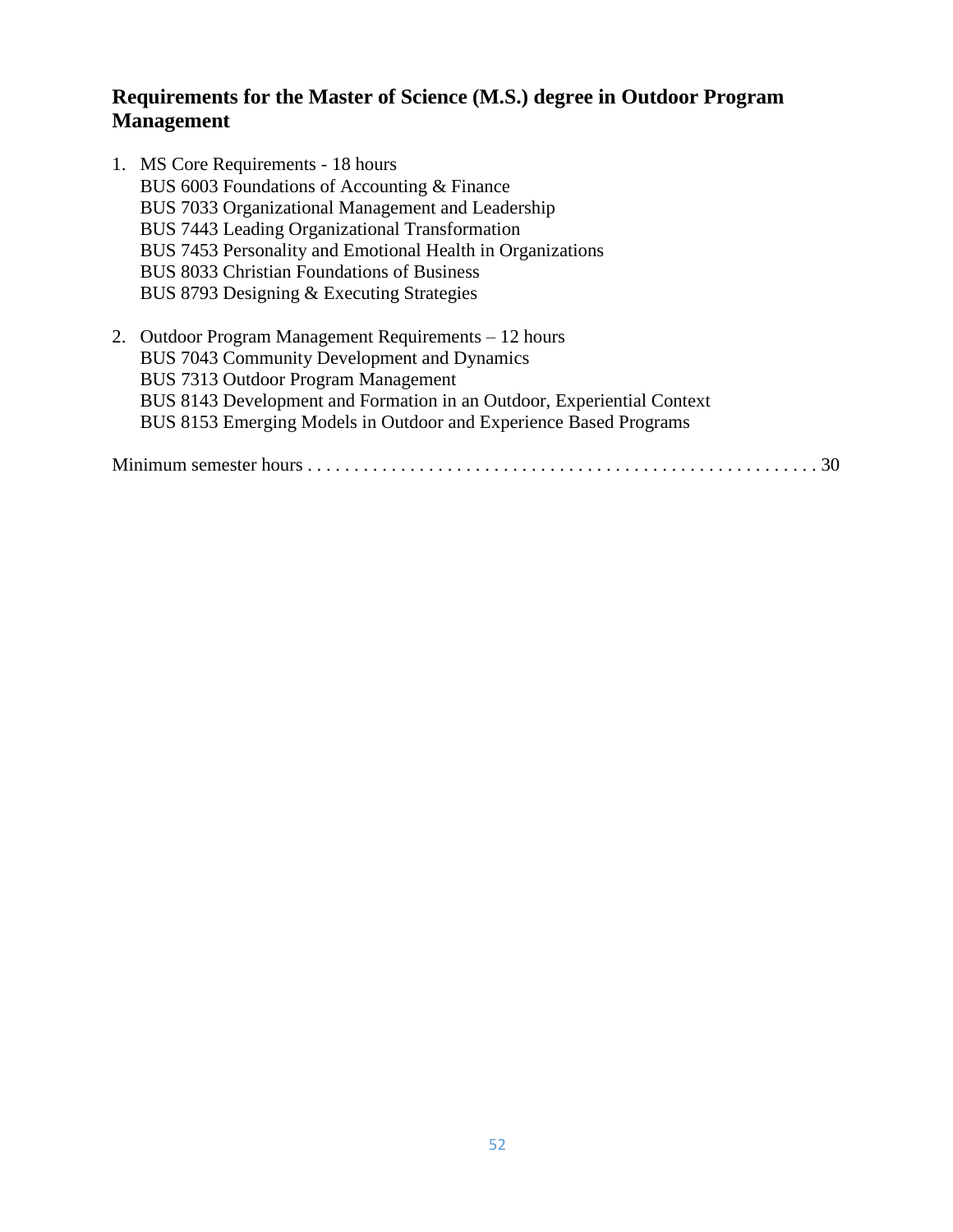## Requirements for the Master of Science (M.S.) degree in Outdoor Program Management

1. MS Core Requirements - 18 hours
   BUS 6003 Foundations of Accounting & Finance
   BUS 7033 Organizational Management and Leadership
   BUS 7443 Leading Organizational Transformation
   BUS 7453 Personality and Emotional Health in Organizations
   BUS 8033 Christian Foundations of Business
   BUS 8793 Designing & Executing Strategies

2. Outdoor Program Management Requirements – 12 hours
   BUS 7043 Community Development and Dynamics
   BUS 7313 Outdoor Program Management
   BUS 8143 Development and Formation in an Outdoor, Experiential Context
   BUS 8153 Emerging Models in Outdoor and Experience Based Programs

Minimum semester hours . . . . . . . . . . . . . . . . . . . . . . . . . . . . . . . . . . . . . . . . . . . . . . . . . . . . . 30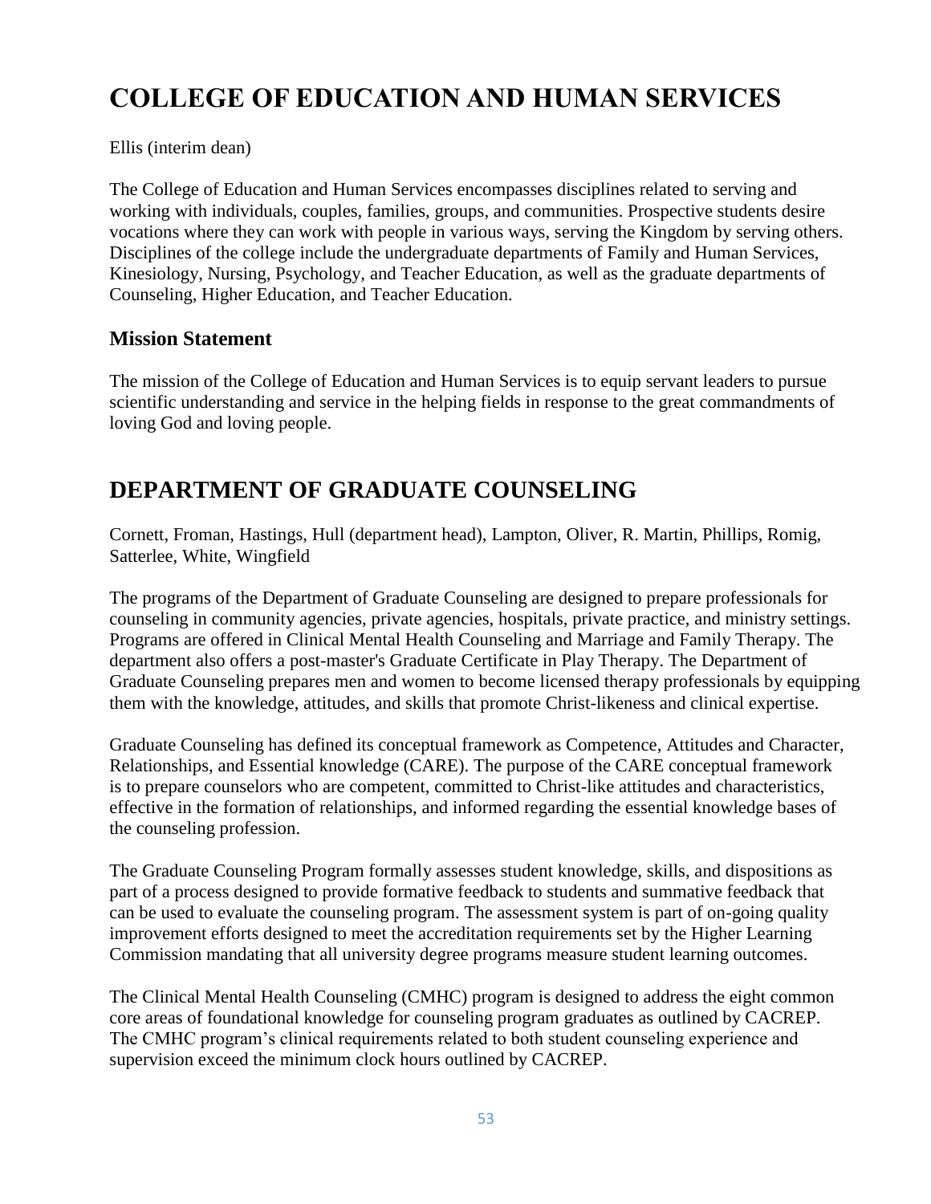# COLLEGE OF EDUCATION AND HUMAN SERVICES

Ellis (interim dean)

The College of Education and Human Services encompasses disciplines related to serving and working with individuals, couples, families, groups, and communities. Prospective students desire vocations where they can work with people in various ways, serving the Kingdom by serving others. Disciplines of the college include the undergraduate departments of Family and Human Services, Kinesiology, Nursing, Psychology, and Teacher Education, as well as the graduate departments of Counseling, Higher Education, and Teacher Education.

### Mission Statement

The mission of the College of Education and Human Services is to equip servant leaders to pursue scientific understanding and service in the helping fields in response to the great commandments of loving God and loving people.

## DEPARTMENT OF GRADUATE COUNSELING

Cornett, Froman, Hastings, Hull (department head), Lampton, Oliver, R. Martin, Phillips, Romig, Satterlee, White, Wingfield

The programs of the Department of Graduate Counseling are designed to prepare professionals for counseling in community agencies, private agencies, hospitals, private practice, and ministry settings. Programs are offered in Clinical Mental Health Counseling and Marriage and Family Therapy. The department also offers a post-master's Graduate Certificate in Play Therapy. The Department of Graduate Counseling prepares men and women to become licensed therapy professionals by equipping them with the knowledge, attitudes, and skills that promote Christ-likeness and clinical expertise.

Graduate Counseling has defined its conceptual framework as Competence, Attitudes and Character, Relationships, and Essential knowledge (CARE). The purpose of the CARE conceptual framework is to prepare counselors who are competent, committed to Christ-like attitudes and characteristics, effective in the formation of relationships, and informed regarding the essential knowledge bases of the counseling profession.

The Graduate Counseling Program formally assesses student knowledge, skills, and dispositions as part of a process designed to provide formative feedback to students and summative feedback that can be used to evaluate the counseling program. The assessment system is part of on-going quality improvement efforts designed to meet the accreditation requirements set by the Higher Learning Commission mandating that all university degree programs measure student learning outcomes.

The Clinical Mental Health Counseling (CMHC) program is designed to address the eight common core areas of foundational knowledge for counseling program graduates as outlined by CACREP. The CMHC program's clinical requirements related to both student counseling experience and supervision exceed the minimum clock hours outlined by CACREP.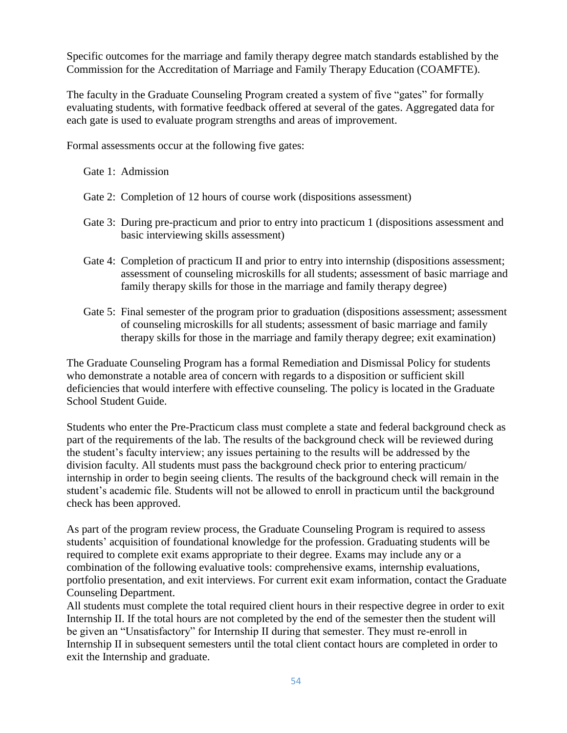Specific outcomes for the marriage and family therapy degree match standards established by the Commission for the Accreditation of Marriage and Family Therapy Education (COAMFTE).

The faculty in the Graduate Counseling Program created a system of five "gates" for formally evaluating students, with formative feedback offered at several of the gates. Aggregated data for each gate is used to evaluate program strengths and areas of improvement.

Formal assessments occur at the following five gates:

Gate 1: Admission

Gate 2: Completion of 12 hours of course work (dispositions assessment)

Gate 3: During pre-practicum and prior to entry into practicum 1 (dispositions assessment and basic interviewing skills assessment)

Gate 4: Completion of practicum II and prior to entry into internship (dispositions assessment; assessment of counseling microskills for all students; assessment of basic marriage and family therapy skills for those in the marriage and family therapy degree)

Gate 5: Final semester of the program prior to graduation (dispositions assessment; assessment of counseling microskills for all students; assessment of basic marriage and family therapy skills for those in the marriage and family therapy degree; exit examination)

The Graduate Counseling Program has a formal Remediation and Dismissal Policy for students who demonstrate a notable area of concern with regards to a disposition or sufficient skill deficiencies that would interfere with effective counseling. The policy is located in the Graduate School Student Guide.

Students who enter the Pre-Practicum class must complete a state and federal background check as part of the requirements of the lab. The results of the background check will be reviewed during the student's faculty interview; any issues pertaining to the results will be addressed by the division faculty. All students must pass the background check prior to entering practicum/ internship in order to begin seeing clients. The results of the background check will remain in the student's academic file. Students will not be allowed to enroll in practicum until the background check has been approved.

As part of the program review process, the Graduate Counseling Program is required to assess students' acquisition of foundational knowledge for the profession. Graduating students will be required to complete exit exams appropriate to their degree. Exams may include any or a combination of the following evaluative tools: comprehensive exams, internship evaluations, portfolio presentation, and exit interviews. For current exit exam information, contact the Graduate Counseling Department.

All students must complete the total required client hours in their respective degree in order to exit Internship II. If the total hours are not completed by the end of the semester then the student will be given an "Unsatisfactory" for Internship II during that semester. They must re-enroll in Internship II in subsequent semesters until the total client contact hours are completed in order to exit the Internship and graduate.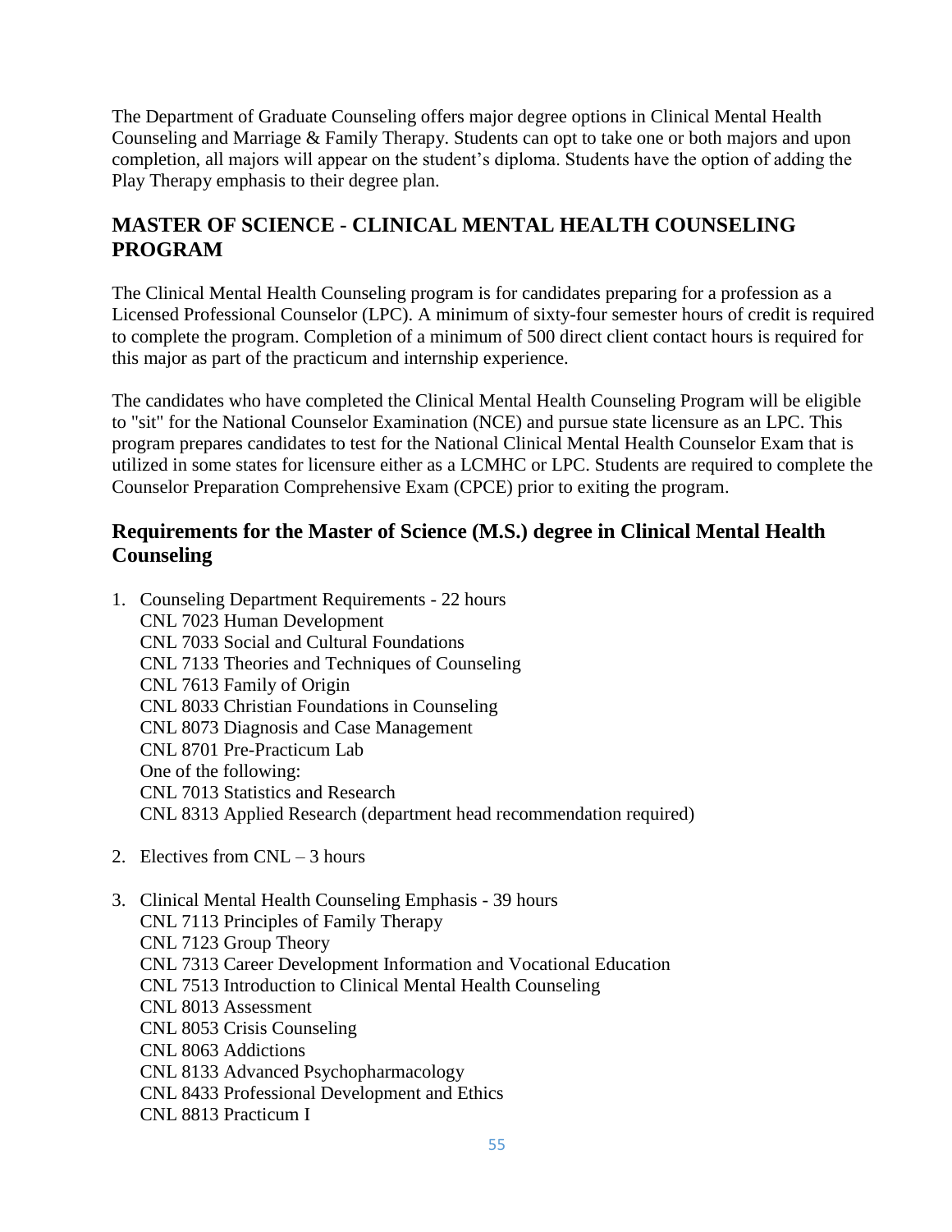The Department of Graduate Counseling offers major degree options in Clinical Mental Health Counseling and Marriage & Family Therapy. Students can opt to take one or both majors and upon completion, all majors will appear on the student's diploma. Students have the option of adding the Play Therapy emphasis to their degree plan.

## MASTER OF SCIENCE - CLINICAL MENTAL HEALTH COUNSELING PROGRAM

The Clinical Mental Health Counseling program is for candidates preparing for a profession as a Licensed Professional Counselor (LPC). A minimum of sixty-four semester hours of credit is required to complete the program. Completion of a minimum of 500 direct client contact hours is required for this major as part of the practicum and internship experience.

The candidates who have completed the Clinical Mental Health Counseling Program will be eligible to "sit" for the National Counselor Examination (NCE) and pursue state licensure as an LPC. This program prepares candidates to test for the National Clinical Mental Health Counselor Exam that is utilized in some states for licensure either as a LCMHC or LPC. Students are required to complete the Counselor Preparation Comprehensive Exam (CPCE) prior to exiting the program.

### Requirements for the Master of Science (M.S.) degree in Clinical Mental Health Counseling

1. Counseling Department Requirements - 22 hours
   CNL 7023 Human Development
   CNL 7033 Social and Cultural Foundations
   CNL 7133 Theories and Techniques of Counseling
   CNL 7613 Family of Origin
   CNL 8033 Christian Foundations in Counseling
   CNL 8073 Diagnosis and Case Management
   CNL 8701 Pre-Practicum Lab
   One of the following:
   CNL 7013 Statistics and Research
   CNL 8313 Applied Research (department head recommendation required)

2. Electives from CNL – 3 hours

3. Clinical Mental Health Counseling Emphasis - 39 hours
   CNL 7113 Principles of Family Therapy
   CNL 7123 Group Theory
   CNL 7313 Career Development Information and Vocational Education
   CNL 7513 Introduction to Clinical Mental Health Counseling
   CNL 8013 Assessment
   CNL 8053 Crisis Counseling
   CNL 8063 Addictions
   CNL 8133 Advanced Psychopharmacology
   CNL 8433 Professional Development and Ethics
   CNL 8813 Practicum I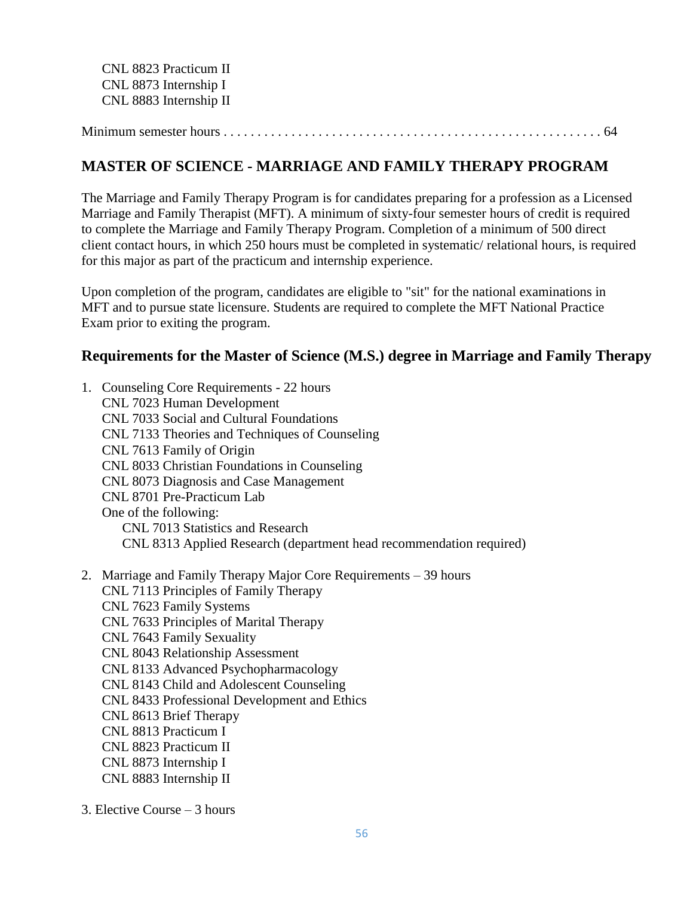CNL 8823 Practicum II
CNL 8873 Internship I
CNL 8883 Internship II

Minimum semester hours . . . . . . . . . . . . . . . . . . . . . . . . . . . . . . . . . . . . . . . . . . . . . . . . . . . . . . 64

## MASTER OF SCIENCE - MARRIAGE AND FAMILY THERAPY PROGRAM

The Marriage and Family Therapy Program is for candidates preparing for a profession as a Licensed Marriage and Family Therapist (MFT). A minimum of sixty-four semester hours of credit is required to complete the Marriage and Family Therapy Program. Completion of a minimum of 500 direct client contact hours, in which 250 hours must be completed in systematic/ relational hours, is required for this major as part of the practicum and internship experience.

Upon completion of the program, candidates are eligible to "sit" for the national examinations in MFT and to pursue state licensure. Students are required to complete the MFT National Practice Exam prior to exiting the program.

### Requirements for the Master of Science (M.S.) degree in Marriage and Family Therapy

1. Counseling Core Requirements - 22 hours
   CNL 7023 Human Development
   CNL 7033 Social and Cultural Foundations
   CNL 7133 Theories and Techniques of Counseling
   CNL 7613 Family of Origin
   CNL 8033 Christian Foundations in Counseling
   CNL 8073 Diagnosis and Case Management
   CNL 8701 Pre-Practicum Lab
   One of the following:
      CNL 7013 Statistics and Research
      CNL 8313 Applied Research (department head recommendation required)

2. Marriage and Family Therapy Major Core Requirements – 39 hours
   CNL 7113 Principles of Family Therapy
   CNL 7623 Family Systems
   CNL 7633 Principles of Marital Therapy
   CNL 7643 Family Sexuality
   CNL 8043 Relationship Assessment
   CNL 8133 Advanced Psychopharmacology
   CNL 8143 Child and Adolescent Counseling
   CNL 8433 Professional Development and Ethics
   CNL 8613 Brief Therapy
   CNL 8813 Practicum I
   CNL 8823 Practicum II
   CNL 8873 Internship I
   CNL 8883 Internship II

3. Elective Course – 3 hours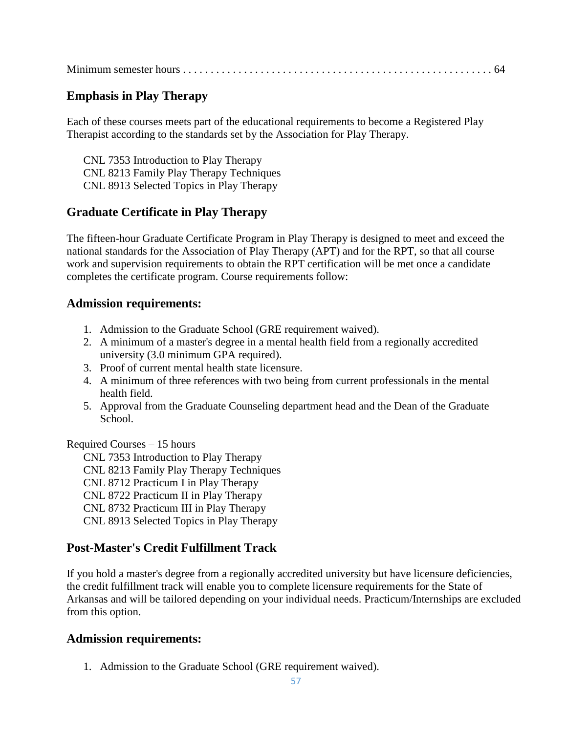Minimum semester hours . . . . . . . . . . . . . . . . . . . . . . . . . . . . . . . . . . . . . . . . . . . . . . . . . . . . . . 64

## Emphasis in Play Therapy

Each of these courses meets part of the educational requirements to become a Registered Play Therapist according to the standards set by the Association for Play Therapy.

CNL 7353 Introduction to Play Therapy
CNL 8213 Family Play Therapy Techniques
CNL 8913 Selected Topics in Play Therapy

## Graduate Certificate in Play Therapy

The fifteen-hour Graduate Certificate Program in Play Therapy is designed to meet and exceed the national standards for the Association of Play Therapy (APT) and for the RPT, so that all course work and supervision requirements to obtain the RPT certification will be met once a candidate completes the certificate program. Course requirements follow:

### Admission requirements:

1. Admission to the Graduate School (GRE requirement waived).
2. A minimum of a master's degree in a mental health field from a regionally accredited university (3.0 minimum GPA required).
3. Proof of current mental health state licensure.
4. A minimum of three references with two being from current professionals in the mental health field.
5. Approval from the Graduate Counseling department head and the Dean of the Graduate School.

Required Courses – 15 hours

CNL 7353 Introduction to Play Therapy
CNL 8213 Family Play Therapy Techniques
CNL 8712 Practicum I in Play Therapy
CNL 8722 Practicum II in Play Therapy
CNL 8732 Practicum III in Play Therapy
CNL 8913 Selected Topics in Play Therapy

## Post-Master's Credit Fulfillment Track

If you hold a master's degree from a regionally accredited university but have licensure deficiencies, the credit fulfillment track will enable you to complete licensure requirements for the State of Arkansas and will be tailored depending on your individual needs. Practicum/Internships are excluded from this option.

### Admission requirements:

1. Admission to the Graduate School (GRE requirement waived).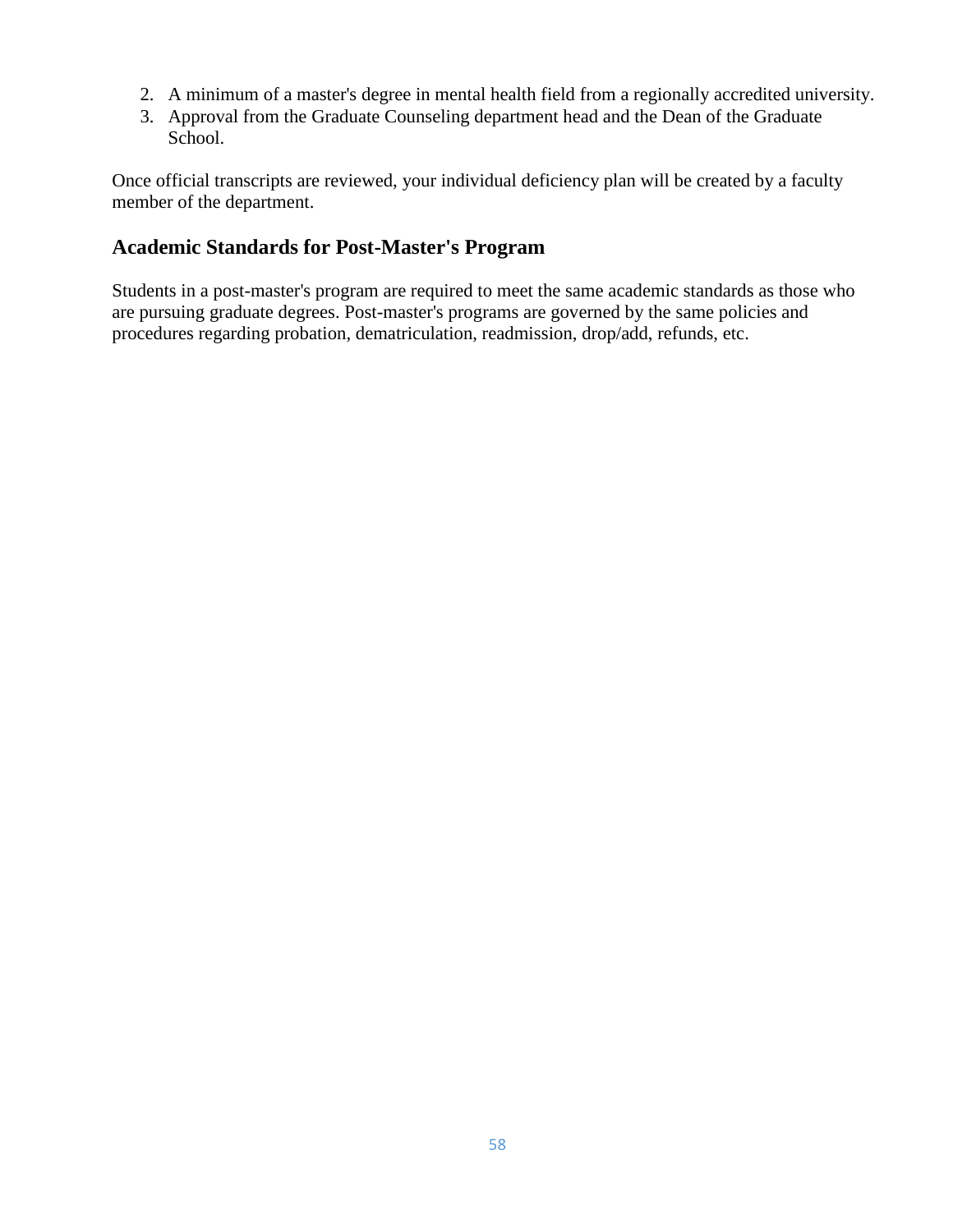2. A minimum of a master's degree in mental health field from a regionally accredited university.
3. Approval from the Graduate Counseling department head and the Dean of the Graduate School.

Once official transcripts are reviewed, your individual deficiency plan will be created by a faculty member of the department.

## Academic Standards for Post-Master's Program

Students in a post-master's program are required to meet the same academic standards as those who are pursuing graduate degrees. Post-master's programs are governed by the same policies and procedures regarding probation, dematriculation, readmission, drop/add, refunds, etc.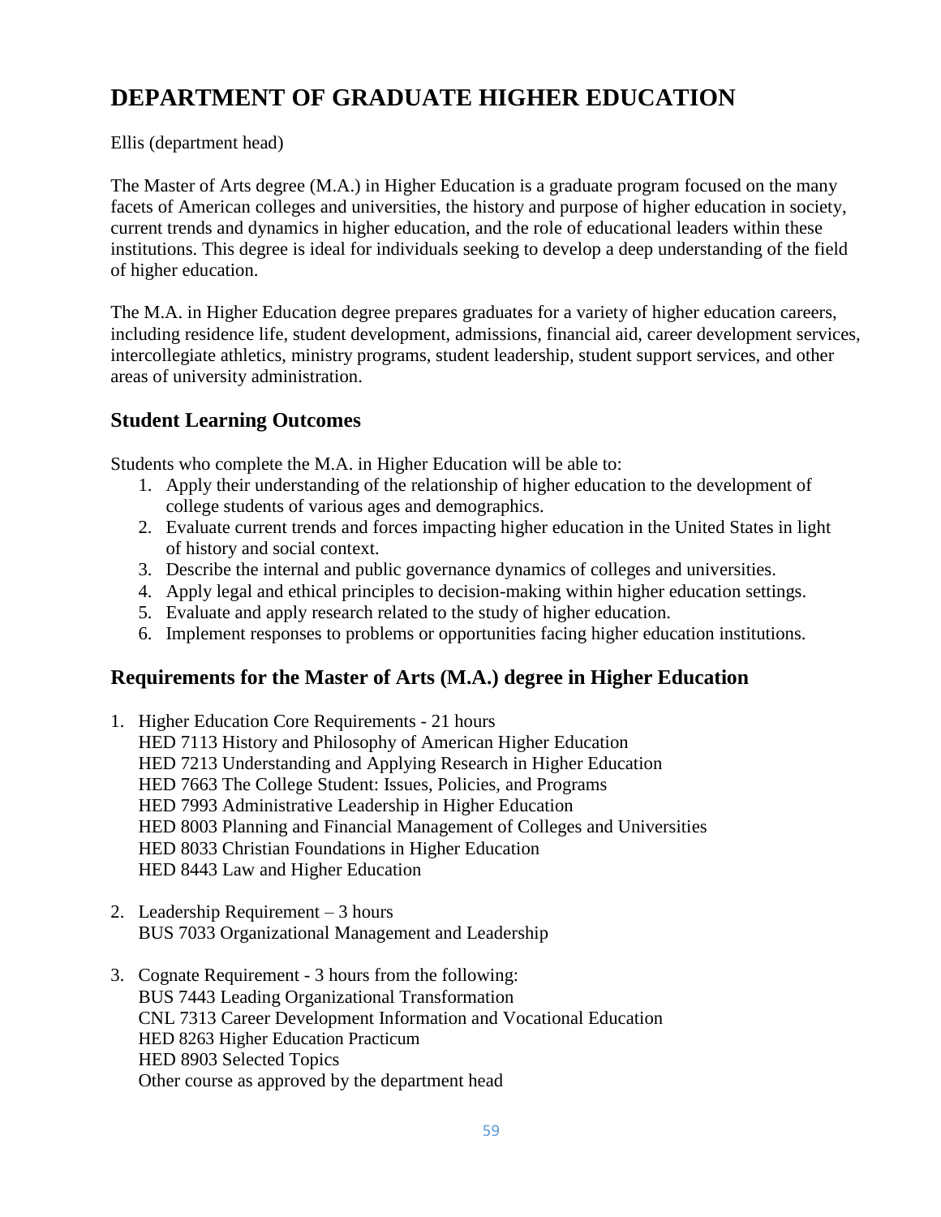# DEPARTMENT OF GRADUATE HIGHER EDUCATION

Ellis (department head)

The Master of Arts degree (M.A.) in Higher Education is a graduate program focused on the many facets of American colleges and universities, the history and purpose of higher education in society, current trends and dynamics in higher education, and the role of educational leaders within these institutions. This degree is ideal for individuals seeking to develop a deep understanding of the field of higher education.

The M.A. in Higher Education degree prepares graduates for a variety of higher education careers, including residence life, student development, admissions, financial aid, career development services, intercollegiate athletics, ministry programs, student leadership, student support services, and other areas of university administration.

## Student Learning Outcomes

Students who complete the M.A. in Higher Education will be able to:

1. Apply their understanding of the relationship of higher education to the development of college students of various ages and demographics.
2. Evaluate current trends and forces impacting higher education in the United States in light of history and social context.
3. Describe the internal and public governance dynamics of colleges and universities.
4. Apply legal and ethical principles to decision-making within higher education settings.
5. Evaluate and apply research related to the study of higher education.
6. Implement responses to problems or opportunities facing higher education institutions.

## Requirements for the Master of Arts (M.A.) degree in Higher Education

1. Higher Education Core Requirements - 21 hours
   HED 7113 History and Philosophy of American Higher Education
   HED 7213 Understanding and Applying Research in Higher Education
   HED 7663 The College Student: Issues, Policies, and Programs
   HED 7993 Administrative Leadership in Higher Education
   HED 8003 Planning and Financial Management of Colleges and Universities
   HED 8033 Christian Foundations in Higher Education
   HED 8443 Law and Higher Education

2. Leadership Requirement – 3 hours
   BUS 7033 Organizational Management and Leadership

3. Cognate Requirement - 3 hours from the following:
   BUS 7443 Leading Organizational Transformation
   CNL 7313 Career Development Information and Vocational Education
   HED 8263 Higher Education Practicum
   HED 8903 Selected Topics
   Other course as approved by the department head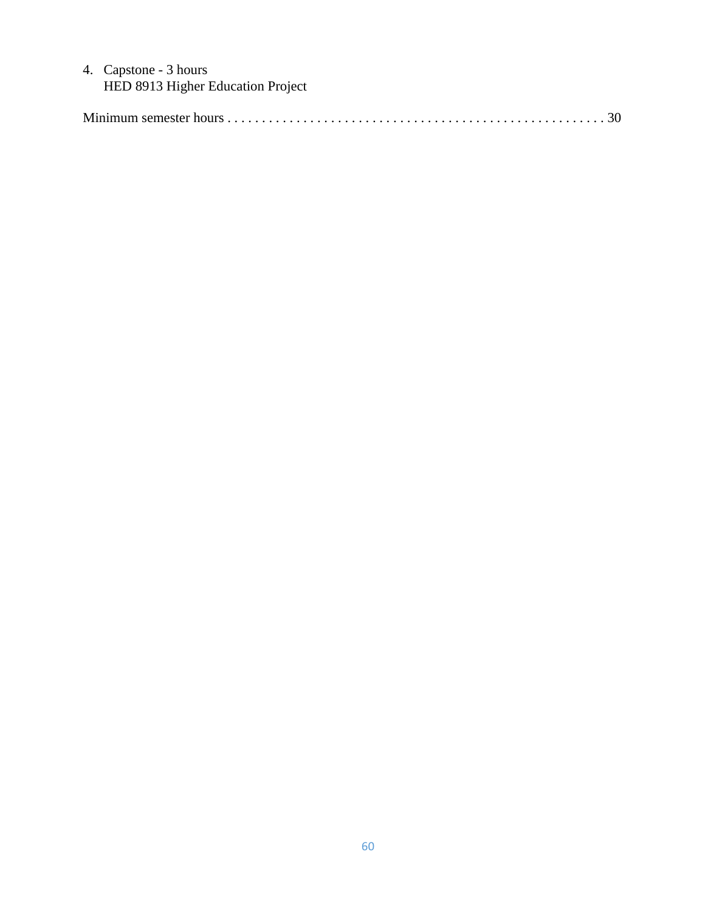4. Capstone - 3 hours
   HED 8913 Higher Education Project

Minimum semester hours . . . . . . . . . . . . . . . . . . . . . . . . . . . . . . . . . . . . . . . . . . . . . . . . . . . . . 30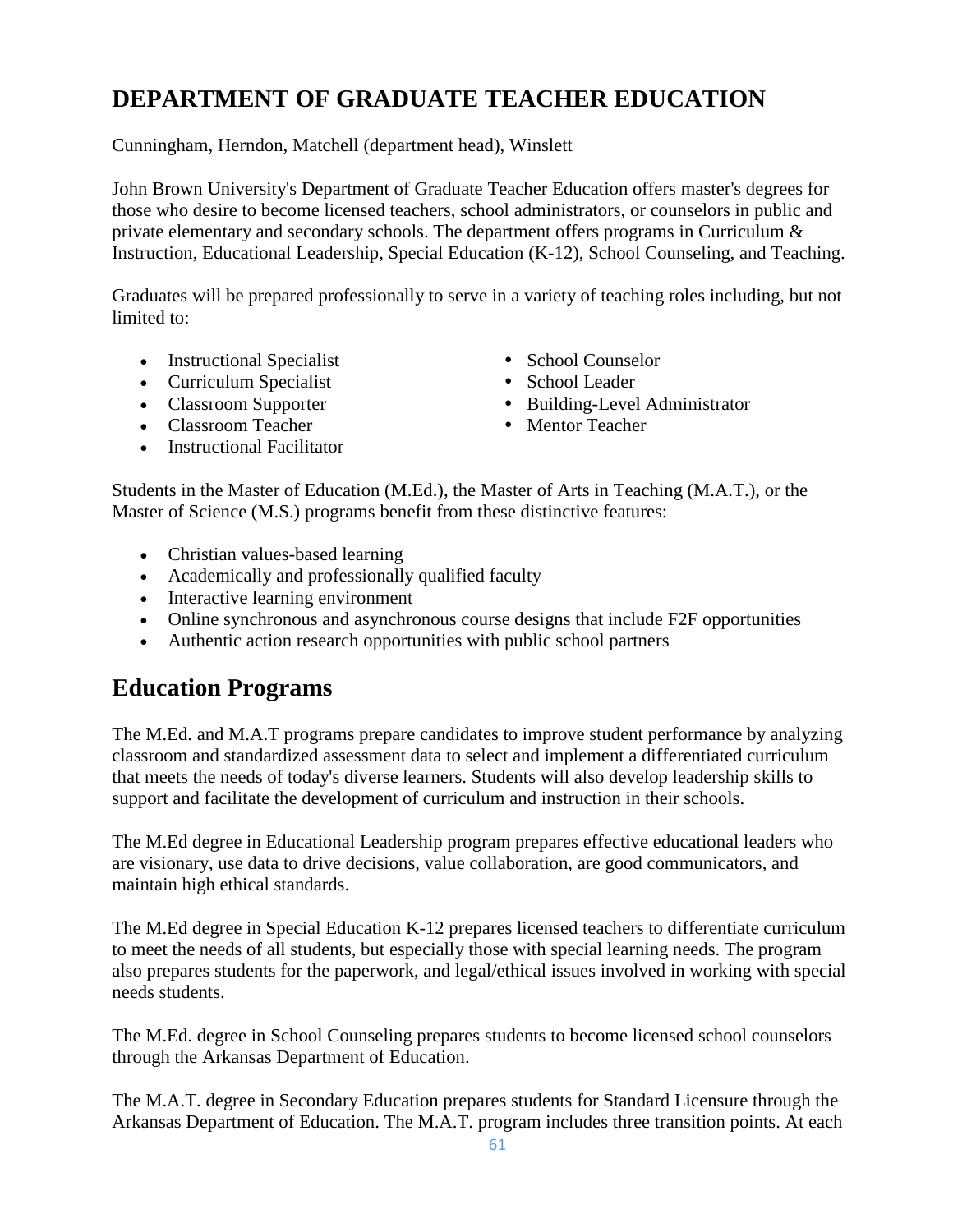# DEPARTMENT OF GRADUATE TEACHER EDUCATION

Cunningham, Herndon, Matchell (department head), Winslett

John Brown University's Department of Graduate Teacher Education offers master's degrees for those who desire to become licensed teachers, school administrators, or counselors in public and private elementary and secondary schools. The department offers programs in Curriculum & Instruction, Educational Leadership, Special Education (K-12), School Counseling, and Teaching.

Graduates will be prepared professionally to serve in a variety of teaching roles including, but not limited to:

- Instructional Specialist
- Curriculum Specialist
- Classroom Supporter
- Classroom Teacher
- Instructional Facilitator
- School Counselor
- School Leader
- Building-Level Administrator
- Mentor Teacher

Students in the Master of Education (M.Ed.), the Master of Arts in Teaching (M.A.T.), or the Master of Science (M.S.) programs benefit from these distinctive features:

- Christian values-based learning
- Academically and professionally qualified faculty
- Interactive learning environment
- Online synchronous and asynchronous course designs that include F2F opportunities
- Authentic action research opportunities with public school partners

## Education Programs

The M.Ed. and M.A.T programs prepare candidates to improve student performance by analyzing classroom and standardized assessment data to select and implement a differentiated curriculum that meets the needs of today's diverse learners. Students will also develop leadership skills to support and facilitate the development of curriculum and instruction in their schools.

The M.Ed degree in Educational Leadership program prepares effective educational leaders who are visionary, use data to drive decisions, value collaboration, are good communicators, and maintain high ethical standards.

The M.Ed degree in Special Education K-12 prepares licensed teachers to differentiate curriculum to meet the needs of all students, but especially those with special learning needs. The program also prepares students for the paperwork, and legal/ethical issues involved in working with special needs students.

The M.Ed. degree in School Counseling prepares students to become licensed school counselors through the Arkansas Department of Education.

The M.A.T. degree in Secondary Education prepares students for Standard Licensure through the Arkansas Department of Education. The M.A.T. program includes three transition points. At each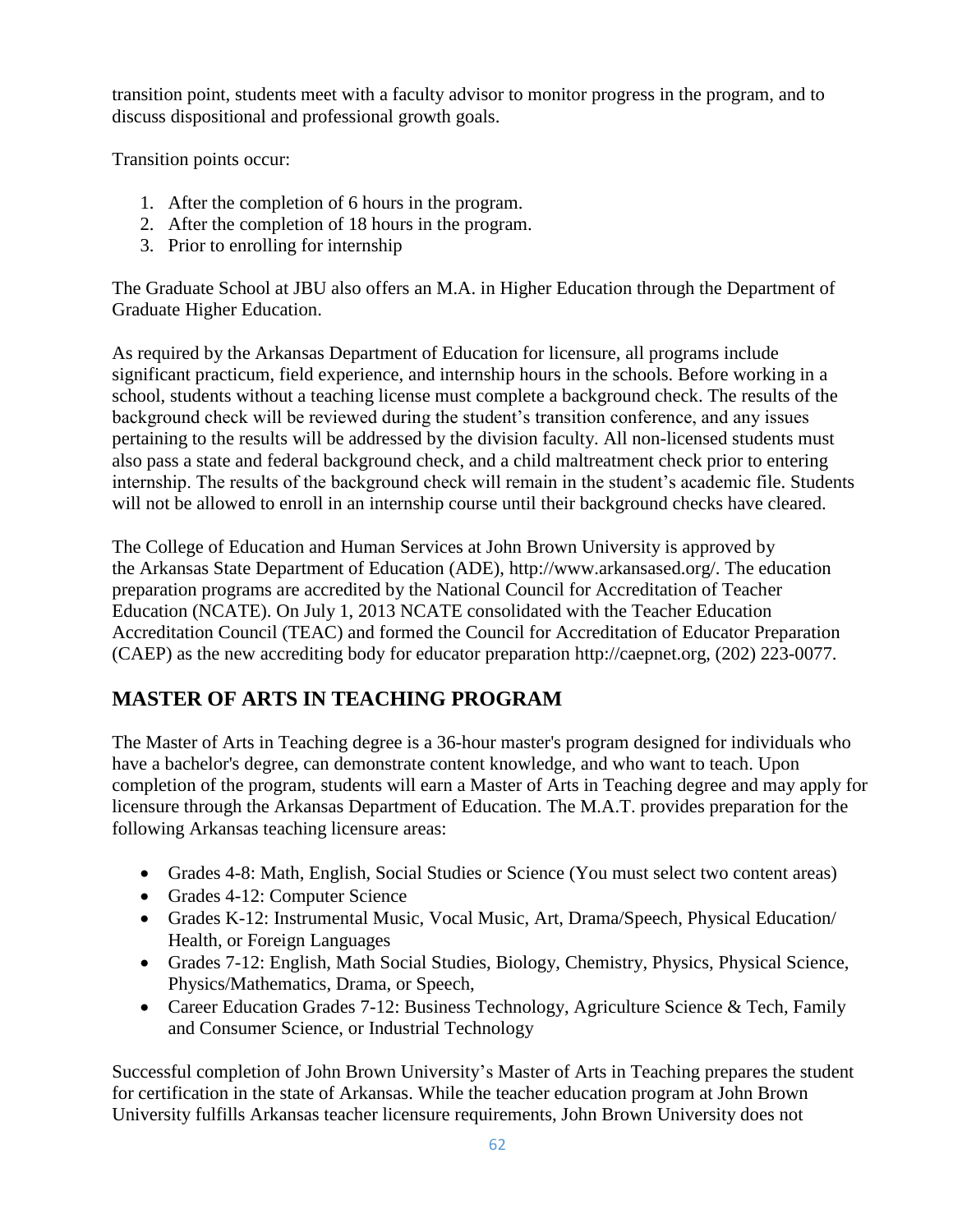transition point, students meet with a faculty advisor to monitor progress in the program, and to discuss dispositional and professional growth goals.

Transition points occur:

1. After the completion of 6 hours in the program.
2. After the completion of 18 hours in the program.
3. Prior to enrolling for internship

The Graduate School at JBU also offers an M.A. in Higher Education through the Department of Graduate Higher Education.

As required by the Arkansas Department of Education for licensure, all programs include significant practicum, field experience, and internship hours in the schools. Before working in a school, students without a teaching license must complete a background check. The results of the background check will be reviewed during the student's transition conference, and any issues pertaining to the results will be addressed by the division faculty. All non-licensed students must also pass a state and federal background check, and a child maltreatment check prior to entering internship. The results of the background check will remain in the student's academic file. Students will not be allowed to enroll in an internship course until their background checks have cleared.

The College of Education and Human Services at John Brown University is approved by the Arkansas State Department of Education (ADE), http://www.arkansased.org/. The education preparation programs are accredited by the National Council for Accreditation of Teacher Education (NCATE). On July 1, 2013 NCATE consolidated with the Teacher Education Accreditation Council (TEAC) and formed the Council for Accreditation of Educator Preparation (CAEP) as the new accrediting body for educator preparation http://caepnet.org, (202) 223-0077.

## MASTER OF ARTS IN TEACHING PROGRAM

The Master of Arts in Teaching degree is a 36-hour master's program designed for individuals who have a bachelor's degree, can demonstrate content knowledge, and who want to teach. Upon completion of the program, students will earn a Master of Arts in Teaching degree and may apply for licensure through the Arkansas Department of Education. The M.A.T. provides preparation for the following Arkansas teaching licensure areas:

- Grades 4-8: Math, English, Social Studies or Science (You must select two content areas)
- Grades 4-12: Computer Science
- Grades K-12: Instrumental Music, Vocal Music, Art, Drama/Speech, Physical Education/ Health, or Foreign Languages
- Grades 7-12: English, Math Social Studies, Biology, Chemistry, Physics, Physical Science, Physics/Mathematics, Drama, or Speech,
- Career Education Grades 7-12: Business Technology, Agriculture Science & Tech, Family and Consumer Science, or Industrial Technology

Successful completion of John Brown University's Master of Arts in Teaching prepares the student for certification in the state of Arkansas. While the teacher education program at John Brown University fulfills Arkansas teacher licensure requirements, John Brown University does not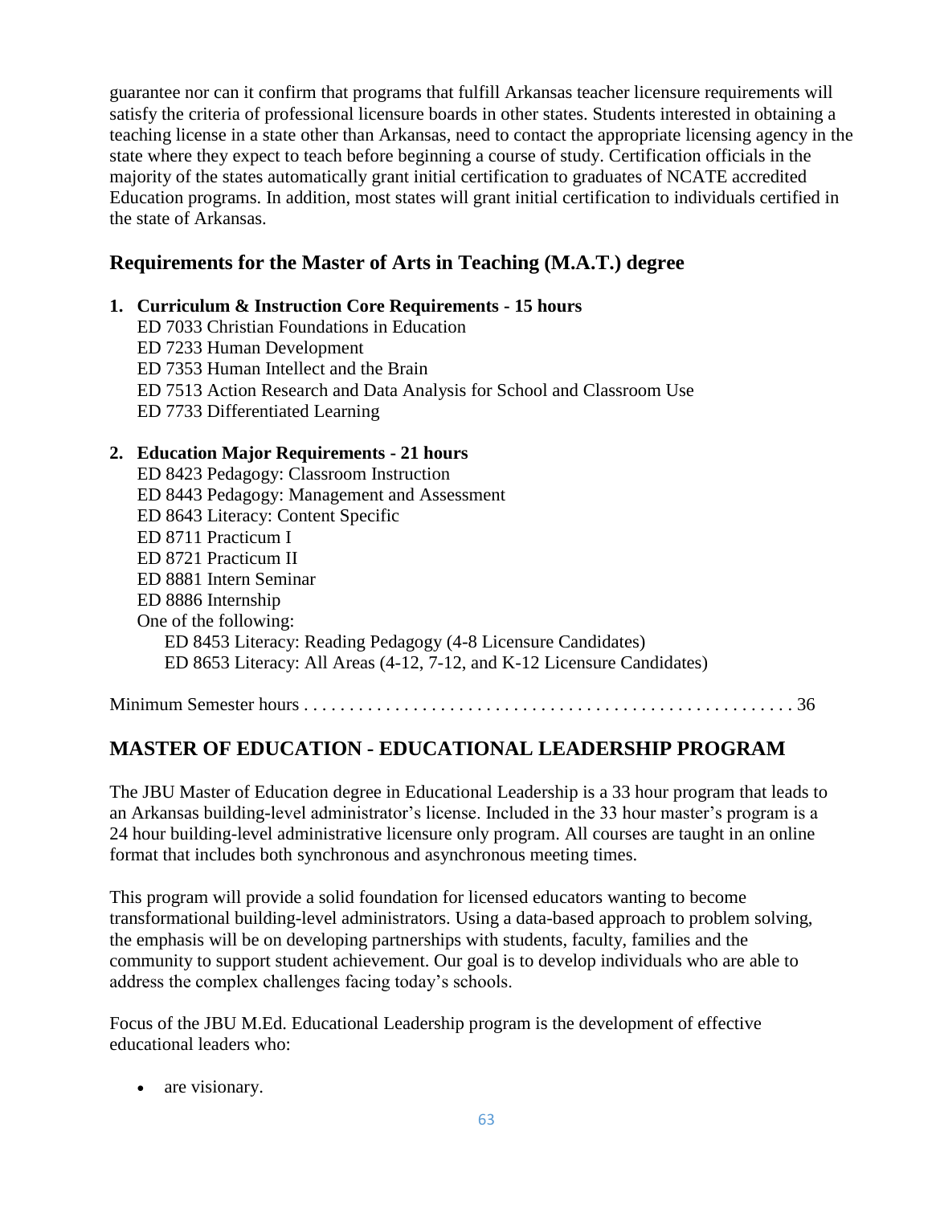guarantee nor can it confirm that programs that fulfill Arkansas teacher licensure requirements will satisfy the criteria of professional licensure boards in other states. Students interested in obtaining a teaching license in a state other than Arkansas, need to contact the appropriate licensing agency in the state where they expect to teach before beginning a course of study. Certification officials in the majority of the states automatically grant initial certification to graduates of NCATE accredited Education programs. In addition, most states will grant initial certification to individuals certified in the state of Arkansas.

## Requirements for the Master of Arts in Teaching (M.A.T.) degree

1. **Curriculum & Instruction Core Requirements - 15 hours**
   - ED 7033 Christian Foundations in Education
   - ED 7233 Human Development
   - ED 7353 Human Intellect and the Brain
   - ED 7513 Action Research and Data Analysis for School and Classroom Use
   - ED 7733 Differentiated Learning

2. **Education Major Requirements - 21 hours**
   - ED 8423 Pedagogy: Classroom Instruction
   - ED 8443 Pedagogy: Management and Assessment
   - ED 8643 Literacy: Content Specific
   - ED 8711 Practicum I
   - ED 8721 Practicum II
   - ED 8881 Intern Seminar
   - ED 8886 Internship
   - One of the following:
     - ED 8453 Literacy: Reading Pedagogy (4-8 Licensure Candidates)
     - ED 8653 Literacy: All Areas (4-12, 7-12, and K-12 Licensure Candidates)

Minimum Semester hours . . . . . . . . . . . . . . . . . . . . . . . . . . . . . . . . . . . . . . . . . . . . . . . . . . . . . 36

## MASTER OF EDUCATION - EDUCATIONAL LEADERSHIP PROGRAM

The JBU Master of Education degree in Educational Leadership is a 33 hour program that leads to an Arkansas building-level administrator's license. Included in the 33 hour master's program is a 24 hour building-level administrative licensure only program. All courses are taught in an online format that includes both synchronous and asynchronous meeting times.

This program will provide a solid foundation for licensed educators wanting to become transformational building-level administrators. Using a data-based approach to problem solving, the emphasis will be on developing partnerships with students, faculty, families and the community to support student achievement. Our goal is to develop individuals who are able to address the complex challenges facing today's schools.

Focus of the JBU M.Ed. Educational Leadership program is the development of effective educational leaders who:

- are visionary.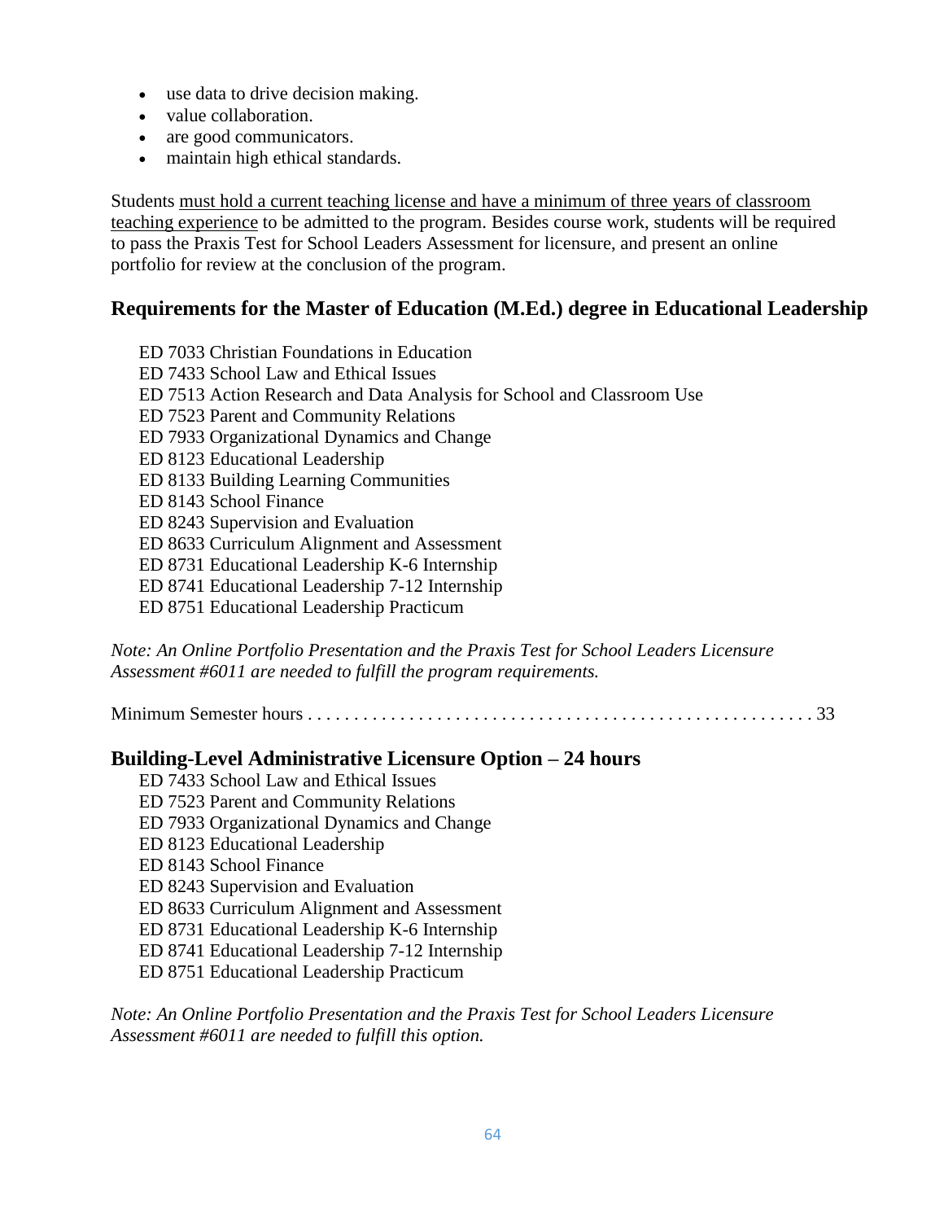- use data to drive decision making.
- value collaboration.
- are good communicators.
- maintain high ethical standards.

Students <u>must hold a current teaching license and have a minimum of three years of classroom teaching experience</u> to be admitted to the program. Besides course work, students will be required to pass the Praxis Test for School Leaders Assessment for licensure, and present an online portfolio for review at the conclusion of the program.

## Requirements for the Master of Education (M.Ed.) degree in Educational Leadership

ED 7033 Christian Foundations in Education
ED 7433 School Law and Ethical Issues
ED 7513 Action Research and Data Analysis for School and Classroom Use
ED 7523 Parent and Community Relations
ED 7933 Organizational Dynamics and Change
ED 8123 Educational Leadership
ED 8133 Building Learning Communities
ED 8143 School Finance
ED 8243 Supervision and Evaluation
ED 8633 Curriculum Alignment and Assessment
ED 8731 Educational Leadership K-6 Internship
ED 8741 Educational Leadership 7-12 Internship
ED 8751 Educational Leadership Practicum

*Note: An Online Portfolio Presentation and the Praxis Test for School Leaders Licensure Assessment #6011 are needed to fulfill the program requirements.*

Minimum Semester hours . . . . . . . . . . . . . . . . . . . . . . . . . . . . . . . . . . . . . . . . . . . . . . . . . . . . . 33

## Building-Level Administrative Licensure Option – 24 hours

ED 7433 School Law and Ethical Issues
ED 7523 Parent and Community Relations
ED 7933 Organizational Dynamics and Change
ED 8123 Educational Leadership
ED 8143 School Finance
ED 8243 Supervision and Evaluation
ED 8633 Curriculum Alignment and Assessment
ED 8731 Educational Leadership K-6 Internship
ED 8741 Educational Leadership 7-12 Internship
ED 8751 Educational Leadership Practicum

*Note: An Online Portfolio Presentation and the Praxis Test for School Leaders Licensure Assessment #6011 are needed to fulfill this option.*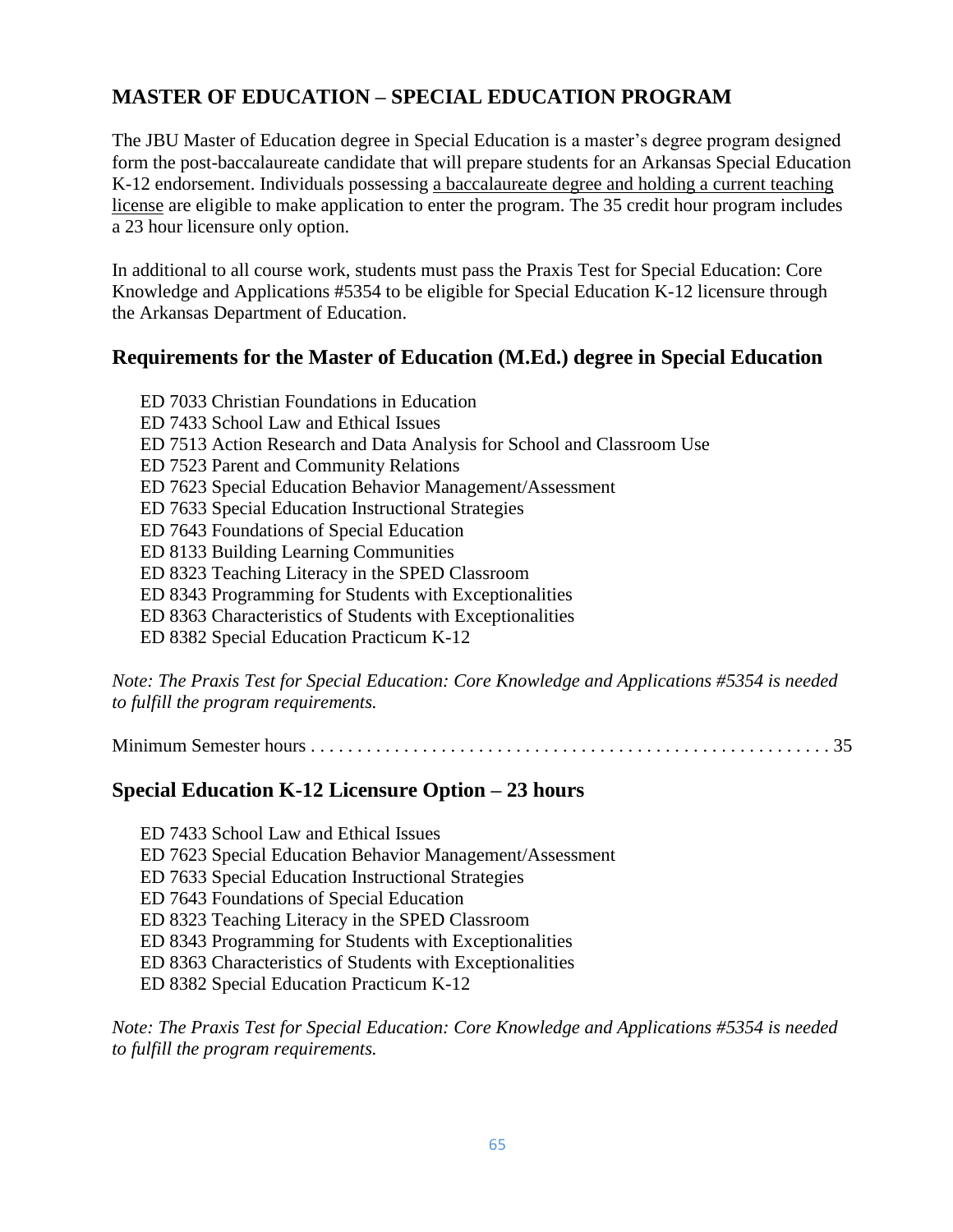## MASTER OF EDUCATION – SPECIAL EDUCATION PROGRAM

The JBU Master of Education degree in Special Education is a master's degree program designed form the post-baccalaureate candidate that will prepare students for an Arkansas Special Education K-12 endorsement. Individuals possessing a baccalaureate degree and holding a current teaching license are eligible to make application to enter the program. The 35 credit hour program includes a 23 hour licensure only option.

In additional to all course work, students must pass the Praxis Test for Special Education: Core Knowledge and Applications #5354 to be eligible for Special Education K-12 licensure through the Arkansas Department of Education.

### Requirements for the Master of Education (M.Ed.) degree in Special Education

ED 7033 Christian Foundations in Education
ED 7433 School Law and Ethical Issues
ED 7513 Action Research and Data Analysis for School and Classroom Use
ED 7523 Parent and Community Relations
ED 7623 Special Education Behavior Management/Assessment
ED 7633 Special Education Instructional Strategies
ED 7643 Foundations of Special Education
ED 8133 Building Learning Communities
ED 8323 Teaching Literacy in the SPED Classroom
ED 8343 Programming for Students with Exceptionalities
ED 8363 Characteristics of Students with Exceptionalities
ED 8382 Special Education Practicum K-12

*Note: The Praxis Test for Special Education: Core Knowledge and Applications #5354 is needed to fulfill the program requirements.*

Minimum Semester hours . . . . . . . . . . . . . . . . . . . . . . . . . . . . . . . . . . . . . . . . . . . . . . . . . . . . . 35

### Special Education K-12 Licensure Option – 23 hours

ED 7433 School Law and Ethical Issues
ED 7623 Special Education Behavior Management/Assessment
ED 7633 Special Education Instructional Strategies
ED 7643 Foundations of Special Education
ED 8323 Teaching Literacy in the SPED Classroom
ED 8343 Programming for Students with Exceptionalities
ED 8363 Characteristics of Students with Exceptionalities
ED 8382 Special Education Practicum K-12

*Note: The Praxis Test for Special Education: Core Knowledge and Applications #5354 is needed to fulfill the program requirements.*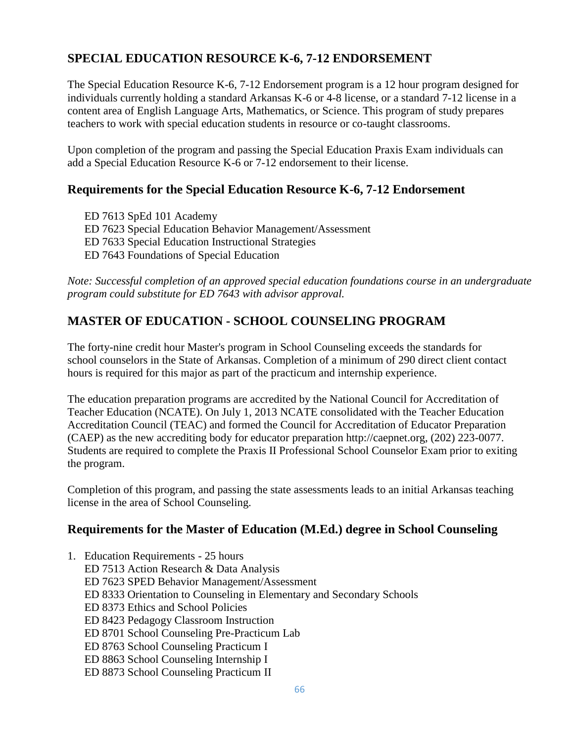## SPECIAL EDUCATION RESOURCE K-6, 7-12 ENDORSEMENT

The Special Education Resource K-6, 7-12 Endorsement program is a 12 hour program designed for individuals currently holding a standard Arkansas K-6 or 4-8 license, or a standard 7-12 license in a content area of English Language Arts, Mathematics, or Science. This program of study prepares teachers to work with special education students in resource or co-taught classrooms.

Upon completion of the program and passing the Special Education Praxis Exam individuals can add a Special Education Resource K-6 or 7-12 endorsement to their license.

### Requirements for the Special Education Resource K-6, 7-12 Endorsement

ED 7613 SpEd 101 Academy
ED 7623 Special Education Behavior Management/Assessment
ED 7633 Special Education Instructional Strategies
ED 7643 Foundations of Special Education

*Note: Successful completion of an approved special education foundations course in an undergraduate program could substitute for ED 7643 with advisor approval.*

## MASTER OF EDUCATION - SCHOOL COUNSELING PROGRAM

The forty-nine credit hour Master's program in School Counseling exceeds the standards for school counselors in the State of Arkansas. Completion of a minimum of 290 direct client contact hours is required for this major as part of the practicum and internship experience.

The education preparation programs are accredited by the National Council for Accreditation of Teacher Education (NCATE). On July 1, 2013 NCATE consolidated with the Teacher Education Accreditation Council (TEAC) and formed the Council for Accreditation of Educator Preparation (CAEP) as the new accrediting body for educator preparation http://caepnet.org, (202) 223-0077. Students are required to complete the Praxis II Professional School Counselor Exam prior to exiting the program.

Completion of this program, and passing the state assessments leads to an initial Arkansas teaching license in the area of School Counseling.

### Requirements for the Master of Education (M.Ed.) degree in School Counseling

1. Education Requirements - 25 hours
   ED 7513 Action Research & Data Analysis
   ED 7623 SPED Behavior Management/Assessment
   ED 8333 Orientation to Counseling in Elementary and Secondary Schools
   ED 8373 Ethics and School Policies
   ED 8423 Pedagogy Classroom Instruction
   ED 8701 School Counseling Pre-Practicum Lab
   ED 8763 School Counseling Practicum I
   ED 8863 School Counseling Internship I
   ED 8873 School Counseling Practicum II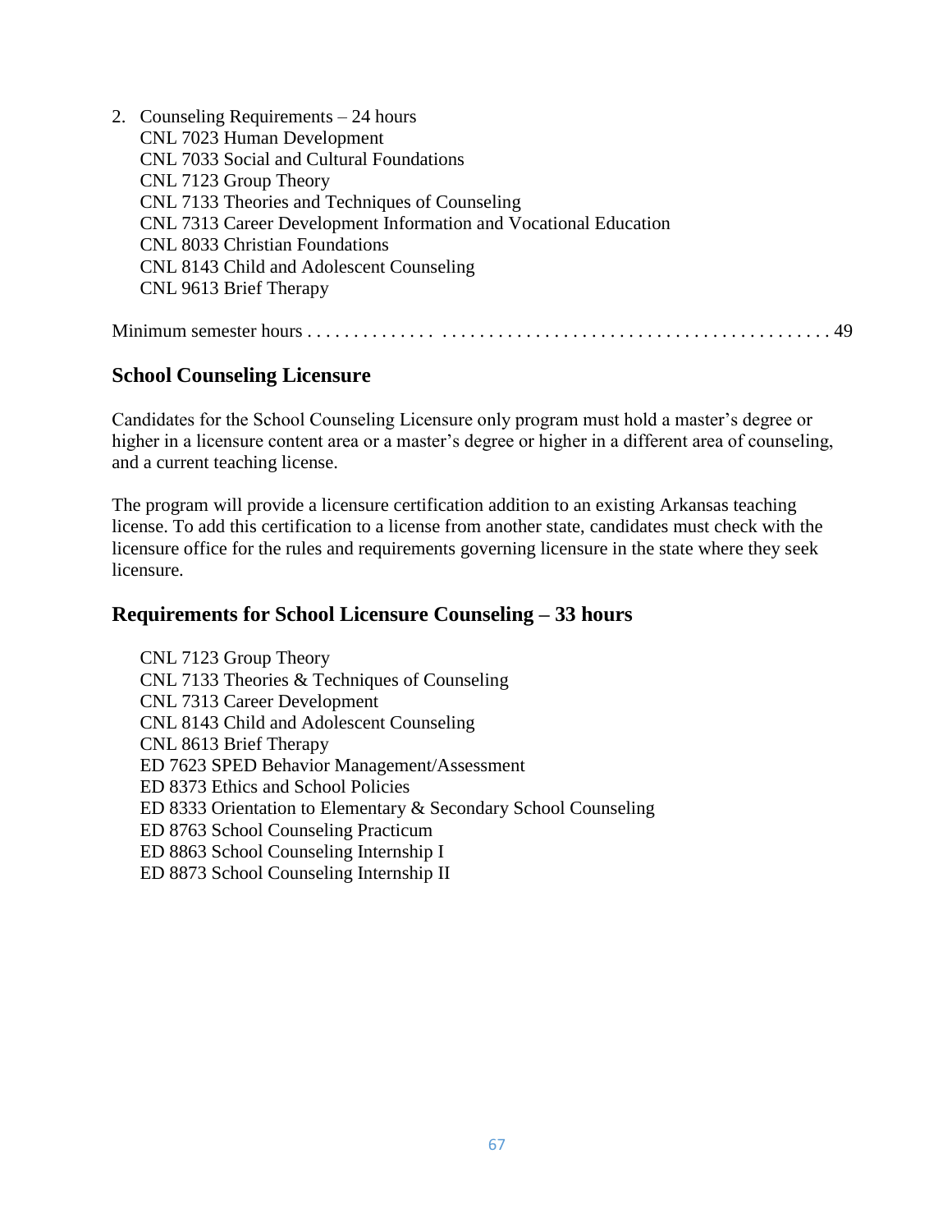2. Counseling Requirements – 24 hours
   CNL 7023 Human Development
   CNL 7033 Social and Cultural Foundations
   CNL 7123 Group Theory
   CNL 7133 Theories and Techniques of Counseling
   CNL 7313 Career Development Information and Vocational Education
   CNL 8033 Christian Foundations
   CNL 8143 Child and Adolescent Counseling
   CNL 9613 Brief Therapy

Minimum semester hours . . . . . . . . . . . . . . . . . . . . . . . . . . . . . . . . . . . . . . . . . . . . . . . . . . . . . . . . 49

## School Counseling Licensure

Candidates for the School Counseling Licensure only program must hold a master's degree or higher in a licensure content area or a master's degree or higher in a different area of counseling, and a current teaching license.

The program will provide a licensure certification addition to an existing Arkansas teaching license. To add this certification to a license from another state, candidates must check with the licensure office for the rules and requirements governing licensure in the state where they seek licensure.

## Requirements for School Licensure Counseling – 33 hours

CNL 7123 Group Theory
CNL 7133 Theories & Techniques of Counseling
CNL 7313 Career Development
CNL 8143 Child and Adolescent Counseling
CNL 8613 Brief Therapy
ED 7623 SPED Behavior Management/Assessment
ED 8373 Ethics and School Policies
ED 8333 Orientation to Elementary & Secondary School Counseling
ED 8763 School Counseling Practicum
ED 8863 School Counseling Internship I
ED 8873 School Counseling Internship II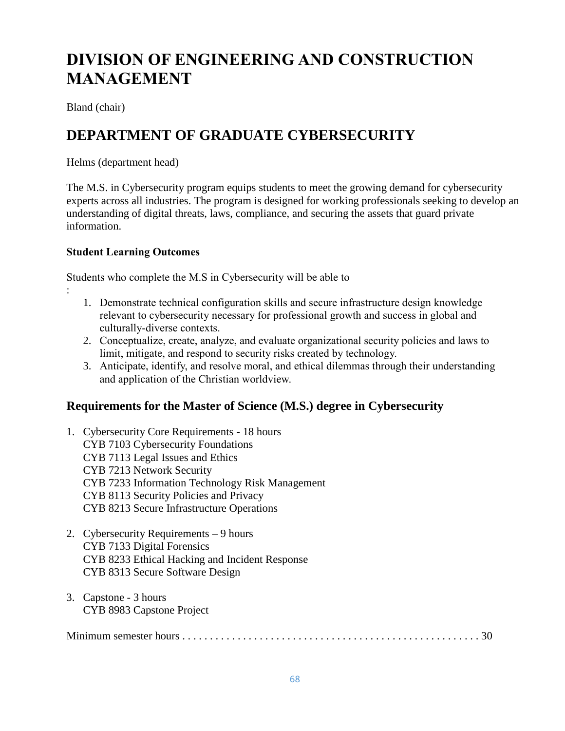# DIVISION OF ENGINEERING AND CONSTRUCTION MANAGEMENT

Bland (chair)

## DEPARTMENT OF GRADUATE CYBERSECURITY

Helms (department head)

The M.S. in Cybersecurity program equips students to meet the growing demand for cybersecurity experts across all industries. The program is designed for working professionals seeking to develop an understanding of digital threats, laws, compliance, and securing the assets that guard private information.

#### Student Learning Outcomes

Students who complete the M.S in Cybersecurity will be able to
:

1. Demonstrate technical configuration skills and secure infrastructure design knowledge relevant to cybersecurity necessary for professional growth and success in global and culturally-diverse contexts.
2. Conceptualize, create, analyze, and evaluate organizational security policies and laws to limit, mitigate, and respond to security risks created by technology.
3. Anticipate, identify, and resolve moral, and ethical dilemmas through their understanding and application of the Christian worldview.

### Requirements for the Master of Science (M.S.) degree in Cybersecurity

1. Cybersecurity Core Requirements - 18 hours
   CYB 7103 Cybersecurity Foundations
   CYB 7113 Legal Issues and Ethics
   CYB 7213 Network Security
   CYB 7233 Information Technology Risk Management
   CYB 8113 Security Policies and Privacy
   CYB 8213 Secure Infrastructure Operations

2. Cybersecurity Requirements – 9 hours
   CYB 7133 Digital Forensics
   CYB 8233 Ethical Hacking and Incident Response
   CYB 8313 Secure Software Design

3. Capstone - 3 hours
   CYB 8983 Capstone Project

Minimum semester hours . . . . . . . . . . . . . . . . . . . . . . . . . . . . . . . . . . . . . . . . . . . . . . . . . . . . . 30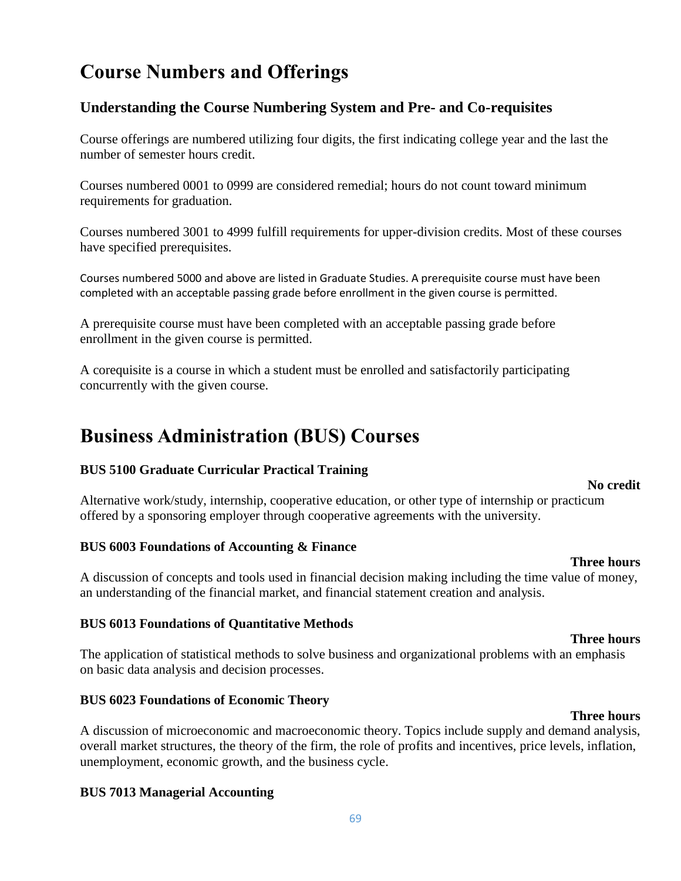# Course Numbers and Offerings

## Understanding the Course Numbering System and Pre- and Co-requisites

Course offerings are numbered utilizing four digits, the first indicating college year and the last the number of semester hours credit.

Courses numbered 0001 to 0999 are considered remedial; hours do not count toward minimum requirements for graduation.

Courses numbered 3001 to 4999 fulfill requirements for upper-division credits. Most of these courses have specified prerequisites.

Courses numbered 5000 and above are listed in Graduate Studies. A prerequisite course must have been completed with an acceptable passing grade before enrollment in the given course is permitted.

A prerequisite course must have been completed with an acceptable passing grade before enrollment in the given course is permitted.

A corequisite is a course in which a student must be enrolled and satisfactorily participating concurrently with the given course.

# Business Administration (BUS) Courses

**BUS 5100 Graduate Curricular Practical Training**

**No credit**

Alternative work/study, internship, cooperative education, or other type of internship or practicum offered by a sponsoring employer through cooperative agreements with the university.

**BUS 6003 Foundations of Accounting & Finance**

**Three hours**

A discussion of concepts and tools used in financial decision making including the time value of money, an understanding of the financial market, and financial statement creation and analysis.

**BUS 6013 Foundations of Quantitative Methods**

**Three hours**

The application of statistical methods to solve business and organizational problems with an emphasis on basic data analysis and decision processes.

**BUS 6023 Foundations of Economic Theory**

**Three hours**

A discussion of microeconomic and macroeconomic theory. Topics include supply and demand analysis, overall market structures, the theory of the firm, the role of profits and incentives, price levels, inflation, unemployment, economic growth, and the business cycle.

**BUS 7013 Managerial Accounting**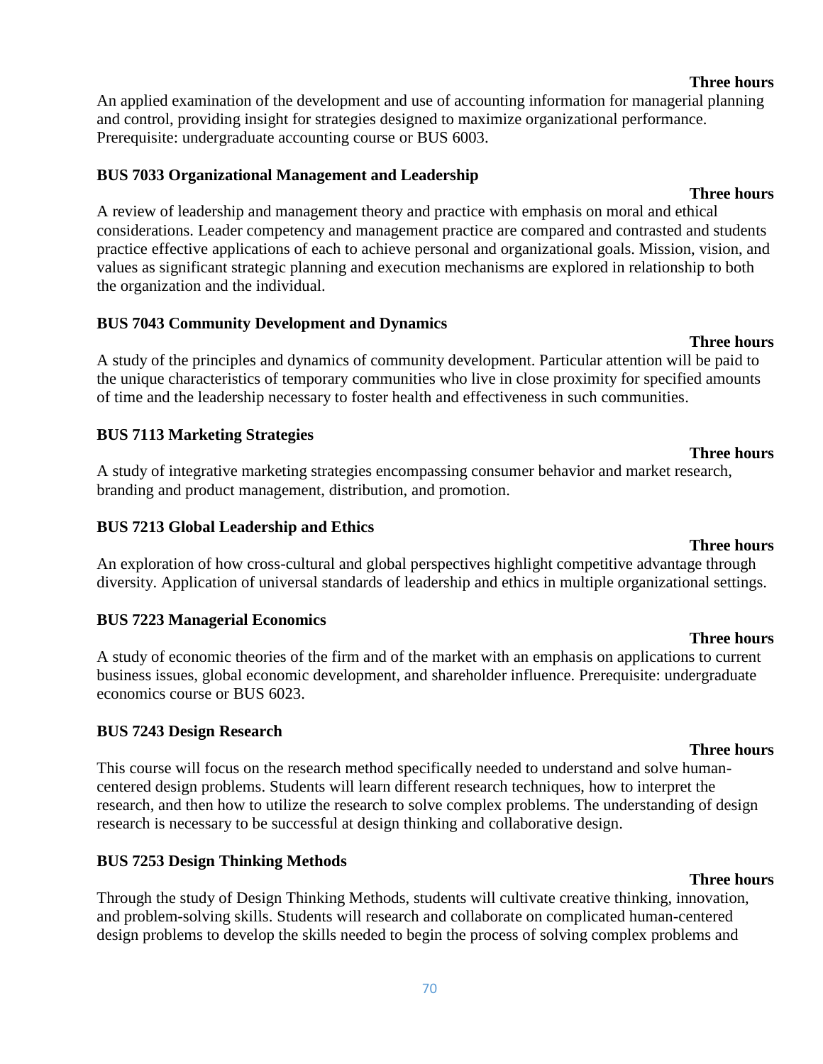**Three hours**

An applied examination of the development and use of accounting information for managerial planning and control, providing insight for strategies designed to maximize organizational performance. Prerequisite: undergraduate accounting course or BUS 6003.

**BUS 7033 Organizational Management and Leadership**

**Three hours**

A review of leadership and management theory and practice with emphasis on moral and ethical considerations. Leader competency and management practice are compared and contrasted and students practice effective applications of each to achieve personal and organizational goals. Mission, vision, and values as significant strategic planning and execution mechanisms are explored in relationship to both the organization and the individual.

**BUS 7043 Community Development and Dynamics**

**Three hours**

A study of the principles and dynamics of community development. Particular attention will be paid to the unique characteristics of temporary communities who live in close proximity for specified amounts of time and the leadership necessary to foster health and effectiveness in such communities.

**BUS 7113 Marketing Strategies**

**Three hours**

A study of integrative marketing strategies encompassing consumer behavior and market research, branding and product management, distribution, and promotion.

**BUS 7213 Global Leadership and Ethics**

**Three hours**

An exploration of how cross-cultural and global perspectives highlight competitive advantage through diversity. Application of universal standards of leadership and ethics in multiple organizational settings.

**BUS 7223 Managerial Economics**

**Three hours**

A study of economic theories of the firm and of the market with an emphasis on applications to current business issues, global economic development, and shareholder influence. Prerequisite: undergraduate economics course or BUS 6023.

**BUS 7243 Design Research**

**Three hours**

This course will focus on the research method specifically needed to understand and solve human-centered design problems. Students will learn different research techniques, how to interpret the research, and then how to utilize the research to solve complex problems. The understanding of design research is necessary to be successful at design thinking and collaborative design.

**BUS 7253 Design Thinking Methods**

**Three hours**

Through the study of Design Thinking Methods, students will cultivate creative thinking, innovation, and problem-solving skills. Students will research and collaborate on complicated human-centered design problems to develop the skills needed to begin the process of solving complex problems and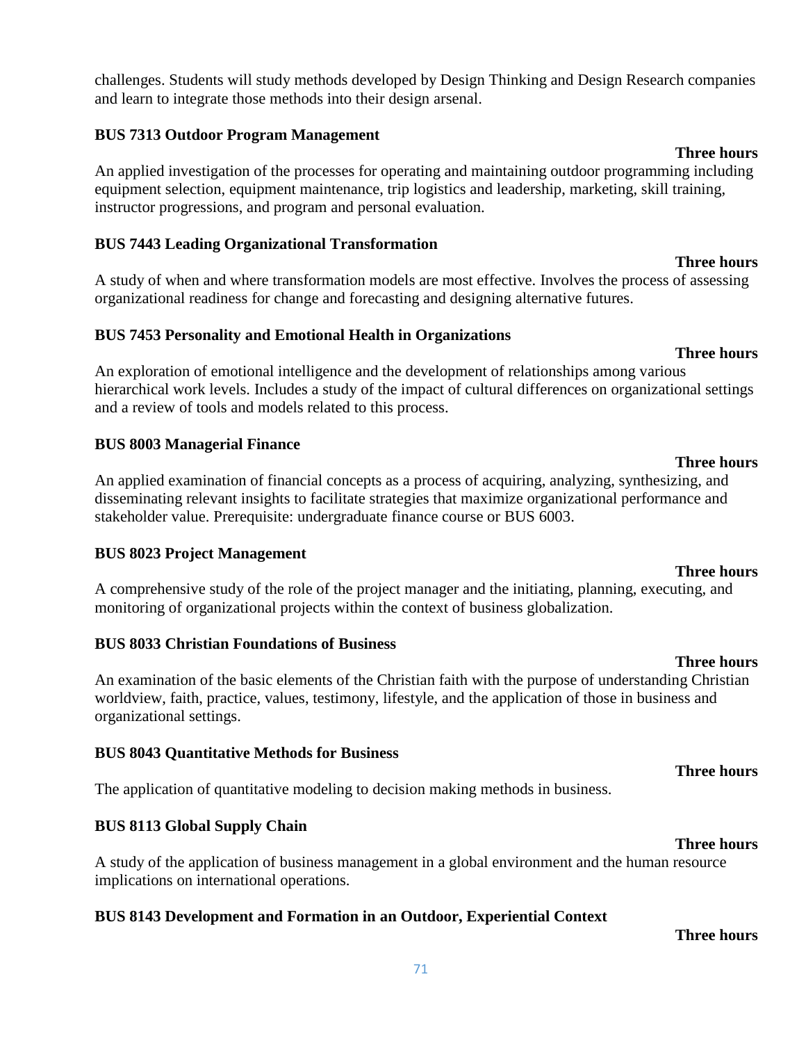challenges. Students will study methods developed by Design Thinking and Design Research companies and learn to integrate those methods into their design arsenal.

**BUS 7313 Outdoor Program Management**

**Three hours**

An applied investigation of the processes for operating and maintaining outdoor programming including equipment selection, equipment maintenance, trip logistics and leadership, marketing, skill training, instructor progressions, and program and personal evaluation.

**BUS 7443 Leading Organizational Transformation**

**Three hours**

A study of when and where transformation models are most effective. Involves the process of assessing organizational readiness for change and forecasting and designing alternative futures.

**BUS 7453 Personality and Emotional Health in Organizations**

**Three hours**

An exploration of emotional intelligence and the development of relationships among various hierarchical work levels. Includes a study of the impact of cultural differences on organizational settings and a review of tools and models related to this process.

**BUS 8003 Managerial Finance**

**Three hours**

An applied examination of financial concepts as a process of acquiring, analyzing, synthesizing, and disseminating relevant insights to facilitate strategies that maximize organizational performance and stakeholder value. Prerequisite: undergraduate finance course or BUS 6003.

**BUS 8023 Project Management**

**Three hours**

A comprehensive study of the role of the project manager and the initiating, planning, executing, and monitoring of organizational projects within the context of business globalization.

**BUS 8033 Christian Foundations of Business**

**Three hours**

An examination of the basic elements of the Christian faith with the purpose of understanding Christian worldview, faith, practice, values, testimony, lifestyle, and the application of those in business and organizational settings.

**BUS 8043 Quantitative Methods for Business**

**Three hours**

The application of quantitative modeling to decision making methods in business.

**BUS 8113 Global Supply Chain**

**Three hours**

A study of the application of business management in a global environment and the human resource implications on international operations.

**BUS 8143 Development and Formation in an Outdoor, Experiential Context**

**Three hours**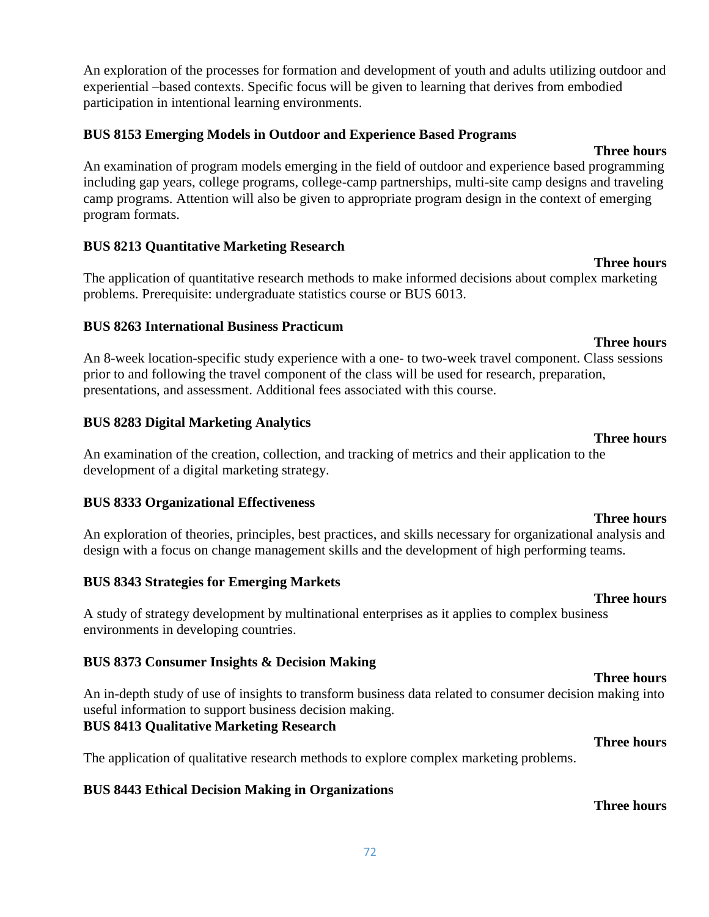An exploration of the processes for formation and development of youth and adults utilizing outdoor and experiential –based contexts. Specific focus will be given to learning that derives from embodied participation in intentional learning environments.

**BUS 8153 Emerging Models in Outdoor and Experience Based Programs**

**Three hours**

An examination of program models emerging in the field of outdoor and experience based programming including gap years, college programs, college-camp partnerships, multi-site camp designs and traveling camp programs. Attention will also be given to appropriate program design in the context of emerging program formats.

**BUS 8213 Quantitative Marketing Research**

**Three hours**

The application of quantitative research methods to make informed decisions about complex marketing problems. Prerequisite: undergraduate statistics course or BUS 6013.

**BUS 8263 International Business Practicum**

**Three hours**

An 8-week location-specific study experience with a one- to two-week travel component. Class sessions prior to and following the travel component of the class will be used for research, preparation, presentations, and assessment. Additional fees associated with this course.

**BUS 8283 Digital Marketing Analytics**

**Three hours**

An examination of the creation, collection, and tracking of metrics and their application to the development of a digital marketing strategy.

**BUS 8333 Organizational Effectiveness**

**Three hours**

An exploration of theories, principles, best practices, and skills necessary for organizational analysis and design with a focus on change management skills and the development of high performing teams.

**BUS 8343 Strategies for Emerging Markets**

**Three hours**

A study of strategy development by multinational enterprises as it applies to complex business environments in developing countries.

**BUS 8373 Consumer Insights & Decision Making**

**Three hours**

An in-depth study of use of insights to transform business data related to consumer decision making into useful information to support business decision making.

**BUS 8413 Qualitative Marketing Research**

**Three hours**

The application of qualitative research methods to explore complex marketing problems.

**BUS 8443 Ethical Decision Making in Organizations**

**Three hours**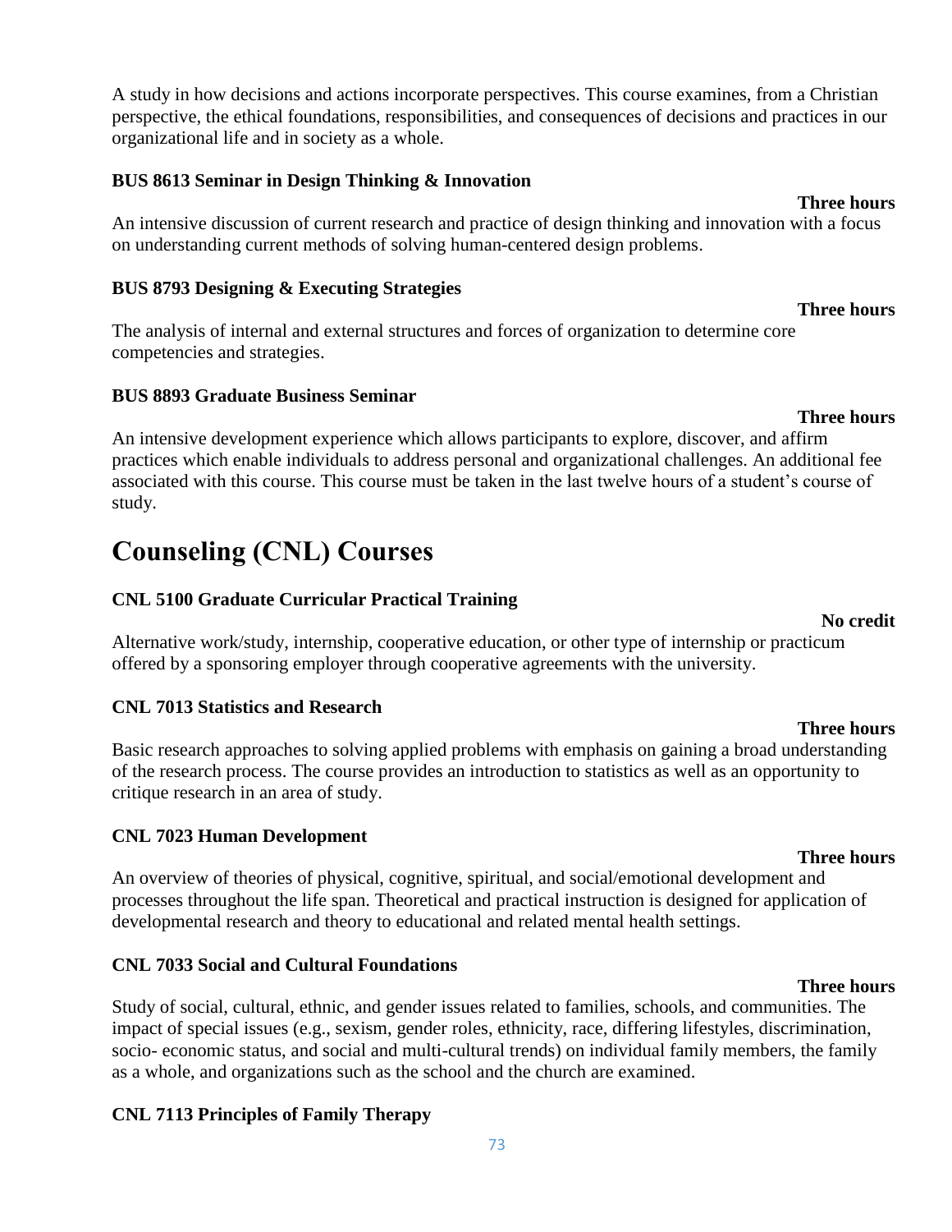A study in how decisions and actions incorporate perspectives. This course examines, from a Christian perspective, the ethical foundations, responsibilities, and consequences of decisions and practices in our organizational life and in society as a whole.

**BUS 8613 Seminar in Design Thinking & Innovation**

**Three hours**

An intensive discussion of current research and practice of design thinking and innovation with a focus on understanding current methods of solving human-centered design problems.

**BUS 8793 Designing & Executing Strategies**

**Three hours**

The analysis of internal and external structures and forces of organization to determine core competencies and strategies.

**BUS 8893 Graduate Business Seminar**

**Three hours**

An intensive development experience which allows participants to explore, discover, and affirm practices which enable individuals to address personal and organizational challenges. An additional fee associated with this course. This course must be taken in the last twelve hours of a student's course of study.

# Counseling (CNL) Courses

**CNL 5100 Graduate Curricular Practical Training**

**No credit**

Alternative work/study, internship, cooperative education, or other type of internship or practicum offered by a sponsoring employer through cooperative agreements with the university.

**CNL 7013 Statistics and Research**

**Three hours**

Basic research approaches to solving applied problems with emphasis on gaining a broad understanding of the research process. The course provides an introduction to statistics as well as an opportunity to critique research in an area of study.

**CNL 7023 Human Development**

**Three hours**

An overview of theories of physical, cognitive, spiritual, and social/emotional development and processes throughout the life span. Theoretical and practical instruction is designed for application of developmental research and theory to educational and related mental health settings.

**CNL 7033 Social and Cultural Foundations**

**Three hours**

Study of social, cultural, ethnic, and gender issues related to families, schools, and communities. The impact of special issues (e.g., sexism, gender roles, ethnicity, race, differing lifestyles, discrimination, socio- economic status, and social and multi-cultural trends) on individual family members, the family as a whole, and organizations such as the school and the church are examined.

**CNL 7113 Principles of Family Therapy**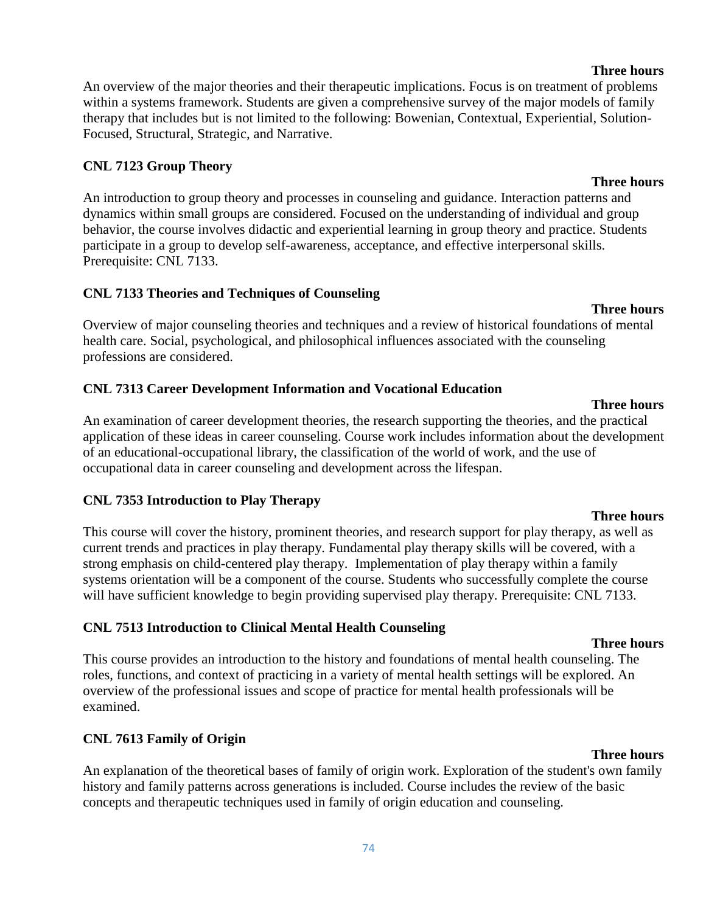**Three hours**

An overview of the major theories and their therapeutic implications. Focus is on treatment of problems within a systems framework. Students are given a comprehensive survey of the major models of family therapy that includes but is not limited to the following: Bowenian, Contextual, Experiential, Solution-Focused, Structural, Strategic, and Narrative.

**CNL 7123 Group Theory**

**Three hours**

An introduction to group theory and processes in counseling and guidance. Interaction patterns and dynamics within small groups are considered. Focused on the understanding of individual and group behavior, the course involves didactic and experiential learning in group theory and practice. Students participate in a group to develop self-awareness, acceptance, and effective interpersonal skills. Prerequisite: CNL 7133.

**CNL 7133 Theories and Techniques of Counseling**

**Three hours**

Overview of major counseling theories and techniques and a review of historical foundations of mental health care. Social, psychological, and philosophical influences associated with the counseling professions are considered.

**CNL 7313 Career Development Information and Vocational Education**

**Three hours**

An examination of career development theories, the research supporting the theories, and the practical application of these ideas in career counseling. Course work includes information about the development of an educational-occupational library, the classification of the world of work, and the use of occupational data in career counseling and development across the lifespan.

**CNL 7353 Introduction to Play Therapy**

**Three hours**

This course will cover the history, prominent theories, and research support for play therapy, as well as current trends and practices in play therapy. Fundamental play therapy skills will be covered, with a strong emphasis on child-centered play therapy. Implementation of play therapy within a family systems orientation will be a component of the course. Students who successfully complete the course will have sufficient knowledge to begin providing supervised play therapy. Prerequisite: CNL 7133.

**CNL 7513 Introduction to Clinical Mental Health Counseling**

**Three hours**

This course provides an introduction to the history and foundations of mental health counseling. The roles, functions, and context of practicing in a variety of mental health settings will be explored. An overview of the professional issues and scope of practice for mental health professionals will be examined.

**CNL 7613 Family of Origin**

**Three hours**

An explanation of the theoretical bases of family of origin work. Exploration of the student's own family history and family patterns across generations is included. Course includes the review of the basic concepts and therapeutic techniques used in family of origin education and counseling.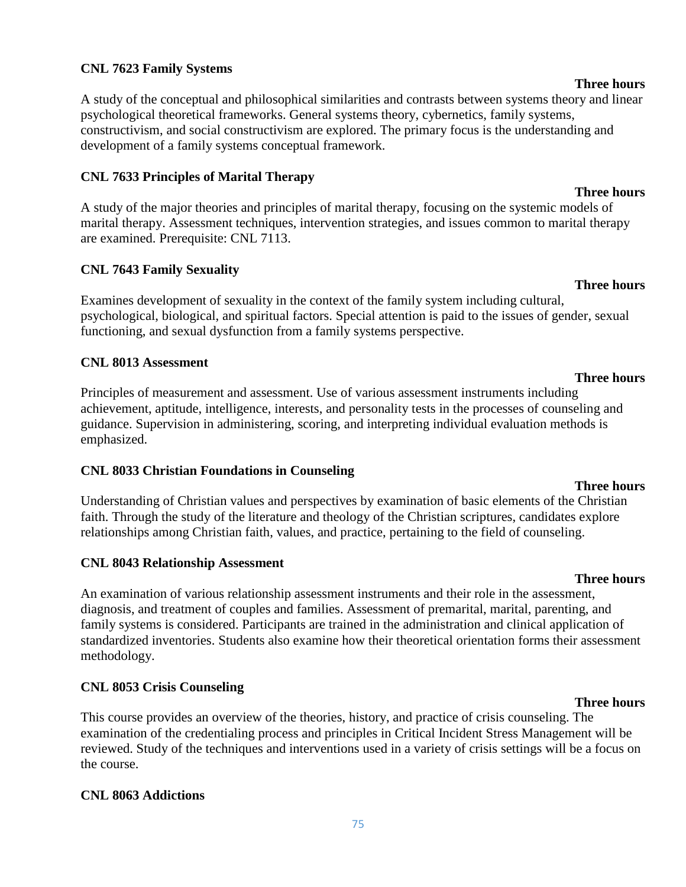**CNL 7623 Family Systems**

**Three hours**

A study of the conceptual and philosophical similarities and contrasts between systems theory and linear psychological theoretical frameworks. General systems theory, cybernetics, family systems, constructivism, and social constructivism are explored. The primary focus is the understanding and development of a family systems conceptual framework.

**CNL 7633 Principles of Marital Therapy**

**Three hours**

A study of the major theories and principles of marital therapy, focusing on the systemic models of marital therapy. Assessment techniques, intervention strategies, and issues common to marital therapy are examined. Prerequisite: CNL 7113.

**CNL 7643 Family Sexuality**

**Three hours**

Examines development of sexuality in the context of the family system including cultural, psychological, biological, and spiritual factors. Special attention is paid to the issues of gender, sexual functioning, and sexual dysfunction from a family systems perspective.

**CNL 8013 Assessment**

**Three hours**

Principles of measurement and assessment. Use of various assessment instruments including achievement, aptitude, intelligence, interests, and personality tests in the processes of counseling and guidance. Supervision in administering, scoring, and interpreting individual evaluation methods is emphasized.

**CNL 8033 Christian Foundations in Counseling**

**Three hours**

Understanding of Christian values and perspectives by examination of basic elements of the Christian faith. Through the study of the literature and theology of the Christian scriptures, candidates explore relationships among Christian faith, values, and practice, pertaining to the field of counseling.

**CNL 8043 Relationship Assessment**

**Three hours**

An examination of various relationship assessment instruments and their role in the assessment, diagnosis, and treatment of couples and families. Assessment of premarital, marital, parenting, and family systems is considered. Participants are trained in the administration and clinical application of standardized inventories. Students also examine how their theoretical orientation forms their assessment methodology.

**CNL 8053 Crisis Counseling**

**Three hours**

This course provides an overview of the theories, history, and practice of crisis counseling. The examination of the credentialing process and principles in Critical Incident Stress Management will be reviewed. Study of the techniques and interventions used in a variety of crisis settings will be a focus on the course.

**CNL 8063 Addictions**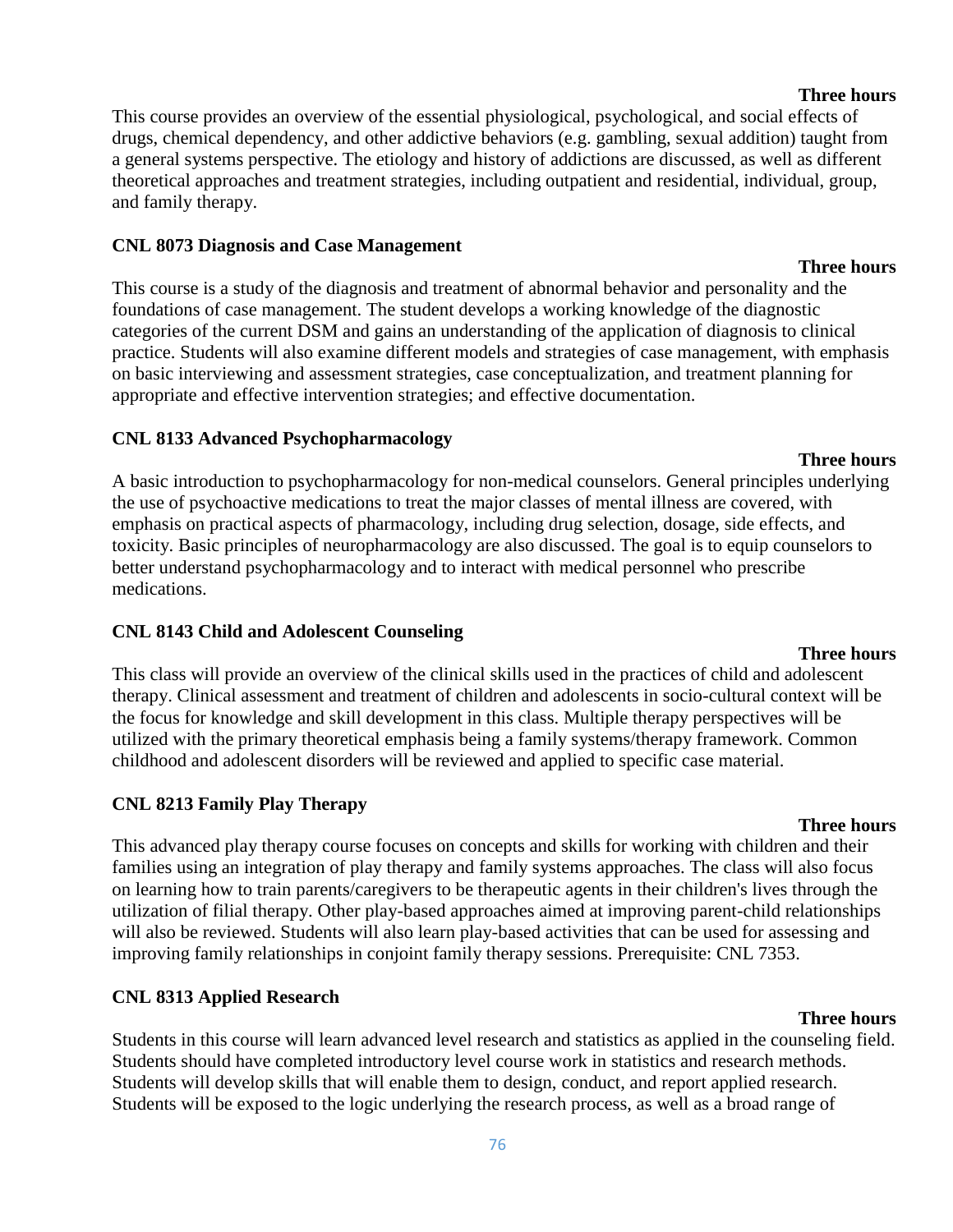**Three hours**

This course provides an overview of the essential physiological, psychological, and social effects of drugs, chemical dependency, and other addictive behaviors (e.g. gambling, sexual addition) taught from a general systems perspective. The etiology and history of addictions are discussed, as well as different theoretical approaches and treatment strategies, including outpatient and residential, individual, group, and family therapy.

**CNL 8073 Diagnosis and Case Management**

**Three hours**

This course is a study of the diagnosis and treatment of abnormal behavior and personality and the foundations of case management. The student develops a working knowledge of the diagnostic categories of the current DSM and gains an understanding of the application of diagnosis to clinical practice. Students will also examine different models and strategies of case management, with emphasis on basic interviewing and assessment strategies, case conceptualization, and treatment planning for appropriate and effective intervention strategies; and effective documentation.

**CNL 8133 Advanced Psychopharmacology**

**Three hours**

A basic introduction to psychopharmacology for non-medical counselors. General principles underlying the use of psychoactive medications to treat the major classes of mental illness are covered, with emphasis on practical aspects of pharmacology, including drug selection, dosage, side effects, and toxicity. Basic principles of neuropharmacology are also discussed. The goal is to equip counselors to better understand psychopharmacology and to interact with medical personnel who prescribe medications.

**CNL 8143 Child and Adolescent Counseling**

**Three hours**

This class will provide an overview of the clinical skills used in the practices of child and adolescent therapy. Clinical assessment and treatment of children and adolescents in socio-cultural context will be the focus for knowledge and skill development in this class. Multiple therapy perspectives will be utilized with the primary theoretical emphasis being a family systems/therapy framework. Common childhood and adolescent disorders will be reviewed and applied to specific case material.

**CNL 8213 Family Play Therapy**

**Three hours**

This advanced play therapy course focuses on concepts and skills for working with children and their families using an integration of play therapy and family systems approaches. The class will also focus on learning how to train parents/caregivers to be therapeutic agents in their children's lives through the utilization of filial therapy. Other play-based approaches aimed at improving parent-child relationships will also be reviewed. Students will also learn play-based activities that can be used for assessing and improving family relationships in conjoint family therapy sessions. Prerequisite: CNL 7353.

**CNL 8313 Applied Research**

**Three hours**

Students in this course will learn advanced level research and statistics as applied in the counseling field. Students should have completed introductory level course work in statistics and research methods. Students will develop skills that will enable them to design, conduct, and report applied research. Students will be exposed to the logic underlying the research process, as well as a broad range of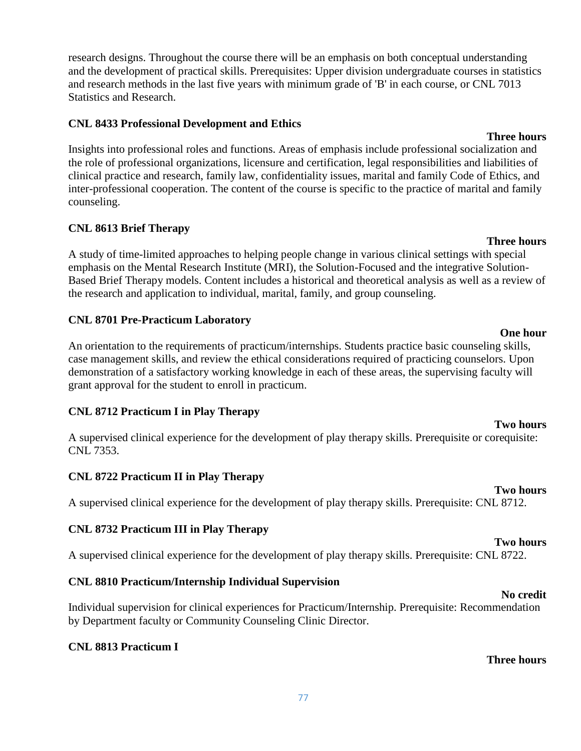research designs. Throughout the course there will be an emphasis on both conceptual understanding and the development of practical skills. Prerequisites: Upper division undergraduate courses in statistics and research methods in the last five years with minimum grade of 'B' in each course, or CNL 7013 Statistics and Research.

**CNL 8433 Professional Development and Ethics**

**Three hours**

Insights into professional roles and functions. Areas of emphasis include professional socialization and the role of professional organizations, licensure and certification, legal responsibilities and liabilities of clinical practice and research, family law, confidentiality issues, marital and family Code of Ethics, and inter-professional cooperation. The content of the course is specific to the practice of marital and family counseling.

**CNL 8613 Brief Therapy**

**Three hours**

A study of time-limited approaches to helping people change in various clinical settings with special emphasis on the Mental Research Institute (MRI), the Solution-Focused and the integrative Solution-Based Brief Therapy models. Content includes a historical and theoretical analysis as well as a review of the research and application to individual, marital, family, and group counseling.

**CNL 8701 Pre-Practicum Laboratory**

**One hour**

An orientation to the requirements of practicum/internships. Students practice basic counseling skills, case management skills, and review the ethical considerations required of practicing counselors. Upon demonstration of a satisfactory working knowledge in each of these areas, the supervising faculty will grant approval for the student to enroll in practicum.

**CNL 8712 Practicum I in Play Therapy**

**Two hours**

A supervised clinical experience for the development of play therapy skills. Prerequisite or corequisite: CNL 7353.

**CNL 8722 Practicum II in Play Therapy**

**Two hours**

A supervised clinical experience for the development of play therapy skills. Prerequisite: CNL 8712.

**CNL 8732 Practicum III in Play Therapy**

**Two hours**

A supervised clinical experience for the development of play therapy skills. Prerequisite: CNL 8722.

**CNL 8810 Practicum/Internship Individual Supervision**

**No credit**

Individual supervision for clinical experiences for Practicum/Internship. Prerequisite: Recommendation by Department faculty or Community Counseling Clinic Director.

**CNL 8813 Practicum I**

**Three hours**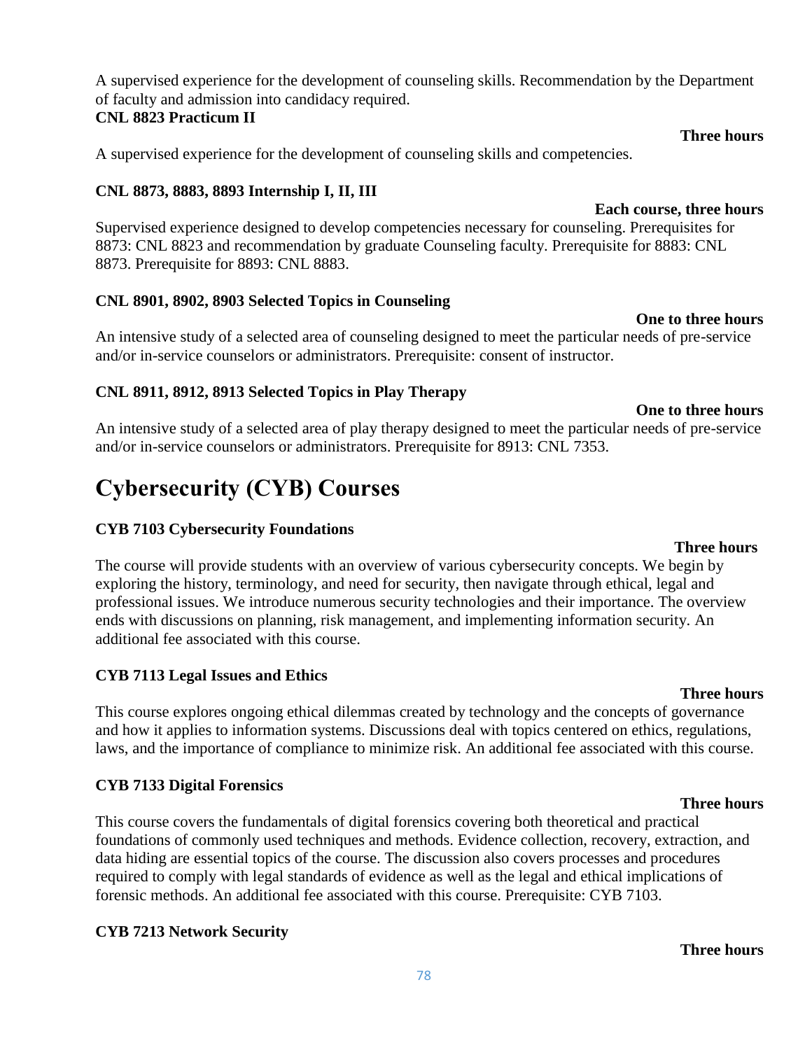A supervised experience for the development of counseling skills. Recommendation by the Department of faculty and admission into candidacy required.

**CNL 8823 Practicum II**

**Three hours**

A supervised experience for the development of counseling skills and competencies.

**CNL 8873, 8883, 8893 Internship I, II, III**

**Each course, three hours**

Supervised experience designed to develop competencies necessary for counseling. Prerequisites for 8873: CNL 8823 and recommendation by graduate Counseling faculty. Prerequisite for 8883: CNL 8873. Prerequisite for 8893: CNL 8883.

**CNL 8901, 8902, 8903 Selected Topics in Counseling**

**One to three hours**

An intensive study of a selected area of counseling designed to meet the particular needs of pre-service and/or in-service counselors or administrators. Prerequisite: consent of instructor.

**CNL 8911, 8912, 8913 Selected Topics in Play Therapy**

**One to three hours**

An intensive study of a selected area of play therapy designed to meet the particular needs of pre-service and/or in-service counselors or administrators. Prerequisite for 8913: CNL 7353.

# Cybersecurity (CYB) Courses

**CYB 7103 Cybersecurity Foundations**

**Three hours**

The course will provide students with an overview of various cybersecurity concepts. We begin by exploring the history, terminology, and need for security, then navigate through ethical, legal and professional issues. We introduce numerous security technologies and their importance. The overview ends with discussions on planning, risk management, and implementing information security. An additional fee associated with this course.

**CYB 7113 Legal Issues and Ethics**

**Three hours**

This course explores ongoing ethical dilemmas created by technology and the concepts of governance and how it applies to information systems. Discussions deal with topics centered on ethics, regulations, laws, and the importance of compliance to minimize risk. An additional fee associated with this course.

**CYB 7133 Digital Forensics**

**Three hours**

This course covers the fundamentals of digital forensics covering both theoretical and practical foundations of commonly used techniques and methods. Evidence collection, recovery, extraction, and data hiding are essential topics of the course. The discussion also covers processes and procedures required to comply with legal standards of evidence as well as the legal and ethical implications of forensic methods. An additional fee associated with this course. Prerequisite: CYB 7103.

**CYB 7213 Network Security**

**Three hours**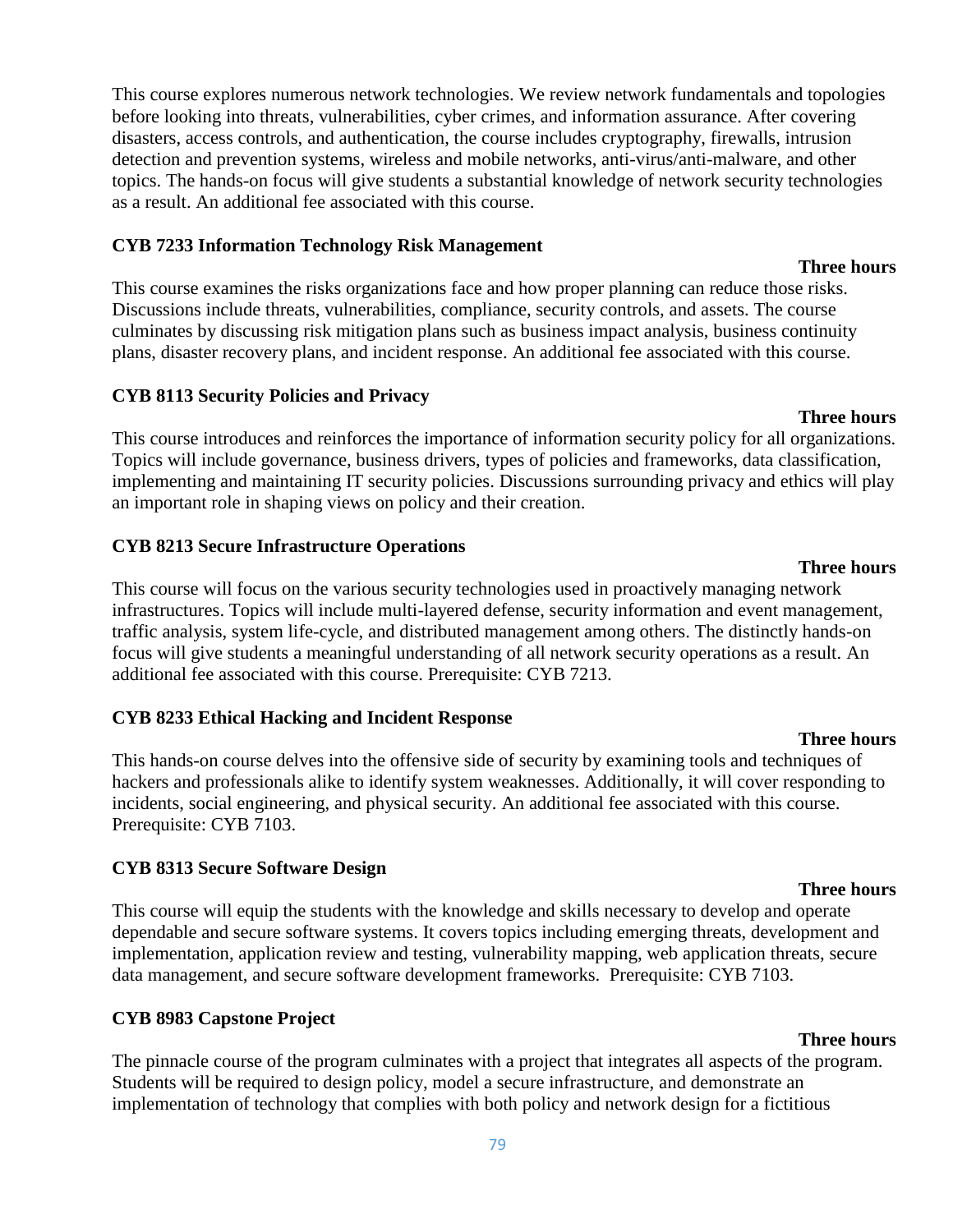This course explores numerous network technologies. We review network fundamentals and topologies before looking into threats, vulnerabilities, cyber crimes, and information assurance. After covering disasters, access controls, and authentication, the course includes cryptography, firewalls, intrusion detection and prevention systems, wireless and mobile networks, anti-virus/anti-malware, and other topics. The hands-on focus will give students a substantial knowledge of network security technologies as a result. An additional fee associated with this course.

**CYB 7233 Information Technology Risk Management**

**Three hours**

This course examines the risks organizations face and how proper planning can reduce those risks. Discussions include threats, vulnerabilities, compliance, security controls, and assets. The course culminates by discussing risk mitigation plans such as business impact analysis, business continuity plans, disaster recovery plans, and incident response. An additional fee associated with this course.

**CYB 8113 Security Policies and Privacy**

**Three hours**

This course introduces and reinforces the importance of information security policy for all organizations. Topics will include governance, business drivers, types of policies and frameworks, data classification, implementing and maintaining IT security policies. Discussions surrounding privacy and ethics will play an important role in shaping views on policy and their creation.

**CYB 8213 Secure Infrastructure Operations**

**Three hours**

This course will focus on the various security technologies used in proactively managing network infrastructures. Topics will include multi-layered defense, security information and event management, traffic analysis, system life-cycle, and distributed management among others. The distinctly hands-on focus will give students a meaningful understanding of all network security operations as a result. An additional fee associated with this course. Prerequisite: CYB 7213.

**CYB 8233 Ethical Hacking and Incident Response**

**Three hours**

This hands-on course delves into the offensive side of security by examining tools and techniques of hackers and professionals alike to identify system weaknesses. Additionally, it will cover responding to incidents, social engineering, and physical security. An additional fee associated with this course. Prerequisite: CYB 7103.

**CYB 8313 Secure Software Design**

**Three hours**

This course will equip the students with the knowledge and skills necessary to develop and operate dependable and secure software systems. It covers topics including emerging threats, development and implementation, application review and testing, vulnerability mapping, web application threats, secure data management, and secure software development frameworks. Prerequisite: CYB 7103.

**CYB 8983 Capstone Project**

**Three hours**

The pinnacle course of the program culminates with a project that integrates all aspects of the program. Students will be required to design policy, model a secure infrastructure, and demonstrate an implementation of technology that complies with both policy and network design for a fictitious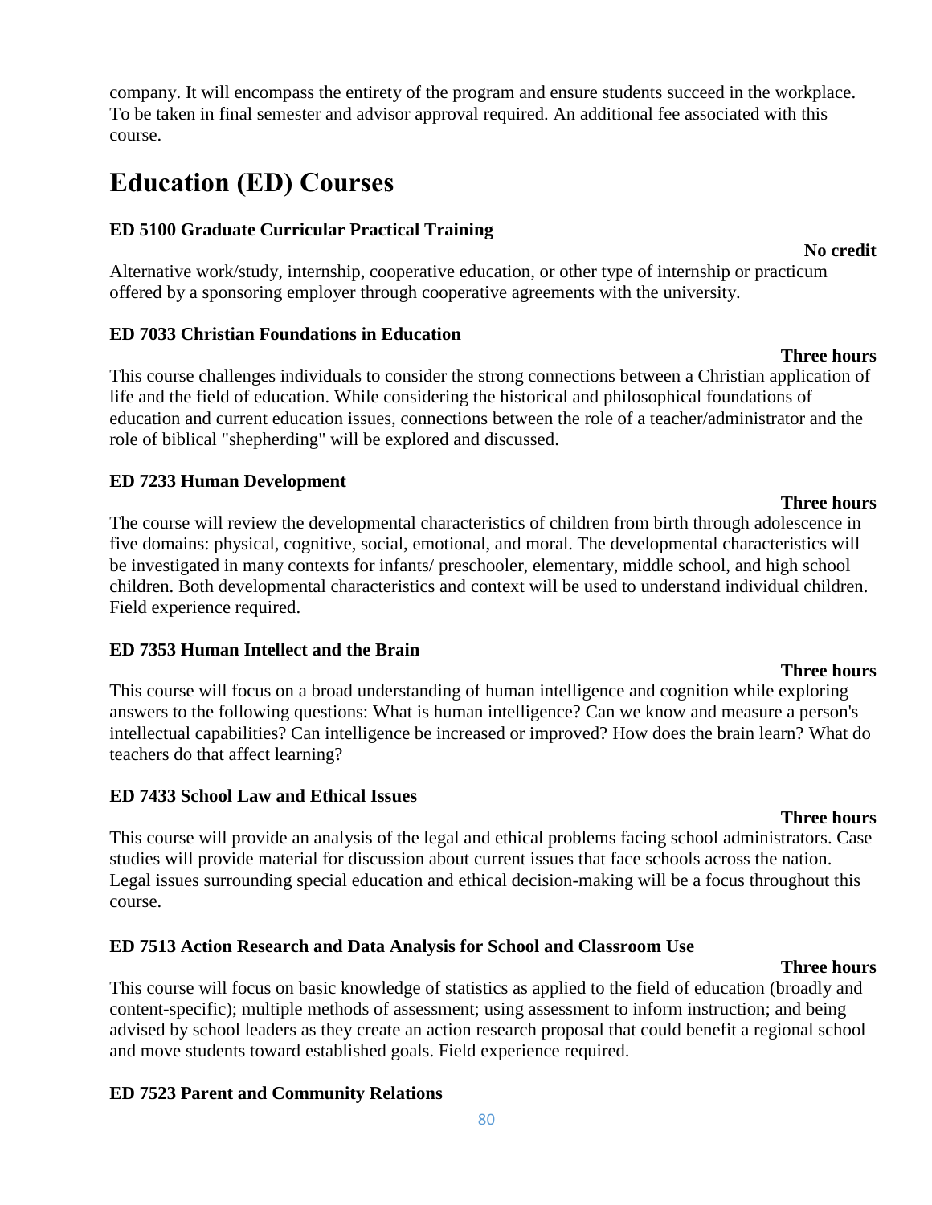company. It will encompass the entirety of the program and ensure students succeed in the workplace. To be taken in final semester and advisor approval required. An additional fee associated with this course.

# Education (ED) Courses

**ED 5100 Graduate Curricular Practical Training**

**No credit**

Alternative work/study, internship, cooperative education, or other type of internship or practicum offered by a sponsoring employer through cooperative agreements with the university.

**ED 7033 Christian Foundations in Education**

**Three hours**

This course challenges individuals to consider the strong connections between a Christian application of life and the field of education. While considering the historical and philosophical foundations of education and current education issues, connections between the role of a teacher/administrator and the role of biblical "shepherding" will be explored and discussed.

**ED 7233 Human Development**

**Three hours**

The course will review the developmental characteristics of children from birth through adolescence in five domains: physical, cognitive, social, emotional, and moral. The developmental characteristics will be investigated in many contexts for infants/ preschooler, elementary, middle school, and high school children. Both developmental characteristics and context will be used to understand individual children. Field experience required.

**ED 7353 Human Intellect and the Brain**

**Three hours**

This course will focus on a broad understanding of human intelligence and cognition while exploring answers to the following questions: What is human intelligence? Can we know and measure a person's intellectual capabilities? Can intelligence be increased or improved? How does the brain learn? What do teachers do that affect learning?

**ED 7433 School Law and Ethical Issues**

**Three hours**

This course will provide an analysis of the legal and ethical problems facing school administrators. Case studies will provide material for discussion about current issues that face schools across the nation. Legal issues surrounding special education and ethical decision-making will be a focus throughout this course.

**ED 7513 Action Research and Data Analysis for School and Classroom Use**

**Three hours**

This course will focus on basic knowledge of statistics as applied to the field of education (broadly and content-specific); multiple methods of assessment; using assessment to inform instruction; and being advised by school leaders as they create an action research proposal that could benefit a regional school and move students toward established goals. Field experience required.

**ED 7523 Parent and Community Relations**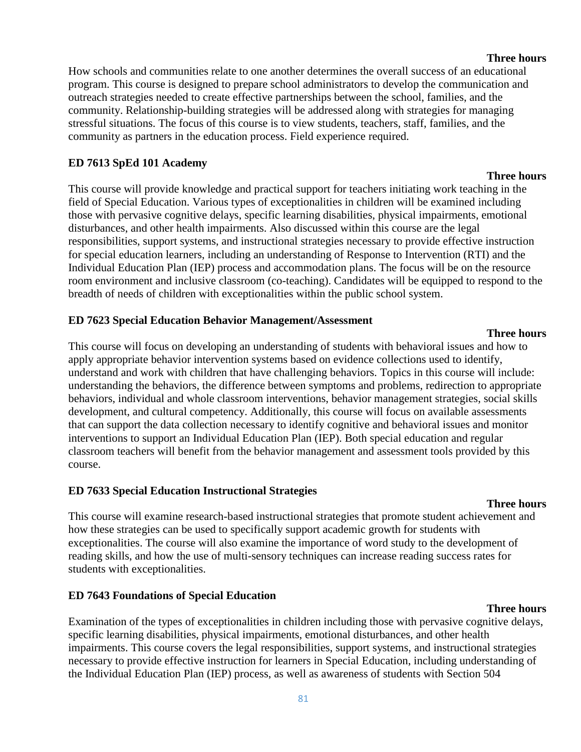**Three hours**

How schools and communities relate to one another determines the overall success of an educational program. This course is designed to prepare school administrators to develop the communication and outreach strategies needed to create effective partnerships between the school, families, and the community. Relationship-building strategies will be addressed along with strategies for managing stressful situations. The focus of this course is to view students, teachers, staff, families, and the community as partners in the education process. Field experience required.

**ED 7613 SpEd 101 Academy**

**Three hours**

This course will provide knowledge and practical support for teachers initiating work teaching in the field of Special Education. Various types of exceptionalities in children will be examined including those with pervasive cognitive delays, specific learning disabilities, physical impairments, emotional disturbances, and other health impairments. Also discussed within this course are the legal responsibilities, support systems, and instructional strategies necessary to provide effective instruction for special education learners, including an understanding of Response to Intervention (RTI) and the Individual Education Plan (IEP) process and accommodation plans. The focus will be on the resource room environment and inclusive classroom (co-teaching). Candidates will be equipped to respond to the breadth of needs of children with exceptionalities within the public school system.

**ED 7623 Special Education Behavior Management/Assessment**

**Three hours**

This course will focus on developing an understanding of students with behavioral issues and how to apply appropriate behavior intervention systems based on evidence collections used to identify, understand and work with children that have challenging behaviors. Topics in this course will include: understanding the behaviors, the difference between symptoms and problems, redirection to appropriate behaviors, individual and whole classroom interventions, behavior management strategies, social skills development, and cultural competency. Additionally, this course will focus on available assessments that can support the data collection necessary to identify cognitive and behavioral issues and monitor interventions to support an Individual Education Plan (IEP). Both special education and regular classroom teachers will benefit from the behavior management and assessment tools provided by this course.

**ED 7633 Special Education Instructional Strategies**

**Three hours**

This course will examine research-based instructional strategies that promote student achievement and how these strategies can be used to specifically support academic growth for students with exceptionalities. The course will also examine the importance of word study to the development of reading skills, and how the use of multi-sensory techniques can increase reading success rates for students with exceptionalities.

**ED 7643 Foundations of Special Education**

**Three hours**

Examination of the types of exceptionalities in children including those with pervasive cognitive delays, specific learning disabilities, physical impairments, emotional disturbances, and other health impairments. This course covers the legal responsibilities, support systems, and instructional strategies necessary to provide effective instruction for learners in Special Education, including understanding of the Individual Education Plan (IEP) process, as well as awareness of students with Section 504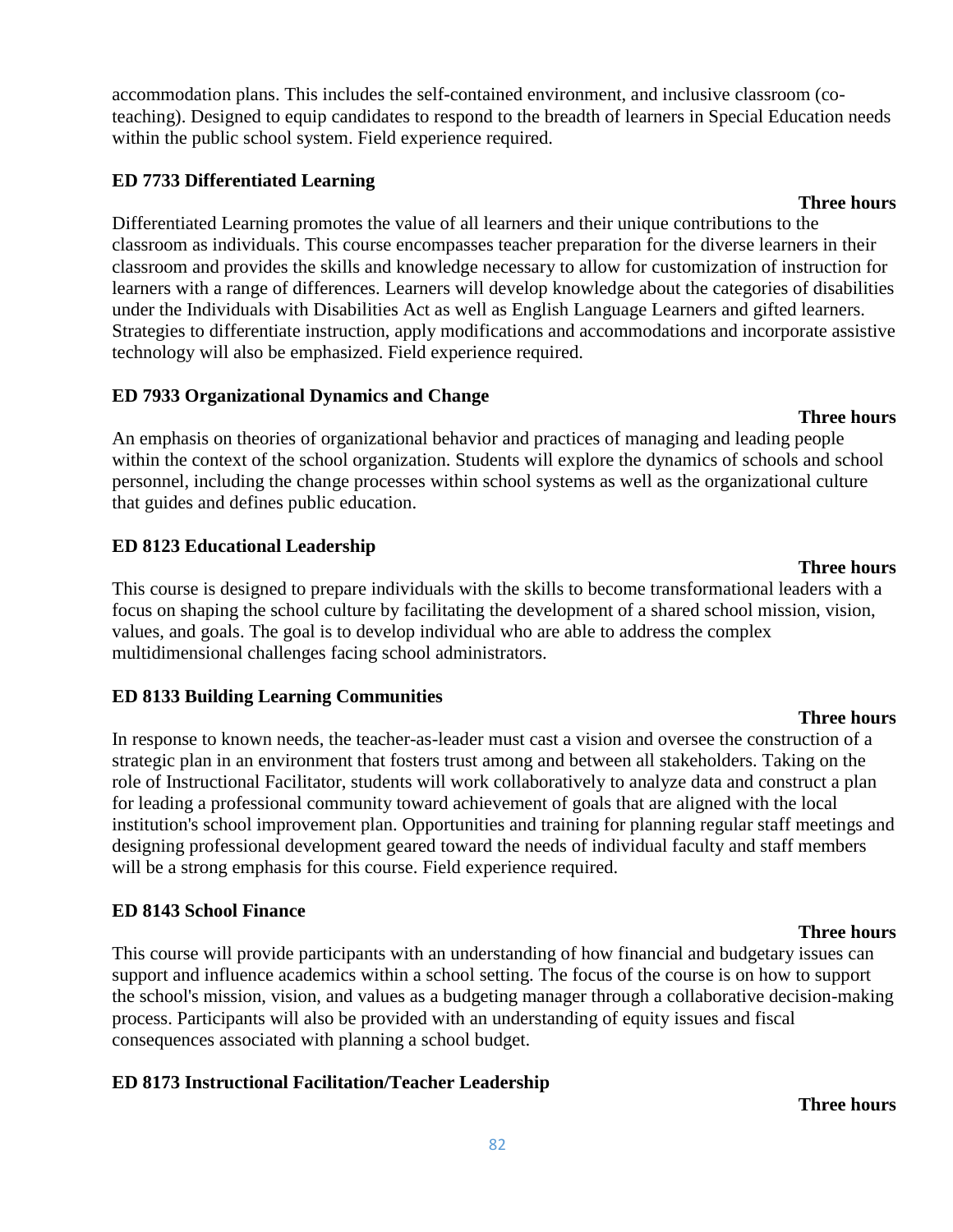accommodation plans. This includes the self-contained environment, and inclusive classroom (co-teaching). Designed to equip candidates to respond to the breadth of learners in Special Education needs within the public school system. Field experience required.

**ED 7733 Differentiated Learning**

**Three hours**

Differentiated Learning promotes the value of all learners and their unique contributions to the classroom as individuals. This course encompasses teacher preparation for the diverse learners in their classroom and provides the skills and knowledge necessary to allow for customization of instruction for learners with a range of differences. Learners will develop knowledge about the categories of disabilities under the Individuals with Disabilities Act as well as English Language Learners and gifted learners. Strategies to differentiate instruction, apply modifications and accommodations and incorporate assistive technology will also be emphasized. Field experience required.

**ED 7933 Organizational Dynamics and Change**

**Three hours**

An emphasis on theories of organizational behavior and practices of managing and leading people within the context of the school organization. Students will explore the dynamics of schools and school personnel, including the change processes within school systems as well as the organizational culture that guides and defines public education.

**ED 8123 Educational Leadership**

**Three hours**

This course is designed to prepare individuals with the skills to become transformational leaders with a focus on shaping the school culture by facilitating the development of a shared school mission, vision, values, and goals. The goal is to develop individual who are able to address the complex multidimensional challenges facing school administrators.

**ED 8133 Building Learning Communities**

**Three hours**

In response to known needs, the teacher-as-leader must cast a vision and oversee the construction of a strategic plan in an environment that fosters trust among and between all stakeholders. Taking on the role of Instructional Facilitator, students will work collaboratively to analyze data and construct a plan for leading a professional community toward achievement of goals that are aligned with the local institution's school improvement plan. Opportunities and training for planning regular staff meetings and designing professional development geared toward the needs of individual faculty and staff members will be a strong emphasis for this course. Field experience required.

**ED 8143 School Finance**

**Three hours**

This course will provide participants with an understanding of how financial and budgetary issues can support and influence academics within a school setting. The focus of the course is on how to support the school's mission, vision, and values as a budgeting manager through a collaborative decision-making process. Participants will also be provided with an understanding of equity issues and fiscal consequences associated with planning a school budget.

**ED 8173 Instructional Facilitation/Teacher Leadership**

**Three hours**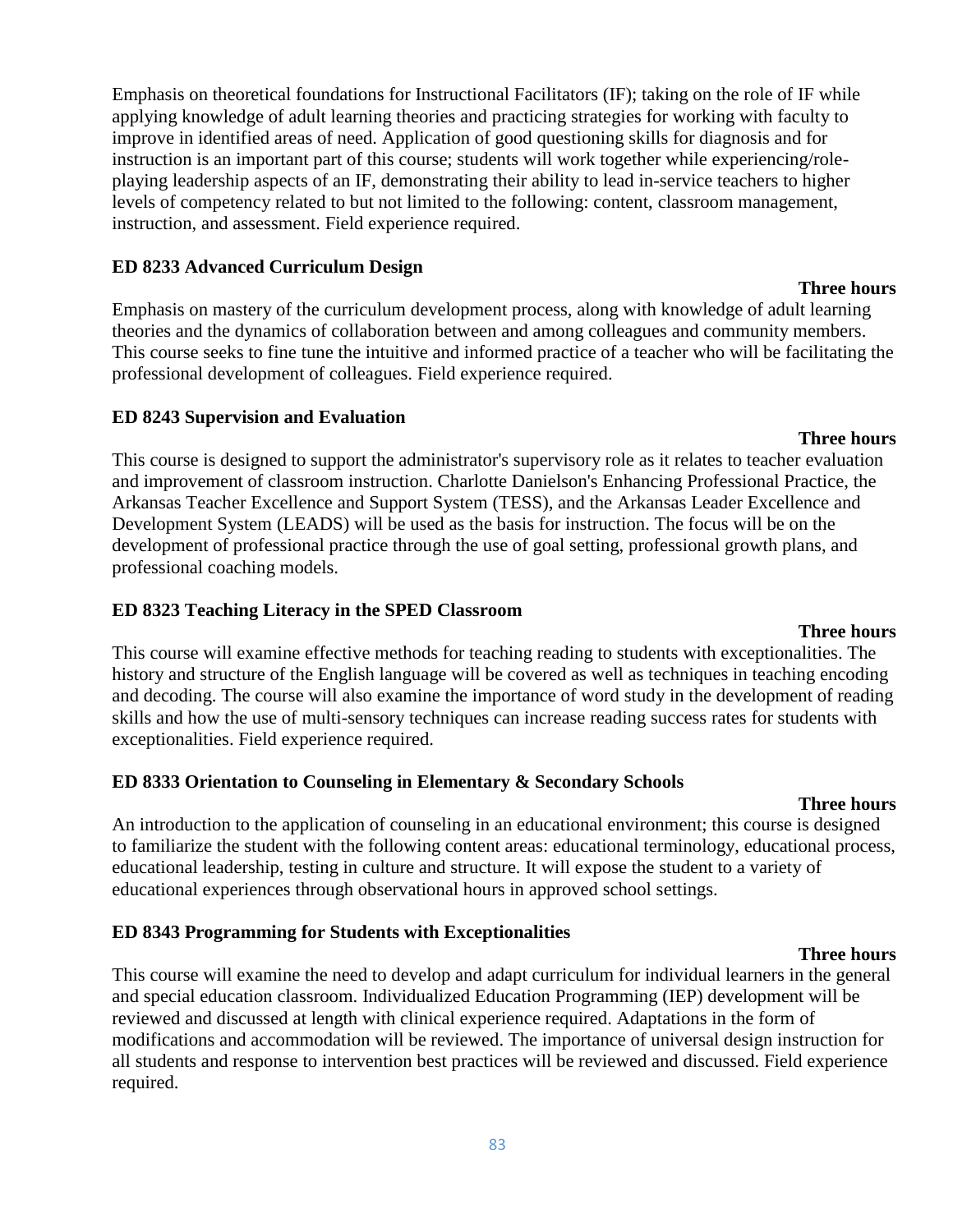Emphasis on theoretical foundations for Instructional Facilitators (IF); taking on the role of IF while applying knowledge of adult learning theories and practicing strategies for working with faculty to improve in identified areas of need. Application of good questioning skills for diagnosis and for instruction is an important part of this course; students will work together while experiencing/role-playing leadership aspects of an IF, demonstrating their ability to lead in-service teachers to higher levels of competency related to but not limited to the following: content, classroom management, instruction, and assessment. Field experience required.

**ED 8233 Advanced Curriculum Design**

**Three hours**

Emphasis on mastery of the curriculum development process, along with knowledge of adult learning theories and the dynamics of collaboration between and among colleagues and community members. This course seeks to fine tune the intuitive and informed practice of a teacher who will be facilitating the professional development of colleagues. Field experience required.

**ED 8243 Supervision and Evaluation**

**Three hours**

This course is designed to support the administrator's supervisory role as it relates to teacher evaluation and improvement of classroom instruction. Charlotte Danielson's Enhancing Professional Practice, the Arkansas Teacher Excellence and Support System (TESS), and the Arkansas Leader Excellence and Development System (LEADS) will be used as the basis for instruction. The focus will be on the development of professional practice through the use of goal setting, professional growth plans, and professional coaching models.

**ED 8323 Teaching Literacy in the SPED Classroom**

**Three hours**

This course will examine effective methods for teaching reading to students with exceptionalities. The history and structure of the English language will be covered as well as techniques in teaching encoding and decoding. The course will also examine the importance of word study in the development of reading skills and how the use of multi-sensory techniques can increase reading success rates for students with exceptionalities. Field experience required.

**ED 8333 Orientation to Counseling in Elementary & Secondary Schools**

**Three hours**

An introduction to the application of counseling in an educational environment; this course is designed to familiarize the student with the following content areas: educational terminology, educational process, educational leadership, testing in culture and structure. It will expose the student to a variety of educational experiences through observational hours in approved school settings.

**ED 8343 Programming for Students with Exceptionalities**

**Three hours**

This course will examine the need to develop and adapt curriculum for individual learners in the general and special education classroom. Individualized Education Programming (IEP) development will be reviewed and discussed at length with clinical experience required. Adaptations in the form of modifications and accommodation will be reviewed. The importance of universal design instruction for all students and response to intervention best practices will be reviewed and discussed. Field experience required.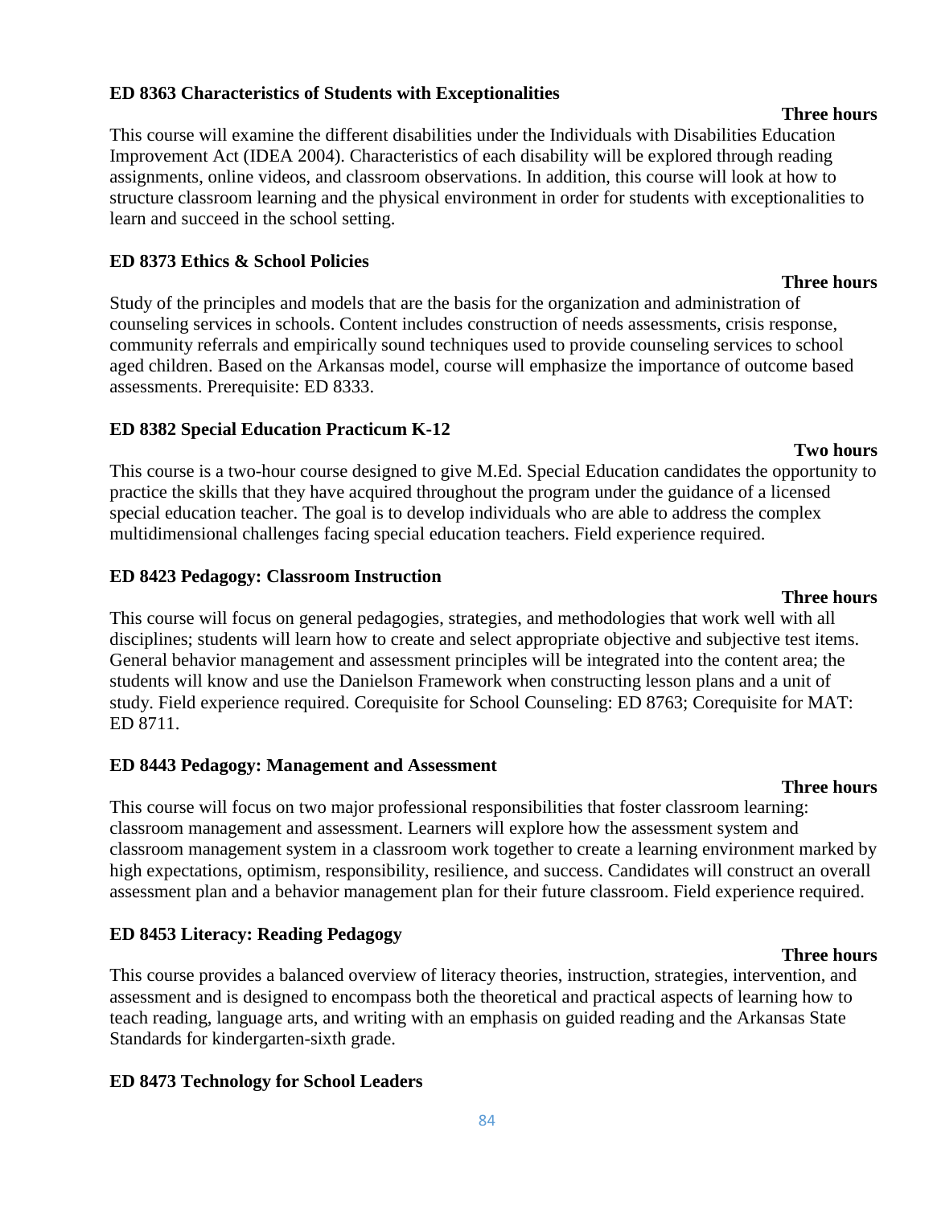**ED 8363 Characteristics of Students with Exceptionalities**

**Three hours**

This course will examine the different disabilities under the Individuals with Disabilities Education Improvement Act (IDEA 2004). Characteristics of each disability will be explored through reading assignments, online videos, and classroom observations. In addition, this course will look at how to structure classroom learning and the physical environment in order for students with exceptionalities to learn and succeed in the school setting.

**ED 8373 Ethics & School Policies**

**Three hours**

Study of the principles and models that are the basis for the organization and administration of counseling services in schools. Content includes construction of needs assessments, crisis response, community referrals and empirically sound techniques used to provide counseling services to school aged children. Based on the Arkansas model, course will emphasize the importance of outcome based assessments. Prerequisite: ED 8333.

**ED 8382 Special Education Practicum K-12**

**Two hours**

This course is a two-hour course designed to give M.Ed. Special Education candidates the opportunity to practice the skills that they have acquired throughout the program under the guidance of a licensed special education teacher. The goal is to develop individuals who are able to address the complex multidimensional challenges facing special education teachers. Field experience required.

**ED 8423 Pedagogy: Classroom Instruction**

**Three hours**

This course will focus on general pedagogies, strategies, and methodologies that work well with all disciplines; students will learn how to create and select appropriate objective and subjective test items. General behavior management and assessment principles will be integrated into the content area; the students will know and use the Danielson Framework when constructing lesson plans and a unit of study. Field experience required. Corequisite for School Counseling: ED 8763; Corequisite for MAT: ED 8711.

**ED 8443 Pedagogy: Management and Assessment**

**Three hours**

This course will focus on two major professional responsibilities that foster classroom learning: classroom management and assessment. Learners will explore how the assessment system and classroom management system in a classroom work together to create a learning environment marked by high expectations, optimism, responsibility, resilience, and success. Candidates will construct an overall assessment plan and a behavior management plan for their future classroom. Field experience required.

**ED 8453 Literacy: Reading Pedagogy**

**Three hours**

This course provides a balanced overview of literacy theories, instruction, strategies, intervention, and assessment and is designed to encompass both the theoretical and practical aspects of learning how to teach reading, language arts, and writing with an emphasis on guided reading and the Arkansas State Standards for kindergarten-sixth grade.

**ED 8473 Technology for School Leaders**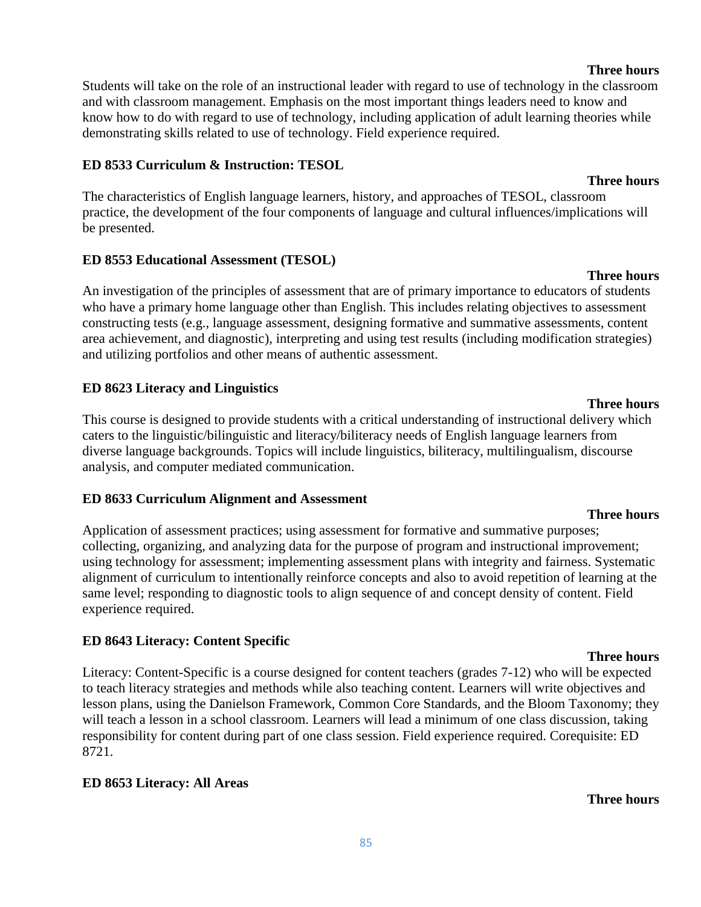**Three hours**

Students will take on the role of an instructional leader with regard to use of technology in the classroom and with classroom management. Emphasis on the most important things leaders need to know and know how to do with regard to use of technology, including application of adult learning theories while demonstrating skills related to use of technology. Field experience required.

**ED 8533 Curriculum & Instruction: TESOL**

**Three hours**

The characteristics of English language learners, history, and approaches of TESOL, classroom practice, the development of the four components of language and cultural influences/implications will be presented.

**ED 8553 Educational Assessment (TESOL)**

**Three hours**

An investigation of the principles of assessment that are of primary importance to educators of students who have a primary home language other than English. This includes relating objectives to assessment constructing tests (e.g., language assessment, designing formative and summative assessments, content area achievement, and diagnostic), interpreting and using test results (including modification strategies) and utilizing portfolios and other means of authentic assessment.

**ED 8623 Literacy and Linguistics**

**Three hours**

This course is designed to provide students with a critical understanding of instructional delivery which caters to the linguistic/bilinguistic and literacy/biliteracy needs of English language learners from diverse language backgrounds. Topics will include linguistics, biliteracy, multilingualism, discourse analysis, and computer mediated communication.

**ED 8633 Curriculum Alignment and Assessment**

**Three hours**

Application of assessment practices; using assessment for formative and summative purposes; collecting, organizing, and analyzing data for the purpose of program and instructional improvement; using technology for assessment; implementing assessment plans with integrity and fairness. Systematic alignment of curriculum to intentionally reinforce concepts and also to avoid repetition of learning at the same level; responding to diagnostic tools to align sequence of and concept density of content. Field experience required.

**ED 8643 Literacy: Content Specific**

**Three hours**

Literacy: Content-Specific is a course designed for content teachers (grades 7-12) who will be expected to teach literacy strategies and methods while also teaching content. Learners will write objectives and lesson plans, using the Danielson Framework, Common Core Standards, and the Bloom Taxonomy; they will teach a lesson in a school classroom. Learners will lead a minimum of one class discussion, taking responsibility for content during part of one class session. Field experience required. Corequisite: ED 8721.

**ED 8653 Literacy: All Areas**

**Three hours**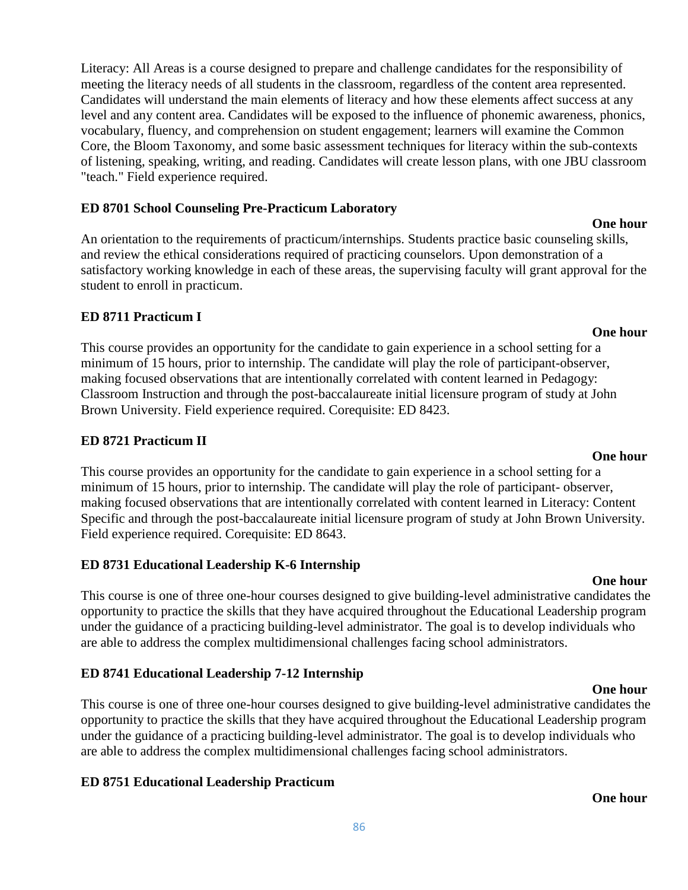Literacy: All Areas is a course designed to prepare and challenge candidates for the responsibility of meeting the literacy needs of all students in the classroom, regardless of the content area represented. Candidates will understand the main elements of literacy and how these elements affect success at any level and any content area. Candidates will be exposed to the influence of phonemic awareness, phonics, vocabulary, fluency, and comprehension on student engagement; learners will examine the Common Core, the Bloom Taxonomy, and some basic assessment techniques for literacy within the sub-contexts of listening, speaking, writing, and reading. Candidates will create lesson plans, with one JBU classroom "teach." Field experience required.

**ED 8701 School Counseling Pre-Practicum Laboratory**

**One hour**

An orientation to the requirements of practicum/internships. Students practice basic counseling skills, and review the ethical considerations required of practicing counselors. Upon demonstration of a satisfactory working knowledge in each of these areas, the supervising faculty will grant approval for the student to enroll in practicum.

**ED 8711 Practicum I**

**One hour**

This course provides an opportunity for the candidate to gain experience in a school setting for a minimum of 15 hours, prior to internship. The candidate will play the role of participant-observer, making focused observations that are intentionally correlated with content learned in Pedagogy: Classroom Instruction and through the post-baccalaureate initial licensure program of study at John Brown University. Field experience required. Corequisite: ED 8423.

**ED 8721 Practicum II**

**One hour**

This course provides an opportunity for the candidate to gain experience in a school setting for a minimum of 15 hours, prior to internship. The candidate will play the role of participant- observer, making focused observations that are intentionally correlated with content learned in Literacy: Content Specific and through the post-baccalaureate initial licensure program of study at John Brown University. Field experience required. Corequisite: ED 8643.

**ED 8731 Educational Leadership K-6 Internship**

**One hour**

This course is one of three one-hour courses designed to give building-level administrative candidates the opportunity to practice the skills that they have acquired throughout the Educational Leadership program under the guidance of a practicing building-level administrator. The goal is to develop individuals who are able to address the complex multidimensional challenges facing school administrators.

**ED 8741 Educational Leadership 7-12 Internship**

**One hour**

This course is one of three one-hour courses designed to give building-level administrative candidates the opportunity to practice the skills that they have acquired throughout the Educational Leadership program under the guidance of a practicing building-level administrator. The goal is to develop individuals who are able to address the complex multidimensional challenges facing school administrators.

**ED 8751 Educational Leadership Practicum**

**One hour**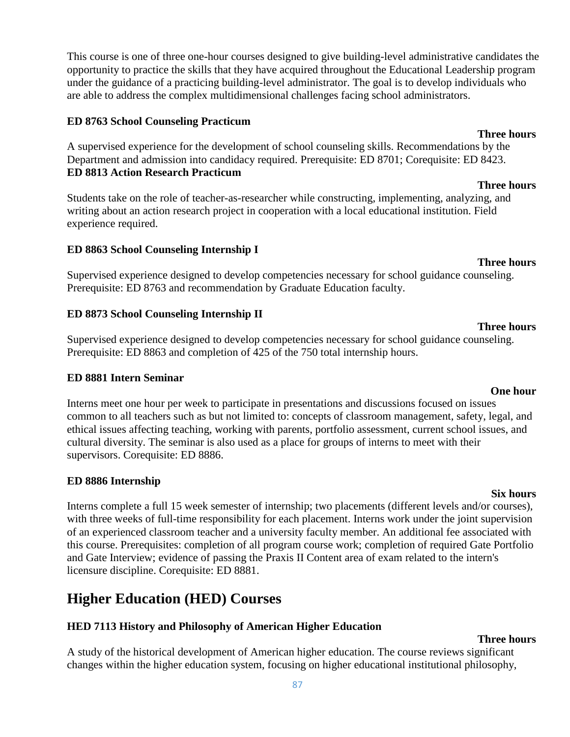This course is one of three one-hour courses designed to give building-level administrative candidates the opportunity to practice the skills that they have acquired throughout the Educational Leadership program under the guidance of a practicing building-level administrator. The goal is to develop individuals who are able to address the complex multidimensional challenges facing school administrators.

**ED 8763 School Counseling Practicum**

**Three hours**

A supervised experience for the development of school counseling skills. Recommendations by the Department and admission into candidacy required. Prerequisite: ED 8701; Corequisite: ED 8423.

**ED 8813 Action Research Practicum**

**Three hours**

Students take on the role of teacher-as-researcher while constructing, implementing, analyzing, and writing about an action research project in cooperation with a local educational institution. Field experience required.

**ED 8863 School Counseling Internship I**

**Three hours**

Supervised experience designed to develop competencies necessary for school guidance counseling. Prerequisite: ED 8763 and recommendation by Graduate Education faculty.

**ED 8873 School Counseling Internship II**

**Three hours**

Supervised experience designed to develop competencies necessary for school guidance counseling. Prerequisite: ED 8863 and completion of 425 of the 750 total internship hours.

**ED 8881 Intern Seminar**

**One hour**

Interns meet one hour per week to participate in presentations and discussions focused on issues common to all teachers such as but not limited to: concepts of classroom management, safety, legal, and ethical issues affecting teaching, working with parents, portfolio assessment, current school issues, and cultural diversity. The seminar is also used as a place for groups of interns to meet with their supervisors. Corequisite: ED 8886.

**ED 8886 Internship**

**Six hours**

Interns complete a full 15 week semester of internship; two placements (different levels and/or courses), with three weeks of full-time responsibility for each placement. Interns work under the joint supervision of an experienced classroom teacher and a university faculty member. An additional fee associated with this course. Prerequisites: completion of all program course work; completion of required Gate Portfolio and Gate Interview; evidence of passing the Praxis II Content area of exam related to the intern's licensure discipline. Corequisite: ED 8881.

# Higher Education (HED) Courses

**HED 7113 History and Philosophy of American Higher Education**

**Three hours**

A study of the historical development of American higher education. The course reviews significant changes within the higher education system, focusing on higher educational institutional philosophy,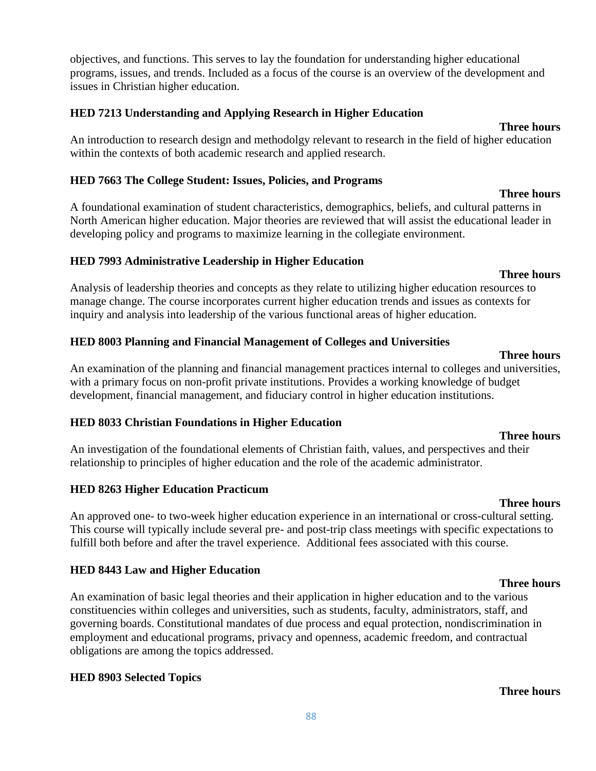objectives, and functions. This serves to lay the foundation for understanding higher educational programs, issues, and trends. Included as a focus of the course is an overview of the development and issues in Christian higher education.

**HED 7213 Understanding and Applying Research in Higher Education**

**Three hours**

An introduction to research design and methodolgy relevant to research in the field of higher education within the contexts of both academic research and applied research.

**HED 7663 The College Student: Issues, Policies, and Programs**

**Three hours**

A foundational examination of student characteristics, demographics, beliefs, and cultural patterns in North American higher education. Major theories are reviewed that will assist the educational leader in developing policy and programs to maximize learning in the collegiate environment.

**HED 7993 Administrative Leadership in Higher Education**

**Three hours**

Analysis of leadership theories and concepts as they relate to utilizing higher education resources to manage change. The course incorporates current higher education trends and issues as contexts for inquiry and analysis into leadership of the various functional areas of higher education.

**HED 8003 Planning and Financial Management of Colleges and Universities**

**Three hours**

An examination of the planning and financial management practices internal to colleges and universities, with a primary focus on non-profit private institutions. Provides a working knowledge of budget development, financial management, and fiduciary control in higher education institutions.

**HED 8033 Christian Foundations in Higher Education**

**Three hours**

An investigation of the foundational elements of Christian faith, values, and perspectives and their relationship to principles of higher education and the role of the academic administrator.

**HED 8263 Higher Education Practicum**

**Three hours**

An approved one- to two-week higher education experience in an international or cross-cultural setting. This course will typically include several pre- and post-trip class meetings with specific expectations to fulfill both before and after the travel experience. Additional fees associated with this course.

**HED 8443 Law and Higher Education**

**Three hours**

An examination of basic legal theories and their application in higher education and to the various constituencies within colleges and universities, such as students, faculty, administrators, staff, and governing boards. Constitutional mandates of due process and equal protection, nondiscrimination in employment and educational programs, privacy and openness, academic freedom, and contractual obligations are among the topics addressed.

**HED 8903 Selected Topics**

**Three hours**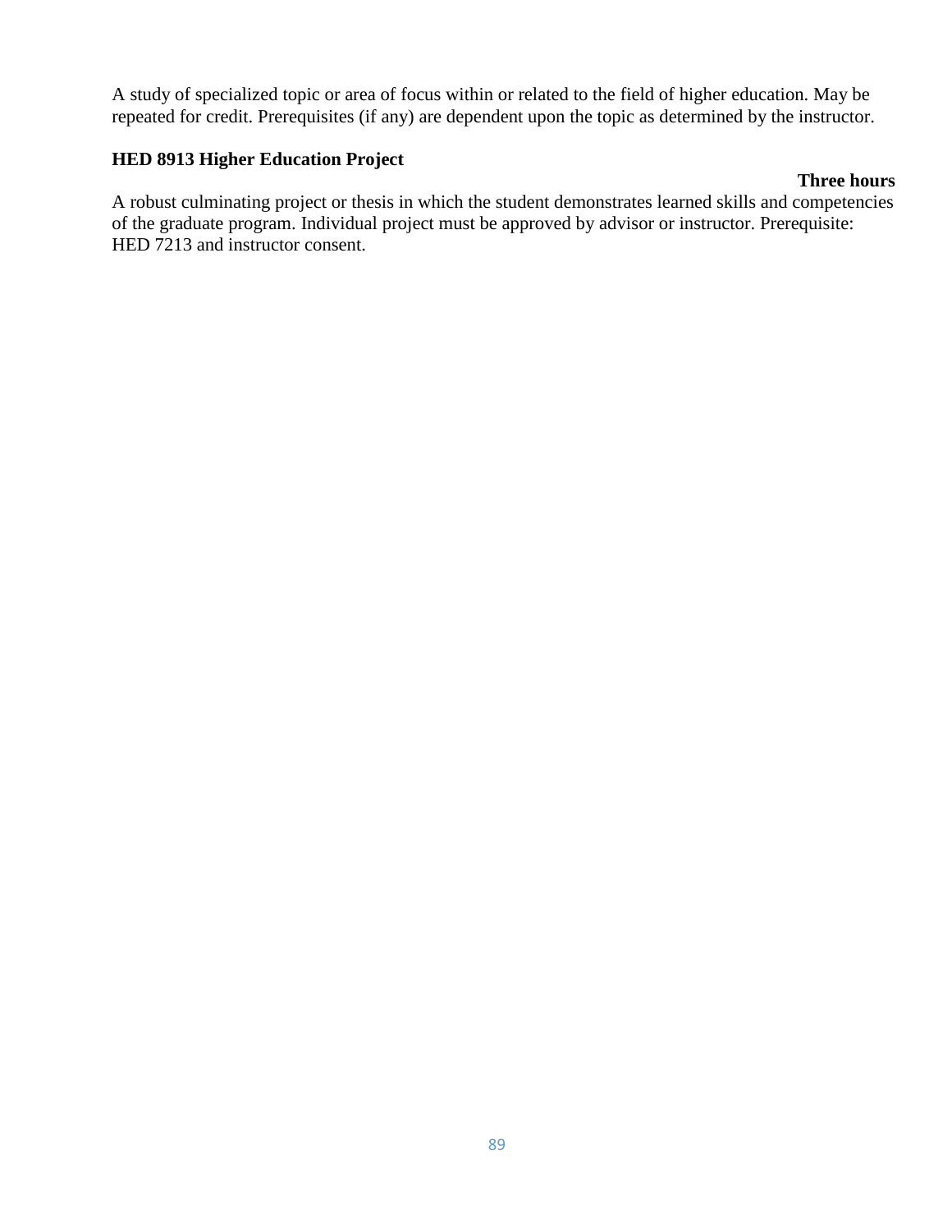A study of specialized topic or area of focus within or related to the field of higher education. May be repeated for credit. Prerequisites (if any) are dependent upon the topic as determined by the instructor.

**HED 8913 Higher Education Project**

**Three hours**

A robust culminating project or thesis in which the student demonstrates learned skills and competencies of the graduate program. Individual project must be approved by advisor or instructor. Prerequisite: HED 7213 and instructor consent.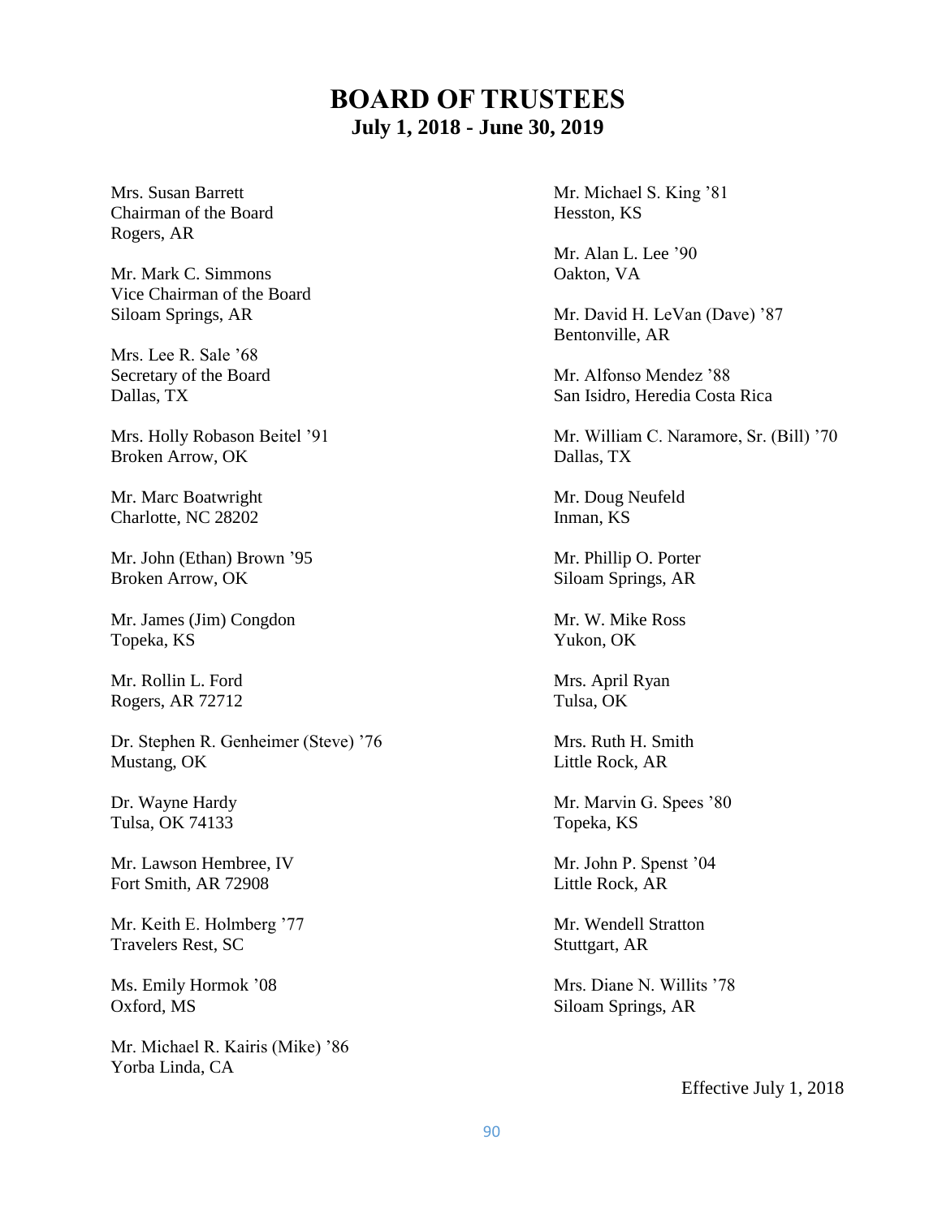# BOARD OF TRUSTEES

## July 1, 2018 - June 30, 2019

Mrs. Susan Barrett
Chairman of the Board
Rogers, AR

Mr. Mark C. Simmons
Vice Chairman of the Board
Siloam Springs, AR

Mrs. Lee R. Sale ’68
Secretary of the Board
Dallas, TX

Mrs. Holly Robason Beitel ’91
Broken Arrow, OK

Mr. Marc Boatwright
Charlotte, NC 28202

Mr. John (Ethan) Brown ’95
Broken Arrow, OK

Mr. James (Jim) Congdon
Topeka, KS

Mr. Rollin L. Ford
Rogers, AR 72712

Dr. Stephen R. Genheimer (Steve) ’76
Mustang, OK

Dr. Wayne Hardy
Tulsa, OK 74133

Mr. Lawson Hembree, IV
Fort Smith, AR 72908

Mr. Keith E. Holmberg ’77
Travelers Rest, SC

Ms. Emily Hormok ’08
Oxford, MS

Mr. Michael R. Kairis (Mike) ’86
Yorba Linda, CA

Mr. Michael S. King ’81
Hesston, KS

Mr. Alan L. Lee ’90
Oakton, VA

Mr. David H. LeVan (Dave) ’87
Bentonville, AR

Mr. Alfonso Mendez ’88
San Isidro, Heredia Costa Rica

Mr. William C. Naramore, Sr. (Bill) ’70
Dallas, TX

Mr. Doug Neufeld
Inman, KS

Mr. Phillip O. Porter
Siloam Springs, AR

Mr. W. Mike Ross
Yukon, OK

Mrs. April Ryan
Tulsa, OK

Mrs. Ruth H. Smith
Little Rock, AR

Mr. Marvin G. Spees ’80
Topeka, KS

Mr. John P. Spenst ’04
Little Rock, AR

Mr. Wendell Stratton
Stuttgart, AR

Mrs. Diane N. Willits ’78
Siloam Springs, AR

Effective July 1, 2018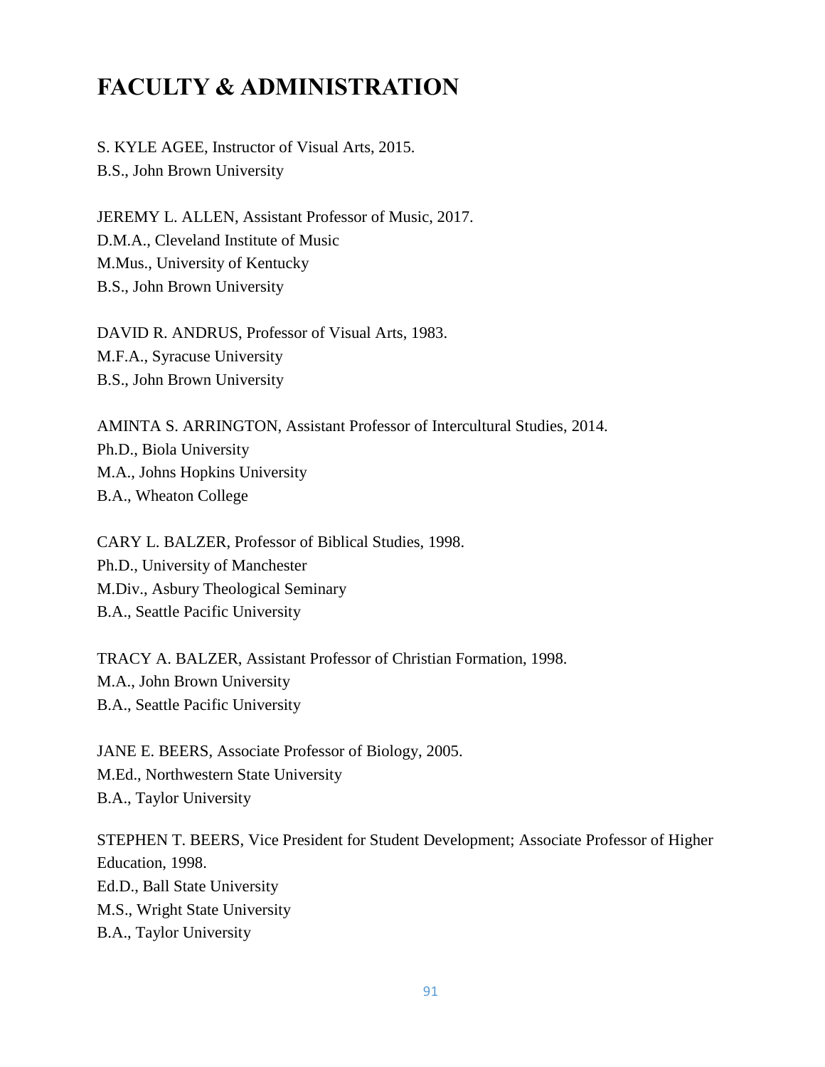# FACULTY & ADMINISTRATION

S. KYLE AGEE, Instructor of Visual Arts, 2015.
B.S., John Brown University

JEREMY L. ALLEN, Assistant Professor of Music, 2017.
D.M.A., Cleveland Institute of Music
M.Mus., University of Kentucky
B.S., John Brown University

DAVID R. ANDRUS, Professor of Visual Arts, 1983.
M.F.A., Syracuse University
B.S., John Brown University

AMINTA S. ARRINGTON, Assistant Professor of Intercultural Studies, 2014.
Ph.D., Biola University
M.A., Johns Hopkins University
B.A., Wheaton College

CARY L. BALZER, Professor of Biblical Studies, 1998.
Ph.D., University of Manchester
M.Div., Asbury Theological Seminary
B.A., Seattle Pacific University

TRACY A. BALZER, Assistant Professor of Christian Formation, 1998.
M.A., John Brown University
B.A., Seattle Pacific University

JANE E. BEERS, Associate Professor of Biology, 2005.
M.Ed., Northwestern State University
B.A., Taylor University

STEPHEN T. BEERS, Vice President for Student Development; Associate Professor of Higher Education, 1998.
Ed.D., Ball State University
M.S., Wright State University
B.A., Taylor University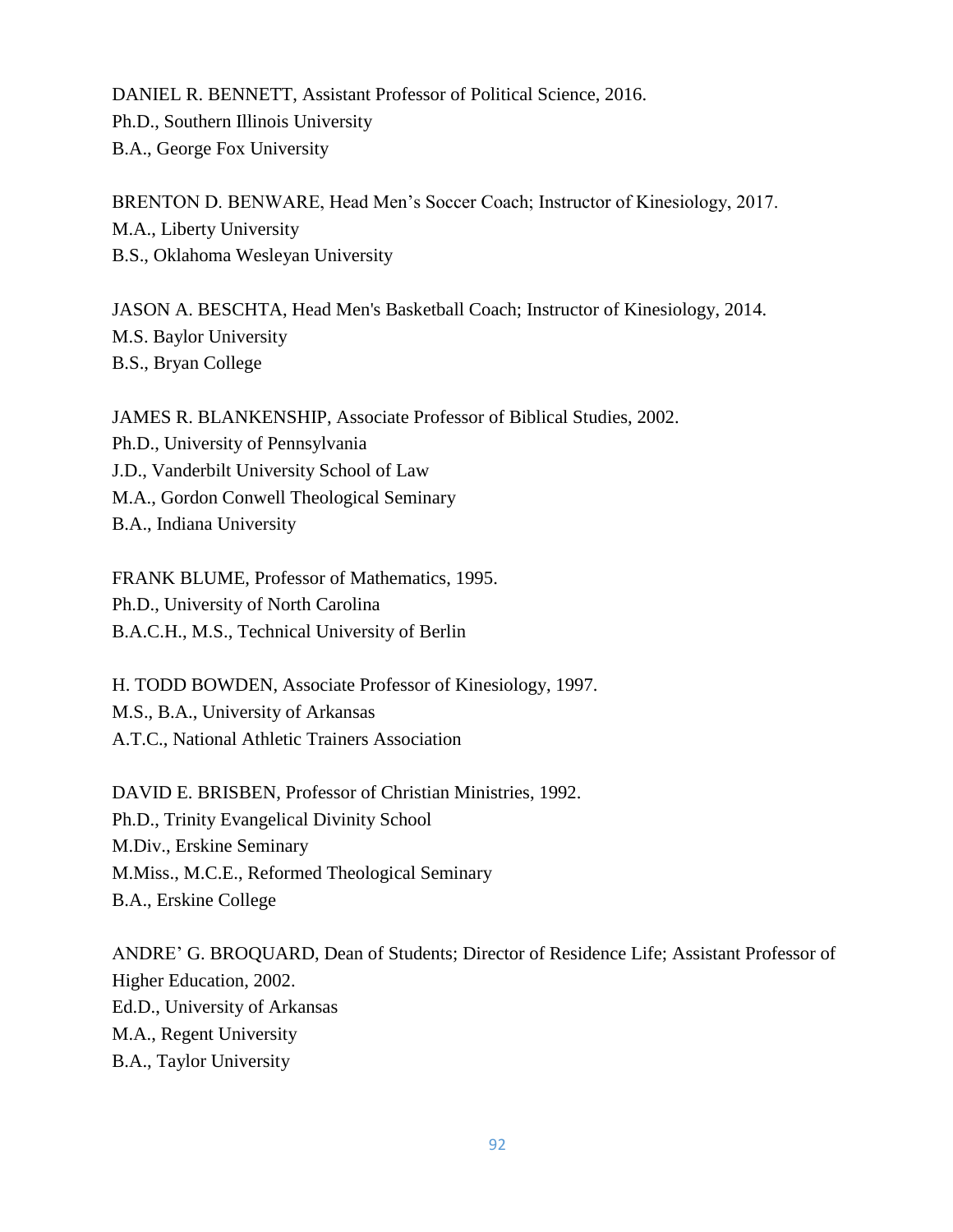DANIEL R. BENNETT, Assistant Professor of Political Science, 2016.
Ph.D., Southern Illinois University
B.A., George Fox University

BRENTON D. BENWARE, Head Men's Soccer Coach; Instructor of Kinesiology, 2017.
M.A., Liberty University
B.S., Oklahoma Wesleyan University

JASON A. BESCHTA, Head Men's Basketball Coach; Instructor of Kinesiology, 2014.
M.S. Baylor University
B.S., Bryan College

JAMES R. BLANKENSHIP, Associate Professor of Biblical Studies, 2002.
Ph.D., University of Pennsylvania
J.D., Vanderbilt University School of Law
M.A., Gordon Conwell Theological Seminary
B.A., Indiana University

FRANK BLUME, Professor of Mathematics, 1995.
Ph.D., University of North Carolina
B.A.C.H., M.S., Technical University of Berlin

H. TODD BOWDEN, Associate Professor of Kinesiology, 1997.
M.S., B.A., University of Arkansas
A.T.C., National Athletic Trainers Association

DAVID E. BRISBEN, Professor of Christian Ministries, 1992.
Ph.D., Trinity Evangelical Divinity School
M.Div., Erskine Seminary
M.Miss., M.C.E., Reformed Theological Seminary
B.A., Erskine College

ANDRE' G. BROQUARD, Dean of Students; Director of Residence Life; Assistant Professor of Higher Education, 2002.
Ed.D., University of Arkansas
M.A., Regent University
B.A., Taylor University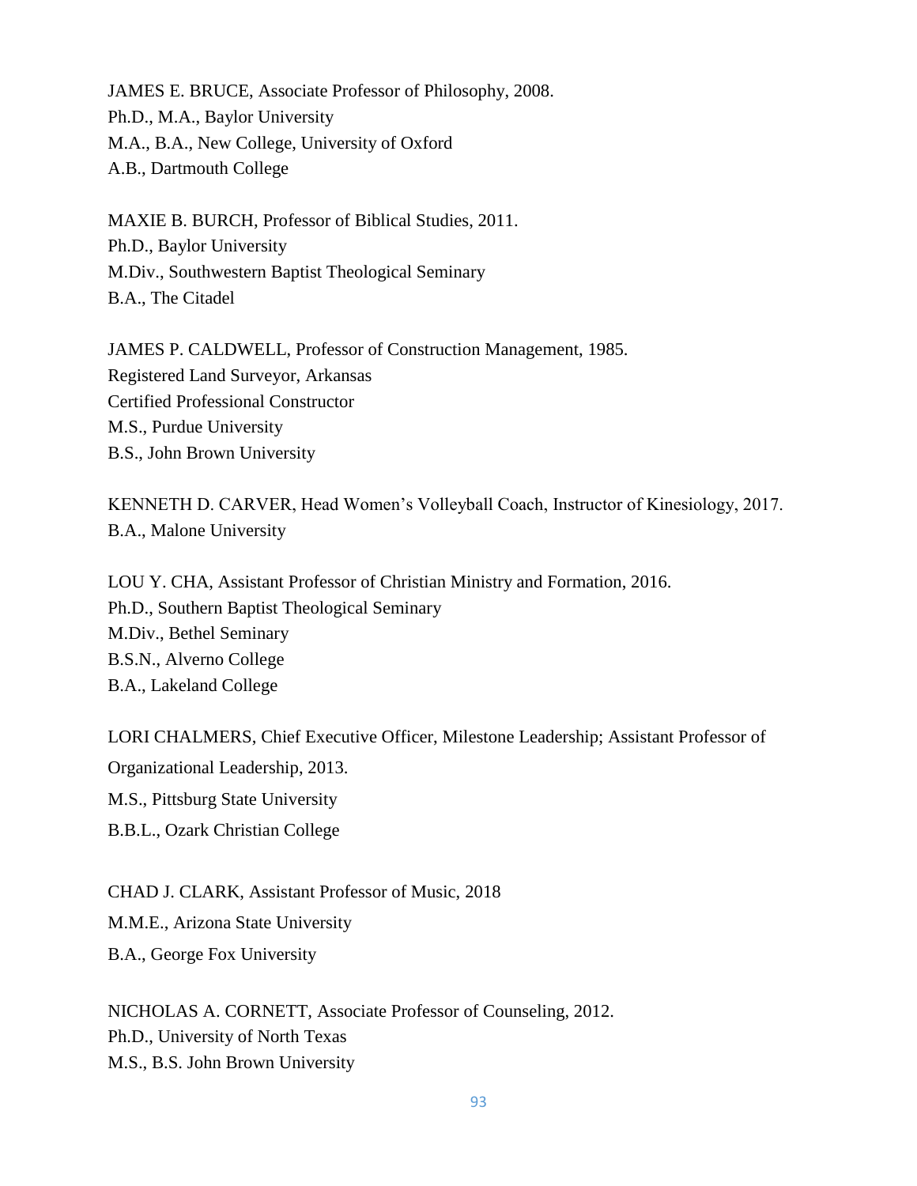JAMES E. BRUCE, Associate Professor of Philosophy, 2008.
Ph.D., M.A., Baylor University
M.A., B.A., New College, University of Oxford
A.B., Dartmouth College

MAXIE B. BURCH, Professor of Biblical Studies, 2011.
Ph.D., Baylor University
M.Div., Southwestern Baptist Theological Seminary
B.A., The Citadel

JAMES P. CALDWELL, Professor of Construction Management, 1985.
Registered Land Surveyor, Arkansas
Certified Professional Constructor
M.S., Purdue University
B.S., John Brown University

KENNETH D. CARVER, Head Women's Volleyball Coach, Instructor of Kinesiology, 2017.
B.A., Malone University

LOU Y. CHA, Assistant Professor of Christian Ministry and Formation, 2016.
Ph.D., Southern Baptist Theological Seminary
M.Div., Bethel Seminary
B.S.N., Alverno College
B.A., Lakeland College

LORI CHALMERS, Chief Executive Officer, Milestone Leadership; Assistant Professor of Organizational Leadership, 2013.
M.S., Pittsburg State University
B.B.L., Ozark Christian College

CHAD J. CLARK, Assistant Professor of Music, 2018
M.M.E., Arizona State University
B.A., George Fox University

NICHOLAS A. CORNETT, Associate Professor of Counseling, 2012.
Ph.D., University of North Texas
M.S., B.S. John Brown University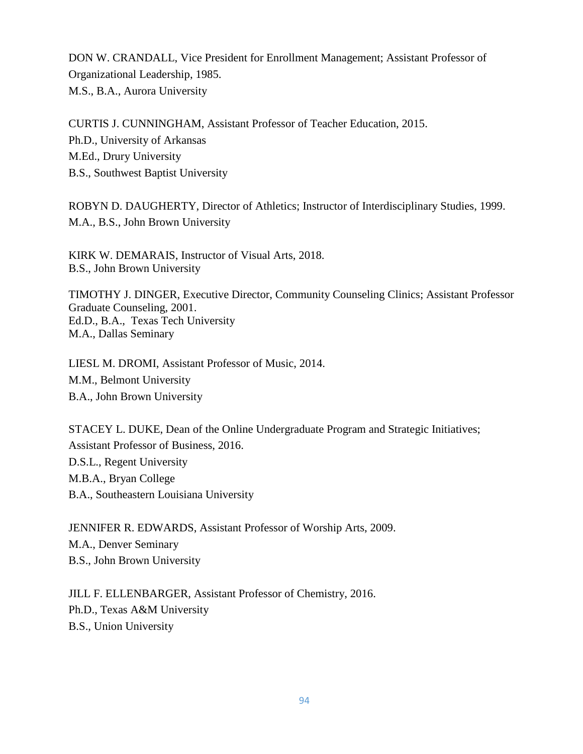DON W. CRANDALL, Vice President for Enrollment Management; Assistant Professor of Organizational Leadership, 1985.
M.S., B.A., Aurora University

CURTIS J. CUNNINGHAM, Assistant Professor of Teacher Education, 2015.
Ph.D., University of Arkansas
M.Ed., Drury University
B.S., Southwest Baptist University

ROBYN D. DAUGHERTY, Director of Athletics; Instructor of Interdisciplinary Studies, 1999.
M.A., B.S., John Brown University

KIRK W. DEMARAIS, Instructor of Visual Arts, 2018.
B.S., John Brown University

TIMOTHY J. DINGER, Executive Director, Community Counseling Clinics; Assistant Professor Graduate Counseling, 2001.
Ed.D., B.A., Texas Tech University
M.A., Dallas Seminary

LIESL M. DROMI, Assistant Professor of Music, 2014.
M.M., Belmont University
B.A., John Brown University

STACEY L. DUKE, Dean of the Online Undergraduate Program and Strategic Initiatives; Assistant Professor of Business, 2016.
D.S.L., Regent University
M.B.A., Bryan College
B.A., Southeastern Louisiana University

JENNIFER R. EDWARDS, Assistant Professor of Worship Arts, 2009.
M.A., Denver Seminary
B.S., John Brown University

JILL F. ELLENBARGER, Assistant Professor of Chemistry, 2016.
Ph.D., Texas A&M University
B.S., Union University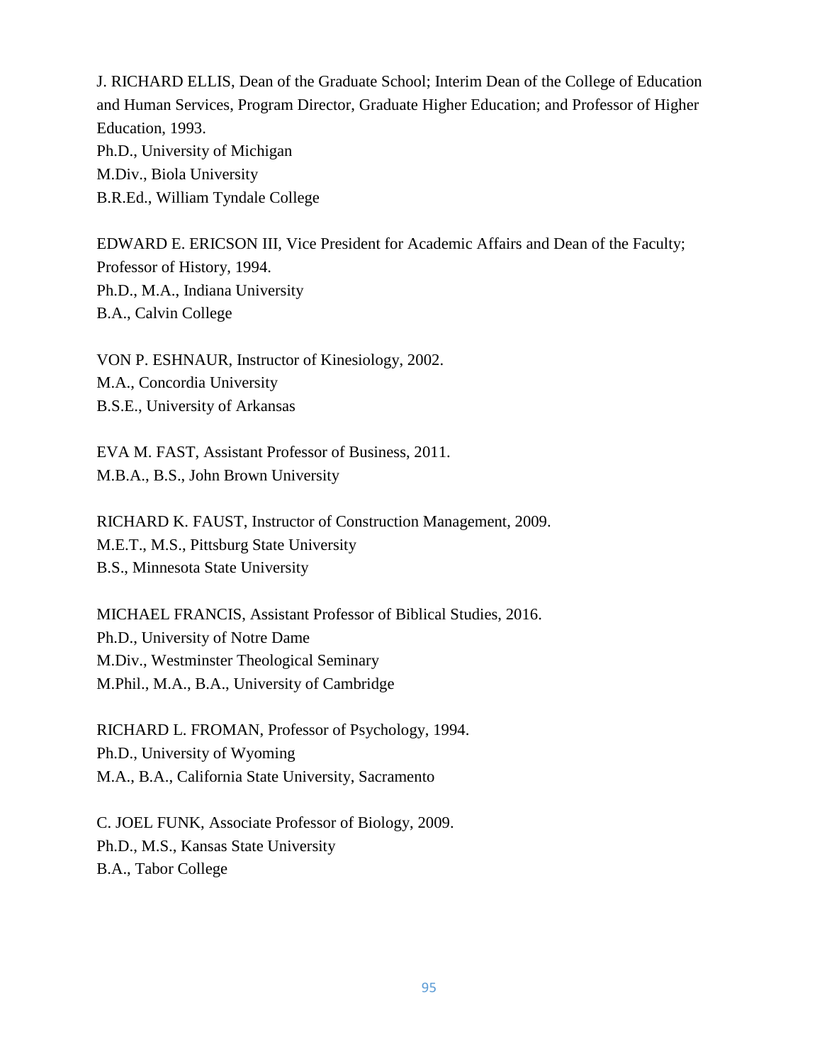J. RICHARD ELLIS, Dean of the Graduate School; Interim Dean of the College of Education and Human Services, Program Director, Graduate Higher Education; and Professor of Higher Education, 1993.
Ph.D., University of Michigan
M.Div., Biola University
B.R.Ed., William Tyndale College

EDWARD E. ERICSON III, Vice President for Academic Affairs and Dean of the Faculty; Professor of History, 1994.
Ph.D., M.A., Indiana University
B.A., Calvin College

VON P. ESHNAUR, Instructor of Kinesiology, 2002.
M.A., Concordia University
B.S.E., University of Arkansas

EVA M. FAST, Assistant Professor of Business, 2011.
M.B.A., B.S., John Brown University

RICHARD K. FAUST, Instructor of Construction Management, 2009.
M.E.T., M.S., Pittsburg State University
B.S., Minnesota State University

MICHAEL FRANCIS, Assistant Professor of Biblical Studies, 2016.
Ph.D., University of Notre Dame
M.Div., Westminster Theological Seminary
M.Phil., M.A., B.A., University of Cambridge

RICHARD L. FROMAN, Professor of Psychology, 1994.
Ph.D., University of Wyoming
M.A., B.A., California State University, Sacramento

C. JOEL FUNK, Associate Professor of Biology, 2009.
Ph.D., M.S., Kansas State University
B.A., Tabor College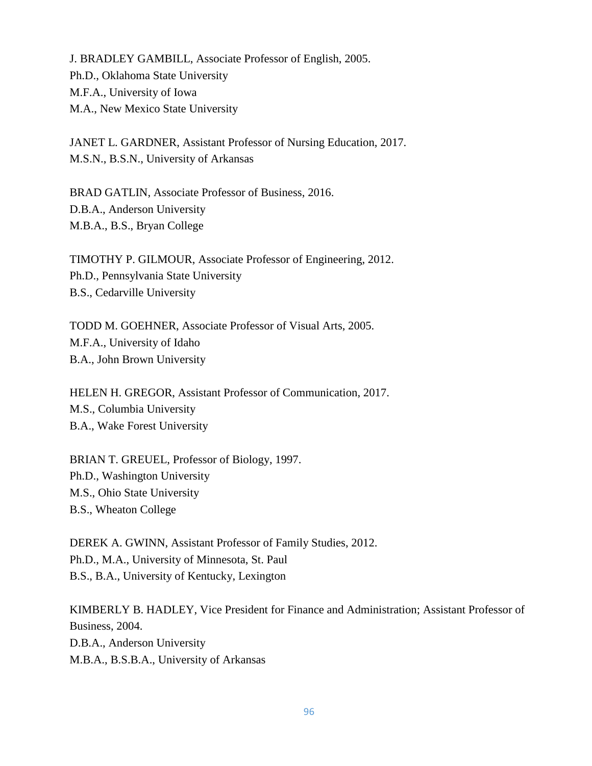J. BRADLEY GAMBILL, Associate Professor of English, 2005.
Ph.D., Oklahoma State University
M.F.A., University of Iowa
M.A., New Mexico State University

JANET L. GARDNER, Assistant Professor of Nursing Education, 2017.
M.S.N., B.S.N., University of Arkansas

BRAD GATLIN, Associate Professor of Business, 2016.
D.B.A., Anderson University
M.B.A., B.S., Bryan College

TIMOTHY P. GILMOUR, Associate Professor of Engineering, 2012.
Ph.D., Pennsylvania State University
B.S., Cedarville University

TODD M. GOEHNER, Associate Professor of Visual Arts, 2005.
M.F.A., University of Idaho
B.A., John Brown University

HELEN H. GREGOR, Assistant Professor of Communication, 2017.
M.S., Columbia University
B.A., Wake Forest University

BRIAN T. GREUEL, Professor of Biology, 1997.
Ph.D., Washington University
M.S., Ohio State University
B.S., Wheaton College

DEREK A. GWINN, Assistant Professor of Family Studies, 2012.
Ph.D., M.A., University of Minnesota, St. Paul
B.S., B.A., University of Kentucky, Lexington

KIMBERLY B. HADLEY, Vice President for Finance and Administration; Assistant Professor of Business, 2004.
D.B.A., Anderson University
M.B.A., B.S.B.A., University of Arkansas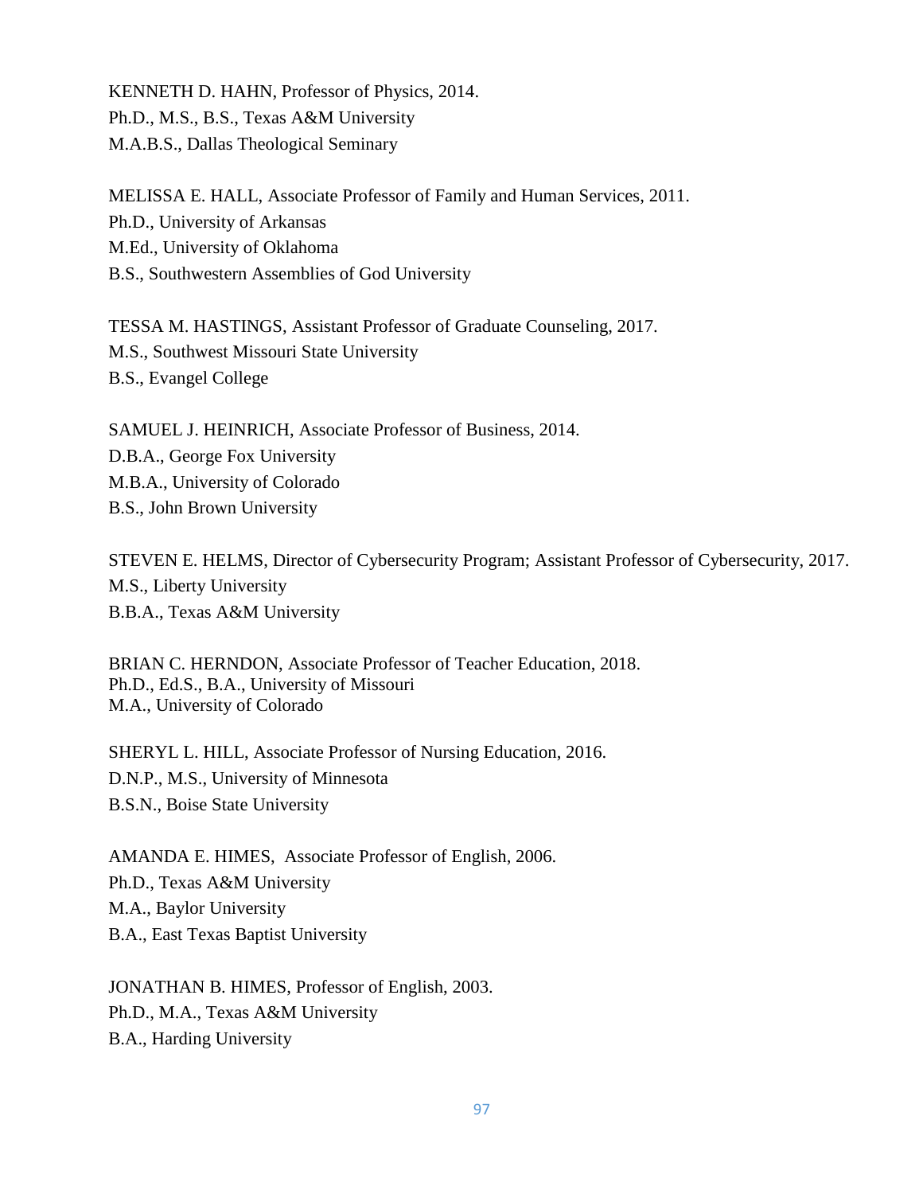KENNETH D. HAHN, Professor of Physics, 2014.
Ph.D., M.S., B.S., Texas A&M University
M.A.B.S., Dallas Theological Seminary

MELISSA E. HALL, Associate Professor of Family and Human Services, 2011.
Ph.D., University of Arkansas
M.Ed., University of Oklahoma
B.S., Southwestern Assemblies of God University

TESSA M. HASTINGS, Assistant Professor of Graduate Counseling, 2017.
M.S., Southwest Missouri State University
B.S., Evangel College

SAMUEL J. HEINRICH, Associate Professor of Business, 2014.
D.B.A., George Fox University
M.B.A., University of Colorado
B.S., John Brown University

STEVEN E. HELMS, Director of Cybersecurity Program; Assistant Professor of Cybersecurity, 2017.
M.S., Liberty University
B.B.A., Texas A&M University

BRIAN C. HERNDON, Associate Professor of Teacher Education, 2018.
Ph.D., Ed.S., B.A., University of Missouri
M.A., University of Colorado

SHERYL L. HILL, Associate Professor of Nursing Education, 2016.
D.N.P., M.S., University of Minnesota
B.S.N., Boise State University

AMANDA E. HIMES, Associate Professor of English, 2006.
Ph.D., Texas A&M University
M.A., Baylor University
B.A., East Texas Baptist University

JONATHAN B. HIMES, Professor of English, 2003.
Ph.D., M.A., Texas A&M University
B.A., Harding University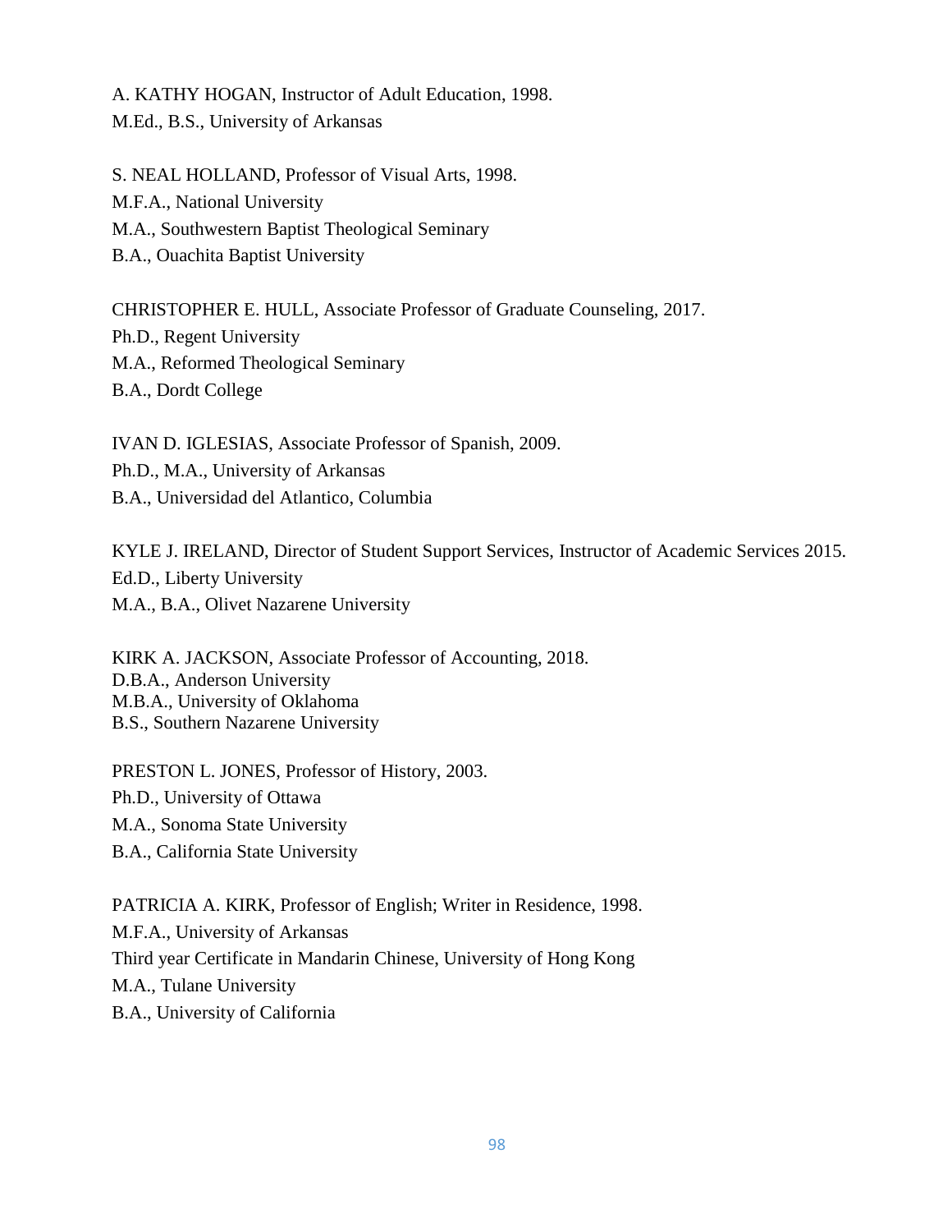A. KATHY HOGAN, Instructor of Adult Education, 1998.
M.Ed., B.S., University of Arkansas

S. NEAL HOLLAND, Professor of Visual Arts, 1998.
M.F.A., National University
M.A., Southwestern Baptist Theological Seminary
B.A., Ouachita Baptist University

CHRISTOPHER E. HULL, Associate Professor of Graduate Counseling, 2017.
Ph.D., Regent University
M.A., Reformed Theological Seminary
B.A., Dordt College

IVAN D. IGLESIAS, Associate Professor of Spanish, 2009.
Ph.D., M.A., University of Arkansas
B.A., Universidad del Atlantico, Columbia

KYLE J. IRELAND, Director of Student Support Services, Instructor of Academic Services 2015.
Ed.D., Liberty University
M.A., B.A., Olivet Nazarene University

KIRK A. JACKSON, Associate Professor of Accounting, 2018.
D.B.A., Anderson University
M.B.A., University of Oklahoma
B.S., Southern Nazarene University

PRESTON L. JONES, Professor of History, 2003.
Ph.D., University of Ottawa
M.A., Sonoma State University
B.A., California State University

PATRICIA A. KIRK, Professor of English; Writer in Residence, 1998.
M.F.A., University of Arkansas
Third year Certificate in Mandarin Chinese, University of Hong Kong
M.A., Tulane University
B.A., University of California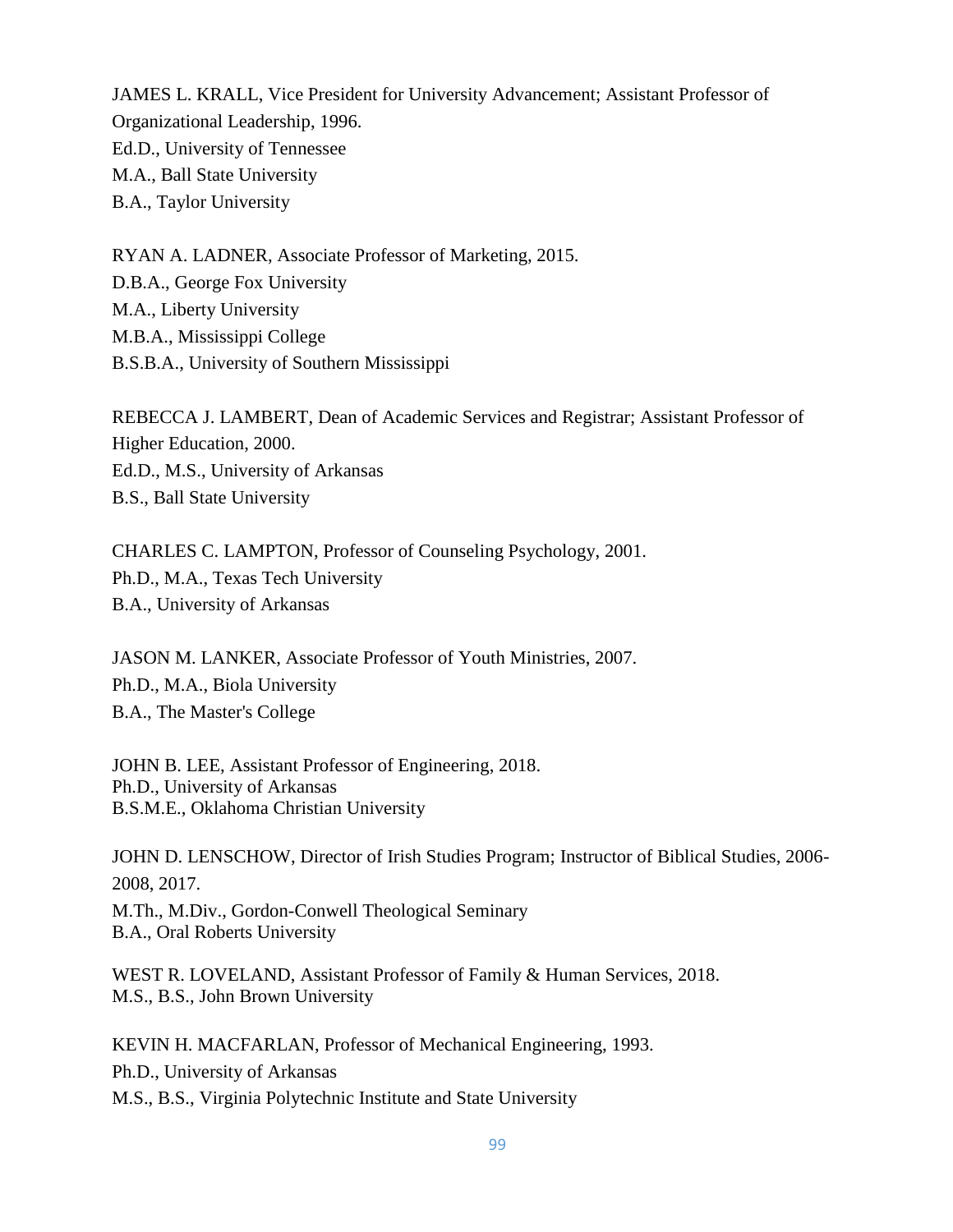JAMES L. KRALL, Vice President for University Advancement; Assistant Professor of Organizational Leadership, 1996.  
Ed.D., University of Tennessee  
M.A., Ball State University  
B.A., Taylor University

RYAN A. LADNER, Associate Professor of Marketing, 2015.  
D.B.A., George Fox University  
M.A., Liberty University  
M.B.A., Mississippi College  
B.S.B.A., University of Southern Mississippi

REBECCA J. LAMBERT, Dean of Academic Services and Registrar; Assistant Professor of Higher Education, 2000.  
Ed.D., M.S., University of Arkansas  
B.S., Ball State University

CHARLES C. LAMPTON, Professor of Counseling Psychology, 2001.  
Ph.D., M.A., Texas Tech University  
B.A., University of Arkansas

JASON M. LANKER, Associate Professor of Youth Ministries, 2007.  
Ph.D., M.A., Biola University  
B.A., The Master's College

JOHN B. LEE, Assistant Professor of Engineering, 2018.  
Ph.D., University of Arkansas  
B.S.M.E., Oklahoma Christian University

JOHN D. LENSCHOW, Director of Irish Studies Program; Instructor of Biblical Studies, 2006-2008, 2017.  
M.Th., M.Div., Gordon-Conwell Theological Seminary  
B.A., Oral Roberts University

WEST R. LOVELAND, Assistant Professor of Family & Human Services, 2018.  
M.S., B.S., John Brown University

KEVIN H. MACFARLAN, Professor of Mechanical Engineering, 1993.  
Ph.D., University of Arkansas  
M.S., B.S., Virginia Polytechnic Institute and State University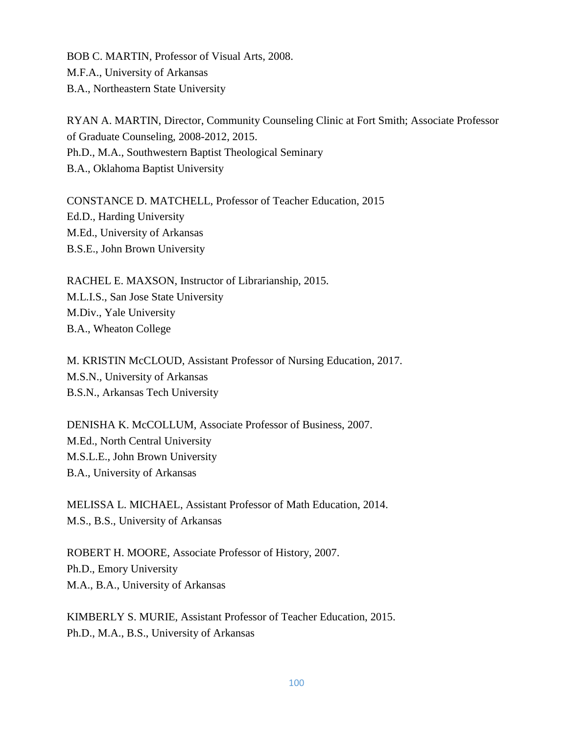BOB C. MARTIN, Professor of Visual Arts, 2008.
M.F.A., University of Arkansas
B.A., Northeastern State University

RYAN A. MARTIN, Director, Community Counseling Clinic at Fort Smith; Associate Professor of Graduate Counseling, 2008-2012, 2015.
Ph.D., M.A., Southwestern Baptist Theological Seminary
B.A., Oklahoma Baptist University

CONSTANCE D. MATCHELL, Professor of Teacher Education, 2015
Ed.D., Harding University
M.Ed., University of Arkansas
B.S.E., John Brown University

RACHEL E. MAXSON, Instructor of Librarianship, 2015.
M.L.I.S., San Jose State University
M.Div., Yale University
B.A., Wheaton College

M. KRISTIN McCLOUD, Assistant Professor of Nursing Education, 2017.
M.S.N., University of Arkansas
B.S.N., Arkansas Tech University

DENISHA K. McCOLLUM, Associate Professor of Business, 2007.
M.Ed., North Central University
M.S.L.E., John Brown University
B.A., University of Arkansas

MELISSA L. MICHAEL, Assistant Professor of Math Education, 2014.
M.S., B.S., University of Arkansas

ROBERT H. MOORE, Associate Professor of History, 2007.
Ph.D., Emory University
M.A., B.A., University of Arkansas

KIMBERLY S. MURIE, Assistant Professor of Teacher Education, 2015.
Ph.D., M.A., B.S., University of Arkansas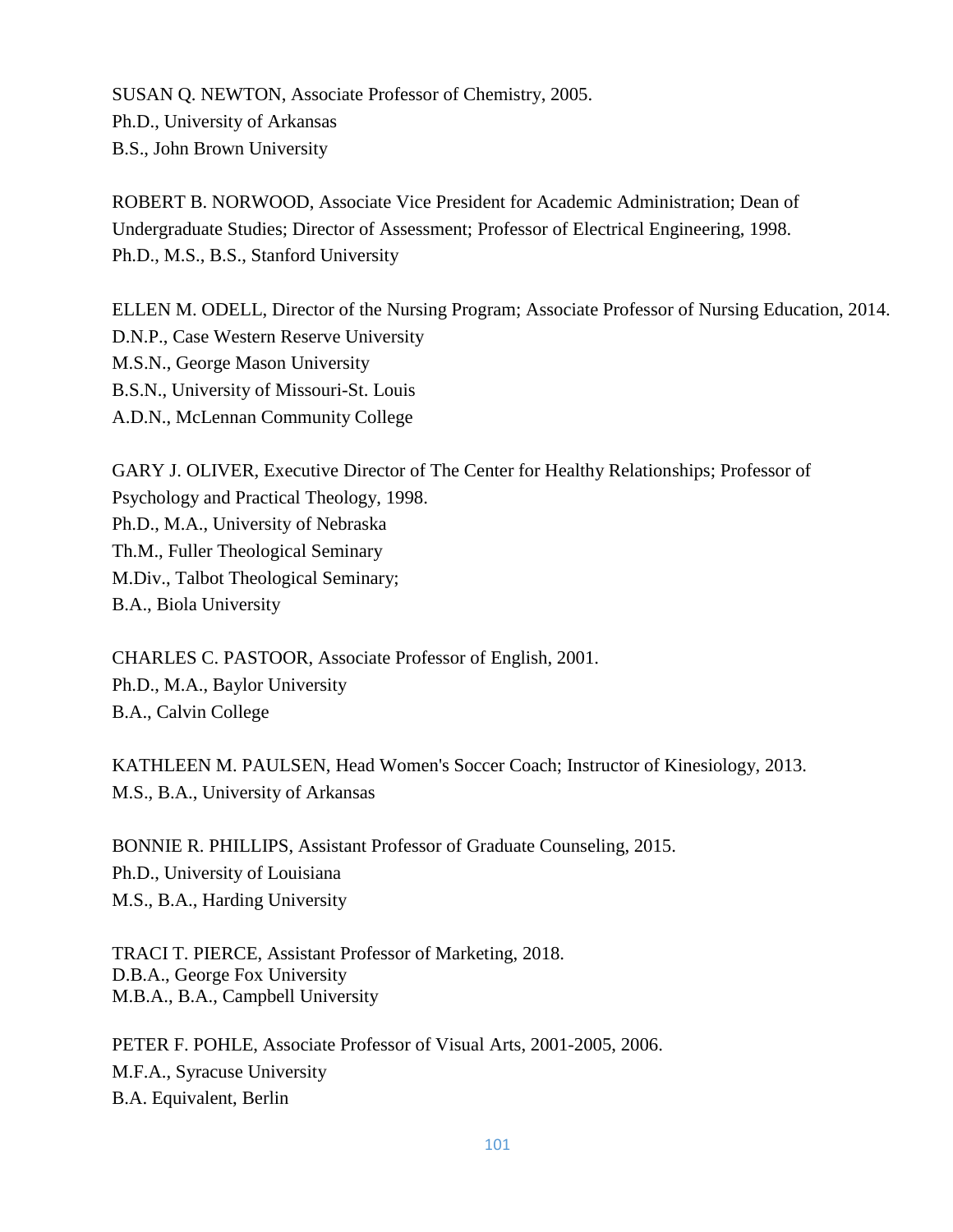SUSAN Q. NEWTON, Associate Professor of Chemistry, 2005.
Ph.D., University of Arkansas
B.S., John Brown University

ROBERT B. NORWOOD, Associate Vice President for Academic Administration; Dean of Undergraduate Studies; Director of Assessment; Professor of Electrical Engineering, 1998.
Ph.D., M.S., B.S., Stanford University

ELLEN M. ODELL, Director of the Nursing Program; Associate Professor of Nursing Education, 2014.
D.N.P., Case Western Reserve University
M.S.N., George Mason University
B.S.N., University of Missouri-St. Louis
A.D.N., McLennan Community College

GARY J. OLIVER, Executive Director of The Center for Healthy Relationships; Professor of Psychology and Practical Theology, 1998.
Ph.D., M.A., University of Nebraska
Th.M., Fuller Theological Seminary
M.Div., Talbot Theological Seminary;
B.A., Biola University

CHARLES C. PASTOOR, Associate Professor of English, 2001.
Ph.D., M.A., Baylor University
B.A., Calvin College

KATHLEEN M. PAULSEN, Head Women's Soccer Coach; Instructor of Kinesiology, 2013.
M.S., B.A., University of Arkansas

BONNIE R. PHILLIPS, Assistant Professor of Graduate Counseling, 2015.
Ph.D., University of Louisiana
M.S., B.A., Harding University

TRACI T. PIERCE, Assistant Professor of Marketing, 2018.
D.B.A., George Fox University
M.B.A., B.A., Campbell University

PETER F. POHLE, Associate Professor of Visual Arts, 2001-2005, 2006.
M.F.A., Syracuse University
B.A. Equivalent, Berlin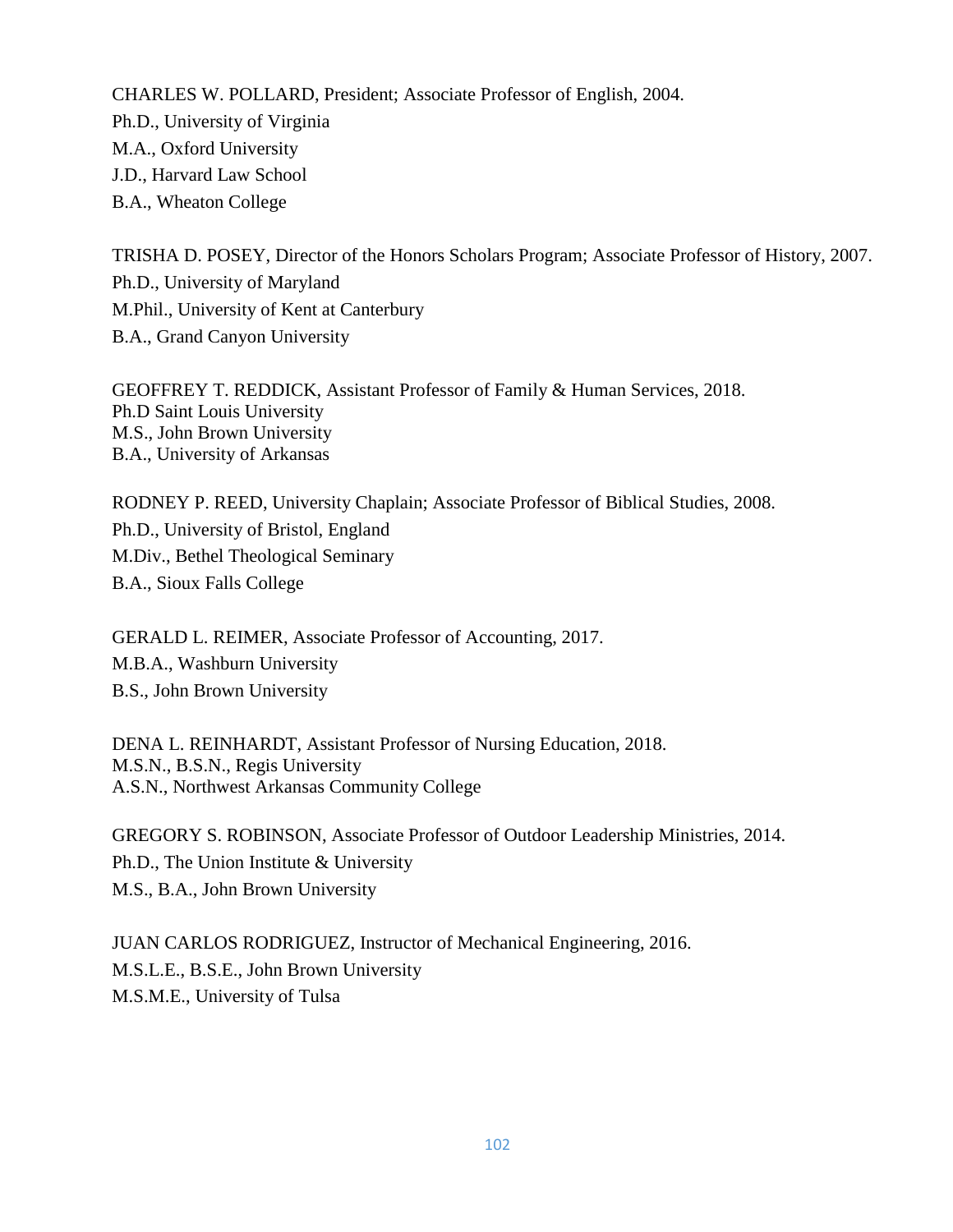CHARLES W. POLLARD, President; Associate Professor of English, 2004.
Ph.D., University of Virginia
M.A., Oxford University
J.D., Harvard Law School
B.A., Wheaton College

TRISHA D. POSEY, Director of the Honors Scholars Program; Associate Professor of History, 2007.
Ph.D., University of Maryland
M.Phil., University of Kent at Canterbury
B.A., Grand Canyon University

GEOFFREY T. REDDICK, Assistant Professor of Family & Human Services, 2018.
Ph.D Saint Louis University
M.S., John Brown University
B.A., University of Arkansas

RODNEY P. REED, University Chaplain; Associate Professor of Biblical Studies, 2008.
Ph.D., University of Bristol, England
M.Div., Bethel Theological Seminary
B.A., Sioux Falls College

GERALD L. REIMER, Associate Professor of Accounting, 2017.
M.B.A., Washburn University
B.S., John Brown University

DENA L. REINHARDT, Assistant Professor of Nursing Education, 2018.
M.S.N., B.S.N., Regis University
A.S.N., Northwest Arkansas Community College

GREGORY S. ROBINSON, Associate Professor of Outdoor Leadership Ministries, 2014.
Ph.D., The Union Institute & University
M.S., B.A., John Brown University

JUAN CARLOS RODRIGUEZ, Instructor of Mechanical Engineering, 2016.
M.S.L.E., B.S.E., John Brown University
M.S.M.E., University of Tulsa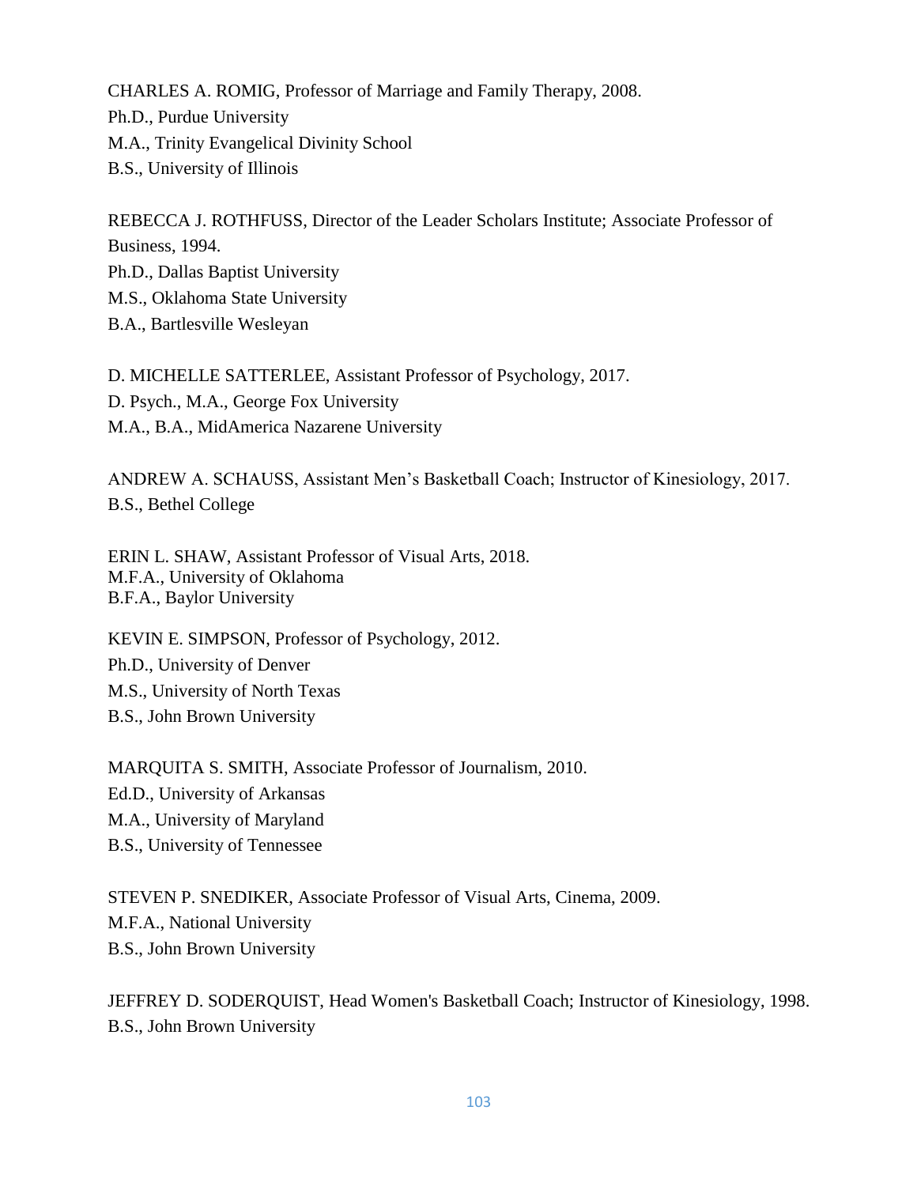CHARLES A. ROMIG, Professor of Marriage and Family Therapy, 2008.
Ph.D., Purdue University
M.A., Trinity Evangelical Divinity School
B.S., University of Illinois

REBECCA J. ROTHFUSS, Director of the Leader Scholars Institute; Associate Professor of Business, 1994.
Ph.D., Dallas Baptist University
M.S., Oklahoma State University
B.A., Bartlesville Wesleyan

D. MICHELLE SATTERLEE, Assistant Professor of Psychology, 2017.
D. Psych., M.A., George Fox University
M.A., B.A., MidAmerica Nazarene University

ANDREW A. SCHAUSS, Assistant Men's Basketball Coach; Instructor of Kinesiology, 2017.
B.S., Bethel College

ERIN L. SHAW, Assistant Professor of Visual Arts, 2018.
M.F.A., University of Oklahoma
B.F.A., Baylor University

KEVIN E. SIMPSON, Professor of Psychology, 2012.
Ph.D., University of Denver
M.S., University of North Texas
B.S., John Brown University

MARQUITA S. SMITH, Associate Professor of Journalism, 2010.
Ed.D., University of Arkansas
M.A., University of Maryland
B.S., University of Tennessee

STEVEN P. SNEDIKER, Associate Professor of Visual Arts, Cinema, 2009.
M.F.A., National University
B.S., John Brown University

JEFFREY D. SODERQUIST, Head Women's Basketball Coach; Instructor of Kinesiology, 1998.
B.S., John Brown University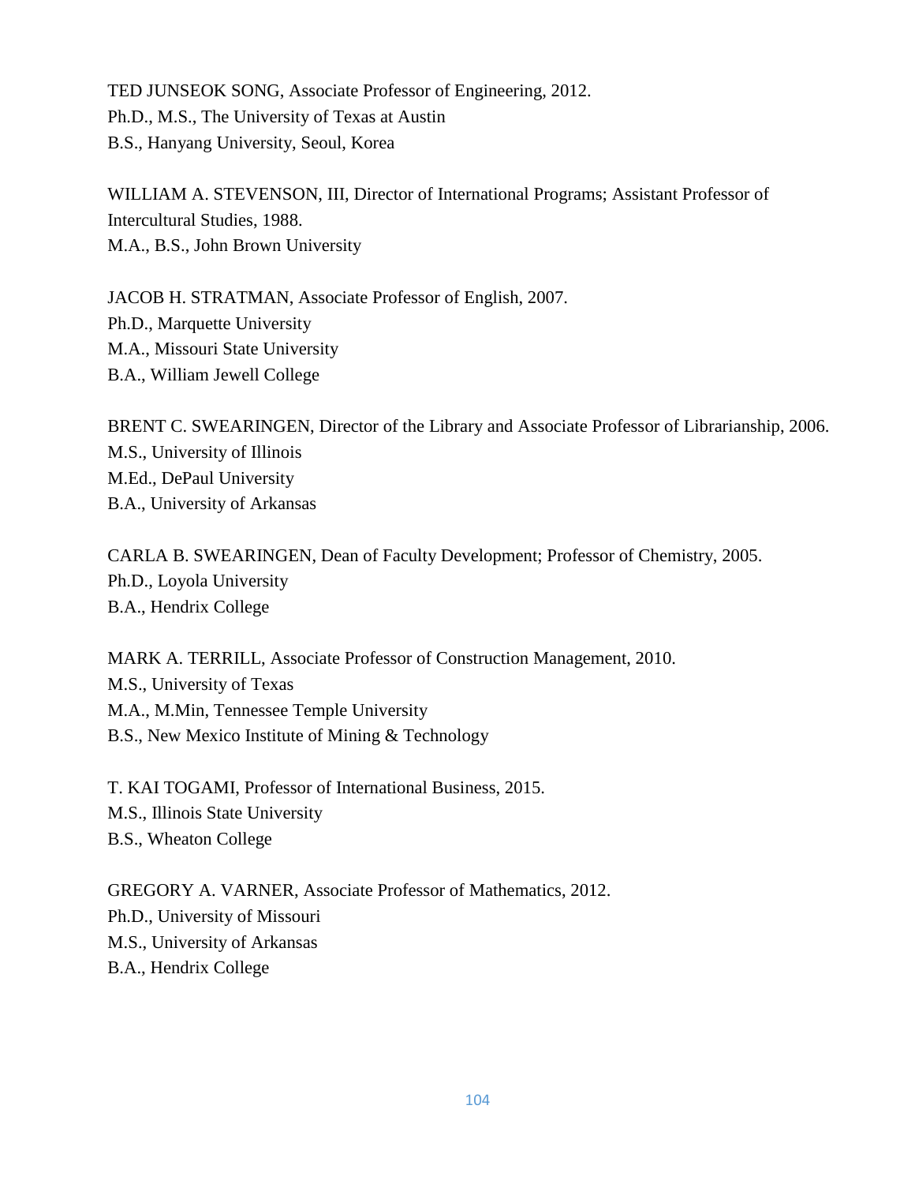TED JUNSEOK SONG, Associate Professor of Engineering, 2012.
Ph.D., M.S., The University of Texas at Austin
B.S., Hanyang University, Seoul, Korea

WILLIAM A. STEVENSON, III, Director of International Programs; Assistant Professor of Intercultural Studies, 1988.
M.A., B.S., John Brown University

JACOB H. STRATMAN, Associate Professor of English, 2007.
Ph.D., Marquette University
M.A., Missouri State University
B.A., William Jewell College

BRENT C. SWEARINGEN, Director of the Library and Associate Professor of Librarianship, 2006.
M.S., University of Illinois
M.Ed., DePaul University
B.A., University of Arkansas

CARLA B. SWEARINGEN, Dean of Faculty Development; Professor of Chemistry, 2005.
Ph.D., Loyola University
B.A., Hendrix College

MARK A. TERRILL, Associate Professor of Construction Management, 2010.
M.S., University of Texas
M.A., M.Min, Tennessee Temple University
B.S., New Mexico Institute of Mining & Technology

T. KAI TOGAMI, Professor of International Business, 2015.
M.S., Illinois State University
B.S., Wheaton College

GREGORY A. VARNER, Associate Professor of Mathematics, 2012.
Ph.D., University of Missouri
M.S., University of Arkansas
B.A., Hendrix College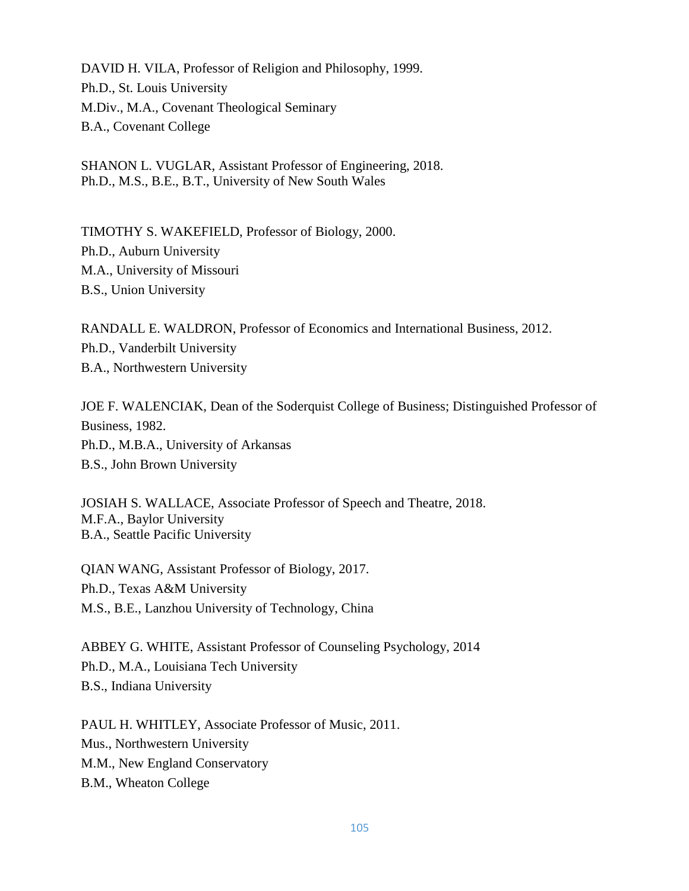DAVID H. VILA, Professor of Religion and Philosophy, 1999.
Ph.D., St. Louis University
M.Div., M.A., Covenant Theological Seminary
B.A., Covenant College

SHANON L. VUGLAR, Assistant Professor of Engineering, 2018.
Ph.D., M.S., B.E., B.T., University of New South Wales

TIMOTHY S. WAKEFIELD, Professor of Biology, 2000.
Ph.D., Auburn University
M.A., University of Missouri
B.S., Union University

RANDALL E. WALDRON, Professor of Economics and International Business, 2012.
Ph.D., Vanderbilt University
B.A., Northwestern University

JOE F. WALENCIAK, Dean of the Soderquist College of Business; Distinguished Professor of Business, 1982.
Ph.D., M.B.A., University of Arkansas
B.S., John Brown University

JOSIAH S. WALLACE, Associate Professor of Speech and Theatre, 2018.
M.F.A., Baylor University
B.A., Seattle Pacific University

QIAN WANG, Assistant Professor of Biology, 2017.
Ph.D., Texas A&M University
M.S., B.E., Lanzhou University of Technology, China

ABBEY G. WHITE, Assistant Professor of Counseling Psychology, 2014
Ph.D., M.A., Louisiana Tech University
B.S., Indiana University

PAUL H. WHITLEY, Associate Professor of Music, 2011.
Mus., Northwestern University
M.M., New England Conservatory
B.M., Wheaton College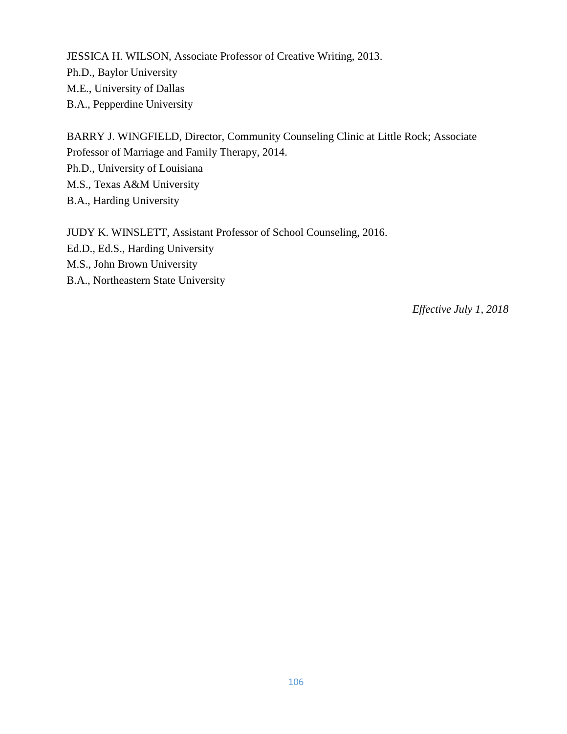JESSICA H. WILSON, Associate Professor of Creative Writing, 2013.
Ph.D., Baylor University
M.E., University of Dallas
B.A., Pepperdine University

BARRY J. WINGFIELD, Director, Community Counseling Clinic at Little Rock; Associate Professor of Marriage and Family Therapy, 2014.
Ph.D., University of Louisiana
M.S., Texas A&M University
B.A., Harding University

JUDY K. WINSLETT, Assistant Professor of School Counseling, 2016.
Ed.D., Ed.S., Harding University
M.S., John Brown University
B.A., Northeastern State University

*Effective July 1, 2018*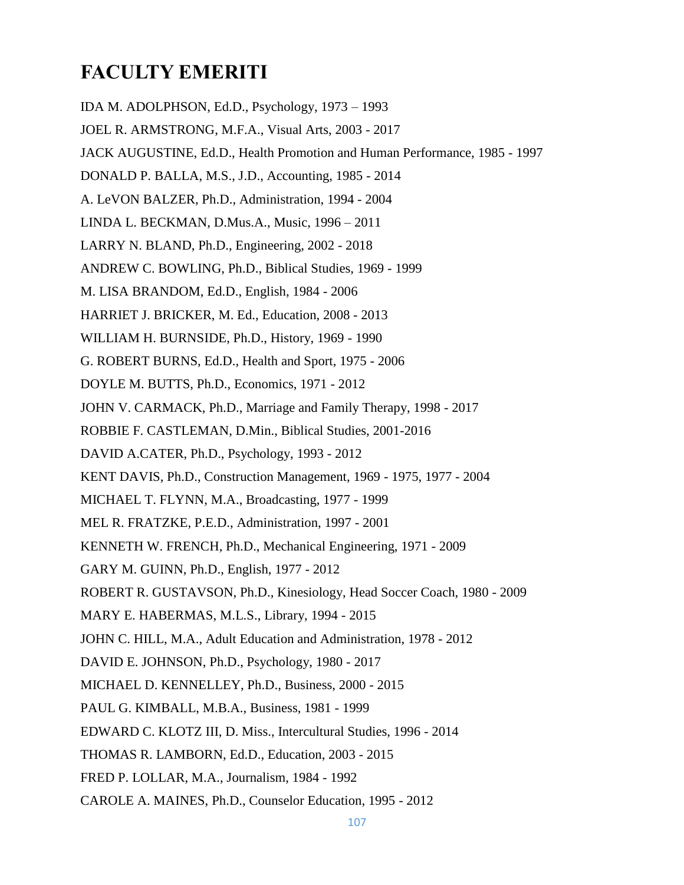# FACULTY EMERITI

IDA M. ADOLPHSON, Ed.D., Psychology, 1973 – 1993

JOEL R. ARMSTRONG, M.F.A., Visual Arts, 2003 - 2017

JACK AUGUSTINE, Ed.D., Health Promotion and Human Performance, 1985 - 1997

DONALD P. BALLA, M.S., J.D., Accounting, 1985 - 2014

A. LeVON BALZER, Ph.D., Administration, 1994 - 2004

LINDA L. BECKMAN, D.Mus.A., Music, 1996 – 2011

LARRY N. BLAND, Ph.D., Engineering, 2002 - 2018

ANDREW C. BOWLING, Ph.D., Biblical Studies, 1969 - 1999

M. LISA BRANDOM, Ed.D., English, 1984 - 2006

HARRIET J. BRICKER, M. Ed., Education, 2008 - 2013

WILLIAM H. BURNSIDE, Ph.D., History, 1969 - 1990

G. ROBERT BURNS, Ed.D., Health and Sport, 1975 - 2006

DOYLE M. BUTTS, Ph.D., Economics, 1971 - 2012

JOHN V. CARMACK, Ph.D., Marriage and Family Therapy, 1998 - 2017

ROBBIE F. CASTLEMAN, D.Min., Biblical Studies, 2001-2016

DAVID A.CATER, Ph.D., Psychology, 1993 - 2012

KENT DAVIS, Ph.D., Construction Management, 1969 - 1975, 1977 - 2004

MICHAEL T. FLYNN, M.A., Broadcasting, 1977 - 1999

MEL R. FRATZKE, P.E.D., Administration, 1997 - 2001

KENNETH W. FRENCH, Ph.D., Mechanical Engineering, 1971 - 2009

GARY M. GUINN, Ph.D., English, 1977 - 2012

ROBERT R. GUSTAVSON, Ph.D., Kinesiology, Head Soccer Coach, 1980 - 2009

MARY E. HABERMAS, M.L.S., Library, 1994 - 2015

JOHN C. HILL, M.A., Adult Education and Administration, 1978 - 2012

DAVID E. JOHNSON, Ph.D., Psychology, 1980 - 2017

MICHAEL D. KENNELLEY, Ph.D., Business, 2000 - 2015

PAUL G. KIMBALL, M.B.A., Business, 1981 - 1999

EDWARD C. KLOTZ III, D. Miss., Intercultural Studies, 1996 - 2014

THOMAS R. LAMBORN, Ed.D., Education, 2003 - 2015

FRED P. LOLLAR, M.A., Journalism, 1984 - 1992

CAROLE A. MAINES, Ph.D., Counselor Education, 1995 - 2012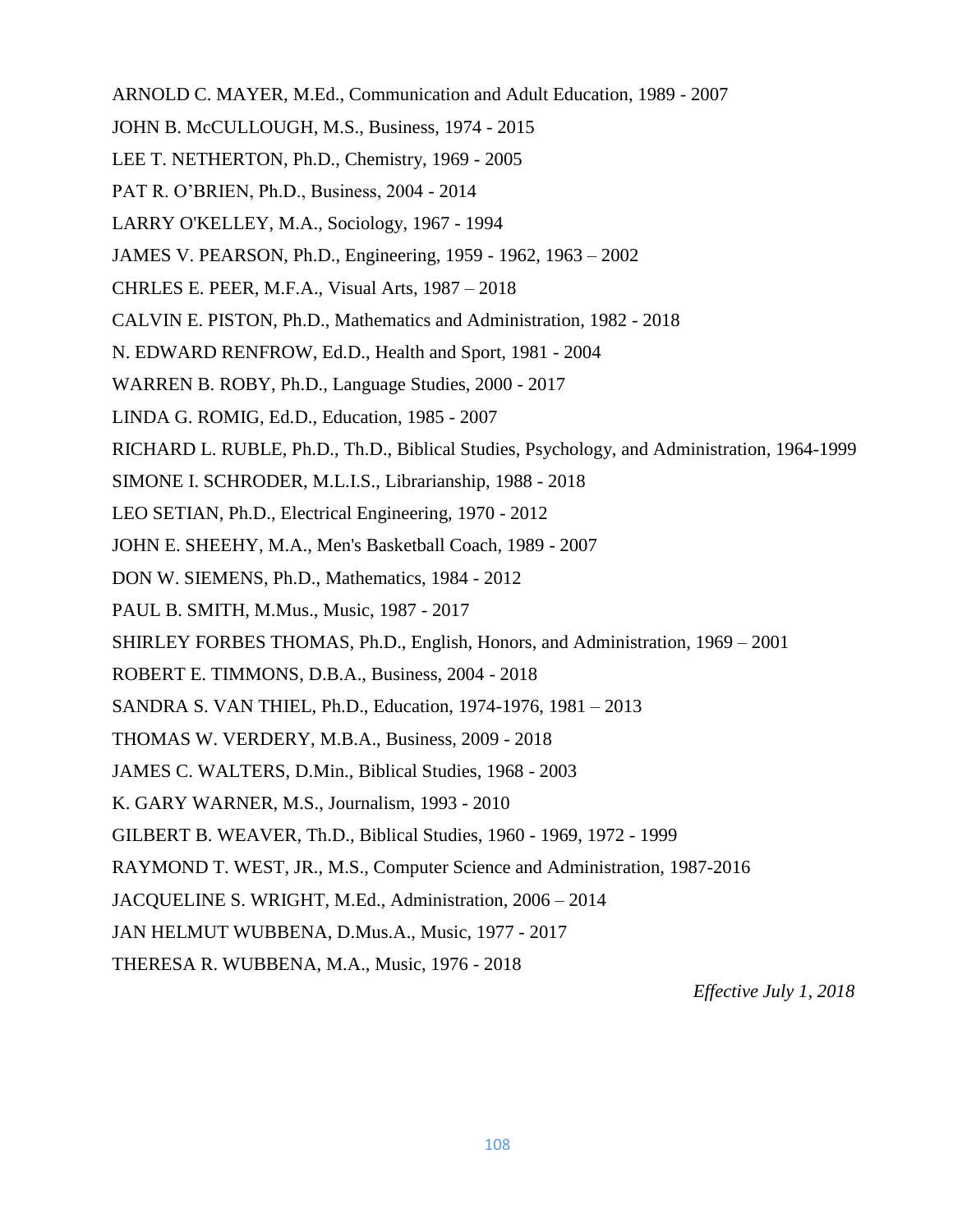ARNOLD C. MAYER, M.Ed., Communication and Adult Education, 1989 - 2007

JOHN B. McCULLOUGH, M.S., Business, 1974 - 2015

LEE T. NETHERTON, Ph.D., Chemistry, 1969 - 2005

PAT R. O'BRIEN, Ph.D., Business, 2004 - 2014

LARRY O'KELLEY, M.A., Sociology, 1967 - 1994

JAMES V. PEARSON, Ph.D., Engineering, 1959 - 1962, 1963 – 2002

CHRLES E. PEER, M.F.A., Visual Arts, 1987 – 2018

CALVIN E. PISTON, Ph.D., Mathematics and Administration, 1982 - 2018

N. EDWARD RENFROW, Ed.D., Health and Sport, 1981 - 2004

WARREN B. ROBY, Ph.D., Language Studies, 2000 - 2017

LINDA G. ROMIG, Ed.D., Education, 1985 - 2007

RICHARD L. RUBLE, Ph.D., Th.D., Biblical Studies, Psychology, and Administration, 1964-1999

SIMONE I. SCHRODER, M.L.I.S., Librarianship, 1988 - 2018

LEO SETIAN, Ph.D., Electrical Engineering, 1970 - 2012

JOHN E. SHEEHY, M.A., Men's Basketball Coach, 1989 - 2007

DON W. SIEMENS, Ph.D., Mathematics, 1984 - 2012

PAUL B. SMITH, M.Mus., Music, 1987 - 2017

SHIRLEY FORBES THOMAS, Ph.D., English, Honors, and Administration, 1969 – 2001

ROBERT E. TIMMONS, D.B.A., Business, 2004 - 2018

SANDRA S. VAN THIEL, Ph.D., Education, 1974-1976, 1981 – 2013

THOMAS W. VERDERY, M.B.A., Business, 2009 - 2018

JAMES C. WALTERS, D.Min., Biblical Studies, 1968 - 2003

K. GARY WARNER, M.S., Journalism, 1993 - 2010

GILBERT B. WEAVER, Th.D., Biblical Studies, 1960 - 1969, 1972 - 1999

RAYMOND T. WEST, JR., M.S., Computer Science and Administration, 1987-2016

JACQUELINE S. WRIGHT, M.Ed., Administration, 2006 – 2014

JAN HELMUT WUBBENA, D.Mus.A., Music, 1977 - 2017

THERESA R. WUBBENA, M.A., Music, 1976 - 2018

*Effective July 1, 2018*